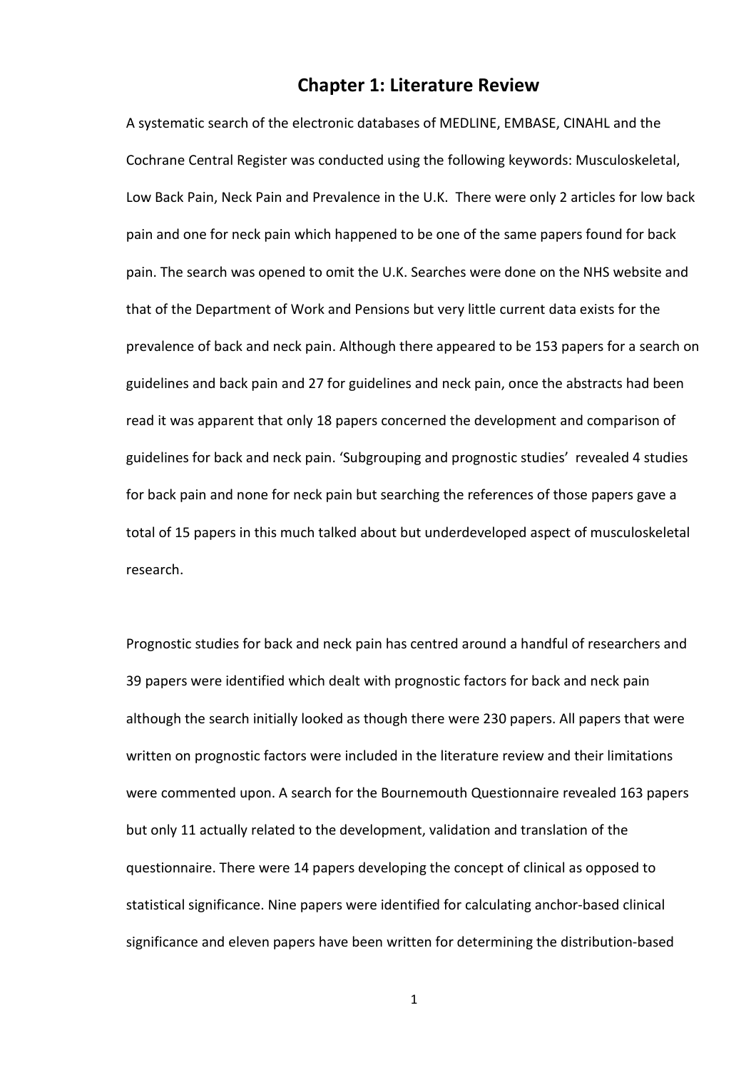# Chapter 1: Literature Review

A systematic search of the electronic databases of MEDLINE, EMBASE, CINAHL and the Cochrane Central Register was conducted using the following keywords: Musculoskeletal, Low Back Pain, Neck Pain and Prevalence in the U.K. There were only 2 articles for low back pain and one for neck pain which happened to be one of the same papers found for back pain. The search was opened to omit the U.K. Searches were done on the NHS website and that of the Department of Work and Pensions but very little current data exists for the prevalence of back and neck pain. Although there appeared to be 153 papers for a search on guidelines and back pain and 27 for guidelines and neck pain, once the abstracts had been read it was apparent that only 18 papers concerned the development and comparison of guidelines for back and neck pain. 'Subgrouping and prognostic studies' revealed 4 studies for back pain and none for neck pain but searching the references of those papers gave a total of 15 papers in this much talked about but underdeveloped aspect of musculoskeletal research.

Prognostic studies for back and neck pain has centred around a handful of researchers and 39 papers were identified which dealt with prognostic factors for back and neck pain although the search initially looked as though there were 230 papers. All papers that were written on prognostic factors were included in the literature review and their limitations were commented upon. A search for the Bournemouth Questionnaire revealed 163 papers but only 11 actually related to the development, validation and translation of the questionnaire. There were 14 papers developing the concept of clinical as opposed to statistical significance. Nine papers were identified for calculating anchor-based clinical significance and eleven papers have been written for determining the distribution-based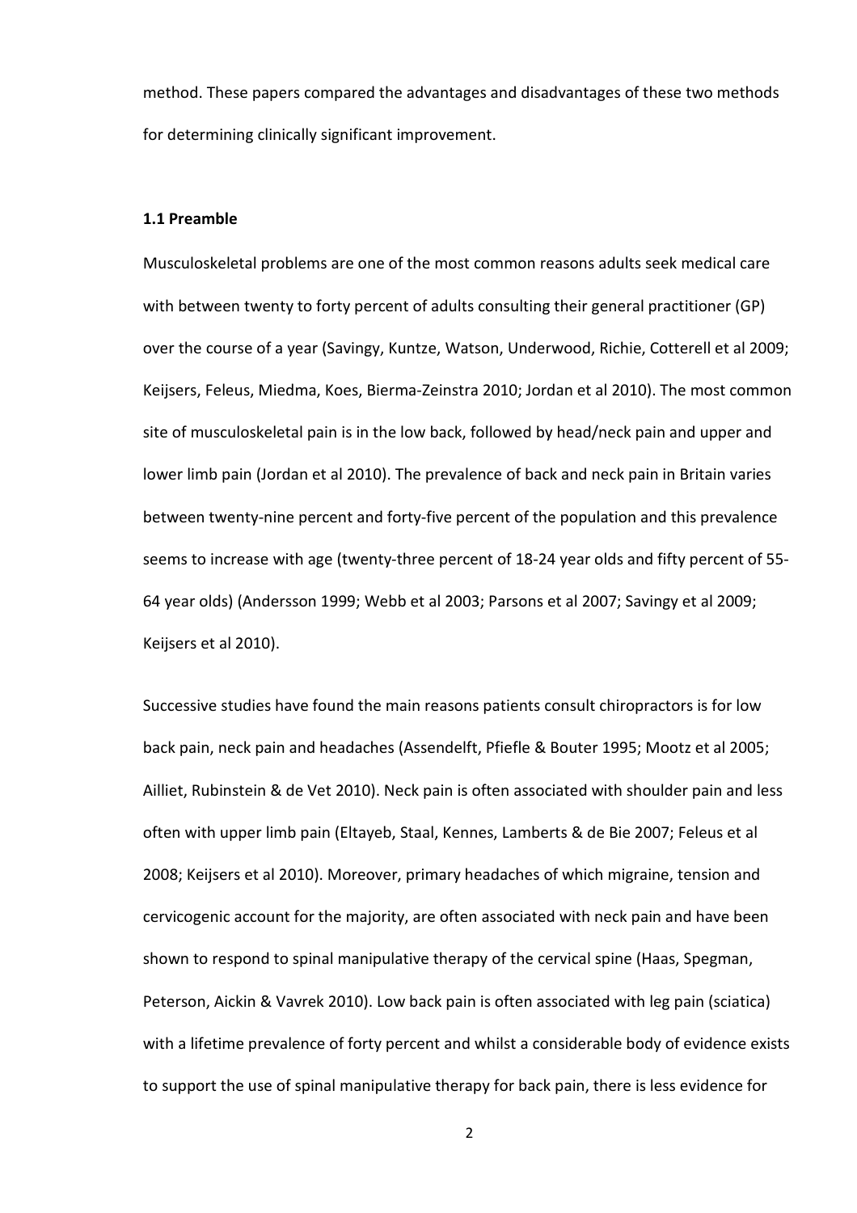method. These papers compared the advantages and disadvantages of these two methods for determining clinically significant improvement.

### 1.1 Preamble

Musculoskeletal problems are one of the most common reasons adults seek medical care with between twenty to forty percent of adults consulting their general practitioner (GP) over the course of a year (Savingy, Kuntze, Watson, Underwood, Richie, Cotterell et al 2009; Keijsers, Feleus, Miedma, Koes, Bierma-Zeinstra 2010; Jordan et al 2010). The most common site of musculoskeletal pain is in the low back, followed by head/neck pain and upper and lower limb pain (Jordan et al 2010). The prevalence of back and neck pain in Britain varies between twenty-nine percent and forty-five percent of the population and this prevalence seems to increase with age (twenty-three percent of 18-24 year olds and fifty percent of 55-64 year olds) (Andersson 1999; Webb et al 2003; Parsons et al 2007; Savingy et al 2009; Keijsers et al 2010).

Successive studies have found the main reasons patients consult chiropractors is for low back pain, neck pain and headaches (Assendelft, Pfiefle & Bouter 1995; Mootz et al 2005; Ailliet, Rubinstein & de Vet 2010). Neck pain is often associated with shoulder pain and less often with upper limb pain (Eltayeb, Staal, Kennes, Lamberts & de Bie 2007; Feleus et al 2008; Keijsers et al 2010). Moreover, primary headaches of which migraine, tension and cervicogenic account for the majority, are often associated with neck pain and have been shown to respond to spinal manipulative therapy of the cervical spine (Haas, Spegman, Peterson, Aickin & Vavrek 2010). Low back pain is often associated with leg pain (sciatica) with a lifetime prevalence of forty percent and whilst a considerable body of evidence exists to support the use of spinal manipulative therapy for back pain, there is less evidence for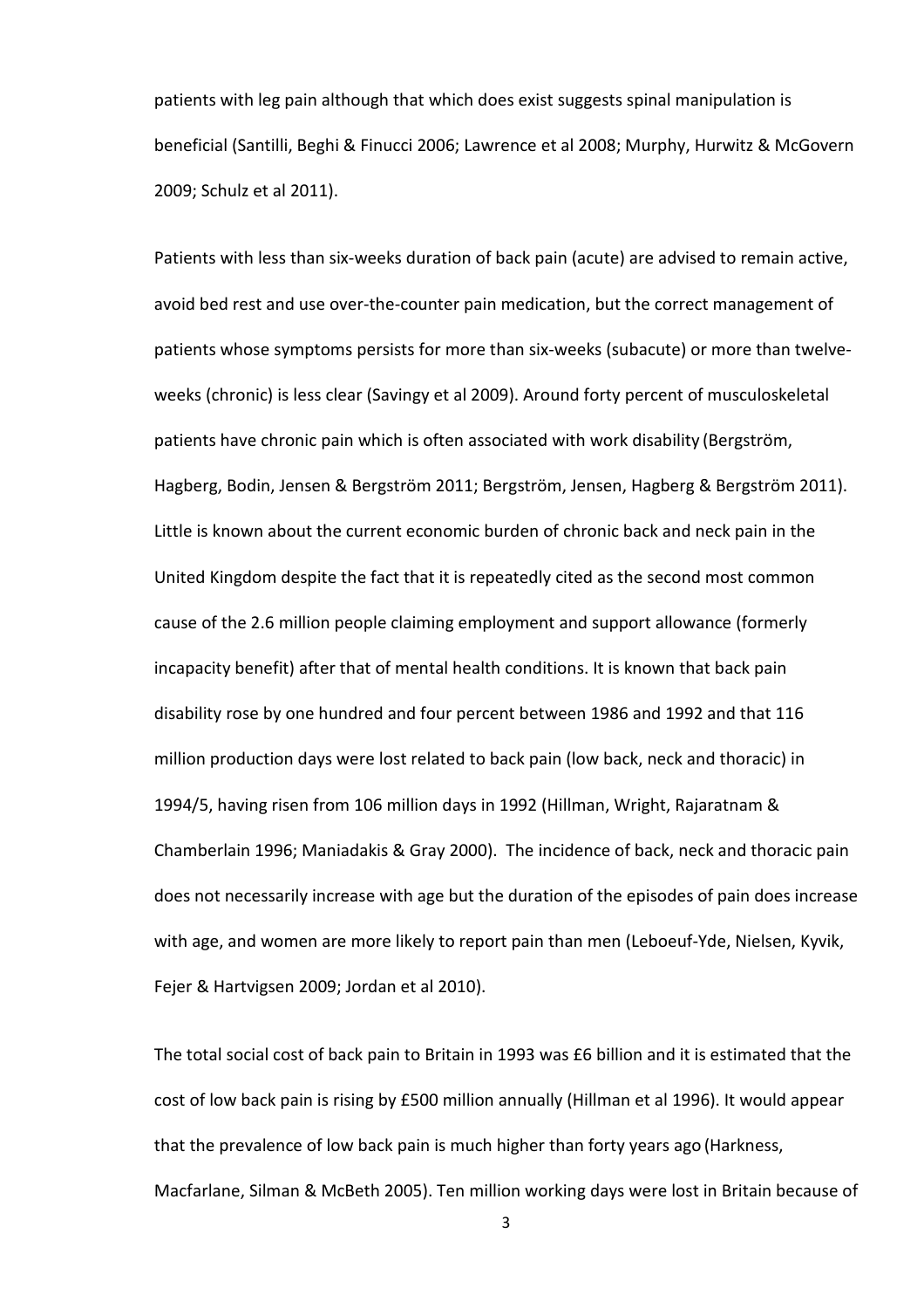patients with leg pain although that which does exist suggests spinal manipulation is beneficial (Santilli, Beghi & Finucci 2006; Lawrence et al 2008; Murphy, Hurwitz & McGovern 2009; Schulz et al 2011).

Patients with less than six-weeks duration of back pain (acute) are advised to remain active, avoid bed rest and use over-the-counter pain medication, but the correct management of patients whose symptoms persists for more than six-weeks (subacute) or more than twelve-weeks (chronic) is less clear (Savingy et al 2009). Around forty percent of musculoskeletal patients have chronic pain which is often associated with work disability (Bergström, Hagberg, Bodin, Jensen & Bergström 2011; Bergström, Jensen, Hagberg & Bergström 2011). Little is known about the current economic burden of chronic back and neck pain in the United Kingdom despite the fact that it is repeatedly cited as the second most common cause of the 2.6 million people claiming employment and support allowance (formerly incapacity benefit) after that of mental health conditions. It is known that back pain disability rose by one hundred and four percent between 1986 and 1992 and that 116 million production days were lost related to back pain (low back, neck and thoracic) in 1994/5, having risen from 106 million days in 1992 (Hillman, Wright, Rajaratnam & Chamberlain 1996; Maniadakis & Gray 2000). The incidence of back, neck and thoracic pain does not necessarily increase with age but the duration of the episodes of pain does increase with age, and women are more likely to report pain than men (Leboeuf-Yde, Nielsen, Kyvik, Fejer & Hartvigsen 2009; Jordan et al 2010).

The total social cost of back pain to Britain in 1993 was £6 billion and it is estimated that the cost of low back pain is rising by £500 million annually (Hillman et al 1996). It would appear that the prevalence of low back pain is much higher than forty years ago (Harkness, Macfarlane, Silman & McBeth 2005). Ten million working days were lost in Britain because of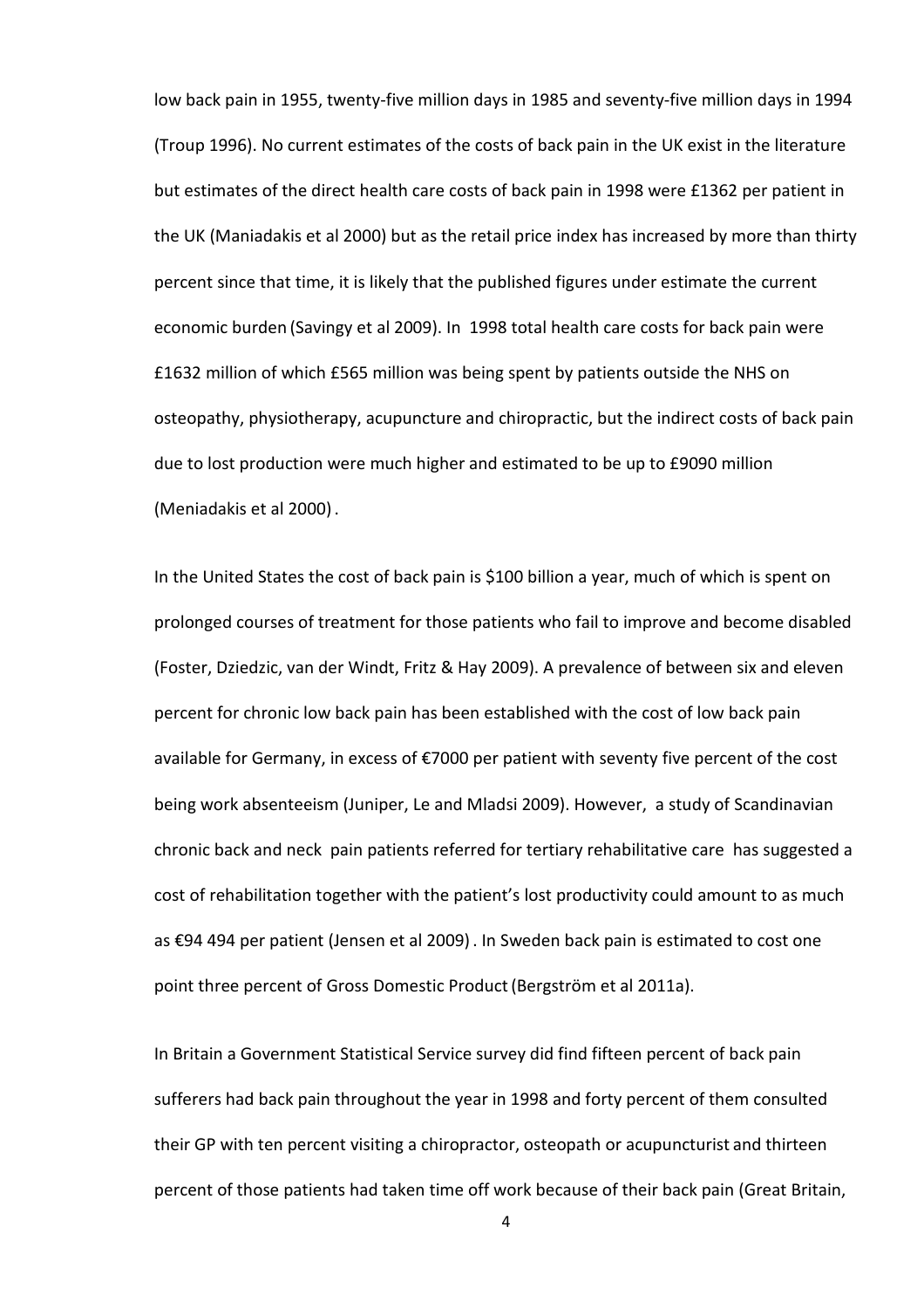low back pain in 1955, twenty-five million days in 1985 and seventy-five million days in 1994 (Troup 1996). No current estimates of the costs of back pain in the UK exist in the literature but estimates of the direct health care costs of back pain in 1998 were £1362 per patient in the UK (Maniadakis et al 2000) but as the retail price index has increased by more than thirty percent since that time, it is likely that the published figures under estimate the current economic burden (Savingy et al 2009). In 1998 total health care costs for back pain were £1632 million of which £565 million was being spent by patients outside the NHS on osteopathy, physiotherapy, acupuncture and chiropractic, but the indirect costs of back pain due to lost production were much higher and estimated to be up to £9090 million (Meniadakis et al 2000).

In the United States the cost of back pain is $100 billion a year, much of which is spent on prolonged courses of treatment for those patients who fail to improve and become disabled (Foster, Dziedzic, van der Windt, Fritz & Hay 2009). A prevalence of between six and eleven percent for chronic low back pain has been established with the cost of low back pain available for Germany, in excess of €7000 per patient with seventy five percent of the cost being work absenteeism (Juniper, Le and Mladsi 2009). However, a study of Scandinavian chronic back and neck pain patients referred for tertiary rehabilitative care has suggested a cost of rehabilitation together with the patient's lost productivity could amount to as much as €94 494 per patient (Jensen et al 2009). In Sweden back pain is estimated to cost one point three percent of Gross Domestic Product (Bergström et al 2011a).

In Britain a Government Statistical Service survey did find fifteen percent of back pain sufferers had back pain throughout the year in 1998 and forty percent of them consulted their GP with ten percent visiting a chiropractor, osteopath or acupuncturist and thirteen percent of those patients had taken time off work because of their back pain (Great Britain,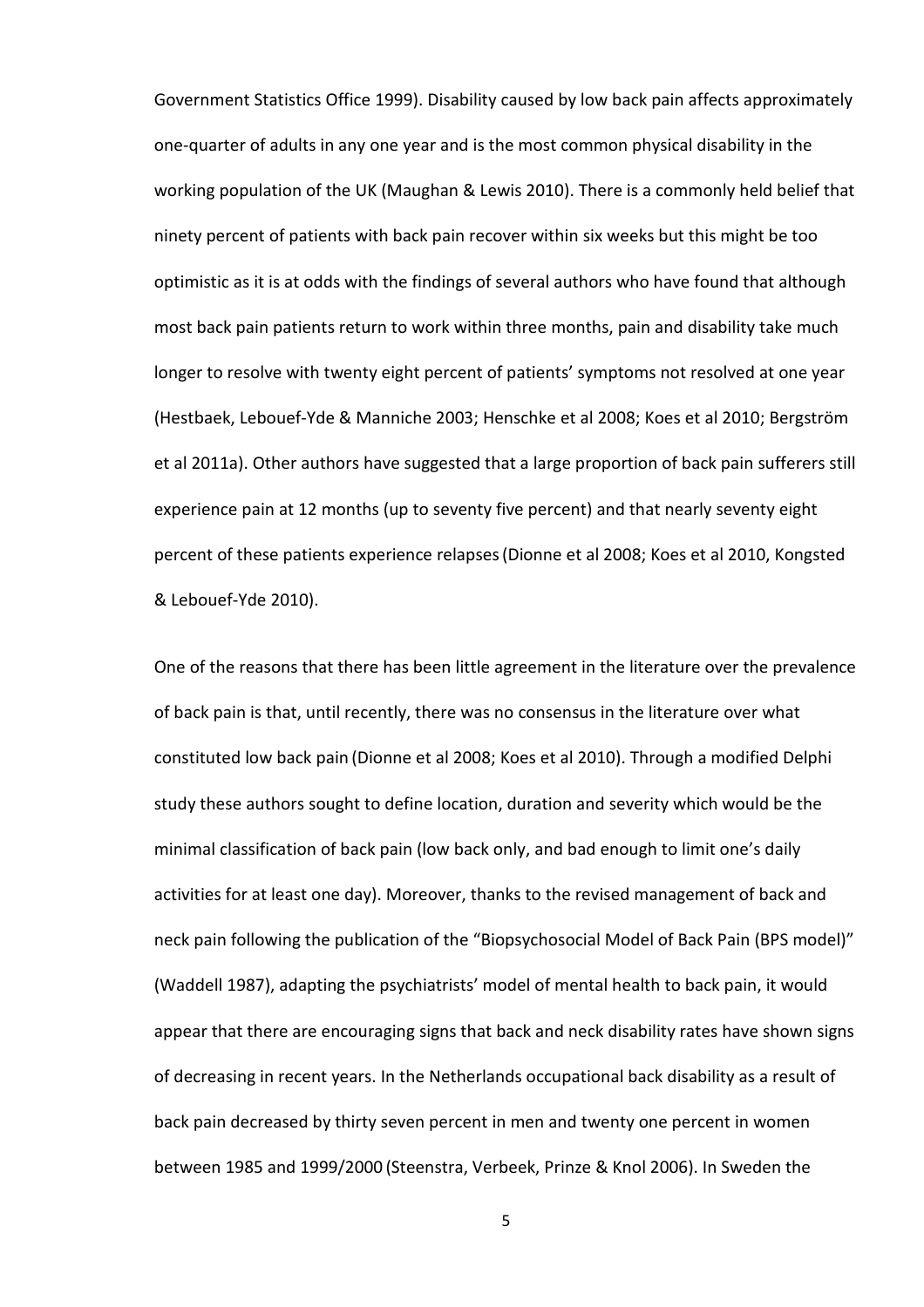Government Statistics Office 1999). Disability caused by low back pain affects approximately one-quarter of adults in any one year and is the most common physical disability in the working population of the UK (Maughan & Lewis 2010). There is a commonly held belief that ninety percent of patients with back pain recover within six weeks but this might be too optimistic as it is at odds with the findings of several authors who have found that although most back pain patients return to work within three months, pain and disability take much longer to resolve with twenty eight percent of patients' symptoms not resolved at one year (Hestbaek, Lebouef-Yde & Manniche 2003; Henschke et al 2008; Koes et al 2010; Bergström et al 2011a). Other authors have suggested that a large proportion of back pain sufferers still experience pain at 12 months (up to seventy five percent) and that nearly seventy eight percent of these patients experience relapses (Dionne et al 2008; Koes et al 2010, Kongsted & Lebouef-Yde 2010).

One of the reasons that there has been little agreement in the literature over the prevalence of back pain is that, until recently, there was no consensus in the literature over what constituted low back pain (Dionne et al 2008; Koes et al 2010). Through a modified Delphi study these authors sought to define location, duration and severity which would be the minimal classification of back pain (low back only, and bad enough to limit one's daily activities for at least one day). Moreover, thanks to the revised management of back and neck pain following the publication of the "Biopsychosocial Model of Back Pain (BPS model)" (Waddell 1987), adapting the psychiatrists' model of mental health to back pain, it would appear that there are encouraging signs that back and neck disability rates have shown signs of decreasing in recent years. In the Netherlands occupational back disability as a result of back pain decreased by thirty seven percent in men and twenty one percent in women between 1985 and 1999/2000 (Steenstra, Verbeek, Prinze & Knol 2006). In Sweden the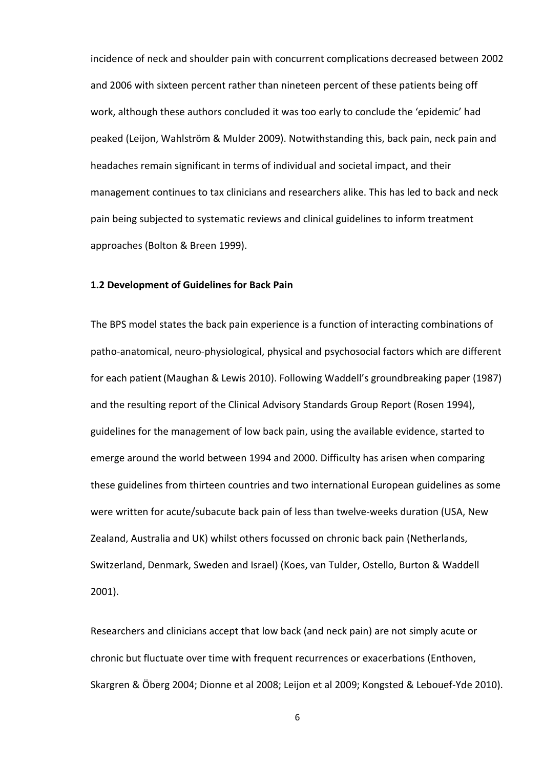incidence of neck and shoulder pain with concurrent complications decreased between 2002 and 2006 with sixteen percent rather than nineteen percent of these patients being off work, although these authors concluded it was too early to conclude the 'epidemic' had peaked (Leijon, Wahlström & Mulder 2009). Notwithstanding this, back pain, neck pain and headaches remain significant in terms of individual and societal impact, and their management continues to tax clinicians and researchers alike. This has led to back and neck pain being subjected to systematic reviews and clinical guidelines to inform treatment approaches (Bolton & Breen 1999).

### 1.2 Development of Guidelines for Back Pain

The BPS model states the back pain experience is a function of interacting combinations of patho-anatomical, neuro-physiological, physical and psychosocial factors which are different for each patient (Maughan & Lewis 2010). Following Waddell's groundbreaking paper (1987) and the resulting report of the Clinical Advisory Standards Group Report (Rosen 1994), guidelines for the management of low back pain, using the available evidence, started to emerge around the world between 1994 and 2000. Difficulty has arisen when comparing these guidelines from thirteen countries and two international European guidelines as some were written for acute/subacute back pain of less than twelve-weeks duration (USA, New Zealand, Australia and UK) whilst others focussed on chronic back pain (Netherlands, Switzerland, Denmark, Sweden and Israel) (Koes, van Tulder, Ostello, Burton & Waddell 2001).

Researchers and clinicians accept that low back (and neck pain) are not simply acute or chronic but fluctuate over time with frequent recurrences or exacerbations (Enthoven, Skargren & Öberg 2004; Dionne et al 2008; Leijon et al 2009; Kongsted & Lebouef-Yde 2010).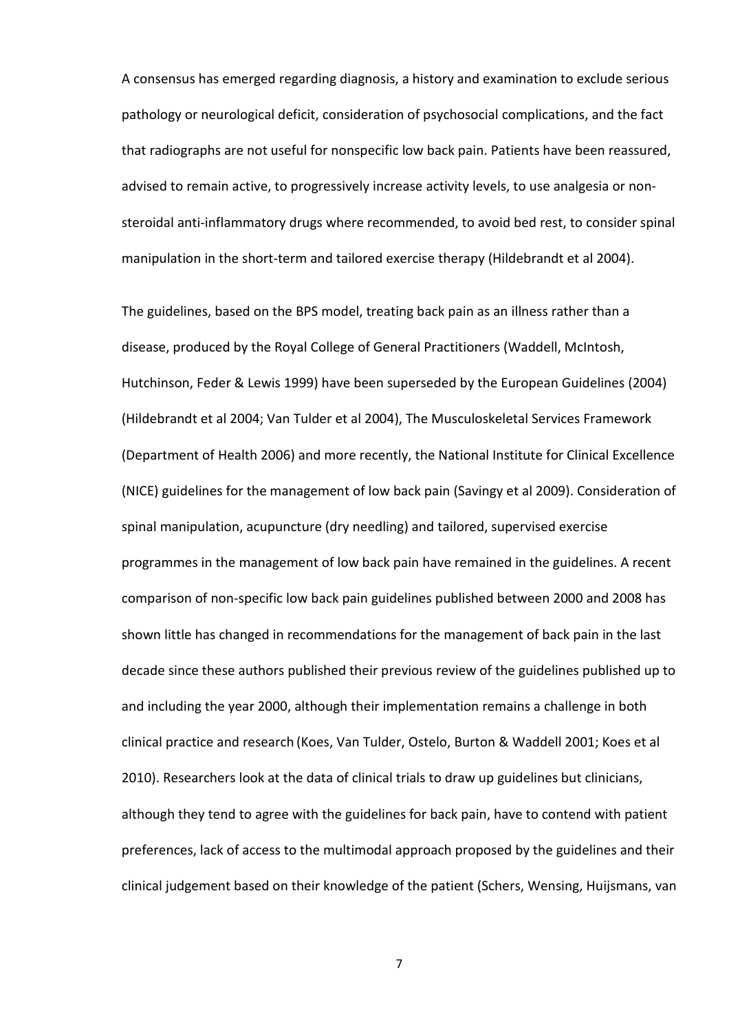A consensus has emerged regarding diagnosis, a history and examination to exclude serious pathology or neurological deficit, consideration of psychosocial complications, and the fact that radiographs are not useful for nonspecific low back pain. Patients have been reassured, advised to remain active, to progressively increase activity levels, to use analgesia or non-steroidal anti-inflammatory drugs where recommended, to avoid bed rest, to consider spinal manipulation in the short-term and tailored exercise therapy (Hildebrandt et al 2004).

The guidelines, based on the BPS model, treating back pain as an illness rather than a disease, produced by the Royal College of General Practitioners (Waddell, McIntosh, Hutchinson, Feder & Lewis 1999) have been superseded by the European Guidelines (2004) (Hildebrandt et al 2004; Van Tulder et al 2004), The Musculoskeletal Services Framework (Department of Health 2006) and more recently, the National Institute for Clinical Excellence (NICE) guidelines for the management of low back pain (Savingy et al 2009). Consideration of spinal manipulation, acupuncture (dry needling) and tailored, supervised exercise programmes in the management of low back pain have remained in the guidelines. A recent comparison of non-specific low back pain guidelines published between 2000 and 2008 has shown little has changed in recommendations for the management of back pain in the last decade since these authors published their previous review of the guidelines published up to and including the year 2000, although their implementation remains a challenge in both clinical practice and research (Koes, Van Tulder, Ostelo, Burton & Waddell 2001; Koes et al 2010). Researchers look at the data of clinical trials to draw up guidelines but clinicians, although they tend to agree with the guidelines for back pain, have to contend with patient preferences, lack of access to the multimodal approach proposed by the guidelines and their clinical judgement based on their knowledge of the patient (Schers, Wensing, Huijsmans, van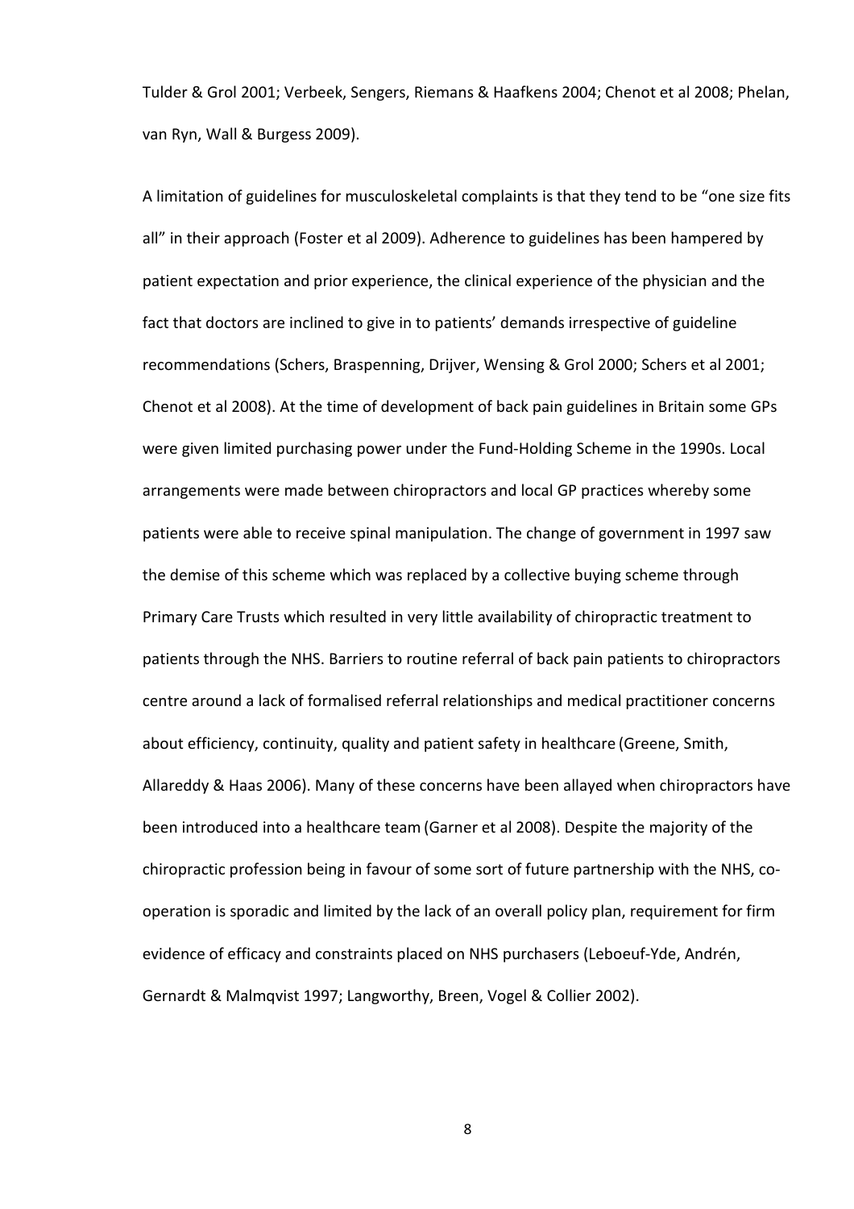Tulder & Grol 2001; Verbeek, Sengers, Riemans & Haafkens 2004; Chenot et al 2008; Phelan, van Ryn, Wall & Burgess 2009).

A limitation of guidelines for musculoskeletal complaints is that they tend to be "one size fits all" in their approach (Foster et al 2009). Adherence to guidelines has been hampered by patient expectation and prior experience, the clinical experience of the physician and the fact that doctors are inclined to give in to patients' demands irrespective of guideline recommendations (Schers, Braspenning, Drijver, Wensing & Grol 2000; Schers et al 2001; Chenot et al 2008). At the time of development of back pain guidelines in Britain some GPs were given limited purchasing power under the Fund-Holding Scheme in the 1990s. Local arrangements were made between chiropractors and local GP practices whereby some patients were able to receive spinal manipulation. The change of government in 1997 saw the demise of this scheme which was replaced by a collective buying scheme through Primary Care Trusts which resulted in very little availability of chiropractic treatment to patients through the NHS. Barriers to routine referral of back pain patients to chiropractors centre around a lack of formalised referral relationships and medical practitioner concerns about efficiency, continuity, quality and patient safety in healthcare (Greene, Smith, Allareddy & Haas 2006). Many of these concerns have been allayed when chiropractors have been introduced into a healthcare team (Garner et al 2008). Despite the majority of the chiropractic profession being in favour of some sort of future partnership with the NHS, co-operation is sporadic and limited by the lack of an overall policy plan, requirement for firm evidence of efficacy and constraints placed on NHS purchasers (Leboeuf-Yde, Andrén, Gernardt & Malmqvist 1997; Langworthy, Breen, Vogel & Collier 2002).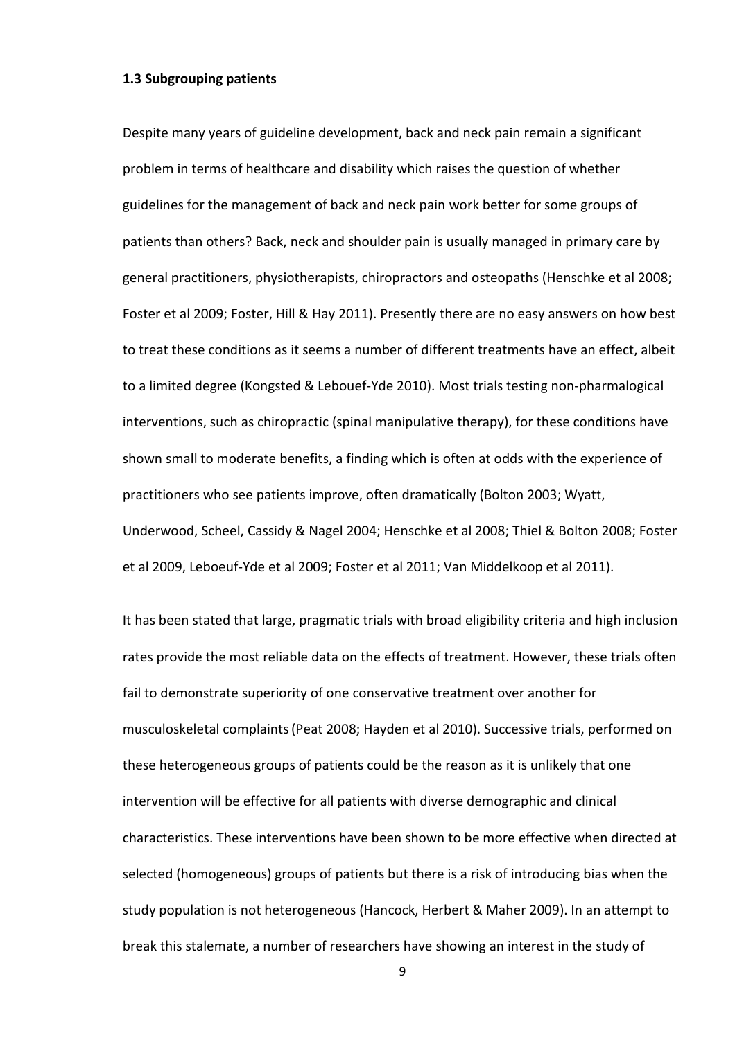### 1.3 Subgrouping patients

Despite many years of guideline development, back and neck pain remain a significant problem in terms of healthcare and disability which raises the question of whether guidelines for the management of back and neck pain work better for some groups of patients than others? Back, neck and shoulder pain is usually managed in primary care by general practitioners, physiotherapists, chiropractors and osteopaths (Henschke et al 2008; Foster et al 2009; Foster, Hill & Hay 2011). Presently there are no easy answers on how best to treat these conditions as it seems a number of different treatments have an effect, albeit to a limited degree (Kongsted & Lebouef-Yde 2010). Most trials testing non-pharmalogical interventions, such as chiropractic (spinal manipulative therapy), for these conditions have shown small to moderate benefits, a finding which is often at odds with the experience of practitioners who see patients improve, often dramatically (Bolton 2003; Wyatt, Underwood, Scheel, Cassidy & Nagel 2004; Henschke et al 2008; Thiel & Bolton 2008; Foster et al 2009, Leboeuf-Yde et al 2009; Foster et al 2011; Van Middelkoop et al 2011).

It has been stated that large, pragmatic trials with broad eligibility criteria and high inclusion rates provide the most reliable data on the effects of treatment. However, these trials often fail to demonstrate superiority of one conservative treatment over another for musculoskeletal complaints (Peat 2008; Hayden et al 2010). Successive trials, performed on these heterogeneous groups of patients could be the reason as it is unlikely that one intervention will be effective for all patients with diverse demographic and clinical characteristics. These interventions have been shown to be more effective when directed at selected (homogeneous) groups of patients but there is a risk of introducing bias when the study population is not heterogeneous (Hancock, Herbert & Maher 2009). In an attempt to break this stalemate, a number of researchers have showing an interest in the study of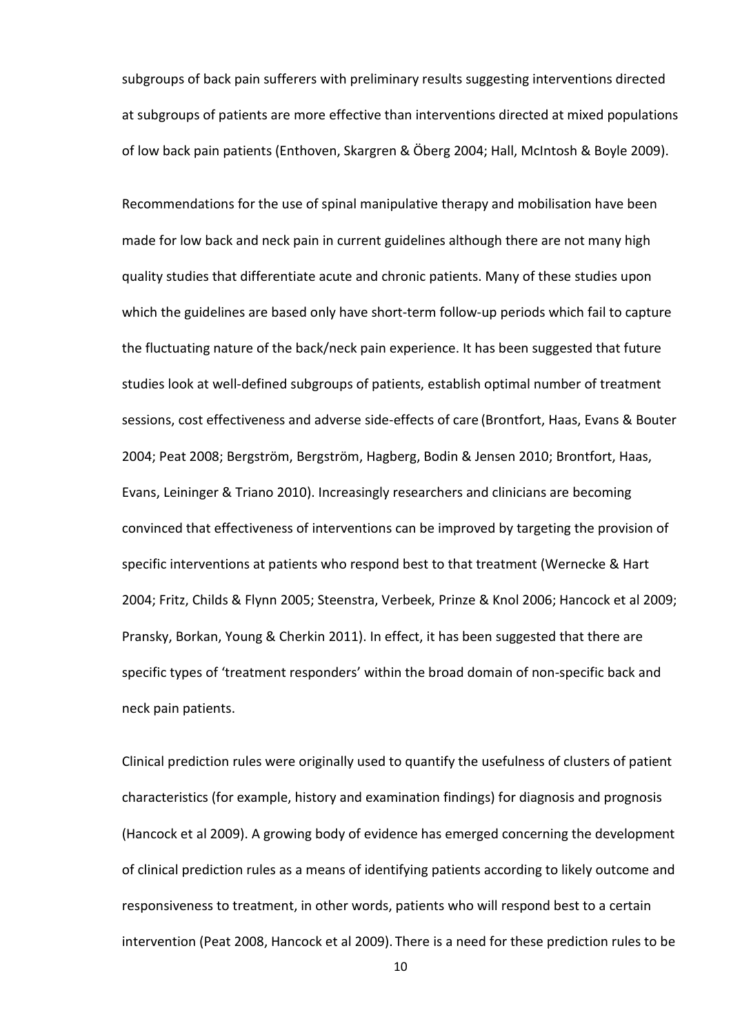subgroups of back pain sufferers with preliminary results suggesting interventions directed at subgroups of patients are more effective than interventions directed at mixed populations of low back pain patients (Enthoven, Skargren & Öberg 2004; Hall, McIntosh & Boyle 2009).

Recommendations for the use of spinal manipulative therapy and mobilisation have been made for low back and neck pain in current guidelines although there are not many high quality studies that differentiate acute and chronic patients. Many of these studies upon which the guidelines are based only have short-term follow-up periods which fail to capture the fluctuating nature of the back/neck pain experience. It has been suggested that future studies look at well-defined subgroups of patients, establish optimal number of treatment sessions, cost effectiveness and adverse side-effects of care (Brontfort, Haas, Evans & Bouter 2004; Peat 2008; Bergström, Bergström, Hagberg, Bodin & Jensen 2010; Brontfort, Haas, Evans, Leininger & Triano 2010). Increasingly researchers and clinicians are becoming convinced that effectiveness of interventions can be improved by targeting the provision of specific interventions at patients who respond best to that treatment (Wernecke & Hart 2004; Fritz, Childs & Flynn 2005; Steenstra, Verbeek, Prinze & Knol 2006; Hancock et al 2009; Pransky, Borkan, Young & Cherkin 2011). In effect, it has been suggested that there are specific types of 'treatment responders' within the broad domain of non-specific back and neck pain patients.

Clinical prediction rules were originally used to quantify the usefulness of clusters of patient characteristics (for example, history and examination findings) for diagnosis and prognosis (Hancock et al 2009). A growing body of evidence has emerged concerning the development of clinical prediction rules as a means of identifying patients according to likely outcome and responsiveness to treatment, in other words, patients who will respond best to a certain intervention (Peat 2008, Hancock et al 2009). There is a need for these prediction rules to be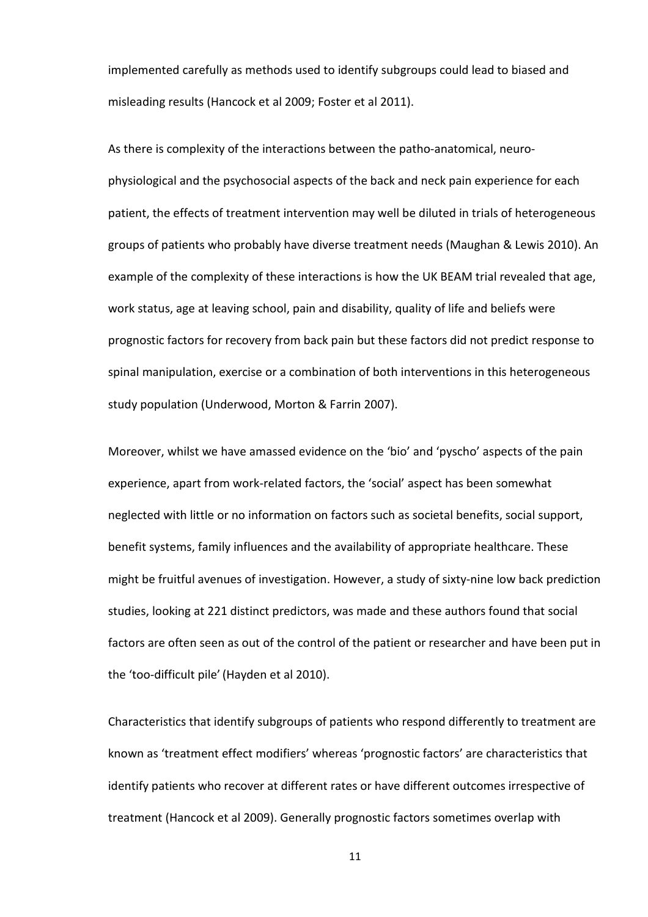implemented carefully as methods used to identify subgroups could lead to biased and misleading results (Hancock et al 2009; Foster et al 2011).

As there is complexity of the interactions between the patho-anatomical, neuro-physiological and the psychosocial aspects of the back and neck pain experience for each patient, the effects of treatment intervention may well be diluted in trials of heterogeneous groups of patients who probably have diverse treatment needs (Maughan & Lewis 2010). An example of the complexity of these interactions is how the UK BEAM trial revealed that age, work status, age at leaving school, pain and disability, quality of life and beliefs were prognostic factors for recovery from back pain but these factors did not predict response to spinal manipulation, exercise or a combination of both interventions in this heterogeneous study population (Underwood, Morton & Farrin 2007).

Moreover, whilst we have amassed evidence on the 'bio' and 'pyscho' aspects of the pain experience, apart from work-related factors, the 'social' aspect has been somewhat neglected with little or no information on factors such as societal benefits, social support, benefit systems, family influences and the availability of appropriate healthcare. These might be fruitful avenues of investigation. However, a study of sixty-nine low back prediction studies, looking at 221 distinct predictors, was made and these authors found that social factors are often seen as out of the control of the patient or researcher and have been put in the 'too-difficult pile' (Hayden et al 2010).

Characteristics that identify subgroups of patients who respond differently to treatment are known as 'treatment effect modifiers' whereas 'prognostic factors' are characteristics that identify patients who recover at different rates or have different outcomes irrespective of treatment (Hancock et al 2009). Generally prognostic factors sometimes overlap with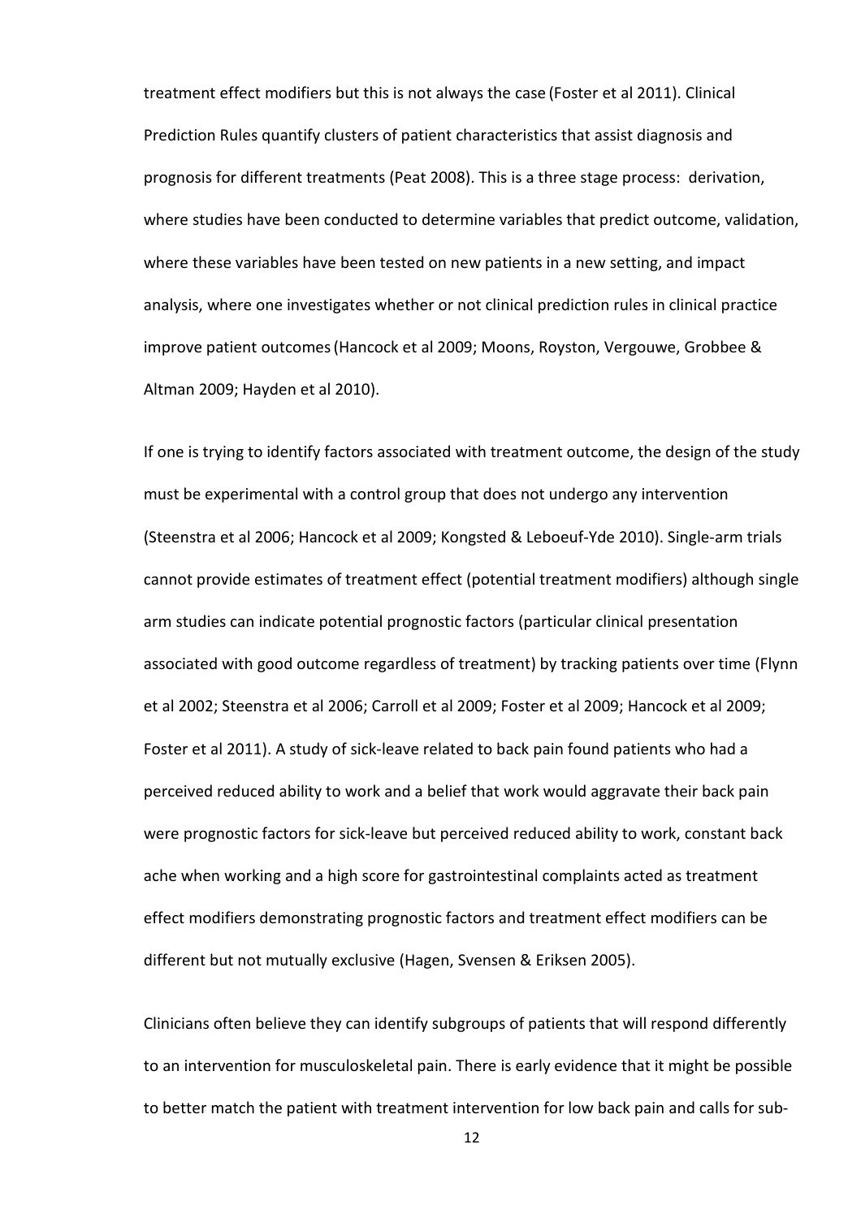treatment effect modifiers but this is not always the case (Foster et al 2011). Clinical Prediction Rules quantify clusters of patient characteristics that assist diagnosis and prognosis for different treatments (Peat 2008). This is a three stage process: derivation, where studies have been conducted to determine variables that predict outcome, validation, where these variables have been tested on new patients in a new setting, and impact analysis, where one investigates whether or not clinical prediction rules in clinical practice improve patient outcomes (Hancock et al 2009; Moons, Royston, Vergouwe, Grobbee & Altman 2009; Hayden et al 2010).

If one is trying to identify factors associated with treatment outcome, the design of the study must be experimental with a control group that does not undergo any intervention (Steenstra et al 2006; Hancock et al 2009; Kongsted & Leboeuf-Yde 2010). Single-arm trials cannot provide estimates of treatment effect (potential treatment modifiers) although single arm studies can indicate potential prognostic factors (particular clinical presentation associated with good outcome regardless of treatment) by tracking patients over time (Flynn et al 2002; Steenstra et al 2006; Carroll et al 2009; Foster et al 2009; Hancock et al 2009; Foster et al 2011). A study of sick-leave related to back pain found patients who had a perceived reduced ability to work and a belief that work would aggravate their back pain were prognostic factors for sick-leave but perceived reduced ability to work, constant back ache when working and a high score for gastrointestinal complaints acted as treatment effect modifiers demonstrating prognostic factors and treatment effect modifiers can be different but not mutually exclusive (Hagen, Svensen & Eriksen 2005).

Clinicians often believe they can identify subgroups of patients that will respond differently to an intervention for musculoskeletal pain. There is early evidence that it might be possible to better match the patient with treatment intervention for low back pain and calls for sub-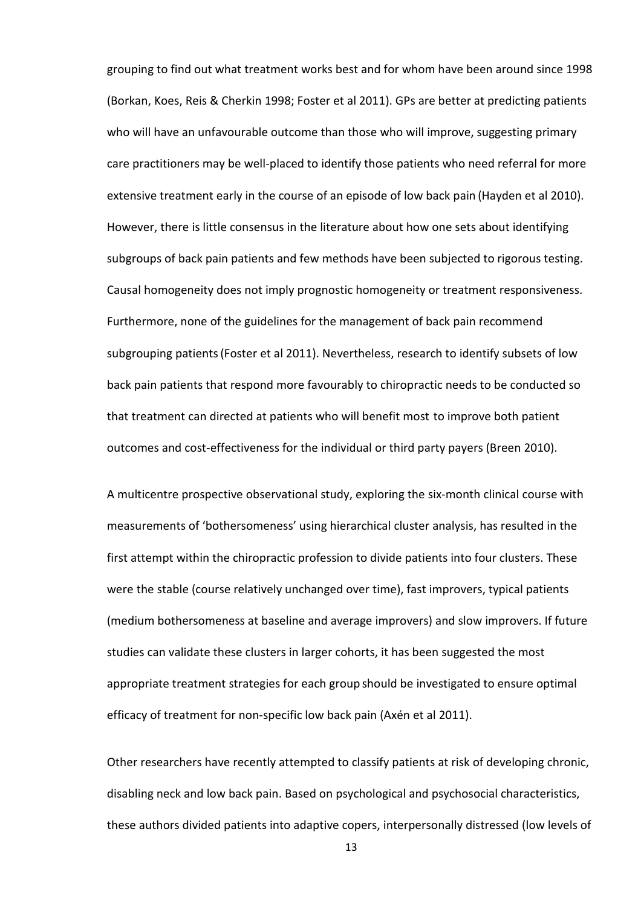grouping to find out what treatment works best and for whom have been around since 1998 (Borkan, Koes, Reis & Cherkin 1998; Foster et al 2011). GPs are better at predicting patients who will have an unfavourable outcome than those who will improve, suggesting primary care practitioners may be well-placed to identify those patients who need referral for more extensive treatment early in the course of an episode of low back pain (Hayden et al 2010). However, there is little consensus in the literature about how one sets about identifying subgroups of back pain patients and few methods have been subjected to rigorous testing. Causal homogeneity does not imply prognostic homogeneity or treatment responsiveness. Furthermore, none of the guidelines for the management of back pain recommend subgrouping patients (Foster et al 2011). Nevertheless, research to identify subsets of low back pain patients that respond more favourably to chiropractic needs to be conducted so that treatment can directed at patients who will benefit most to improve both patient outcomes and cost-effectiveness for the individual or third party payers (Breen 2010).

A multicentre prospective observational study, exploring the six-month clinical course with measurements of 'bothersomeness' using hierarchical cluster analysis, has resulted in the first attempt within the chiropractic profession to divide patients into four clusters. These were the stable (course relatively unchanged over time), fast improvers, typical patients (medium bothersomeness at baseline and average improvers) and slow improvers. If future studies can validate these clusters in larger cohorts, it has been suggested the most appropriate treatment strategies for each group should be investigated to ensure optimal efficacy of treatment for non-specific low back pain (Axén et al 2011).

Other researchers have recently attempted to classify patients at risk of developing chronic, disabling neck and low back pain. Based on psychological and psychosocial characteristics, these authors divided patients into adaptive copers, interpersonally distressed (low levels of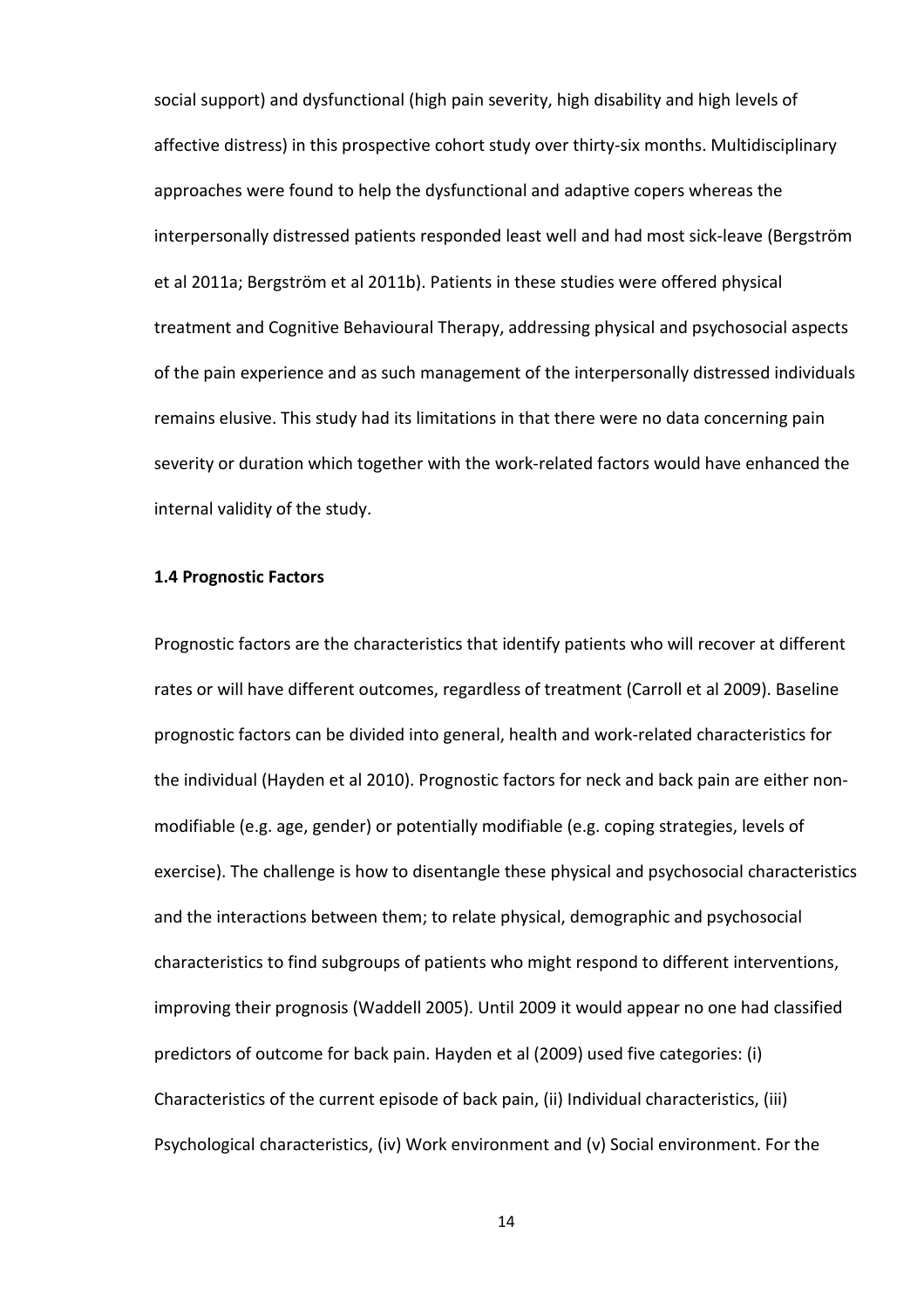social support) and dysfunctional (high pain severity, high disability and high levels of affective distress) in this prospective cohort study over thirty-six months. Multidisciplinary approaches were found to help the dysfunctional and adaptive copers whereas the interpersonally distressed patients responded least well and had most sick-leave (Bergström et al 2011a; Bergström et al 2011b). Patients in these studies were offered physical treatment and Cognitive Behavioural Therapy, addressing physical and psychosocial aspects of the pain experience and as such management of the interpersonally distressed individuals remains elusive. This study had its limitations in that there were no data concerning pain severity or duration which together with the work-related factors would have enhanced the internal validity of the study.

### 1.4 Prognostic Factors

Prognostic factors are the characteristics that identify patients who will recover at different rates or will have different outcomes, regardless of treatment (Carroll et al 2009). Baseline prognostic factors can be divided into general, health and work-related characteristics for the individual (Hayden et al 2010). Prognostic factors for neck and back pain are either non-modifiable (e.g. age, gender) or potentially modifiable (e.g. coping strategies, levels of exercise). The challenge is how to disentangle these physical and psychosocial characteristics and the interactions between them; to relate physical, demographic and psychosocial characteristics to find subgroups of patients who might respond to different interventions, improving their prognosis (Waddell 2005). Until 2009 it would appear no one had classified predictors of outcome for back pain. Hayden et al (2009) used five categories: (i) Characteristics of the current episode of back pain, (ii) Individual characteristics, (iii) Psychological characteristics, (iv) Work environment and (v) Social environment. For the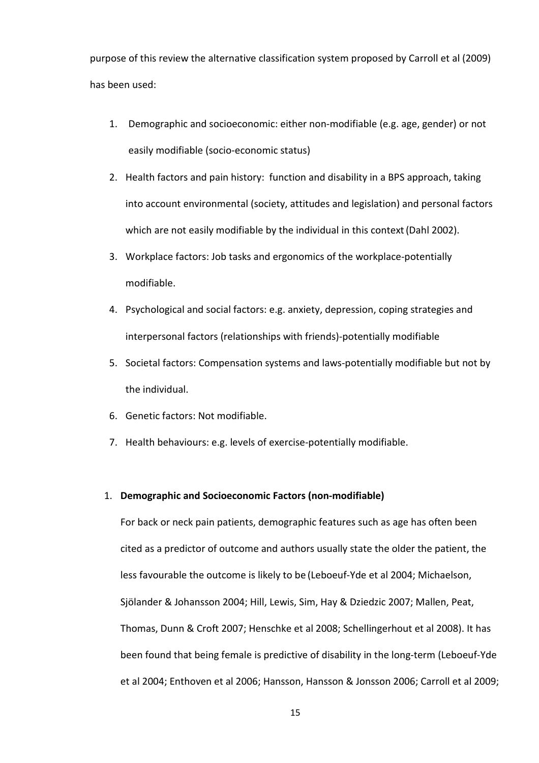purpose of this review the alternative classification system proposed by Carroll et al (2009) has been used:

1. Demographic and socioeconomic: either non-modifiable (e.g. age, gender) or not easily modifiable (socio-economic status)
2. Health factors and pain history: function and disability in a BPS approach, taking into account environmental (society, attitudes and legislation) and personal factors which are not easily modifiable by the individual in this context (Dahl 2002).
3. Workplace factors: Job tasks and ergonomics of the workplace-potentially modifiable.
4. Psychological and social factors: e.g. anxiety, depression, coping strategies and interpersonal factors (relationships with friends)-potentially modifiable
5. Societal factors: Compensation systems and laws-potentially modifiable but not by the individual.
6. Genetic factors: Not modifiable.
7. Health behaviours: e.g. levels of exercise-potentially modifiable.

1. **Demographic and Socioeconomic Factors (non-modifiable)**

   For back or neck pain patients, demographic features such as age has often been cited as a predictor of outcome and authors usually state the older the patient, the less favourable the outcome is likely to be (Leboeuf-Yde et al 2004; Michaelson, Sjölander & Johansson 2004; Hill, Lewis, Sim, Hay & Dziedzic 2007; Mallen, Peat, Thomas, Dunn & Croft 2007; Henschke et al 2008; Schellingerhout et al 2008). It has been found that being female is predictive of disability in the long-term (Leboeuf-Yde et al 2004; Enthoven et al 2006; Hansson, Hansson & Jonsson 2006; Carroll et al 2009;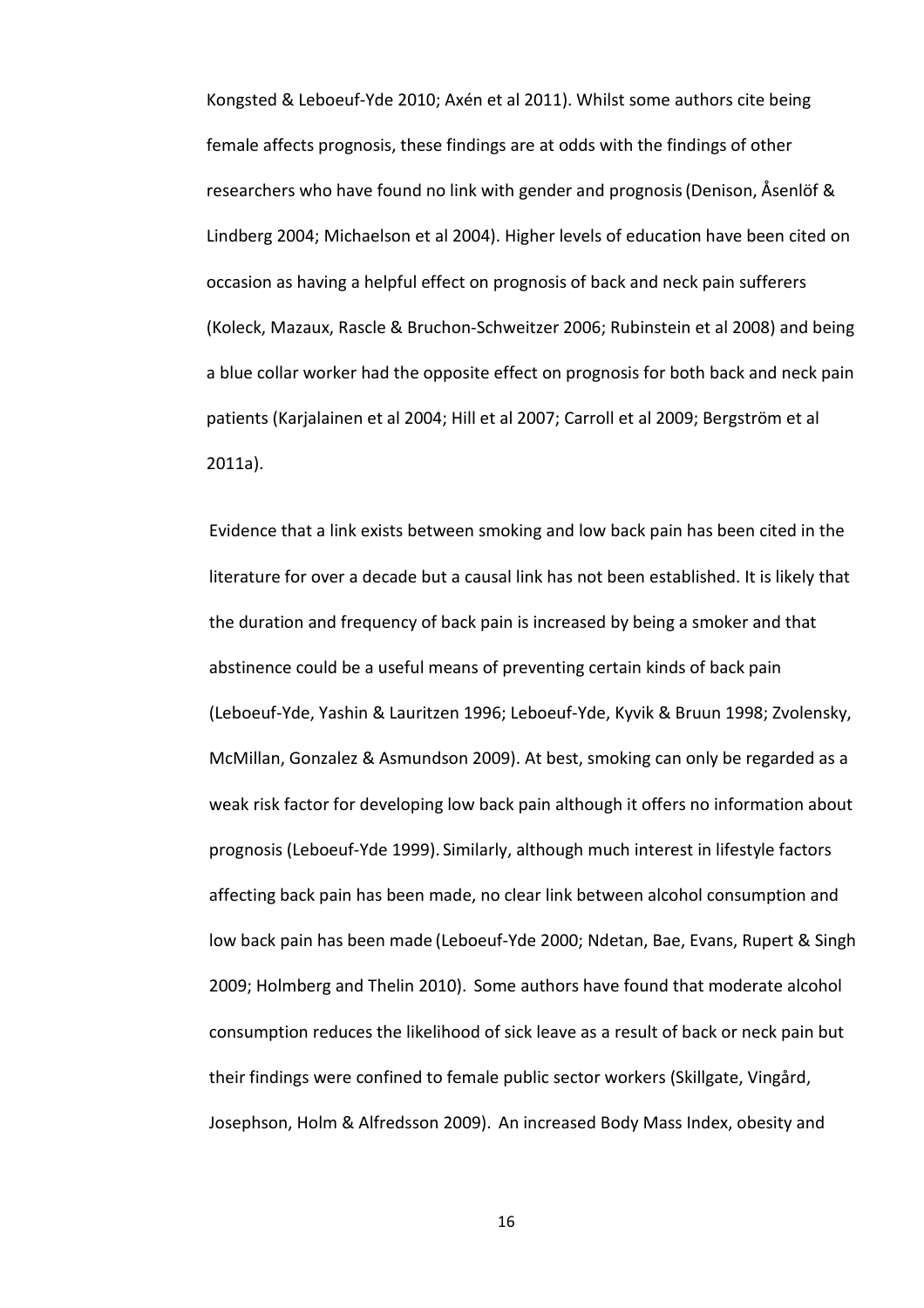Kongsted & Leboeuf-Yde 2010; Axén et al 2011). Whilst some authors cite being female affects prognosis, these findings are at odds with the findings of other researchers who have found no link with gender and prognosis (Denison, Åsenlöf & Lindberg 2004; Michaelson et al 2004). Higher levels of education have been cited on occasion as having a helpful effect on prognosis of back and neck pain sufferers (Koleck, Mazaux, Rascle & Bruchon-Schweitzer 2006; Rubinstein et al 2008) and being a blue collar worker had the opposite effect on prognosis for both back and neck pain patients (Karjalainen et al 2004; Hill et al 2007; Carroll et al 2009; Bergström et al 2011a).

Evidence that a link exists between smoking and low back pain has been cited in the literature for over a decade but a causal link has not been established. It is likely that the duration and frequency of back pain is increased by being a smoker and that abstinence could be a useful means of preventing certain kinds of back pain (Leboeuf-Yde, Yashin & Lauritzen 1996; Leboeuf-Yde, Kyvik & Bruun 1998; Zvolensky, McMillan, Gonzalez & Asmundson 2009). At best, smoking can only be regarded as a weak risk factor for developing low back pain although it offers no information about prognosis (Leboeuf-Yde 1999). Similarly, although much interest in lifestyle factors affecting back pain has been made, no clear link between alcohol consumption and low back pain has been made (Leboeuf-Yde 2000; Ndetan, Bae, Evans, Rupert & Singh 2009; Holmberg and Thelin 2010). Some authors have found that moderate alcohol consumption reduces the likelihood of sick leave as a result of back or neck pain but their findings were confined to female public sector workers (Skillgate, Vingård, Josephson, Holm & Alfredsson 2009). An increased Body Mass Index, obesity and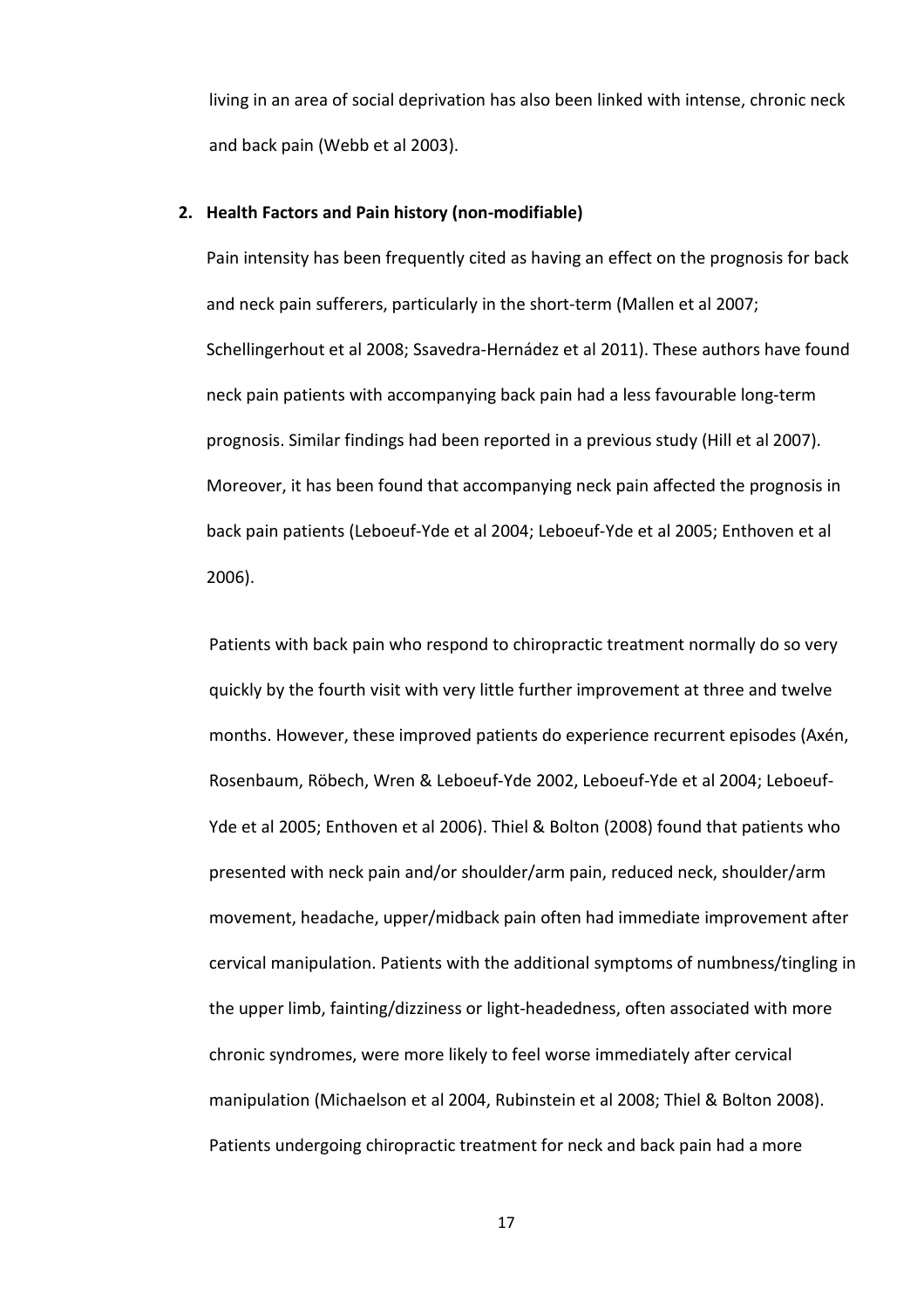living in an area of social deprivation has also been linked with intense, chronic neck and back pain (Webb et al 2003).

2. **Health Factors and Pain history (non-modifiable)**

Pain intensity has been frequently cited as having an effect on the prognosis for back and neck pain sufferers, particularly in the short-term (Mallen et al 2007; Schellingerhout et al 2008; Ssavedra-Hernádez et al 2011). These authors have found neck pain patients with accompanying back pain had a less favourable long-term prognosis. Similar findings had been reported in a previous study (Hill et al 2007). Moreover, it has been found that accompanying neck pain affected the prognosis in back pain patients (Leboeuf-Yde et al 2004; Leboeuf-Yde et al 2005; Enthoven et al 2006).

Patients with back pain who respond to chiropractic treatment normally do so very quickly by the fourth visit with very little further improvement at three and twelve months. However, these improved patients do experience recurrent episodes (Axén, Rosenbaum, Röbech, Wren & Leboeuf-Yde 2002, Leboeuf-Yde et al 2004; Leboeuf-Yde et al 2005; Enthoven et al 2006). Thiel & Bolton (2008) found that patients who presented with neck pain and/or shoulder/arm pain, reduced neck, shoulder/arm movement, headache, upper/midback pain often had immediate improvement after cervical manipulation. Patients with the additional symptoms of numbness/tingling in the upper limb, fainting/dizziness or light-headedness, often associated with more chronic syndromes, were more likely to feel worse immediately after cervical manipulation (Michaelson et al 2004, Rubinstein et al 2008; Thiel & Bolton 2008). Patients undergoing chiropractic treatment for neck and back pain had a more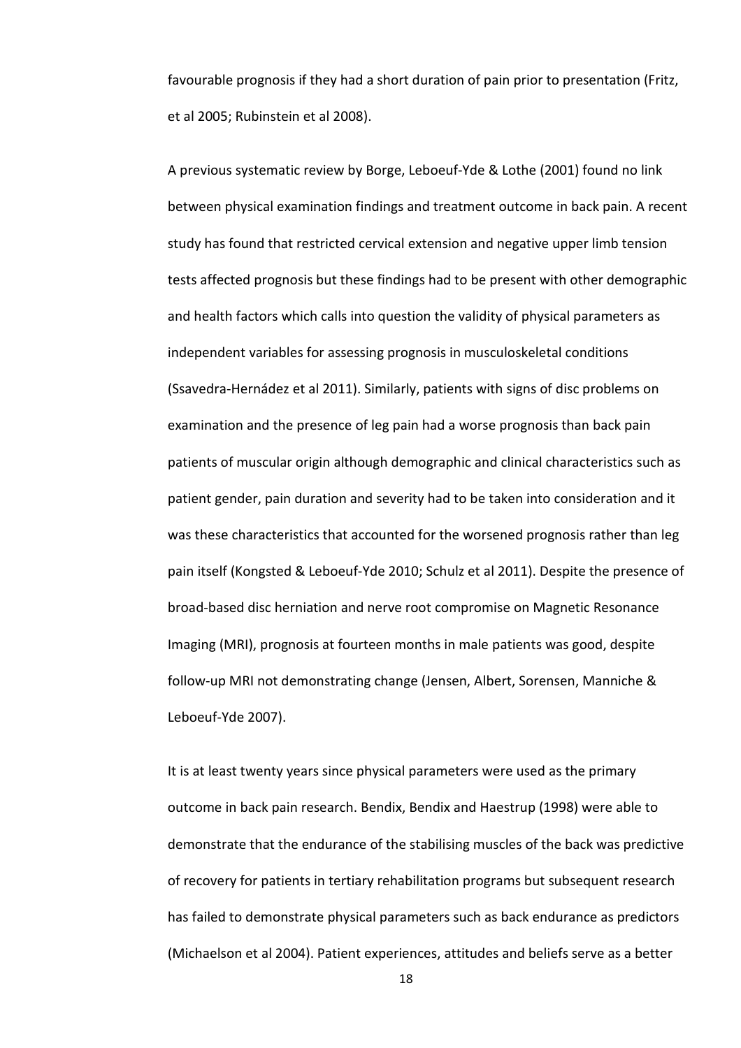favourable prognosis if they had a short duration of pain prior to presentation (Fritz, et al 2005; Rubinstein et al 2008).

A previous systematic review by Borge, Leboeuf-Yde & Lothe (2001) found no link between physical examination findings and treatment outcome in back pain. A recent study has found that restricted cervical extension and negative upper limb tension tests affected prognosis but these findings had to be present with other demographic and health factors which calls into question the validity of physical parameters as independent variables for assessing prognosis in musculoskeletal conditions (Ssavedra-Hernádez et al 2011). Similarly, patients with signs of disc problems on examination and the presence of leg pain had a worse prognosis than back pain patients of muscular origin although demographic and clinical characteristics such as patient gender, pain duration and severity had to be taken into consideration and it was these characteristics that accounted for the worsened prognosis rather than leg pain itself (Kongsted & Leboeuf-Yde 2010; Schulz et al 2011). Despite the presence of broad-based disc herniation and nerve root compromise on Magnetic Resonance Imaging (MRI), prognosis at fourteen months in male patients was good, despite follow-up MRI not demonstrating change (Jensen, Albert, Sorensen, Manniche & Leboeuf-Yde 2007).

It is at least twenty years since physical parameters were used as the primary outcome in back pain research. Bendix, Bendix and Haestrup (1998) were able to demonstrate that the endurance of the stabilising muscles of the back was predictive of recovery for patients in tertiary rehabilitation programs but subsequent research has failed to demonstrate physical parameters such as back endurance as predictors (Michaelson et al 2004). Patient experiences, attitudes and beliefs serve as a better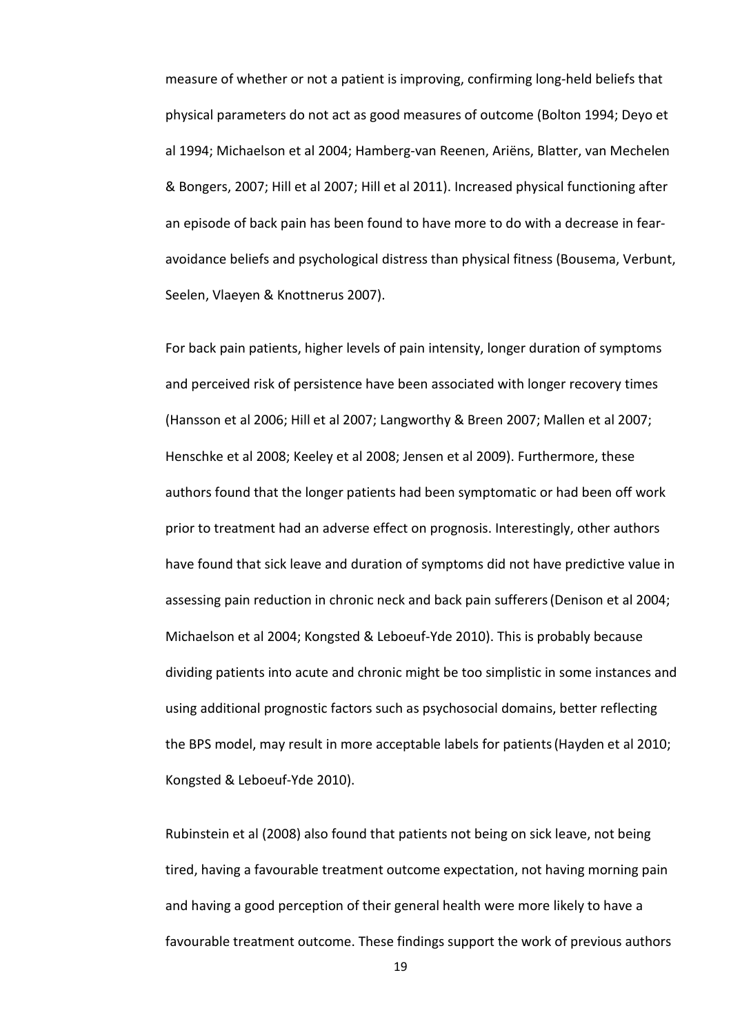measure of whether or not a patient is improving, confirming long-held beliefs that physical parameters do not act as good measures of outcome (Bolton 1994; Deyo et al 1994; Michaelson et al 2004; Hamberg-van Reenen, Ariëns, Blatter, van Mechelen & Bongers, 2007; Hill et al 2007; Hill et al 2011). Increased physical functioning after an episode of back pain has been found to have more to do with a decrease in fear-avoidance beliefs and psychological distress than physical fitness (Bousema, Verbunt, Seelen, Vlaeyen & Knottnerus 2007).

For back pain patients, higher levels of pain intensity, longer duration of symptoms and perceived risk of persistence have been associated with longer recovery times (Hansson et al 2006; Hill et al 2007; Langworthy & Breen 2007; Mallen et al 2007; Henschke et al 2008; Keeley et al 2008; Jensen et al 2009). Furthermore, these authors found that the longer patients had been symptomatic or had been off work prior to treatment had an adverse effect on prognosis. Interestingly, other authors have found that sick leave and duration of symptoms did not have predictive value in assessing pain reduction in chronic neck and back pain sufferers (Denison et al 2004; Michaelson et al 2004; Kongsted & Leboeuf-Yde 2010). This is probably because dividing patients into acute and chronic might be too simplistic in some instances and using additional prognostic factors such as psychosocial domains, better reflecting the BPS model, may result in more acceptable labels for patients (Hayden et al 2010; Kongsted & Leboeuf-Yde 2010).

Rubinstein et al (2008) also found that patients not being on sick leave, not being tired, having a favourable treatment outcome expectation, not having morning pain and having a good perception of their general health were more likely to have a favourable treatment outcome. These findings support the work of previous authors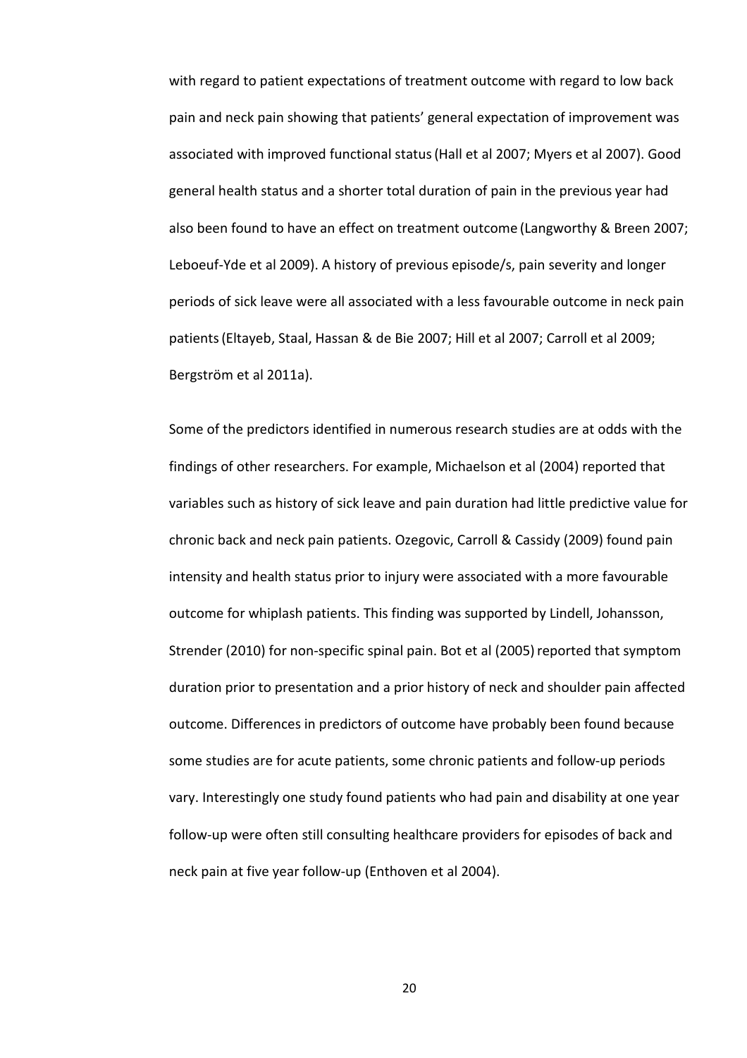with regard to patient expectations of treatment outcome with regard to low back pain and neck pain showing that patients' general expectation of improvement was associated with improved functional status (Hall et al 2007; Myers et al 2007). Good general health status and a shorter total duration of pain in the previous year had also been found to have an effect on treatment outcome (Langworthy & Breen 2007; Leboeuf-Yde et al 2009). A history of previous episode/s, pain severity and longer periods of sick leave were all associated with a less favourable outcome in neck pain patients (Eltayeb, Staal, Hassan & de Bie 2007; Hill et al 2007; Carroll et al 2009; Bergström et al 2011a).

Some of the predictors identified in numerous research studies are at odds with the findings of other researchers. For example, Michaelson et al (2004) reported that variables such as history of sick leave and pain duration had little predictive value for chronic back and neck pain patients. Ozegovic, Carroll & Cassidy (2009) found pain intensity and health status prior to injury were associated with a more favourable outcome for whiplash patients. This finding was supported by Lindell, Johansson, Strender (2010) for non-specific spinal pain. Bot et al (2005) reported that symptom duration prior to presentation and a prior history of neck and shoulder pain affected outcome. Differences in predictors of outcome have probably been found because some studies are for acute patients, some chronic patients and follow-up periods vary. Interestingly one study found patients who had pain and disability at one year follow-up were often still consulting healthcare providers for episodes of back and neck pain at five year follow-up (Enthoven et al 2004).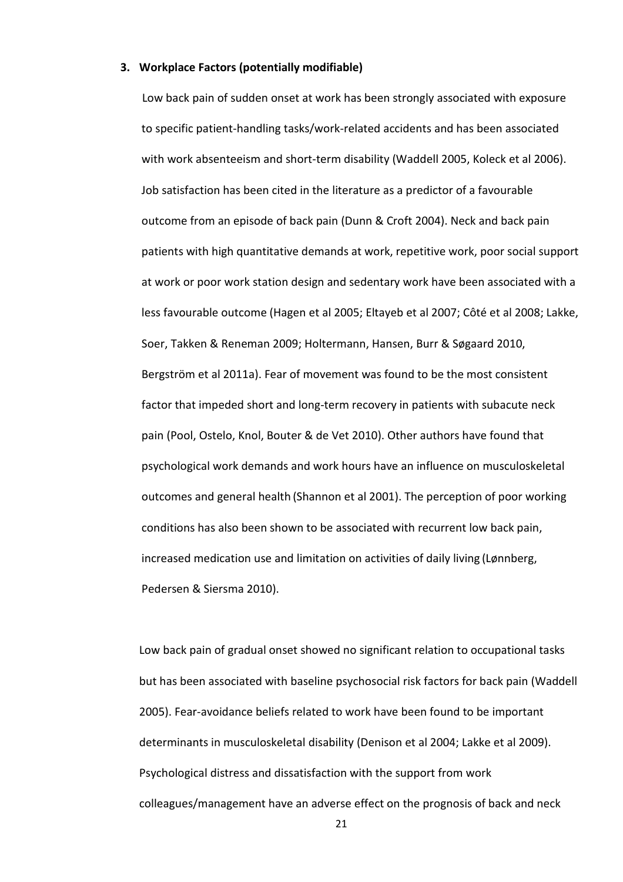### 3. Workplace Factors (potentially modifiable)

Low back pain of sudden onset at work has been strongly associated with exposure to specific patient-handling tasks/work-related accidents and has been associated with work absenteeism and short-term disability (Waddell 2005, Koleck et al 2006). Job satisfaction has been cited in the literature as a predictor of a favourable outcome from an episode of back pain (Dunn & Croft 2004). Neck and back pain patients with high quantitative demands at work, repetitive work, poor social support at work or poor work station design and sedentary work have been associated with a less favourable outcome (Hagen et al 2005; Eltayeb et al 2007; Côté et al 2008; Lakke, Soer, Takken & Reneman 2009; Holtermann, Hansen, Burr & Søgaard 2010, Bergström et al 2011a). Fear of movement was found to be the most consistent factor that impeded short and long-term recovery in patients with subacute neck pain (Pool, Ostelo, Knol, Bouter & de Vet 2010). Other authors have found that psychological work demands and work hours have an influence on musculoskeletal outcomes and general health (Shannon et al 2001). The perception of poor working conditions has also been shown to be associated with recurrent low back pain, increased medication use and limitation on activities of daily living (Lønnberg, Pedersen & Siersma 2010).

Low back pain of gradual onset showed no significant relation to occupational tasks but has been associated with baseline psychosocial risk factors for back pain (Waddell 2005). Fear-avoidance beliefs related to work have been found to be important determinants in musculoskeletal disability (Denison et al 2004; Lakke et al 2009). Psychological distress and dissatisfaction with the support from work colleagues/management have an adverse effect on the prognosis of back and neck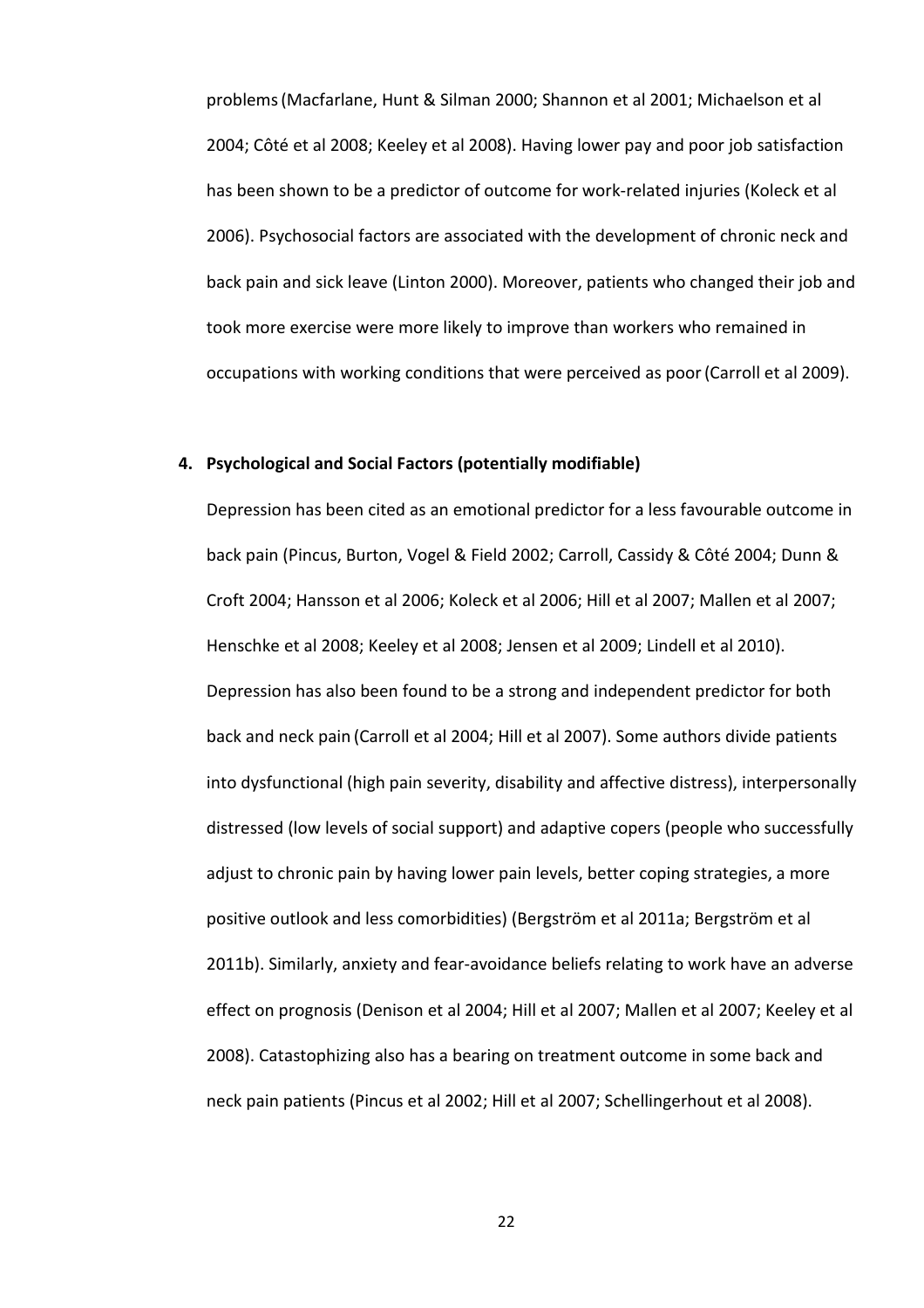problems (Macfarlane, Hunt & Silman 2000; Shannon et al 2001; Michaelson et al 2004; Côté et al 2008; Keeley et al 2008). Having lower pay and poor job satisfaction has been shown to be a predictor of outcome for work-related injuries (Koleck et al 2006). Psychosocial factors are associated with the development of chronic neck and back pain and sick leave (Linton 2000). Moreover, patients who changed their job and took more exercise were more likely to improve than workers who remained in occupations with working conditions that were perceived as poor (Carroll et al 2009).

4. **Psychological and Social Factors (potentially modifiable)**

   Depression has been cited as an emotional predictor for a less favourable outcome in back pain (Pincus, Burton, Vogel & Field 2002; Carroll, Cassidy & Côté 2004; Dunn & Croft 2004; Hansson et al 2006; Koleck et al 2006; Hill et al 2007; Mallen et al 2007; Henschke et al 2008; Keeley et al 2008; Jensen et al 2009; Lindell et al 2010). Depression has also been found to be a strong and independent predictor for both back and neck pain (Carroll et al 2004; Hill et al 2007). Some authors divide patients into dysfunctional (high pain severity, disability and affective distress), interpersonally distressed (low levels of social support) and adaptive copers (people who successfully adjust to chronic pain by having lower pain levels, better coping strategies, a more positive outlook and less comorbidities) (Bergström et al 2011a; Bergström et al 2011b). Similarly, anxiety and fear-avoidance beliefs relating to work have an adverse effect on prognosis (Denison et al 2004; Hill et al 2007; Mallen et al 2007; Keeley et al 2008). Catastophizing also has a bearing on treatment outcome in some back and neck pain patients (Pincus et al 2002; Hill et al 2007; Schellingerhout et al 2008).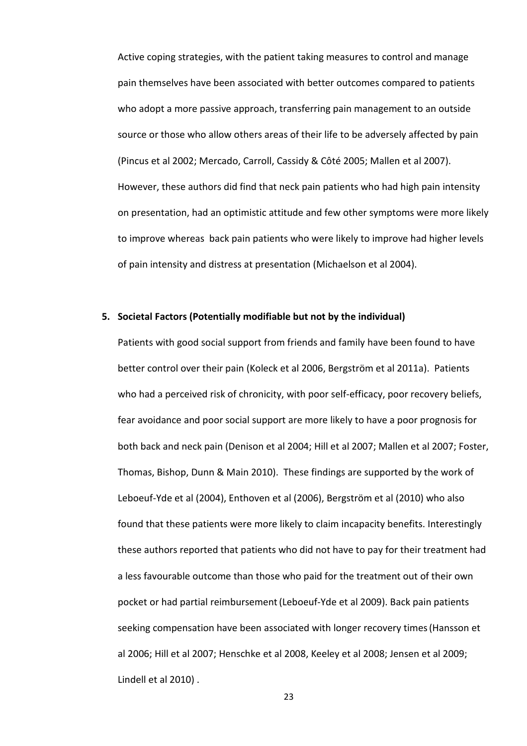Active coping strategies, with the patient taking measures to control and manage pain themselves have been associated with better outcomes compared to patients who adopt a more passive approach, transferring pain management to an outside source or those who allow others areas of their life to be adversely affected by pain (Pincus et al 2002; Mercado, Carroll, Cassidy & Côté 2005; Mallen et al 2007). However, these authors did find that neck pain patients who had high pain intensity on presentation, had an optimistic attitude and few other symptoms were more likely to improve whereas back pain patients who were likely to improve had higher levels of pain intensity and distress at presentation (Michaelson et al 2004).

5. **Societal Factors (Potentially modifiable but not by the individual)**

Patients with good social support from friends and family have been found to have better control over their pain (Koleck et al 2006, Bergström et al 2011a). Patients who had a perceived risk of chronicity, with poor self-efficacy, poor recovery beliefs, fear avoidance and poor social support are more likely to have a poor prognosis for both back and neck pain (Denison et al 2004; Hill et al 2007; Mallen et al 2007; Foster, Thomas, Bishop, Dunn & Main 2010). These findings are supported by the work of Leboeuf-Yde et al (2004), Enthoven et al (2006), Bergström et al (2010) who also found that these patients were more likely to claim incapacity benefits. Interestingly these authors reported that patients who did not have to pay for their treatment had a less favourable outcome than those who paid for the treatment out of their own pocket or had partial reimbursement (Leboeuf-Yde et al 2009). Back pain patients seeking compensation have been associated with longer recovery times (Hansson et al 2006; Hill et al 2007; Henschke et al 2008, Keeley et al 2008; Jensen et al 2009; Lindell et al 2010) .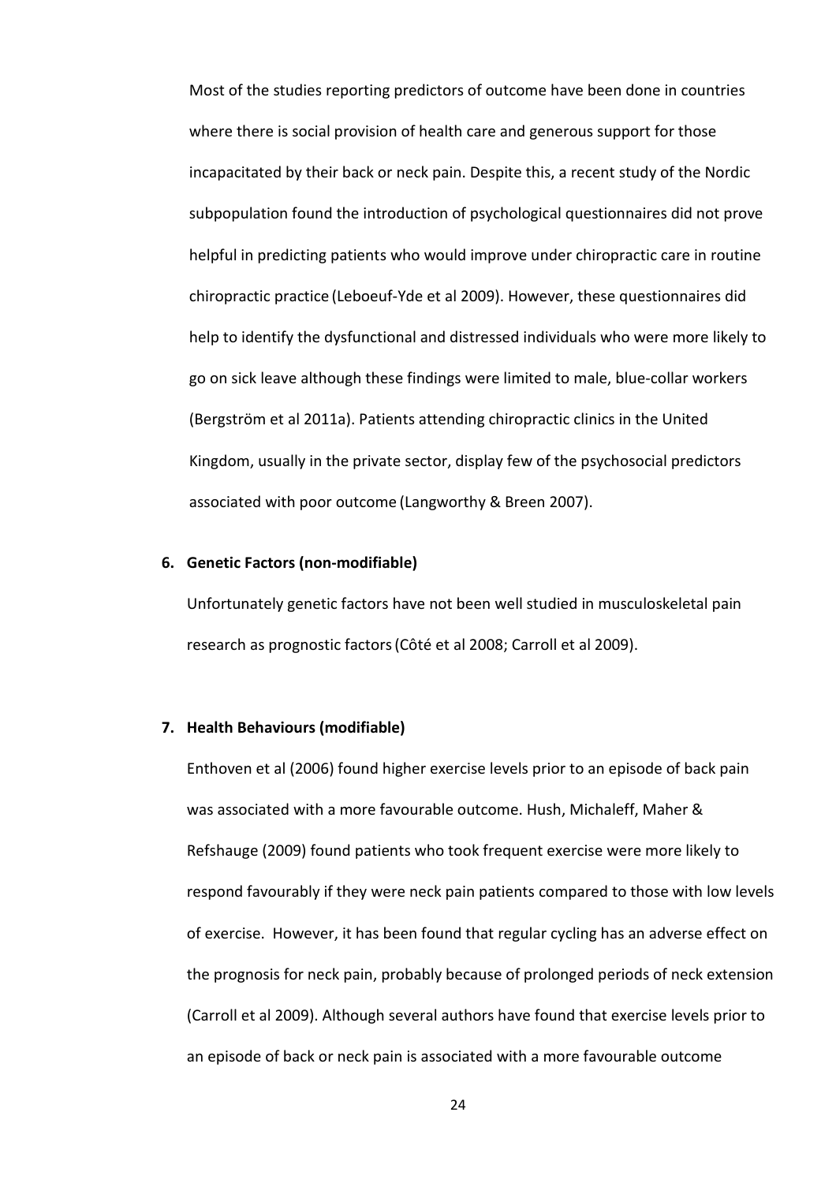Most of the studies reporting predictors of outcome have been done in countries where there is social provision of health care and generous support for those incapacitated by their back or neck pain. Despite this, a recent study of the Nordic subpopulation found the introduction of psychological questionnaires did not prove helpful in predicting patients who would improve under chiropractic care in routine chiropractic practice (Leboeuf-Yde et al 2009). However, these questionnaires did help to identify the dysfunctional and distressed individuals who were more likely to go on sick leave although these findings were limited to male, blue-collar workers (Bergström et al 2011a). Patients attending chiropractic clinics in the United Kingdom, usually in the private sector, display few of the psychosocial predictors associated with poor outcome (Langworthy & Breen 2007).

**6. Genetic Factors (non-modifiable)**

Unfortunately genetic factors have not been well studied in musculoskeletal pain research as prognostic factors (Côté et al 2008; Carroll et al 2009).

**7. Health Behaviours (modifiable)**

Enthoven et al (2006) found higher exercise levels prior to an episode of back pain was associated with a more favourable outcome. Hush, Michaleff, Maher & Refshauge (2009) found patients who took frequent exercise were more likely to respond favourably if they were neck pain patients compared to those with low levels of exercise. However, it has been found that regular cycling has an adverse effect on the prognosis for neck pain, probably because of prolonged periods of neck extension (Carroll et al 2009). Although several authors have found that exercise levels prior to an episode of back or neck pain is associated with a more favourable outcome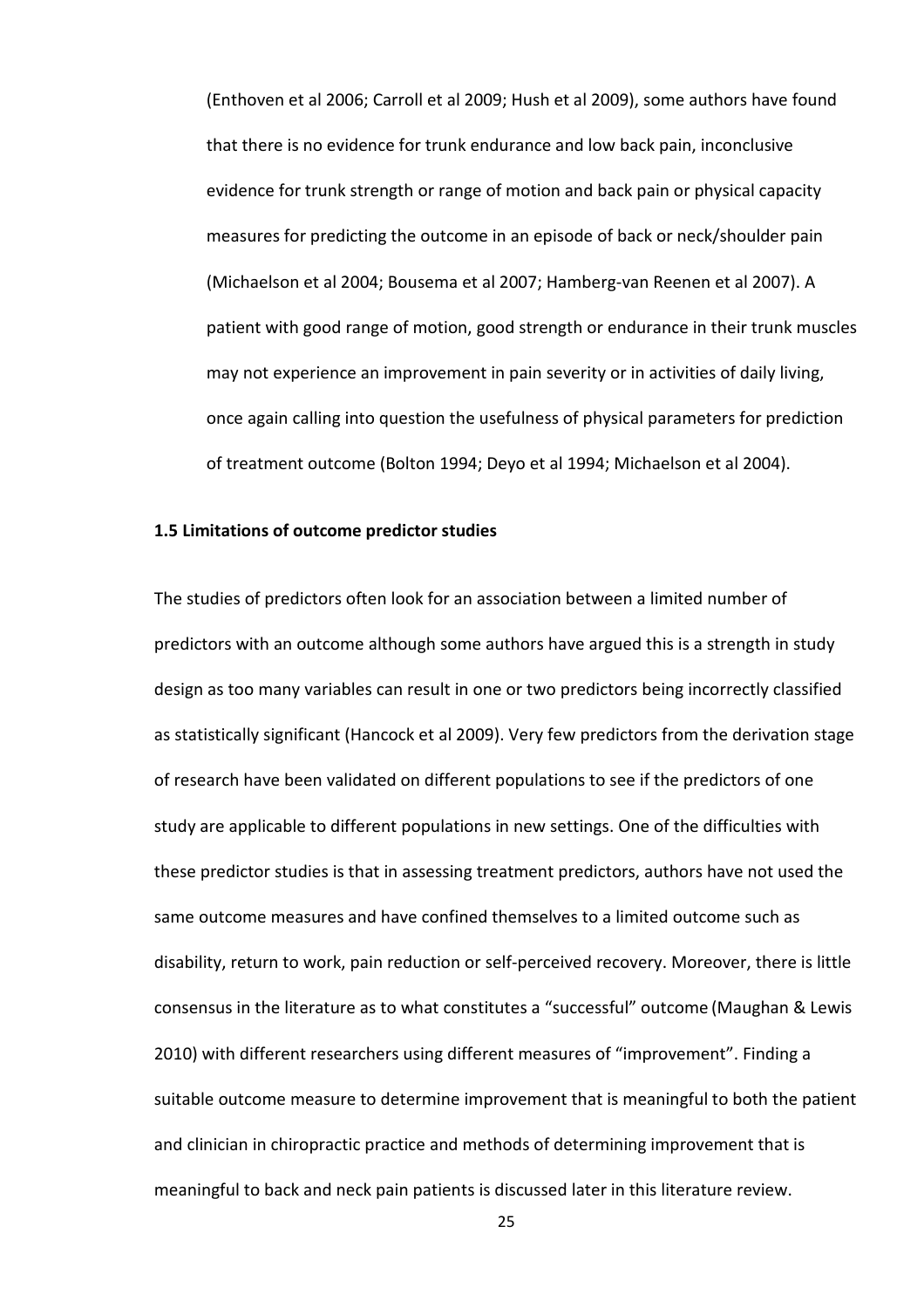(Enthoven et al 2006; Carroll et al 2009; Hush et al 2009), some authors have found that there is no evidence for trunk endurance and low back pain, inconclusive evidence for trunk strength or range of motion and back pain or physical capacity measures for predicting the outcome in an episode of back or neck/shoulder pain (Michaelson et al 2004; Bousema et al 2007; Hamberg-van Reenen et al 2007). A patient with good range of motion, good strength or endurance in their trunk muscles may not experience an improvement in pain severity or in activities of daily living, once again calling into question the usefulness of physical parameters for prediction of treatment outcome (Bolton 1994; Deyo et al 1994; Michaelson et al 2004).

### 1.5 Limitations of outcome predictor studies

The studies of predictors often look for an association between a limited number of predictors with an outcome although some authors have argued this is a strength in study design as too many variables can result in one or two predictors being incorrectly classified as statistically significant (Hancock et al 2009). Very few predictors from the derivation stage of research have been validated on different populations to see if the predictors of one study are applicable to different populations in new settings. One of the difficulties with these predictor studies is that in assessing treatment predictors, authors have not used the same outcome measures and have confined themselves to a limited outcome such as disability, return to work, pain reduction or self-perceived recovery. Moreover, there is little consensus in the literature as to what constitutes a "successful" outcome (Maughan & Lewis 2010) with different researchers using different measures of "improvement". Finding a suitable outcome measure to determine improvement that is meaningful to both the patient and clinician in chiropractic practice and methods of determining improvement that is meaningful to back and neck pain patients is discussed later in this literature review.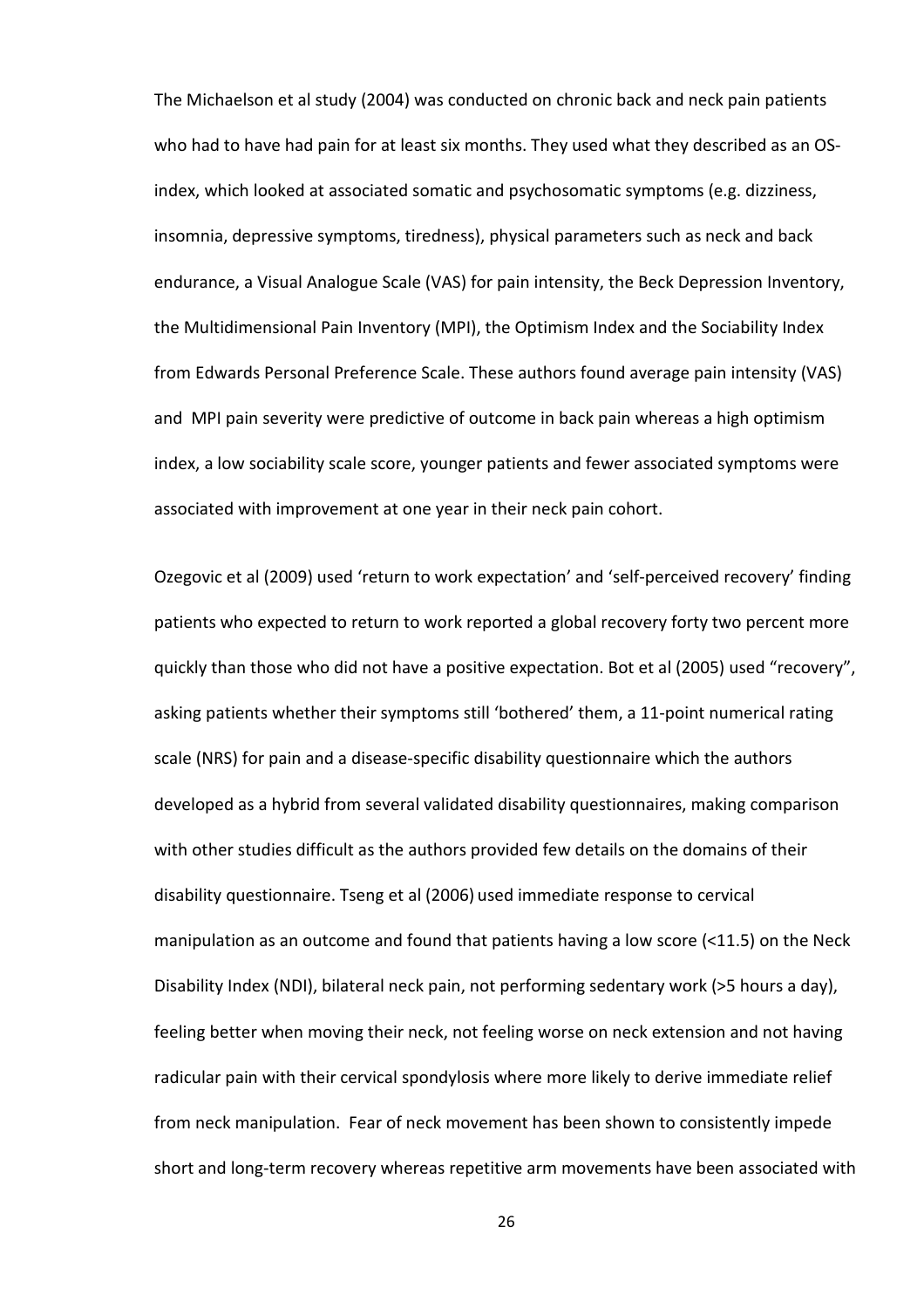The Michaelson et al study (2004) was conducted on chronic back and neck pain patients who had to have had pain for at least six months. They used what they described as an OS-index, which looked at associated somatic and psychosomatic symptoms (e.g. dizziness, insomnia, depressive symptoms, tiredness), physical parameters such as neck and back endurance, a Visual Analogue Scale (VAS) for pain intensity, the Beck Depression Inventory, the Multidimensional Pain Inventory (MPI), the Optimism Index and the Sociability Index from Edwards Personal Preference Scale. These authors found average pain intensity (VAS) and MPI pain severity were predictive of outcome in back pain whereas a high optimism index, a low sociability scale score, younger patients and fewer associated symptoms were associated with improvement at one year in their neck pain cohort.

Ozegovic et al (2009) used 'return to work expectation' and 'self-perceived recovery' finding patients who expected to return to work reported a global recovery forty two percent more quickly than those who did not have a positive expectation. Bot et al (2005) used "recovery", asking patients whether their symptoms still 'bothered' them, a 11-point numerical rating scale (NRS) for pain and a disease-specific disability questionnaire which the authors developed as a hybrid from several validated disability questionnaires, making comparison with other studies difficult as the authors provided few details on the domains of their disability questionnaire. Tseng et al (2006) used immediate response to cervical manipulation as an outcome and found that patients having a low score (<11.5) on the Neck Disability Index (NDI), bilateral neck pain, not performing sedentary work (>5 hours a day), feeling better when moving their neck, not feeling worse on neck extension and not having radicular pain with their cervical spondylosis where more likely to derive immediate relief from neck manipulation. Fear of neck movement has been shown to consistently impede short and long-term recovery whereas repetitive arm movements have been associated with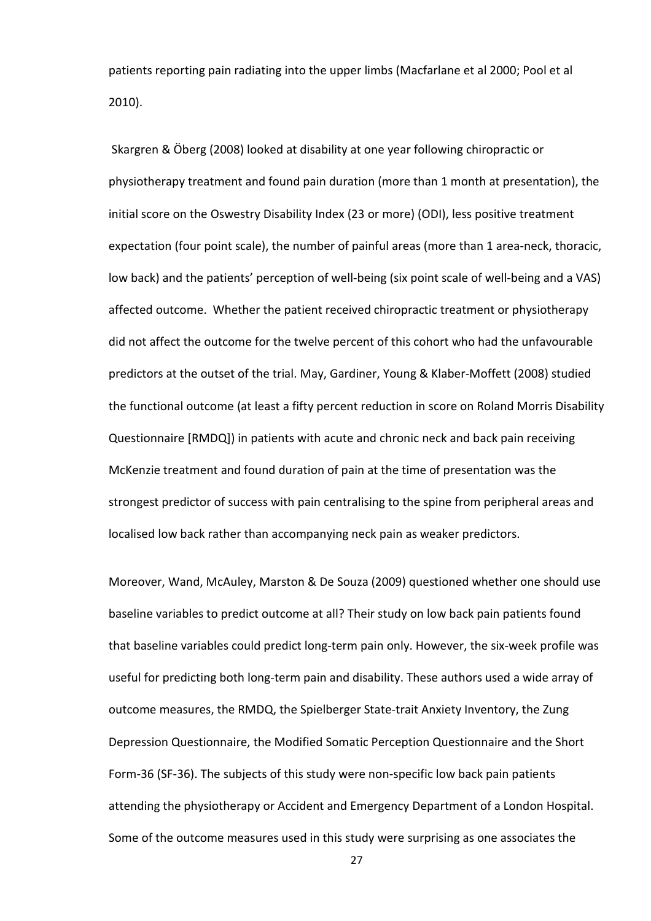patients reporting pain radiating into the upper limbs (Macfarlane et al 2000; Pool et al 2010).

Skargren & Öberg (2008) looked at disability at one year following chiropractic or physiotherapy treatment and found pain duration (more than 1 month at presentation), the initial score on the Oswestry Disability Index (23 or more) (ODI), less positive treatment expectation (four point scale), the number of painful areas (more than 1 area-neck, thoracic, low back) and the patients' perception of well-being (six point scale of well-being and a VAS) affected outcome. Whether the patient received chiropractic treatment or physiotherapy did not affect the outcome for the twelve percent of this cohort who had the unfavourable predictors at the outset of the trial. May, Gardiner, Young & Klaber-Moffett (2008) studied the functional outcome (at least a fifty percent reduction in score on Roland Morris Disability Questionnaire [RMDQ]) in patients with acute and chronic neck and back pain receiving McKenzie treatment and found duration of pain at the time of presentation was the strongest predictor of success with pain centralising to the spine from peripheral areas and localised low back rather than accompanying neck pain as weaker predictors.

Moreover, Wand, McAuley, Marston & De Souza (2009) questioned whether one should use baseline variables to predict outcome at all? Their study on low back pain patients found that baseline variables could predict long-term pain only. However, the six-week profile was useful for predicting both long-term pain and disability. These authors used a wide array of outcome measures, the RMDQ, the Spielberger State-trait Anxiety Inventory, the Zung Depression Questionnaire, the Modified Somatic Perception Questionnaire and the Short Form-36 (SF-36). The subjects of this study were non-specific low back pain patients attending the physiotherapy or Accident and Emergency Department of a London Hospital. Some of the outcome measures used in this study were surprising as one associates the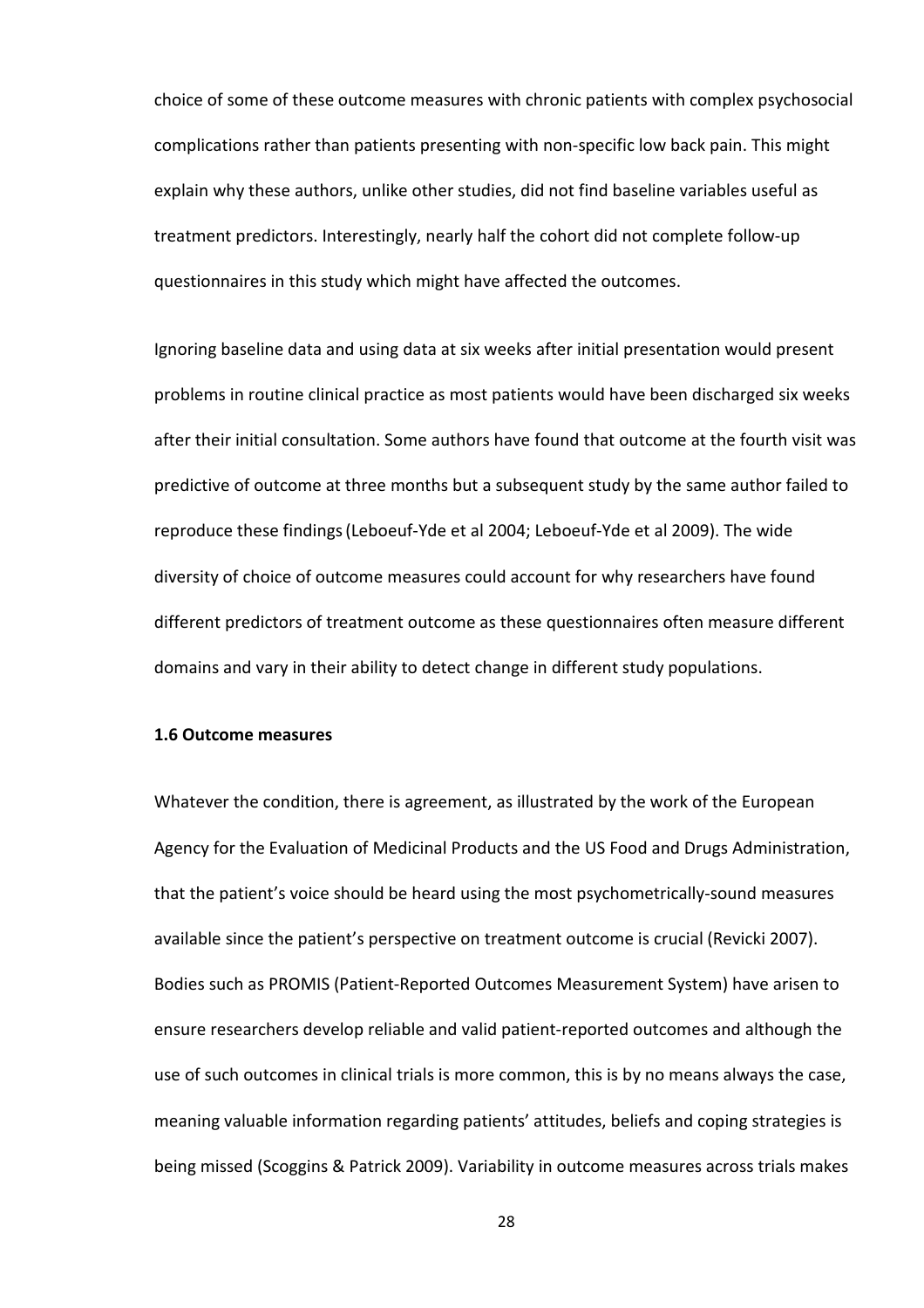choice of some of these outcome measures with chronic patients with complex psychosocial complications rather than patients presenting with non-specific low back pain. This might explain why these authors, unlike other studies, did not find baseline variables useful as treatment predictors. Interestingly, nearly half the cohort did not complete follow-up questionnaires in this study which might have affected the outcomes.

Ignoring baseline data and using data at six weeks after initial presentation would present problems in routine clinical practice as most patients would have been discharged six weeks after their initial consultation. Some authors have found that outcome at the fourth visit was predictive of outcome at three months but a subsequent study by the same author failed to reproduce these findings (Leboeuf-Yde et al 2004; Leboeuf-Yde et al 2009). The wide diversity of choice of outcome measures could account for why researchers have found different predictors of treatment outcome as these questionnaires often measure different domains and vary in their ability to detect change in different study populations.

### 1.6 Outcome measures

Whatever the condition, there is agreement, as illustrated by the work of the European Agency for the Evaluation of Medicinal Products and the US Food and Drugs Administration, that the patient's voice should be heard using the most psychometrically-sound measures available since the patient's perspective on treatment outcome is crucial (Revicki 2007). Bodies such as PROMIS (Patient-Reported Outcomes Measurement System) have arisen to ensure researchers develop reliable and valid patient-reported outcomes and although the use of such outcomes in clinical trials is more common, this is by no means always the case, meaning valuable information regarding patients' attitudes, beliefs and coping strategies is being missed (Scoggins & Patrick 2009). Variability in outcome measures across trials makes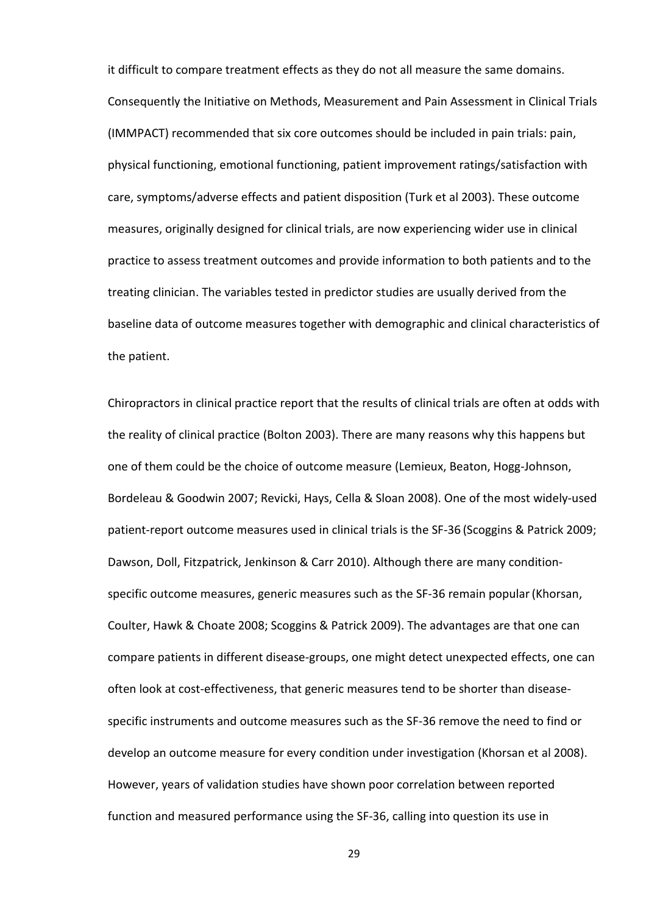it difficult to compare treatment effects as they do not all measure the same domains. Consequently the Initiative on Methods, Measurement and Pain Assessment in Clinical Trials (IMMPACT) recommended that six core outcomes should be included in pain trials: pain, physical functioning, emotional functioning, patient improvement ratings/satisfaction with care, symptoms/adverse effects and patient disposition (Turk et al 2003). These outcome measures, originally designed for clinical trials, are now experiencing wider use in clinical practice to assess treatment outcomes and provide information to both patients and to the treating clinician. The variables tested in predictor studies are usually derived from the baseline data of outcome measures together with demographic and clinical characteristics of the patient.

Chiropractors in clinical practice report that the results of clinical trials are often at odds with the reality of clinical practice (Bolton 2003). There are many reasons why this happens but one of them could be the choice of outcome measure (Lemieux, Beaton, Hogg-Johnson, Bordeleau & Goodwin 2007; Revicki, Hays, Cella & Sloan 2008). One of the most widely-used patient-report outcome measures used in clinical trials is the SF-36 (Scoggins & Patrick 2009; Dawson, Doll, Fitzpatrick, Jenkinson & Carr 2010). Although there are many condition-specific outcome measures, generic measures such as the SF-36 remain popular (Khorsan, Coulter, Hawk & Choate 2008; Scoggins & Patrick 2009). The advantages are that one can compare patients in different disease-groups, one might detect unexpected effects, one can often look at cost-effectiveness, that generic measures tend to be shorter than disease-specific instruments and outcome measures such as the SF-36 remove the need to find or develop an outcome measure for every condition under investigation (Khorsan et al 2008). However, years of validation studies have shown poor correlation between reported function and measured performance using the SF-36, calling into question its use in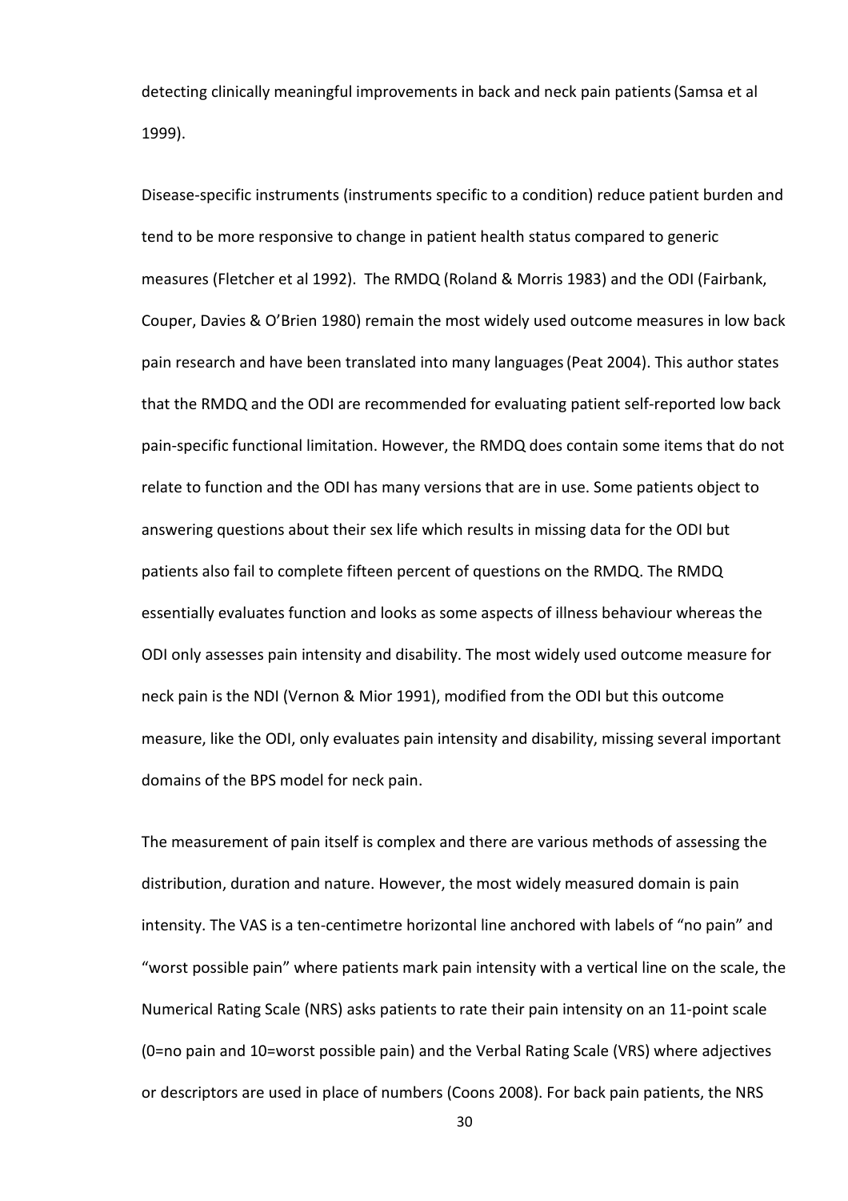detecting clinically meaningful improvements in back and neck pain patients (Samsa et al 1999).

Disease-specific instruments (instruments specific to a condition) reduce patient burden and tend to be more responsive to change in patient health status compared to generic measures (Fletcher et al 1992). The RMDQ (Roland & Morris 1983) and the ODI (Fairbank, Couper, Davies & O'Brien 1980) remain the most widely used outcome measures in low back pain research and have been translated into many languages (Peat 2004). This author states that the RMDQ and the ODI are recommended for evaluating patient self-reported low back pain-specific functional limitation. However, the RMDQ does contain some items that do not relate to function and the ODI has many versions that are in use. Some patients object to answering questions about their sex life which results in missing data for the ODI but patients also fail to complete fifteen percent of questions on the RMDQ. The RMDQ essentially evaluates function and looks as some aspects of illness behaviour whereas the ODI only assesses pain intensity and disability. The most widely used outcome measure for neck pain is the NDI (Vernon & Mior 1991), modified from the ODI but this outcome measure, like the ODI, only evaluates pain intensity and disability, missing several important domains of the BPS model for neck pain.

The measurement of pain itself is complex and there are various methods of assessing the distribution, duration and nature. However, the most widely measured domain is pain intensity. The VAS is a ten-centimetre horizontal line anchored with labels of "no pain" and "worst possible pain" where patients mark pain intensity with a vertical line on the scale, the Numerical Rating Scale (NRS) asks patients to rate their pain intensity on an 11-point scale (0=no pain and 10=worst possible pain) and the Verbal Rating Scale (VRS) where adjectives or descriptors are used in place of numbers (Coons 2008). For back pain patients, the NRS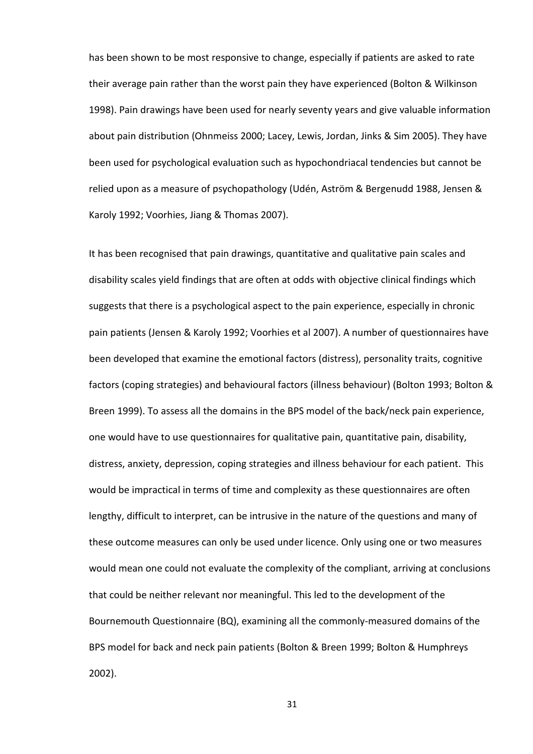has been shown to be most responsive to change, especially if patients are asked to rate their average pain rather than the worst pain they have experienced (Bolton & Wilkinson 1998). Pain drawings have been used for nearly seventy years and give valuable information about pain distribution (Ohnmeiss 2000; Lacey, Lewis, Jordan, Jinks & Sim 2005). They have been used for psychological evaluation such as hypochondriacal tendencies but cannot be relied upon as a measure of psychopathology (Udén, Aström & Bergenudd 1988, Jensen & Karoly 1992; Voorhies, Jiang & Thomas 2007).

It has been recognised that pain drawings, quantitative and qualitative pain scales and disability scales yield findings that are often at odds with objective clinical findings which suggests that there is a psychological aspect to the pain experience, especially in chronic pain patients (Jensen & Karoly 1992; Voorhies et al 2007). A number of questionnaires have been developed that examine the emotional factors (distress), personality traits, cognitive factors (coping strategies) and behavioural factors (illness behaviour) (Bolton 1993; Bolton & Breen 1999). To assess all the domains in the BPS model of the back/neck pain experience, one would have to use questionnaires for qualitative pain, quantitative pain, disability, distress, anxiety, depression, coping strategies and illness behaviour for each patient. This would be impractical in terms of time and complexity as these questionnaires are often lengthy, difficult to interpret, can be intrusive in the nature of the questions and many of these outcome measures can only be used under licence. Only using one or two measures would mean one could not evaluate the complexity of the compliant, arriving at conclusions that could be neither relevant nor meaningful. This led to the development of the Bournemouth Questionnaire (BQ), examining all the commonly-measured domains of the BPS model for back and neck pain patients (Bolton & Breen 1999; Bolton & Humphreys 2002).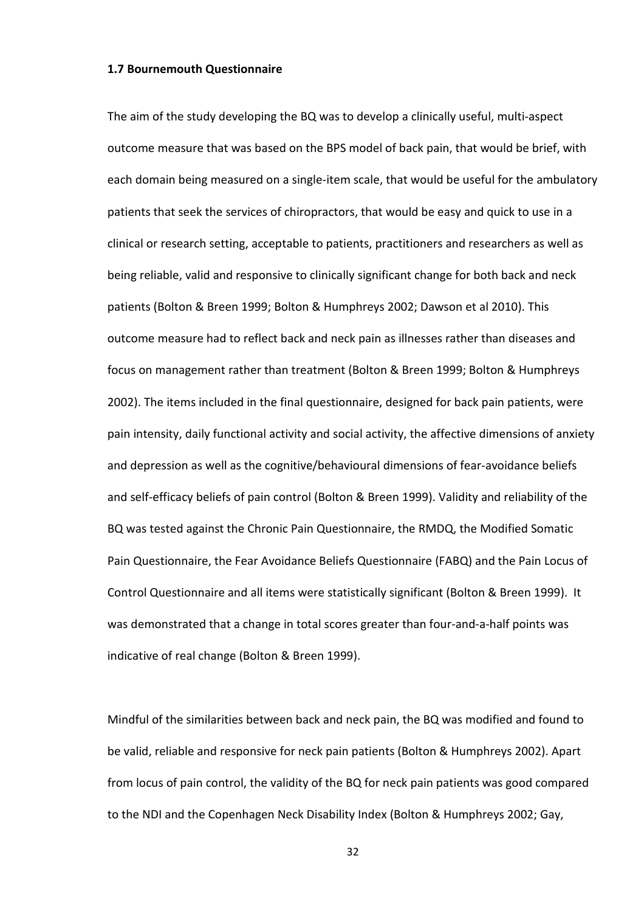### 1.7 Bournemouth Questionnaire

The aim of the study developing the BQ was to develop a clinically useful, multi-aspect outcome measure that was based on the BPS model of back pain, that would be brief, with each domain being measured on a single-item scale, that would be useful for the ambulatory patients that seek the services of chiropractors, that would be easy and quick to use in a clinical or research setting, acceptable to patients, practitioners and researchers as well as being reliable, valid and responsive to clinically significant change for both back and neck patients (Bolton & Breen 1999; Bolton & Humphreys 2002; Dawson et al 2010). This outcome measure had to reflect back and neck pain as illnesses rather than diseases and focus on management rather than treatment (Bolton & Breen 1999; Bolton & Humphreys 2002). The items included in the final questionnaire, designed for back pain patients, were pain intensity, daily functional activity and social activity, the affective dimensions of anxiety and depression as well as the cognitive/behavioural dimensions of fear-avoidance beliefs and self-efficacy beliefs of pain control (Bolton & Breen 1999). Validity and reliability of the BQ was tested against the Chronic Pain Questionnaire, the RMDQ, the Modified Somatic Pain Questionnaire, the Fear Avoidance Beliefs Questionnaire (FABQ) and the Pain Locus of Control Questionnaire and all items were statistically significant (Bolton & Breen 1999). It was demonstrated that a change in total scores greater than four-and-a-half points was indicative of real change (Bolton & Breen 1999).

Mindful of the similarities between back and neck pain, the BQ was modified and found to be valid, reliable and responsive for neck pain patients (Bolton & Humphreys 2002). Apart from locus of pain control, the validity of the BQ for neck pain patients was good compared to the NDI and the Copenhagen Neck Disability Index (Bolton & Humphreys 2002; Gay,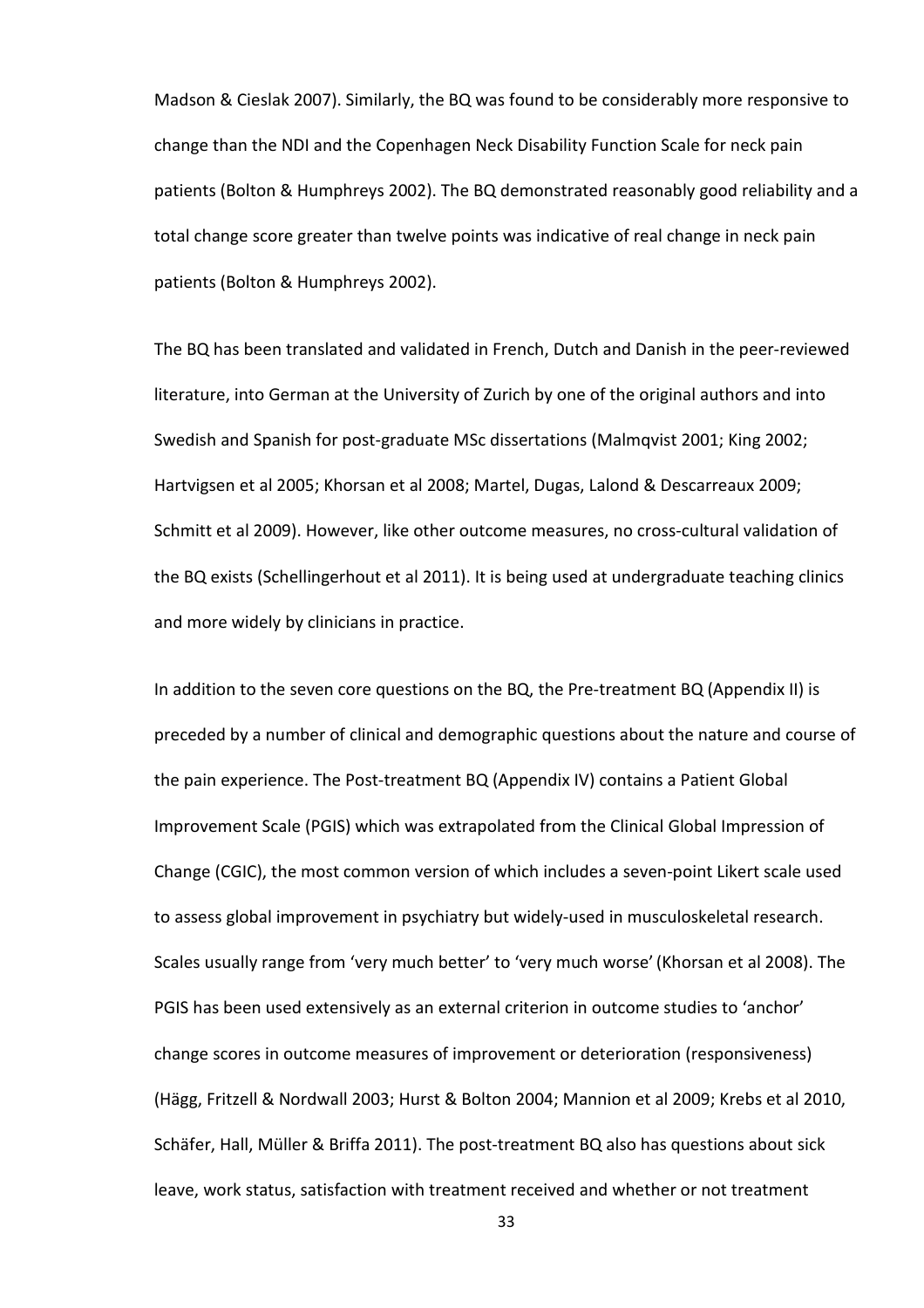Madson & Cieslak 2007). Similarly, the BQ was found to be considerably more responsive to change than the NDI and the Copenhagen Neck Disability Function Scale for neck pain patients (Bolton & Humphreys 2002). The BQ demonstrated reasonably good reliability and a total change score greater than twelve points was indicative of real change in neck pain patients (Bolton & Humphreys 2002).

The BQ has been translated and validated in French, Dutch and Danish in the peer-reviewed literature, into German at the University of Zurich by one of the original authors and into Swedish and Spanish for post-graduate MSc dissertations (Malmqvist 2001; King 2002; Hartvigsen et al 2005; Khorsan et al 2008; Martel, Dugas, Lalond & Descarreaux 2009; Schmitt et al 2009). However, like other outcome measures, no cross-cultural validation of the BQ exists (Schellingerhout et al 2011). It is being used at undergraduate teaching clinics and more widely by clinicians in practice.

In addition to the seven core questions on the BQ, the Pre-treatment BQ (Appendix II) is preceded by a number of clinical and demographic questions about the nature and course of the pain experience. The Post-treatment BQ (Appendix IV) contains a Patient Global Improvement Scale (PGIS) which was extrapolated from the Clinical Global Impression of Change (CGIC), the most common version of which includes a seven-point Likert scale used to assess global improvement in psychiatry but widely-used in musculoskeletal research. Scales usually range from 'very much better' to 'very much worse' (Khorsan et al 2008). The PGIS has been used extensively as an external criterion in outcome studies to 'anchor' change scores in outcome measures of improvement or deterioration (responsiveness) (Hägg, Fritzell & Nordwall 2003; Hurst & Bolton 2004; Mannion et al 2009; Krebs et al 2010, Schäfer, Hall, Müller & Briffa 2011). The post-treatment BQ also has questions about sick leave, work status, satisfaction with treatment received and whether or not treatment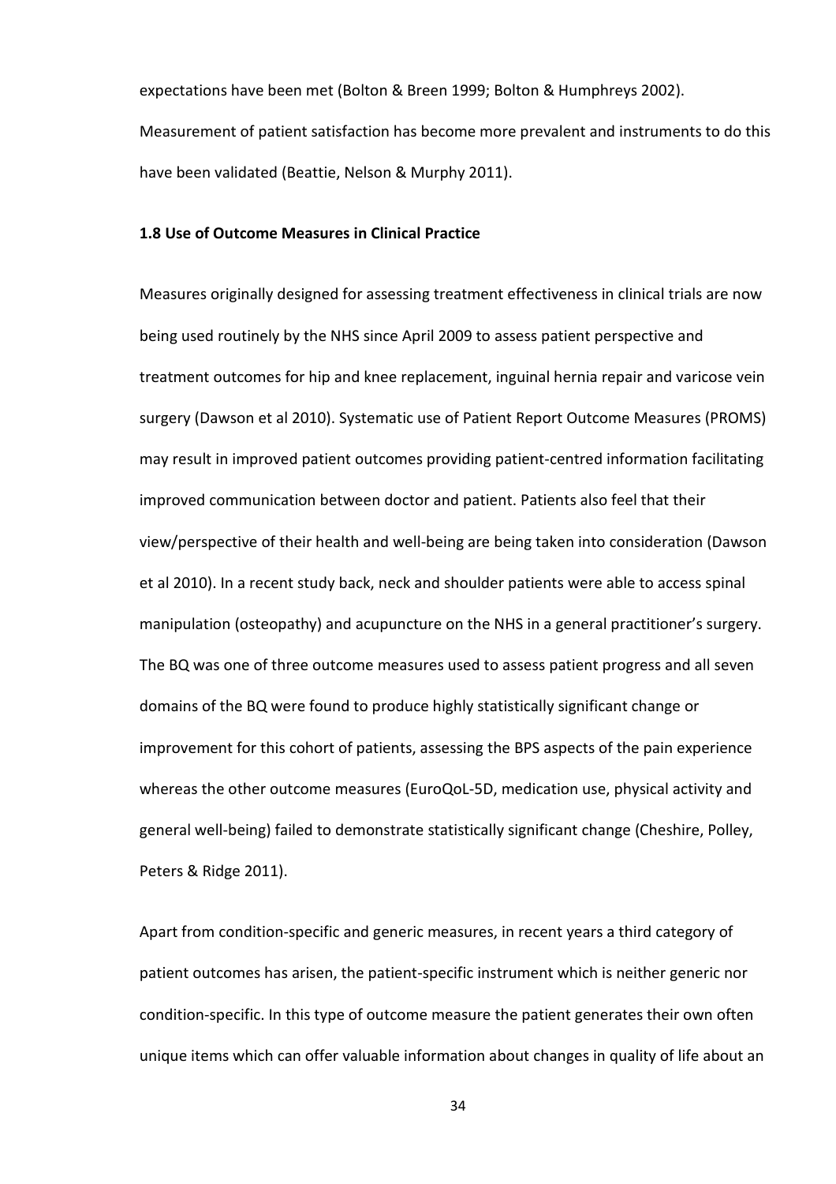expectations have been met (Bolton & Breen 1999; Bolton & Humphreys 2002). Measurement of patient satisfaction has become more prevalent and instruments to do this have been validated (Beattie, Nelson & Murphy 2011).

### 1.8 Use of Outcome Measures in Clinical Practice

Measures originally designed for assessing treatment effectiveness in clinical trials are now being used routinely by the NHS since April 2009 to assess patient perspective and treatment outcomes for hip and knee replacement, inguinal hernia repair and varicose vein surgery (Dawson et al 2010). Systematic use of Patient Report Outcome Measures (PROMS) may result in improved patient outcomes providing patient-centred information facilitating improved communication between doctor and patient. Patients also feel that their view/perspective of their health and well-being are being taken into consideration (Dawson et al 2010). In a recent study back, neck and shoulder patients were able to access spinal manipulation (osteopathy) and acupuncture on the NHS in a general practitioner's surgery. The BQ was one of three outcome measures used to assess patient progress and all seven domains of the BQ were found to produce highly statistically significant change or improvement for this cohort of patients, assessing the BPS aspects of the pain experience whereas the other outcome measures (EuroQoL-5D, medication use, physical activity and general well-being) failed to demonstrate statistically significant change (Cheshire, Polley, Peters & Ridge 2011).

Apart from condition-specific and generic measures, in recent years a third category of patient outcomes has arisen, the patient-specific instrument which is neither generic nor condition-specific. In this type of outcome measure the patient generates their own often unique items which can offer valuable information about changes in quality of life about an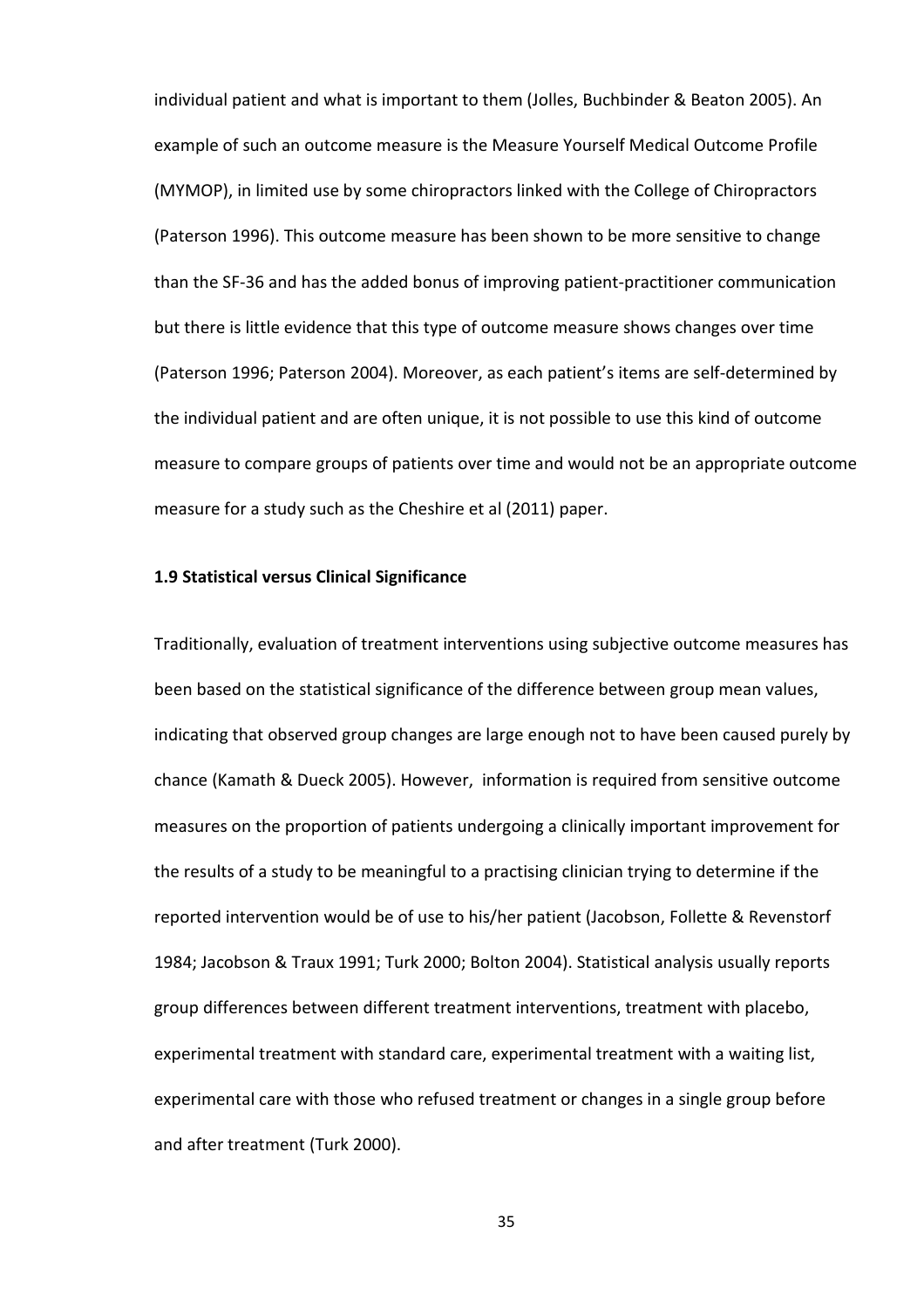individual patient and what is important to them (Jolles, Buchbinder & Beaton 2005). An example of such an outcome measure is the Measure Yourself Medical Outcome Profile (MYMOP), in limited use by some chiropractors linked with the College of Chiropractors (Paterson 1996). This outcome measure has been shown to be more sensitive to change than the SF-36 and has the added bonus of improving patient-practitioner communication but there is little evidence that this type of outcome measure shows changes over time (Paterson 1996; Paterson 2004). Moreover, as each patient's items are self-determined by the individual patient and are often unique, it is not possible to use this kind of outcome measure to compare groups of patients over time and would not be an appropriate outcome measure for a study such as the Cheshire et al (2011) paper.

### 1.9 Statistical versus Clinical Significance

Traditionally, evaluation of treatment interventions using subjective outcome measures has been based on the statistical significance of the difference between group mean values, indicating that observed group changes are large enough not to have been caused purely by chance (Kamath & Dueck 2005). However, information is required from sensitive outcome measures on the proportion of patients undergoing a clinically important improvement for the results of a study to be meaningful to a practising clinician trying to determine if the reported intervention would be of use to his/her patient (Jacobson, Follette & Revenstorf 1984; Jacobson & Traux 1991; Turk 2000; Bolton 2004). Statistical analysis usually reports group differences between different treatment interventions, treatment with placebo, experimental treatment with standard care, experimental treatment with a waiting list, experimental care with those who refused treatment or changes in a single group before and after treatment (Turk 2000).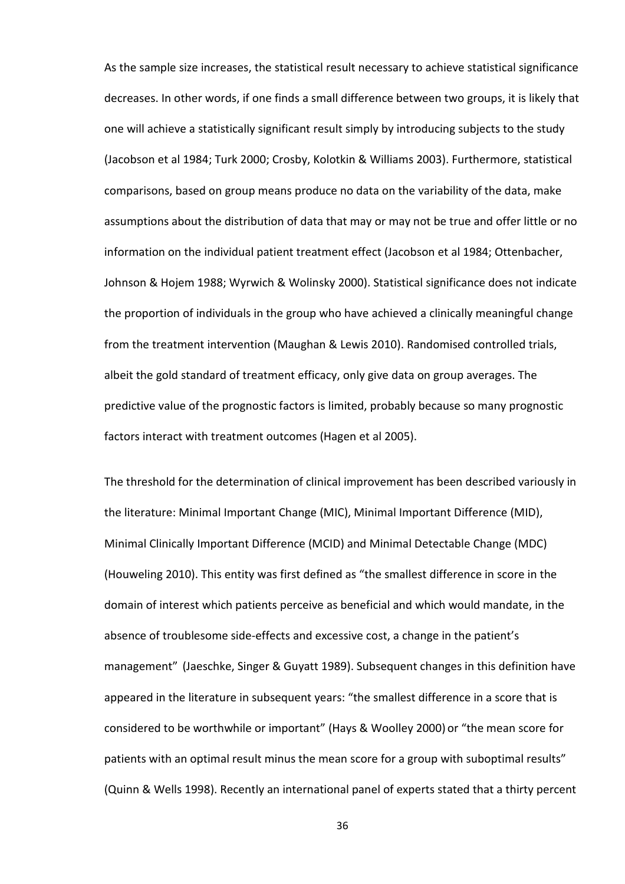As the sample size increases, the statistical result necessary to achieve statistical significance decreases. In other words, if one finds a small difference between two groups, it is likely that one will achieve a statistically significant result simply by introducing subjects to the study (Jacobson et al 1984; Turk 2000; Crosby, Kolotkin & Williams 2003). Furthermore, statistical comparisons, based on group means produce no data on the variability of the data, make assumptions about the distribution of data that may or may not be true and offer little or no information on the individual patient treatment effect (Jacobson et al 1984; Ottenbacher, Johnson & Hojem 1988; Wyrwich & Wolinsky 2000). Statistical significance does not indicate the proportion of individuals in the group who have achieved a clinically meaningful change from the treatment intervention (Maughan & Lewis 2010). Randomised controlled trials, albeit the gold standard of treatment efficacy, only give data on group averages. The predictive value of the prognostic factors is limited, probably because so many prognostic factors interact with treatment outcomes (Hagen et al 2005).

The threshold for the determination of clinical improvement has been described variously in the literature: Minimal Important Change (MIC), Minimal Important Difference (MID), Minimal Clinically Important Difference (MCID) and Minimal Detectable Change (MDC) (Houweling 2010). This entity was first defined as "the smallest difference in score in the domain of interest which patients perceive as beneficial and which would mandate, in the absence of troublesome side-effects and excessive cost, a change in the patient's management" (Jaeschke, Singer & Guyatt 1989). Subsequent changes in this definition have appeared in the literature in subsequent years: "the smallest difference in a score that is considered to be worthwhile or important" (Hays & Woolley 2000) or "the mean score for patients with an optimal result minus the mean score for a group with suboptimal results" (Quinn & Wells 1998). Recently an international panel of experts stated that a thirty percent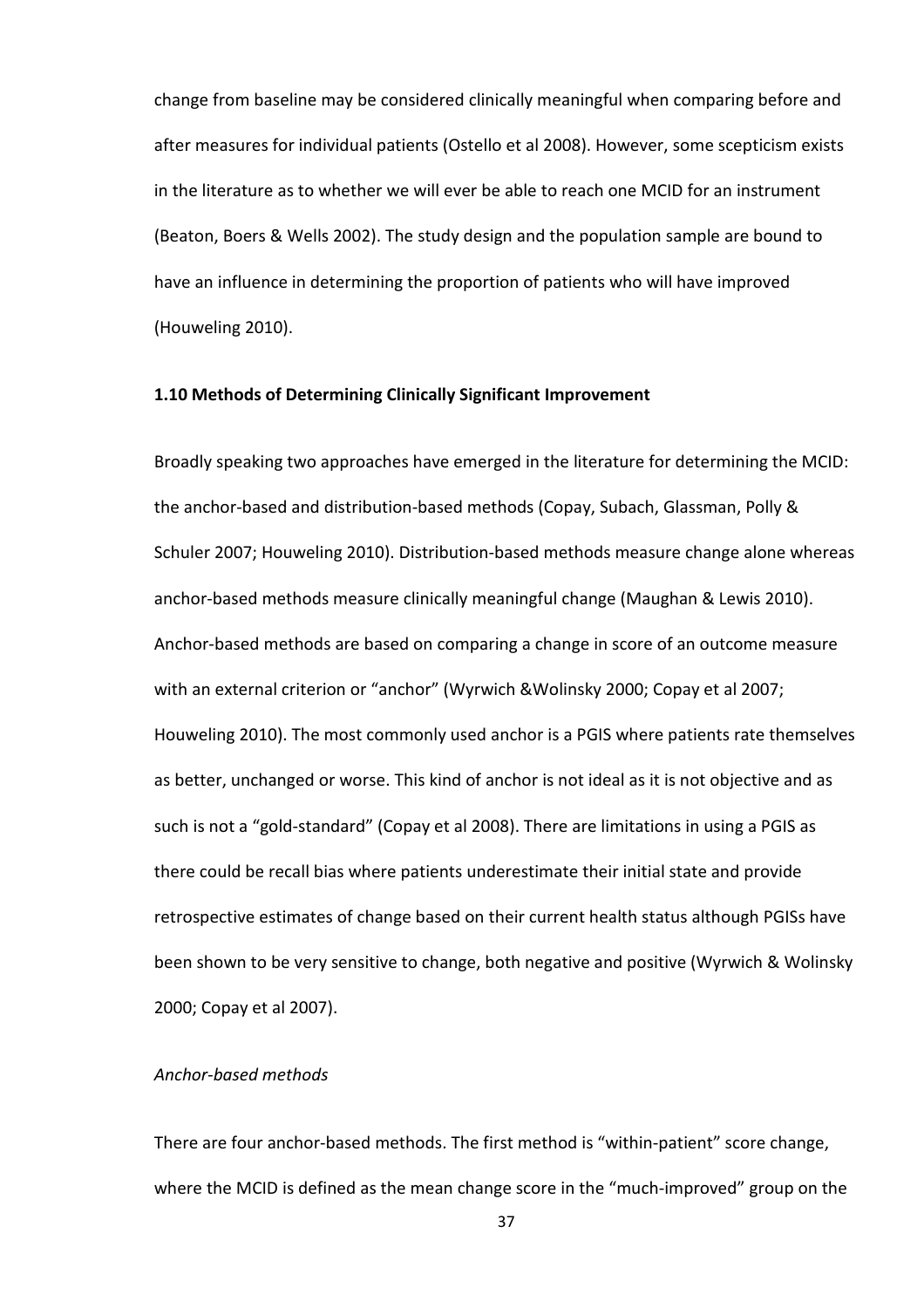change from baseline may be considered clinically meaningful when comparing before and after measures for individual patients (Ostello et al 2008). However, some scepticism exists in the literature as to whether we will ever be able to reach one MCID for an instrument (Beaton, Boers & Wells 2002). The study design and the population sample are bound to have an influence in determining the proportion of patients who will have improved (Houweling 2010).

### 1.10 Methods of Determining Clinically Significant Improvement

Broadly speaking two approaches have emerged in the literature for determining the MCID: the anchor-based and distribution-based methods (Copay, Subach, Glassman, Polly & Schuler 2007; Houweling 2010). Distribution-based methods measure change alone whereas anchor-based methods measure clinically meaningful change (Maughan & Lewis 2010). Anchor-based methods are based on comparing a change in score of an outcome measure with an external criterion or "anchor" (Wyrwich &Wolinsky 2000; Copay et al 2007; Houweling 2010). The most commonly used anchor is a PGIS where patients rate themselves as better, unchanged or worse. This kind of anchor is not ideal as it is not objective and as such is not a "gold-standard" (Copay et al 2008). There are limitations in using a PGIS as there could be recall bias where patients underestimate their initial state and provide retrospective estimates of change based on their current health status although PGISs have been shown to be very sensitive to change, both negative and positive (Wyrwich & Wolinsky 2000; Copay et al 2007).

*Anchor-based methods*

There are four anchor-based methods. The first method is "within-patient" score change, where the MCID is defined as the mean change score in the "much-improved" group on the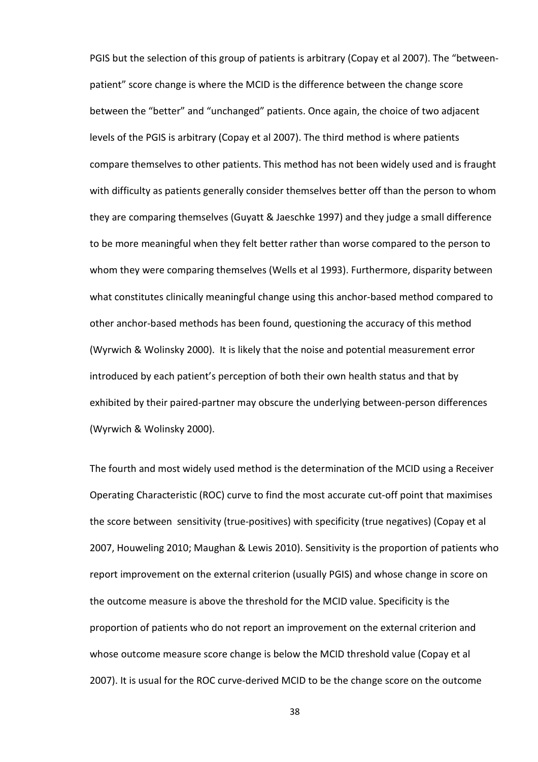PGIS but the selection of this group of patients is arbitrary (Copay et al 2007). The "between-patient" score change is where the MCID is the difference between the change score between the "better" and "unchanged" patients. Once again, the choice of two adjacent levels of the PGIS is arbitrary (Copay et al 2007). The third method is where patients compare themselves to other patients. This method has not been widely used and is fraught with difficulty as patients generally consider themselves better off than the person to whom they are comparing themselves (Guyatt & Jaeschke 1997) and they judge a small difference to be more meaningful when they felt better rather than worse compared to the person to whom they were comparing themselves (Wells et al 1993). Furthermore, disparity between what constitutes clinically meaningful change using this anchor-based method compared to other anchor-based methods has been found, questioning the accuracy of this method (Wyrwich & Wolinsky 2000). It is likely that the noise and potential measurement error introduced by each patient's perception of both their own health status and that by exhibited by their paired-partner may obscure the underlying between-person differences (Wyrwich & Wolinsky 2000).

The fourth and most widely used method is the determination of the MCID using a Receiver Operating Characteristic (ROC) curve to find the most accurate cut-off point that maximises the score between sensitivity (true-positives) with specificity (true negatives) (Copay et al 2007, Houweling 2010; Maughan & Lewis 2010). Sensitivity is the proportion of patients who report improvement on the external criterion (usually PGIS) and whose change in score on the outcome measure is above the threshold for the MCID value. Specificity is the proportion of patients who do not report an improvement on the external criterion and whose outcome measure score change is below the MCID threshold value (Copay et al 2007). It is usual for the ROC curve-derived MCID to be the change score on the outcome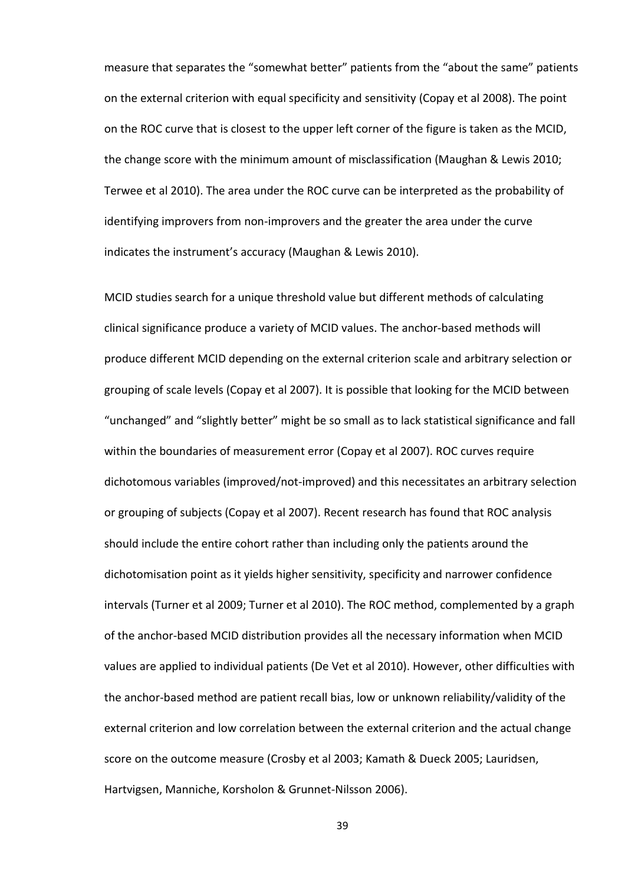measure that separates the "somewhat better" patients from the "about the same" patients on the external criterion with equal specificity and sensitivity (Copay et al 2008). The point on the ROC curve that is closest to the upper left corner of the figure is taken as the MCID, the change score with the minimum amount of misclassification (Maughan & Lewis 2010; Terwee et al 2010). The area under the ROC curve can be interpreted as the probability of identifying improvers from non-improvers and the greater the area under the curve indicates the instrument's accuracy (Maughan & Lewis 2010).

MCID studies search for a unique threshold value but different methods of calculating clinical significance produce a variety of MCID values. The anchor-based methods will produce different MCID depending on the external criterion scale and arbitrary selection or grouping of scale levels (Copay et al 2007). It is possible that looking for the MCID between "unchanged" and "slightly better" might be so small as to lack statistical significance and fall within the boundaries of measurement error (Copay et al 2007). ROC curves require dichotomous variables (improved/not-improved) and this necessitates an arbitrary selection or grouping of subjects (Copay et al 2007). Recent research has found that ROC analysis should include the entire cohort rather than including only the patients around the dichotomisation point as it yields higher sensitivity, specificity and narrower confidence intervals (Turner et al 2009; Turner et al 2010). The ROC method, complemented by a graph of the anchor-based MCID distribution provides all the necessary information when MCID values are applied to individual patients (De Vet et al 2010). However, other difficulties with the anchor-based method are patient recall bias, low or unknown reliability/validity of the external criterion and low correlation between the external criterion and the actual change score on the outcome measure (Crosby et al 2003; Kamath & Dueck 2005; Lauridsen, Hartvigsen, Manniche, Korsholon & Grunnet-Nilsson 2006).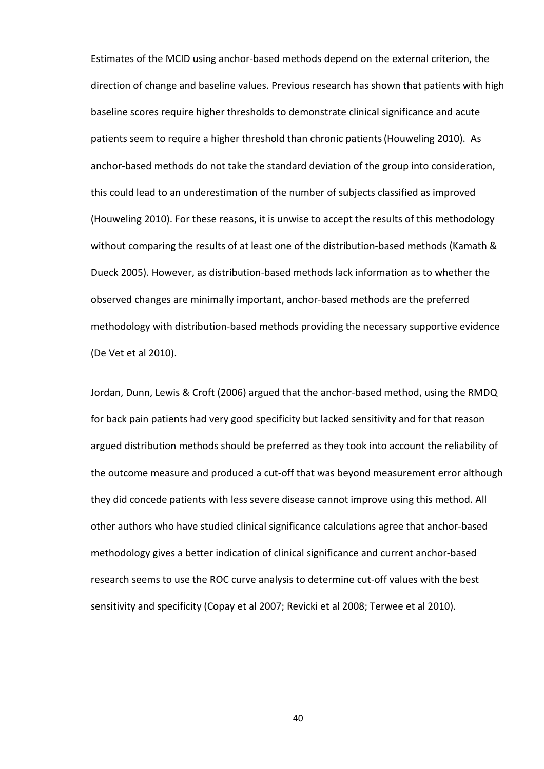Estimates of the MCID using anchor-based methods depend on the external criterion, the direction of change and baseline values. Previous research has shown that patients with high baseline scores require higher thresholds to demonstrate clinical significance and acute patients seem to require a higher threshold than chronic patients (Houweling 2010). As anchor-based methods do not take the standard deviation of the group into consideration, this could lead to an underestimation of the number of subjects classified as improved (Houweling 2010). For these reasons, it is unwise to accept the results of this methodology without comparing the results of at least one of the distribution-based methods (Kamath & Dueck 2005). However, as distribution-based methods lack information as to whether the observed changes are minimally important, anchor-based methods are the preferred methodology with distribution-based methods providing the necessary supportive evidence (De Vet et al 2010).

Jordan, Dunn, Lewis & Croft (2006) argued that the anchor-based method, using the RMDQ for back pain patients had very good specificity but lacked sensitivity and for that reason argued distribution methods should be preferred as they took into account the reliability of the outcome measure and produced a cut-off that was beyond measurement error although they did concede patients with less severe disease cannot improve using this method. All other authors who have studied clinical significance calculations agree that anchor-based methodology gives a better indication of clinical significance and current anchor-based research seems to use the ROC curve analysis to determine cut-off values with the best sensitivity and specificity (Copay et al 2007; Revicki et al 2008; Terwee et al 2010).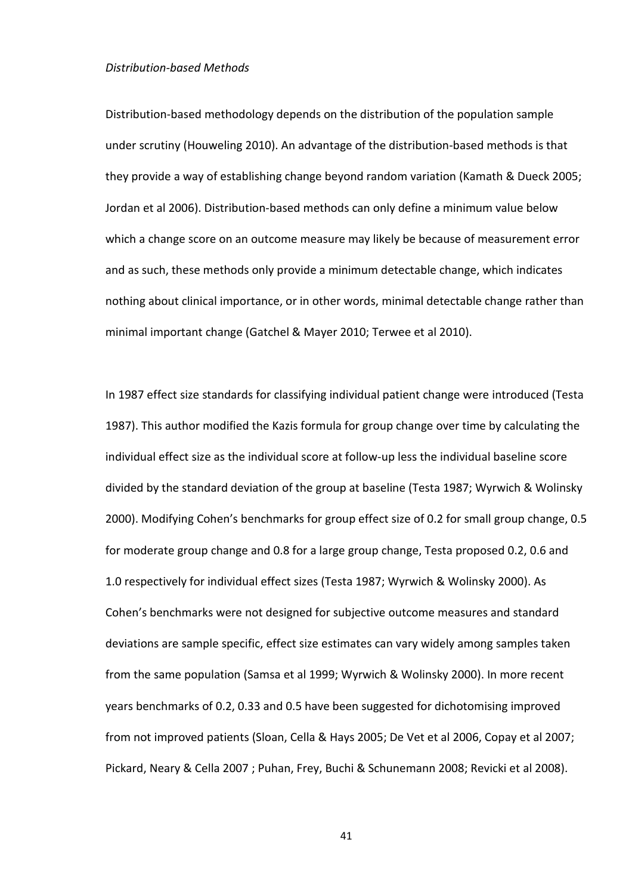*Distribution-based Methods*

Distribution-based methodology depends on the distribution of the population sample under scrutiny (Houweling 2010). An advantage of the distribution-based methods is that they provide a way of establishing change beyond random variation (Kamath & Dueck 2005; Jordan et al 2006). Distribution-based methods can only define a minimum value below which a change score on an outcome measure may likely be because of measurement error and as such, these methods only provide a minimum detectable change, which indicates nothing about clinical importance, or in other words, minimal detectable change rather than minimal important change (Gatchel & Mayer 2010; Terwee et al 2010).

In 1987 effect size standards for classifying individual patient change were introduced (Testa 1987). This author modified the Kazis formula for group change over time by calculating the individual effect size as the individual score at follow-up less the individual baseline score divided by the standard deviation of the group at baseline (Testa 1987; Wyrwich & Wolinsky 2000). Modifying Cohen's benchmarks for group effect size of 0.2 for small group change, 0.5 for moderate group change and 0.8 for a large group change, Testa proposed 0.2, 0.6 and 1.0 respectively for individual effect sizes (Testa 1987; Wyrwich & Wolinsky 2000). As Cohen's benchmarks were not designed for subjective outcome measures and standard deviations are sample specific, effect size estimates can vary widely among samples taken from the same population (Samsa et al 1999; Wyrwich & Wolinsky 2000). In more recent years benchmarks of 0.2, 0.33 and 0.5 have been suggested for dichotomising improved from not improved patients (Sloan, Cella & Hays 2005; De Vet et al 2006, Copay et al 2007; Pickard, Neary & Cella 2007 ; Puhan, Frey, Buchi & Schunemann 2008; Revicki et al 2008).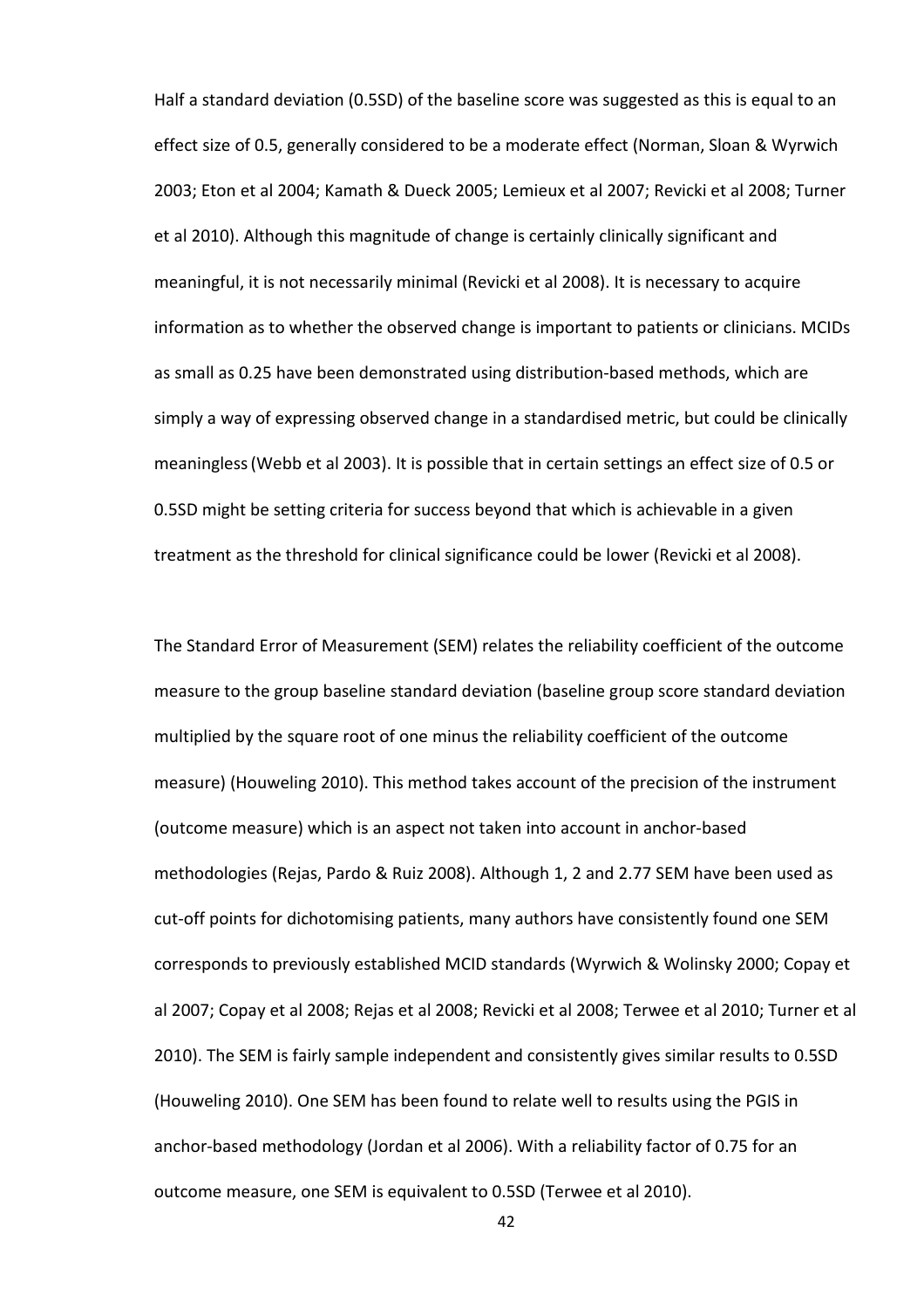Half a standard deviation (0.5SD) of the baseline score was suggested as this is equal to an effect size of 0.5, generally considered to be a moderate effect (Norman, Sloan & Wyrwich 2003; Eton et al 2004; Kamath & Dueck 2005; Lemieux et al 2007; Revicki et al 2008; Turner et al 2010). Although this magnitude of change is certainly clinically significant and meaningful, it is not necessarily minimal (Revicki et al 2008). It is necessary to acquire information as to whether the observed change is important to patients or clinicians. MCIDs as small as 0.25 have been demonstrated using distribution-based methods, which are simply a way of expressing observed change in a standardised metric, but could be clinically meaningless (Webb et al 2003). It is possible that in certain settings an effect size of 0.5 or 0.5SD might be setting criteria for success beyond that which is achievable in a given treatment as the threshold for clinical significance could be lower (Revicki et al 2008).

The Standard Error of Measurement (SEM) relates the reliability coefficient of the outcome measure to the group baseline standard deviation (baseline group score standard deviation multiplied by the square root of one minus the reliability coefficient of the outcome measure) (Houweling 2010). This method takes account of the precision of the instrument (outcome measure) which is an aspect not taken into account in anchor-based methodologies (Rejas, Pardo & Ruiz 2008). Although 1, 2 and 2.77 SEM have been used as cut-off points for dichotomising patients, many authors have consistently found one SEM corresponds to previously established MCID standards (Wyrwich & Wolinsky 2000; Copay et al 2007; Copay et al 2008; Rejas et al 2008; Revicki et al 2008; Terwee et al 2010; Turner et al 2010). The SEM is fairly sample independent and consistently gives similar results to 0.5SD (Houweling 2010). One SEM has been found to relate well to results using the PGIS in anchor-based methodology (Jordan et al 2006). With a reliability factor of 0.75 for an outcome measure, one SEM is equivalent to 0.5SD (Terwee et al 2010).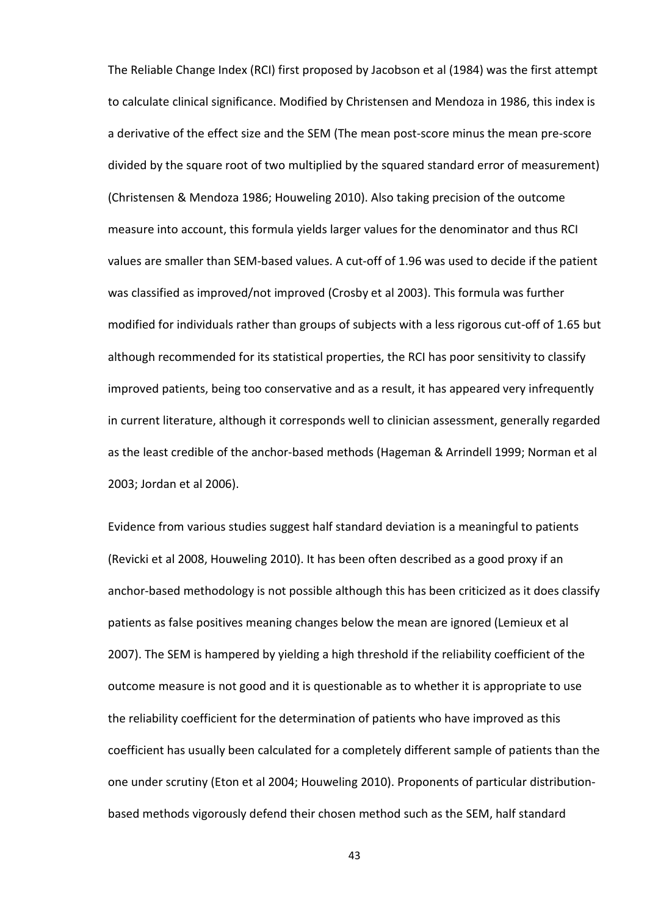The Reliable Change Index (RCI) first proposed by Jacobson et al (1984) was the first attempt to calculate clinical significance. Modified by Christensen and Mendoza in 1986, this index is a derivative of the effect size and the SEM (The mean post-score minus the mean pre-score divided by the square root of two multiplied by the squared standard error of measurement) (Christensen & Mendoza 1986; Houweling 2010). Also taking precision of the outcome measure into account, this formula yields larger values for the denominator and thus RCI values are smaller than SEM-based values. A cut-off of 1.96 was used to decide if the patient was classified as improved/not improved (Crosby et al 2003). This formula was further modified for individuals rather than groups of subjects with a less rigorous cut-off of 1.65 but although recommended for its statistical properties, the RCI has poor sensitivity to classify improved patients, being too conservative and as a result, it has appeared very infrequently in current literature, although it corresponds well to clinician assessment, generally regarded as the least credible of the anchor-based methods (Hageman & Arrindell 1999; Norman et al 2003; Jordan et al 2006).

Evidence from various studies suggest half standard deviation is a meaningful to patients (Revicki et al 2008, Houweling 2010). It has been often described as a good proxy if an anchor-based methodology is not possible although this has been criticized as it does classify patients as false positives meaning changes below the mean are ignored (Lemieux et al 2007). The SEM is hampered by yielding a high threshold if the reliability coefficient of the outcome measure is not good and it is questionable as to whether it is appropriate to use the reliability coefficient for the determination of patients who have improved as this coefficient has usually been calculated for a completely different sample of patients than the one under scrutiny (Eton et al 2004; Houweling 2010). Proponents of particular distribution-based methods vigorously defend their chosen method such as the SEM, half standard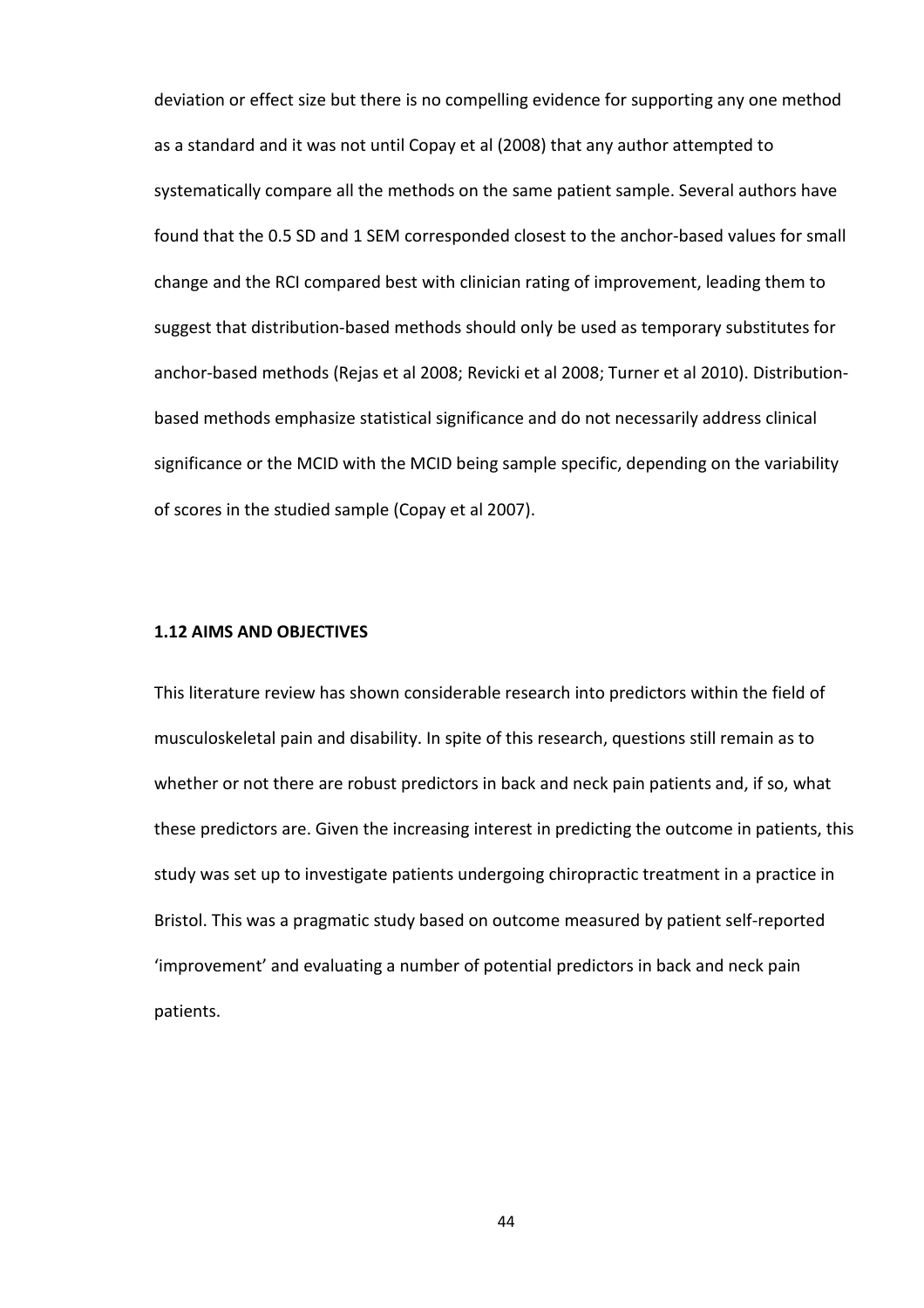deviation or effect size but there is no compelling evidence for supporting any one method as a standard and it was not until Copay et al (2008) that any author attempted to systematically compare all the methods on the same patient sample. Several authors have found that the 0.5 SD and 1 SEM corresponded closest to the anchor-based values for small change and the RCI compared best with clinician rating of improvement, leading them to suggest that distribution-based methods should only be used as temporary substitutes for anchor-based methods (Rejas et al 2008; Revicki et al 2008; Turner et al 2010). Distribution-based methods emphasize statistical significance and do not necessarily address clinical significance or the MCID with the MCID being sample specific, depending on the variability of scores in the studied sample (Copay et al 2007).

## 1.12 AIMS AND OBJECTIVES

This literature review has shown considerable research into predictors within the field of musculoskeletal pain and disability. In spite of this research, questions still remain as to whether or not there are robust predictors in back and neck pain patients and, if so, what these predictors are. Given the increasing interest in predicting the outcome in patients, this study was set up to investigate patients undergoing chiropractic treatment in a practice in Bristol. This was a pragmatic study based on outcome measured by patient self-reported 'improvement' and evaluating a number of potential predictors in back and neck pain patients.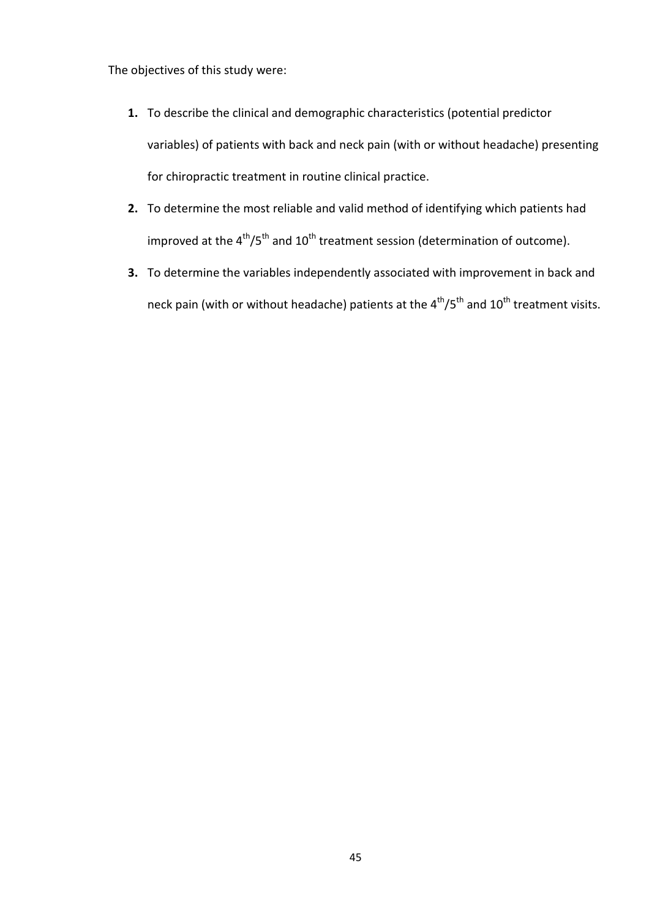The objectives of this study were:

1. To describe the clinical and demographic characteristics (potential predictor variables) of patients with back and neck pain (with or without headache) presenting for chiropractic treatment in routine clinical practice.
2. To determine the most reliable and valid method of identifying which patients had improved at the $4^{th}/5^{th}$ and $10^{th}$ treatment session (determination of outcome).
3. To determine the variables independently associated with improvement in back and neck pain (with or without headache) patients at the $4^{th}/5^{th}$ and $10^{th}$ treatment visits.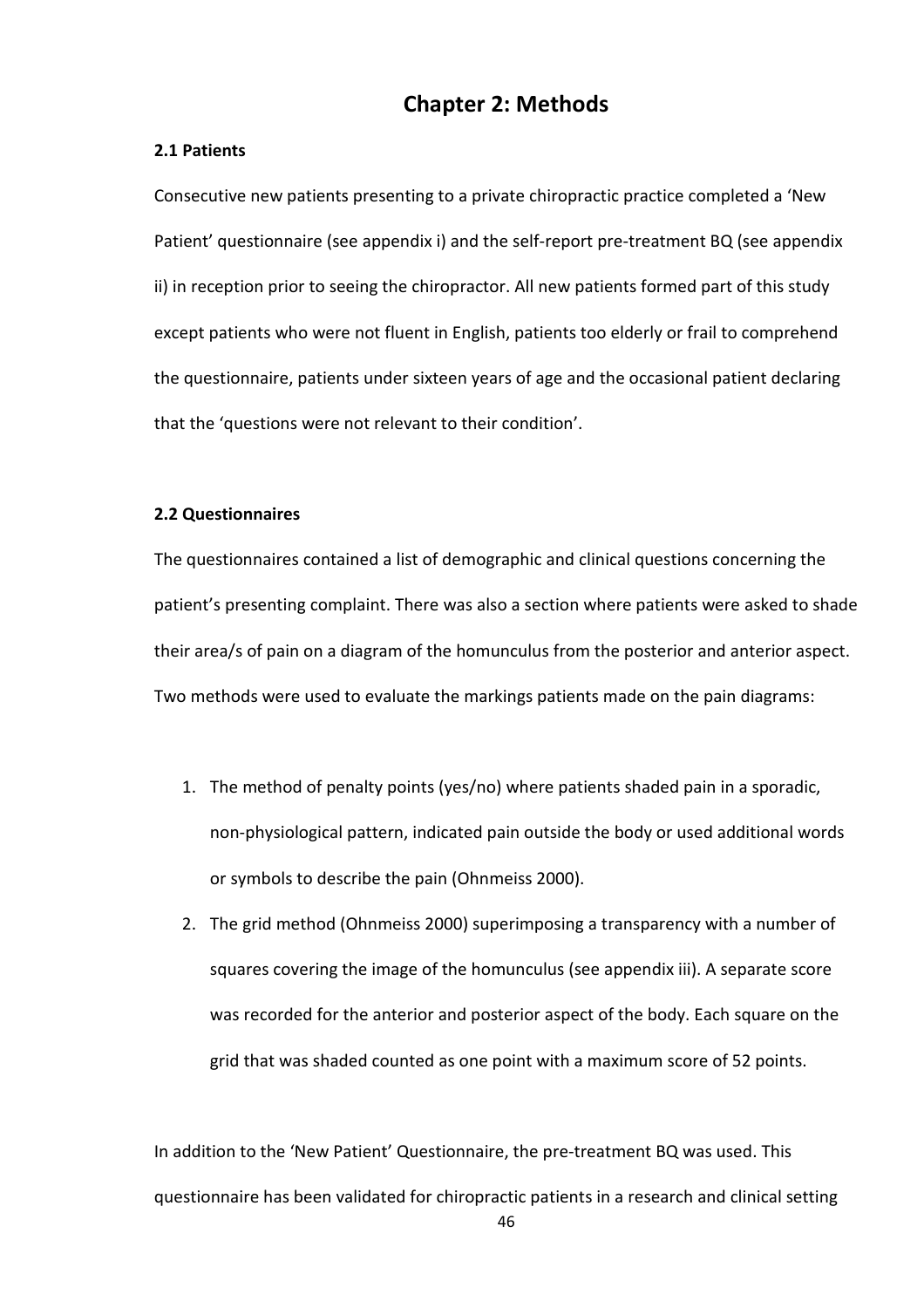# Chapter 2: Methods

### 2.1 Patients

Consecutive new patients presenting to a private chiropractic practice completed a 'New Patient' questionnaire (see appendix i) and the self-report pre-treatment BQ (see appendix ii) in reception prior to seeing the chiropractor. All new patients formed part of this study except patients who were not fluent in English, patients too elderly or frail to comprehend the questionnaire, patients under sixteen years of age and the occasional patient declaring that the 'questions were not relevant to their condition'.

### 2.2 Questionnaires

The questionnaires contained a list of demographic and clinical questions concerning the patient's presenting complaint. There was also a section where patients were asked to shade their area/s of pain on a diagram of the homunculus from the posterior and anterior aspect. Two methods were used to evaluate the markings patients made on the pain diagrams:

1. The method of penalty points (yes/no) where patients shaded pain in a sporadic, non-physiological pattern, indicated pain outside the body or used additional words or symbols to describe the pain (Ohnmeiss 2000).
2. The grid method (Ohnmeiss 2000) superimposing a transparency with a number of squares covering the image of the homunculus (see appendix iii). A separate score was recorded for the anterior and posterior aspect of the body. Each square on the grid that was shaded counted as one point with a maximum score of 52 points.

In addition to the 'New Patient' Questionnaire, the pre-treatment BQ was used. This questionnaire has been validated for chiropractic patients in a research and clinical setting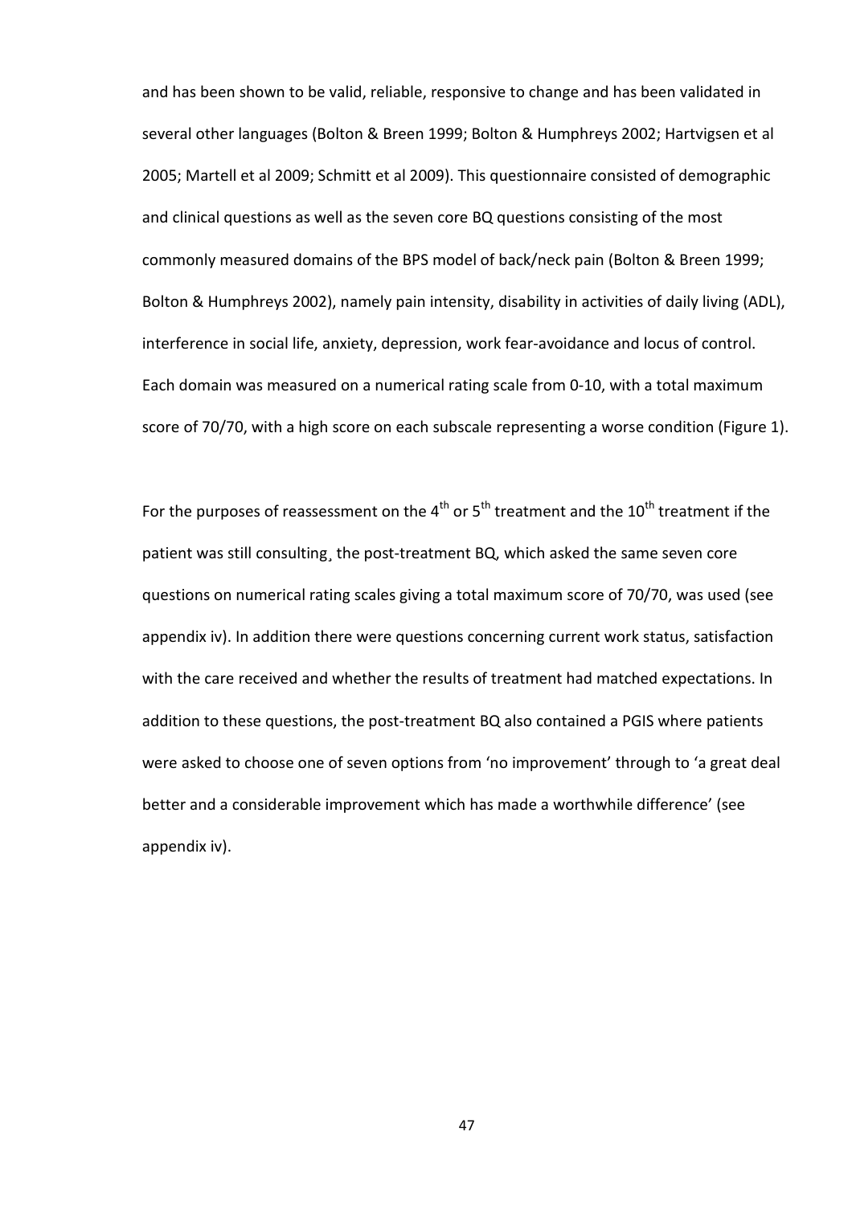and has been shown to be valid, reliable, responsive to change and has been validated in several other languages (Bolton & Breen 1999; Bolton & Humphreys 2002; Hartvigsen et al 2005; Martell et al 2009; Schmitt et al 2009). This questionnaire consisted of demographic and clinical questions as well as the seven core BQ questions consisting of the most commonly measured domains of the BPS model of back/neck pain (Bolton & Breen 1999; Bolton & Humphreys 2002), namely pain intensity, disability in activities of daily living (ADL), interference in social life, anxiety, depression, work fear-avoidance and locus of control. Each domain was measured on a numerical rating scale from 0-10, with a total maximum score of 70/70, with a high score on each subscale representing a worse condition (Figure 1).

For the purposes of reassessment on the 4th or 5th treatment and the 10th treatment if the patient was still consulting¸ the post-treatment BQ, which asked the same seven core questions on numerical rating scales giving a total maximum score of 70/70, was used (see appendix iv). In addition there were questions concerning current work status, satisfaction with the care received and whether the results of treatment had matched expectations. In addition to these questions, the post-treatment BQ also contained a PGIS where patients were asked to choose one of seven options from 'no improvement' through to 'a great deal better and a considerable improvement which has made a worthwhile difference' (see appendix iv).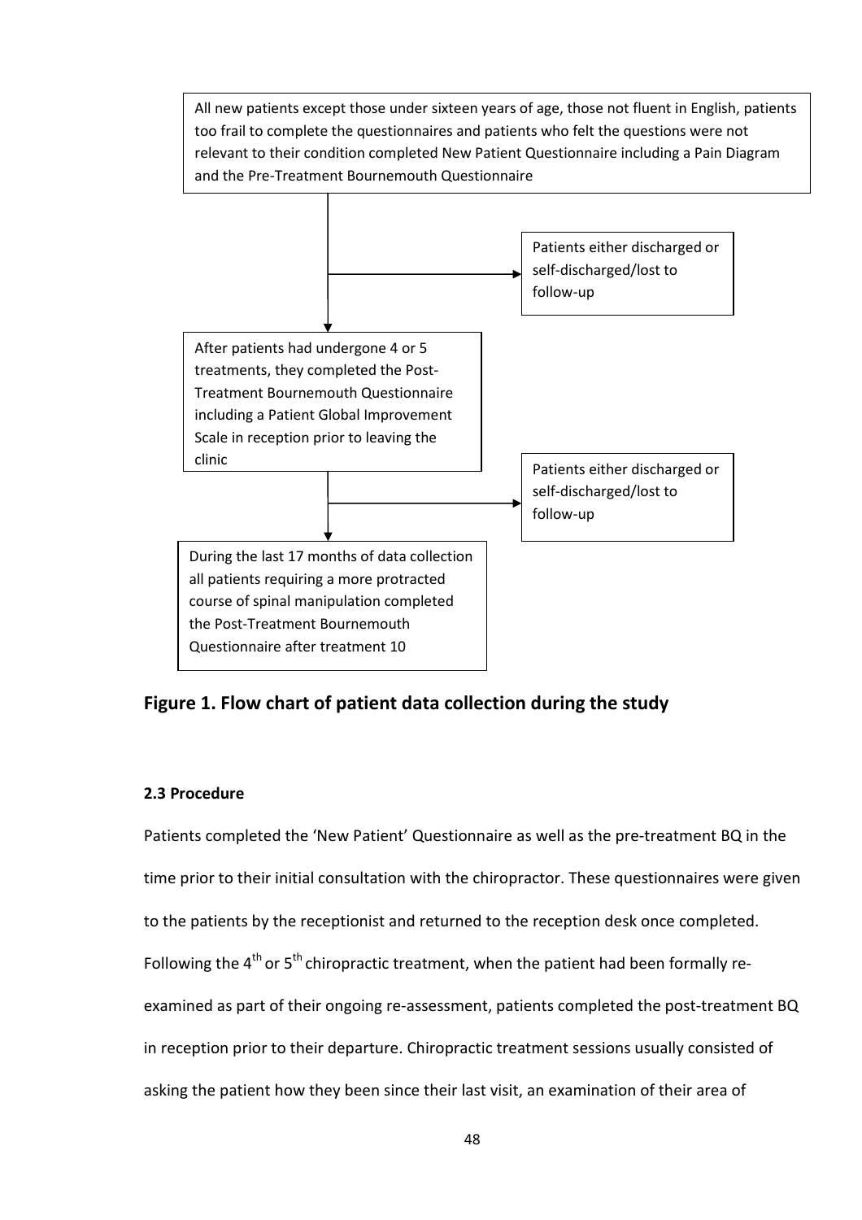All new patients except those under sixteen years of age, those not fluent in English, patients too frail to complete the questionnaires and patients who felt the questions were not relevant to their condition completed New Patient Questionnaire including a Pain Diagram and the Pre-Treatment Bournemouth Questionnaire

Patients either discharged or self-discharged/lost to follow-up

After patients had undergone 4 or 5 treatments, they completed the Post-Treatment Bournemouth Questionnaire including a Patient Global Improvement Scale in reception prior to leaving the clinic

Patients either discharged or self-discharged/lost to follow-up

During the last 17 months of data collection all patients requiring a more protracted course of spinal manipulation completed the Post-Treatment Bournemouth Questionnaire after treatment 10

**Figure 1. Flow chart of patient data collection during the study**

#### 2.3 Procedure

Patients completed the 'New Patient' Questionnaire as well as the pre-treatment BQ in the time prior to their initial consultation with the chiropractor. These questionnaires were given to the patients by the receptionist and returned to the reception desk once completed. Following the 4th or 5th chiropractic treatment, when the patient had been formally re-examined as part of their ongoing re-assessment, patients completed the post-treatment BQ in reception prior to their departure. Chiropractic treatment sessions usually consisted of asking the patient how they been since their last visit, an examination of their area of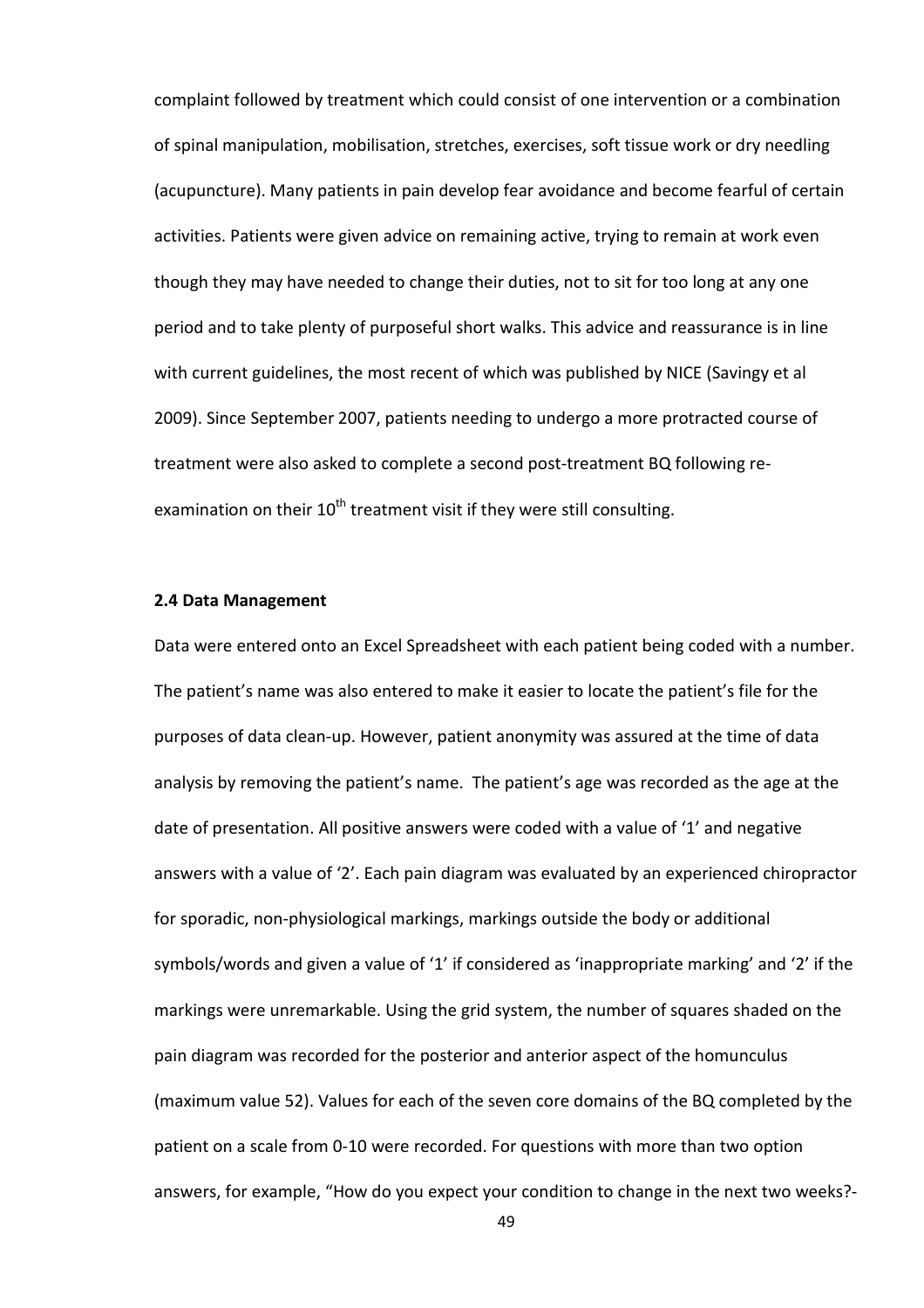complaint followed by treatment which could consist of one intervention or a combination of spinal manipulation, mobilisation, stretches, exercises, soft tissue work or dry needling (acupuncture). Many patients in pain develop fear avoidance and become fearful of certain activities. Patients were given advice on remaining active, trying to remain at work even though they may have needed to change their duties, not to sit for too long at any one period and to take plenty of purposeful short walks. This advice and reassurance is in line with current guidelines, the most recent of which was published by NICE (Savingy et al 2009). Since September 2007, patients needing to undergo a more protracted course of treatment were also asked to complete a second post-treatment BQ following re-examination on their 10th treatment visit if they were still consulting.

### 2.4 Data Management

Data were entered onto an Excel Spreadsheet with each patient being coded with a number. The patient's name was also entered to make it easier to locate the patient's file for the purposes of data clean-up. However, patient anonymity was assured at the time of data analysis by removing the patient's name. The patient's age was recorded as the age at the date of presentation. All positive answers were coded with a value of '1' and negative answers with a value of '2'. Each pain diagram was evaluated by an experienced chiropractor for sporadic, non-physiological markings, markings outside the body or additional symbols/words and given a value of '1' if considered as 'inappropriate marking' and '2' if the markings were unremarkable. Using the grid system, the number of squares shaded on the pain diagram was recorded for the posterior and anterior aspect of the homunculus (maximum value 52). Values for each of the seven core domains of the BQ completed by the patient on a scale from 0-10 were recorded. For questions with more than two option answers, for example, "How do you expect your condition to change in the next two weeks?-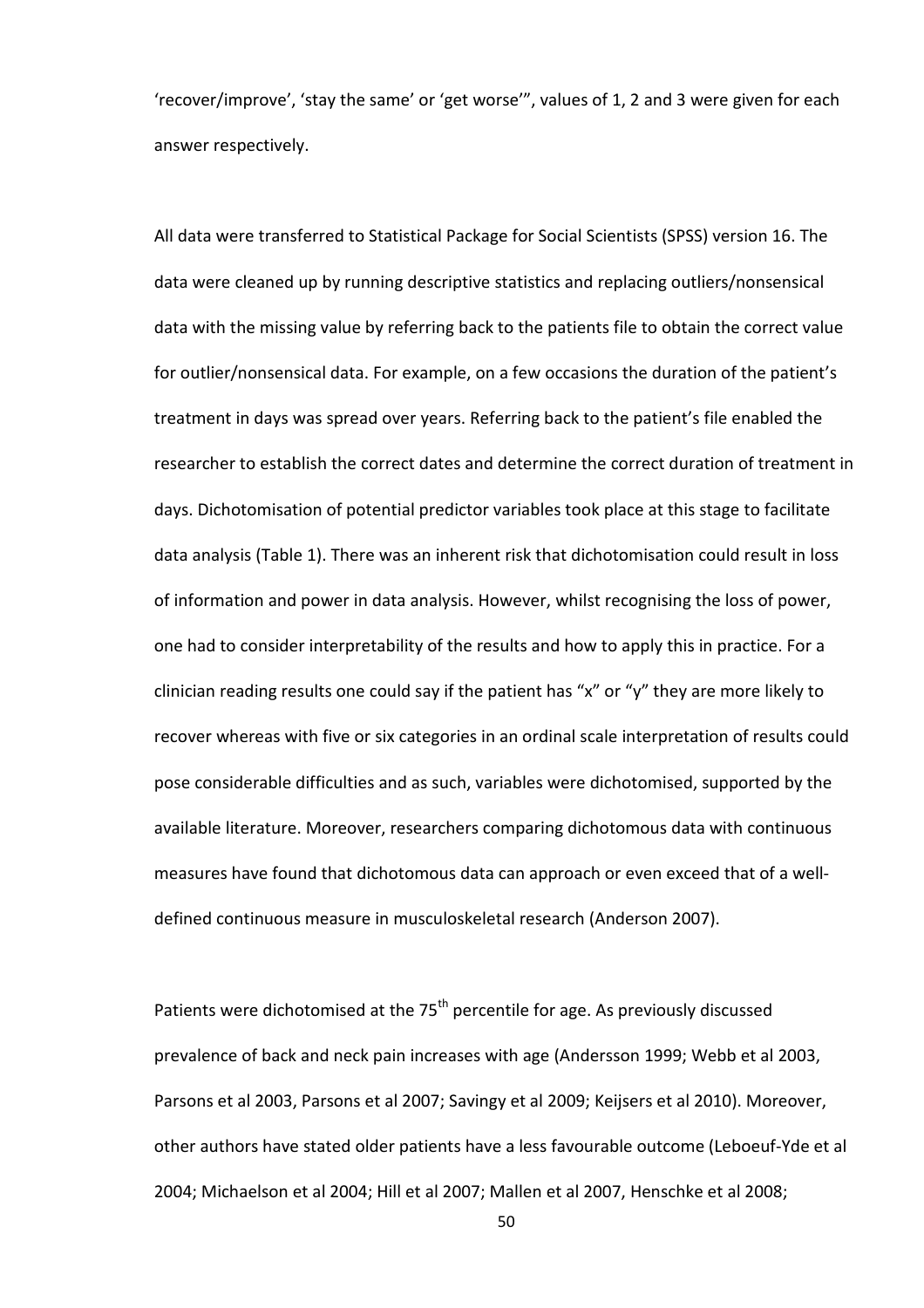'recover/improve', 'stay the same' or 'get worse'", values of 1, 2 and 3 were given for each answer respectively.

All data were transferred to Statistical Package for Social Scientists (SPSS) version 16. The data were cleaned up by running descriptive statistics and replacing outliers/nonsensical data with the missing value by referring back to the patients file to obtain the correct value for outlier/nonsensical data. For example, on a few occasions the duration of the patient's treatment in days was spread over years. Referring back to the patient's file enabled the researcher to establish the correct dates and determine the correct duration of treatment in days. Dichotomisation of potential predictor variables took place at this stage to facilitate data analysis (Table 1). There was an inherent risk that dichotomisation could result in loss of information and power in data analysis. However, whilst recognising the loss of power, one had to consider interpretability of the results and how to apply this in practice. For a clinician reading results one could say if the patient has "x" or "y" they are more likely to recover whereas with five or six categories in an ordinal scale interpretation of results could pose considerable difficulties and as such, variables were dichotomised, supported by the available literature. Moreover, researchers comparing dichotomous data with continuous measures have found that dichotomous data can approach or even exceed that of a well-defined continuous measure in musculoskeletal research (Anderson 2007).

Patients were dichotomised at the 75th percentile for age. As previously discussed prevalence of back and neck pain increases with age (Andersson 1999; Webb et al 2003, Parsons et al 2003, Parsons et al 2007; Savingy et al 2009; Keijsers et al 2010). Moreover, other authors have stated older patients have a less favourable outcome (Leboeuf-Yde et al 2004; Michaelson et al 2004; Hill et al 2007; Mallen et al 2007, Henschke et al 2008;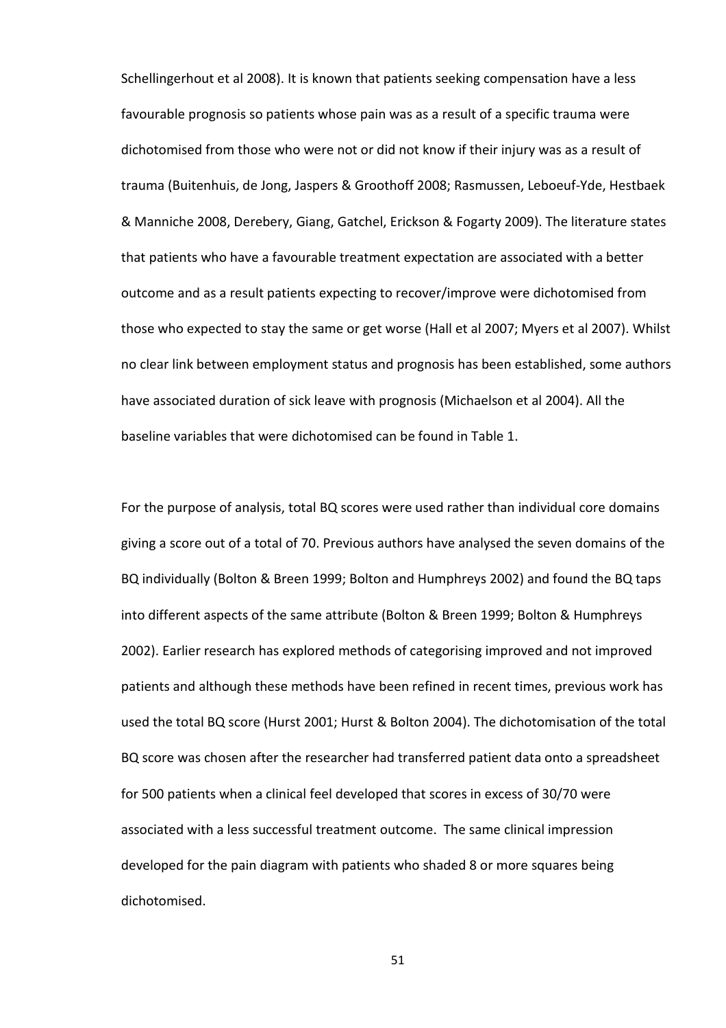Schellingerhout et al 2008). It is known that patients seeking compensation have a less favourable prognosis so patients whose pain was as a result of a specific trauma were dichotomised from those who were not or did not know if their injury was as a result of trauma (Buitenhuis, de Jong, Jaspers & Groothoff 2008; Rasmussen, Leboeuf-Yde, Hestbaek & Manniche 2008, Derebery, Giang, Gatchel, Erickson & Fogarty 2009). The literature states that patients who have a favourable treatment expectation are associated with a better outcome and as a result patients expecting to recover/improve were dichotomised from those who expected to stay the same or get worse (Hall et al 2007; Myers et al 2007). Whilst no clear link between employment status and prognosis has been established, some authors have associated duration of sick leave with prognosis (Michaelson et al 2004). All the baseline variables that were dichotomised can be found in Table 1.

For the purpose of analysis, total BQ scores were used rather than individual core domains giving a score out of a total of 70. Previous authors have analysed the seven domains of the BQ individually (Bolton & Breen 1999; Bolton and Humphreys 2002) and found the BQ taps into different aspects of the same attribute (Bolton & Breen 1999; Bolton & Humphreys 2002). Earlier research has explored methods of categorising improved and not improved patients and although these methods have been refined in recent times, previous work has used the total BQ score (Hurst 2001; Hurst & Bolton 2004). The dichotomisation of the total BQ score was chosen after the researcher had transferred patient data onto a spreadsheet for 500 patients when a clinical feel developed that scores in excess of 30/70 were associated with a less successful treatment outcome. The same clinical impression developed for the pain diagram with patients who shaded 8 or more squares being dichotomised.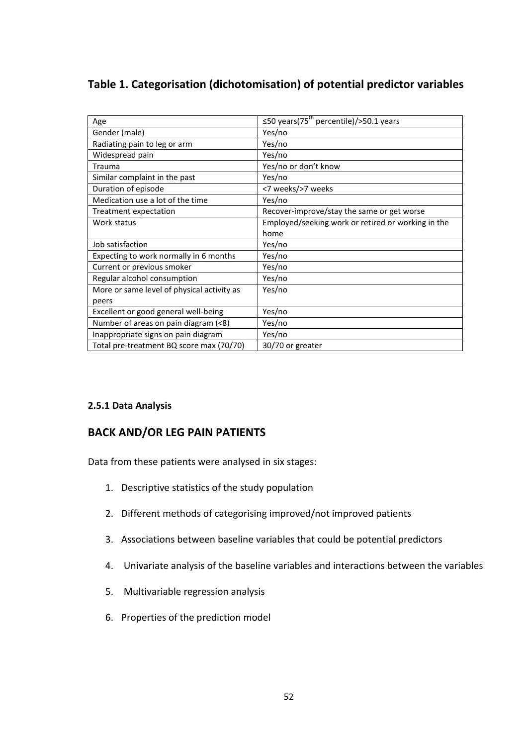## Table 1. Categorisation (dichotomisation) of potential predictor variables

| | |
|---|---|
| Age | ≤50 years($75^{th}$ percentile)/>50.1 years |
| Gender (male) | Yes/no |
| Radiating pain to leg or arm | Yes/no |
| Widespread pain | Yes/no |
| Trauma | Yes/no or don't know |
| Similar complaint in the past | Yes/no |
| Duration of episode | <7 weeks/>7 weeks |
| Medication use a lot of the time | Yes/no |
| Treatment expectation | Recover-improve/stay the same or get worse |
| Work status | Employed/seeking work or retired or working in the home |
| Job satisfaction | Yes/no |
| Expecting to work normally in 6 months | Yes/no |
| Current or previous smoker | Yes/no |
| Regular alcohol consumption | Yes/no |
| More or same level of physical activity as peers | Yes/no |
| Excellent or good general well-being | Yes/no |
| Number of areas on pain diagram (<8) | Yes/no |
| Inappropriate signs on pain diagram | Yes/no |
| Total pre-treatment BQ score max (70/70) | 30/70 or greater |

#### 2.5.1 Data Analysis

### BACK AND/OR LEG PAIN PATIENTS

Data from these patients were analysed in six stages:

1. Descriptive statistics of the study population
2. Different methods of categorising improved/not improved patients
3. Associations between baseline variables that could be potential predictors
4. Univariate analysis of the baseline variables and interactions between the variables
5. Multivariable regression analysis
6. Properties of the prediction model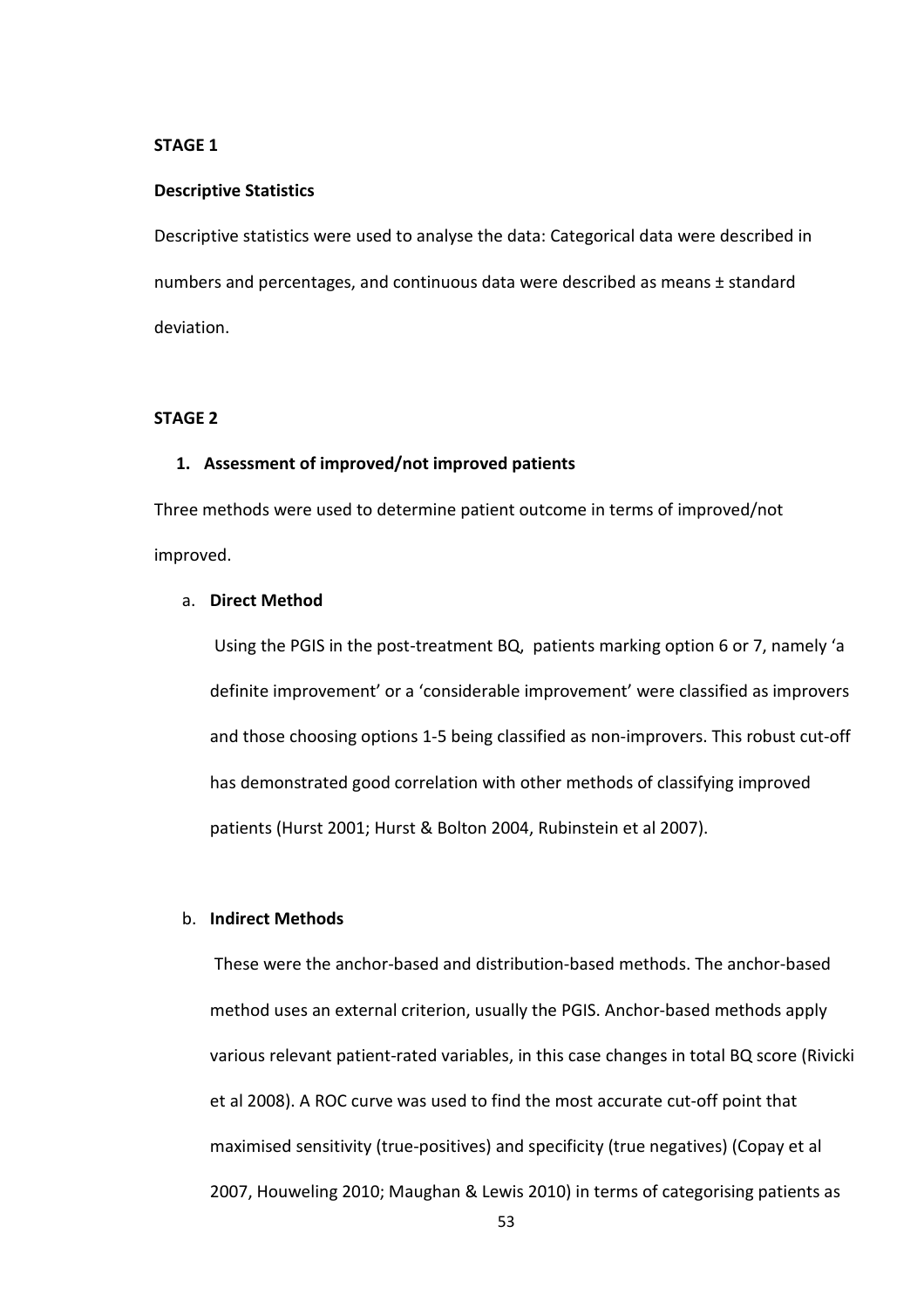**STAGE 1**

**Descriptive Statistics**

Descriptive statistics were used to analyse the data: Categorical data were described in numbers and percentages, and continuous data were described as means ± standard deviation.

**STAGE 2**

1. **Assessment of improved/not improved patients**

Three methods were used to determine patient outcome in terms of improved/not improved.

a. **Direct Method**

   Using the PGIS in the post-treatment BQ, patients marking option 6 or 7, namely 'a definite improvement' or a 'considerable improvement' were classified as improvers and those choosing options 1-5 being classified as non-improvers. This robust cut-off has demonstrated good correlation with other methods of classifying improved patients (Hurst 2001; Hurst & Bolton 2004, Rubinstein et al 2007).

b. **Indirect Methods**

   These were the anchor-based and distribution-based methods. The anchor-based method uses an external criterion, usually the PGIS. Anchor-based methods apply various relevant patient-rated variables, in this case changes in total BQ score (Rivicki et al 2008). A ROC curve was used to find the most accurate cut-off point that maximised sensitivity (true-positives) and specificity (true negatives) (Copay et al 2007, Houweling 2010; Maughan & Lewis 2010) in terms of categorising patients as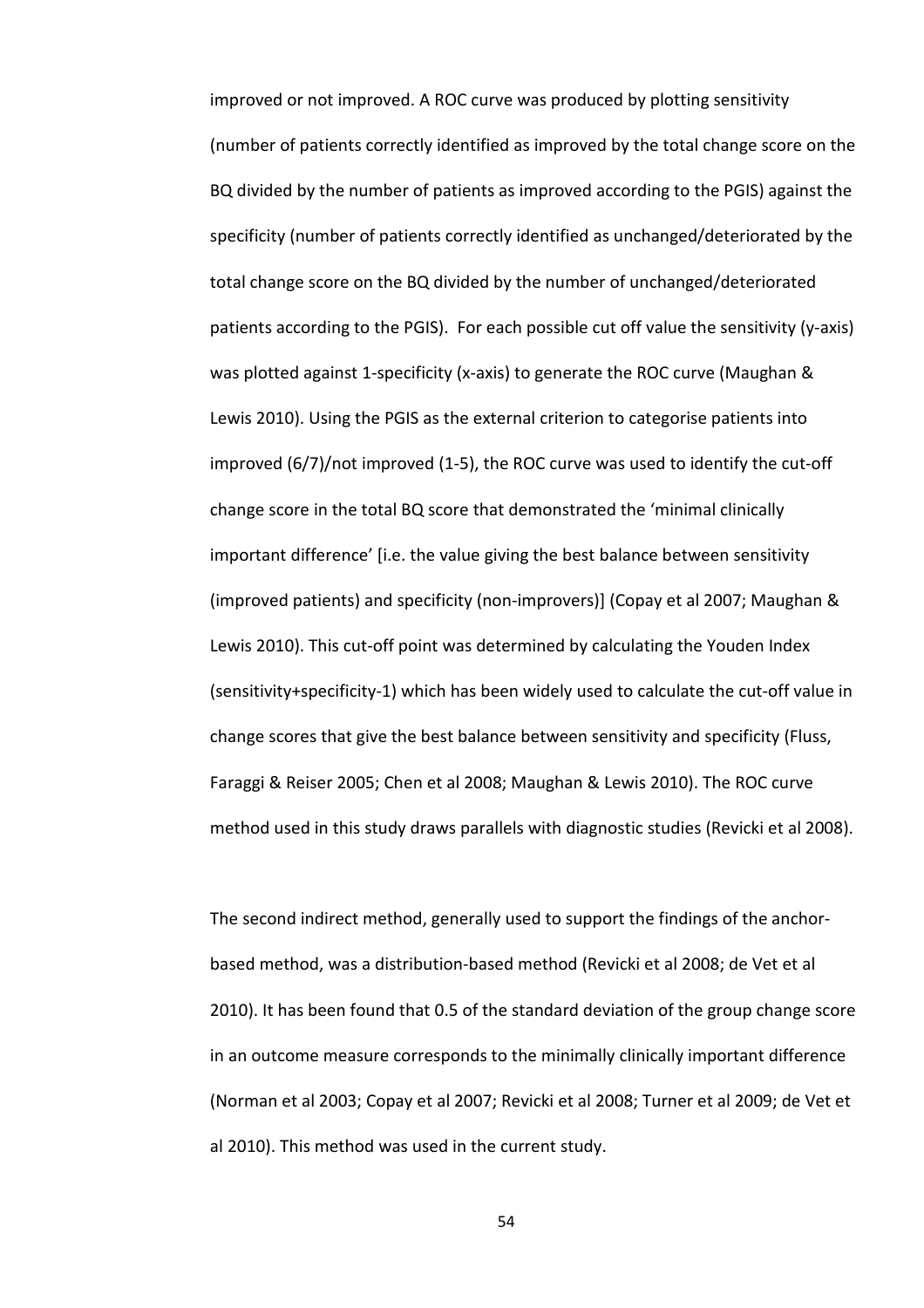improved or not improved. A ROC curve was produced by plotting sensitivity (number of patients correctly identified as improved by the total change score on the BQ divided by the number of patients as improved according to the PGIS) against the specificity (number of patients correctly identified as unchanged/deteriorated by the total change score on the BQ divided by the number of unchanged/deteriorated patients according to the PGIS). For each possible cut off value the sensitivity (y-axis) was plotted against 1-specificity (x-axis) to generate the ROC curve (Maughan & Lewis 2010). Using the PGIS as the external criterion to categorise patients into improved (6/7)/not improved (1-5), the ROC curve was used to identify the cut-off change score in the total BQ score that demonstrated the 'minimal clinically important difference' [i.e. the value giving the best balance between sensitivity (improved patients) and specificity (non-improvers)] (Copay et al 2007; Maughan & Lewis 2010). This cut-off point was determined by calculating the Youden Index (sensitivity+specificity-1) which has been widely used to calculate the cut-off value in change scores that give the best balance between sensitivity and specificity (Fluss, Faraggi & Reiser 2005; Chen et al 2008; Maughan & Lewis 2010). The ROC curve method used in this study draws parallels with diagnostic studies (Revicki et al 2008).

The second indirect method, generally used to support the findings of the anchor-based method, was a distribution-based method (Revicki et al 2008; de Vet et al 2010). It has been found that 0.5 of the standard deviation of the group change score in an outcome measure corresponds to the minimally clinically important difference (Norman et al 2003; Copay et al 2007; Revicki et al 2008; Turner et al 2009; de Vet et al 2010). This method was used in the current study.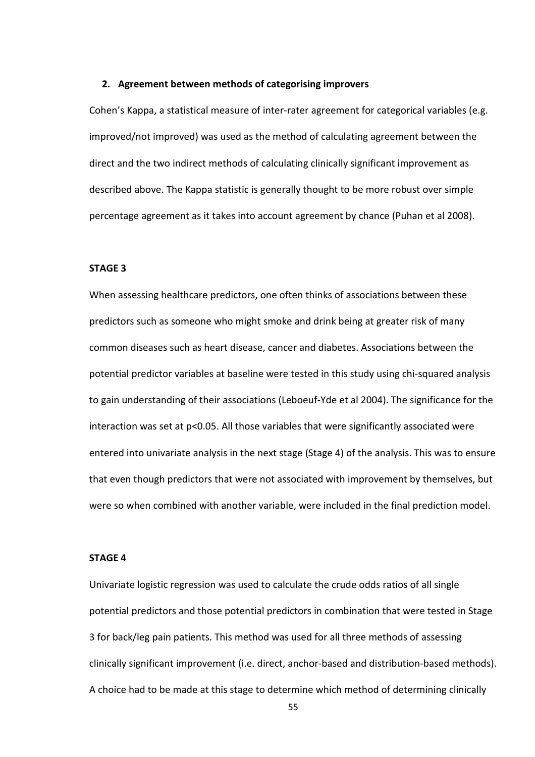**2. Agreement between methods of categorising improvers**

Cohen's Kappa, a statistical measure of inter-rater agreement for categorical variables (e.g. improved/not improved) was used as the method of calculating agreement between the direct and the two indirect methods of calculating clinically significant improvement as described above. The Kappa statistic is generally thought to be more robust over simple percentage agreement as it takes into account agreement by chance (Puhan et al 2008).

**STAGE 3**

When assessing healthcare predictors, one often thinks of associations between these predictors such as someone who might smoke and drink being at greater risk of many common diseases such as heart disease, cancer and diabetes. Associations between the potential predictor variables at baseline were tested in this study using chi-squared analysis to gain understanding of their associations (Leboeuf-Yde et al 2004). The significance for the interaction was set at $p<0.05$. All those variables that were significantly associated were entered into univariate analysis in the next stage (Stage 4) of the analysis. This was to ensure that even though predictors that were not associated with improvement by themselves, but were so when combined with another variable, were included in the final prediction model.

**STAGE 4**

Univariate logistic regression was used to calculate the crude odds ratios of all single potential predictors and those potential predictors in combination that were tested in Stage 3 for back/leg pain patients. This method was used for all three methods of assessing clinically significant improvement (i.e. direct, anchor-based and distribution-based methods). A choice had to be made at this stage to determine which method of determining clinically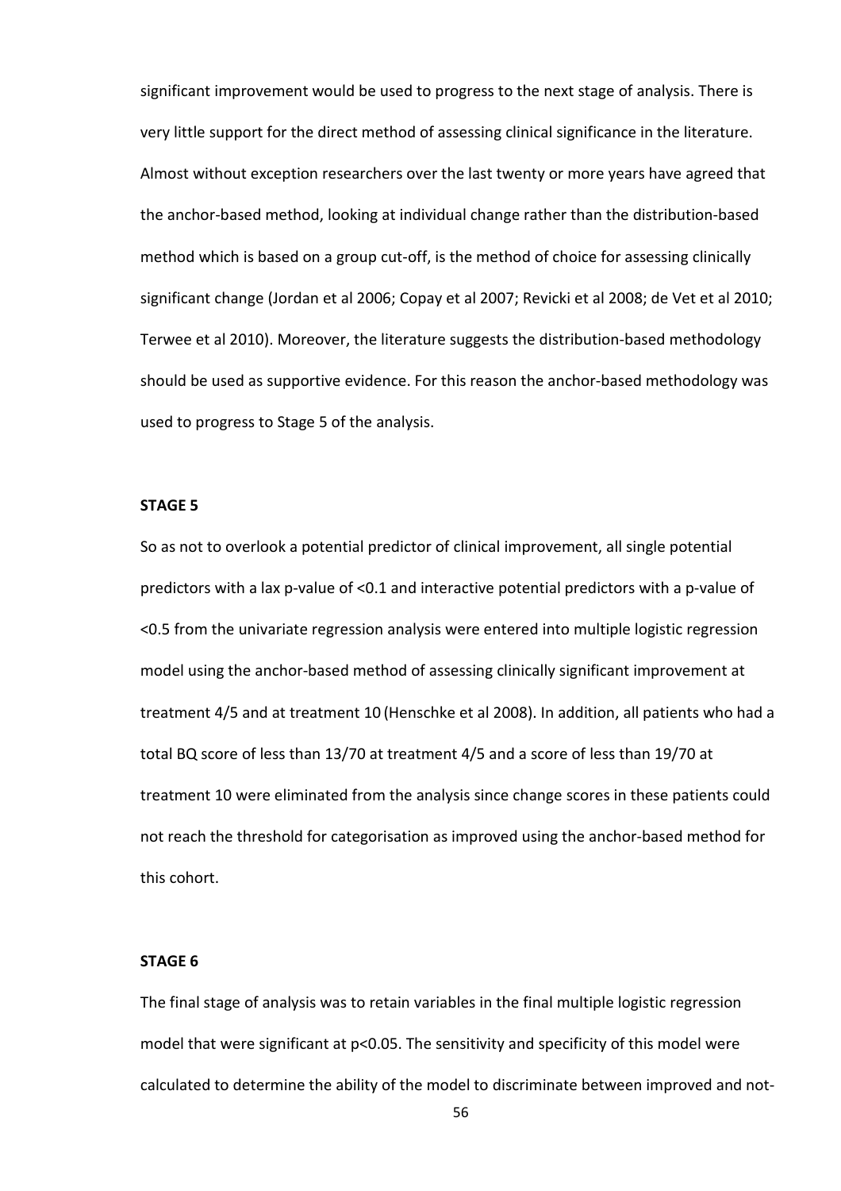significant improvement would be used to progress to the next stage of analysis. There is very little support for the direct method of assessing clinical significance in the literature. Almost without exception researchers over the last twenty or more years have agreed that the anchor-based method, looking at individual change rather than the distribution-based method which is based on a group cut-off, is the method of choice for assessing clinically significant change (Jordan et al 2006; Copay et al 2007; Revicki et al 2008; de Vet et al 2010; Terwee et al 2010). Moreover, the literature suggests the distribution-based methodology should be used as supportive evidence. For this reason the anchor-based methodology was used to progress to Stage 5 of the analysis.

**STAGE 5**

So as not to overlook a potential predictor of clinical improvement, all single potential predictors with a lax p-value of <0.1 and interactive potential predictors with a p-value of <0.5 from the univariate regression analysis were entered into multiple logistic regression model using the anchor-based method of assessing clinically significant improvement at treatment 4/5 and at treatment 10 (Henschke et al 2008). In addition, all patients who had a total BQ score of less than 13/70 at treatment 4/5 and a score of less than 19/70 at treatment 10 were eliminated from the analysis since change scores in these patients could not reach the threshold for categorisation as improved using the anchor-based method for this cohort.

**STAGE 6**

The final stage of analysis was to retain variables in the final multiple logistic regression model that were significant at p<0.05. The sensitivity and specificity of this model were calculated to determine the ability of the model to discriminate between improved and not-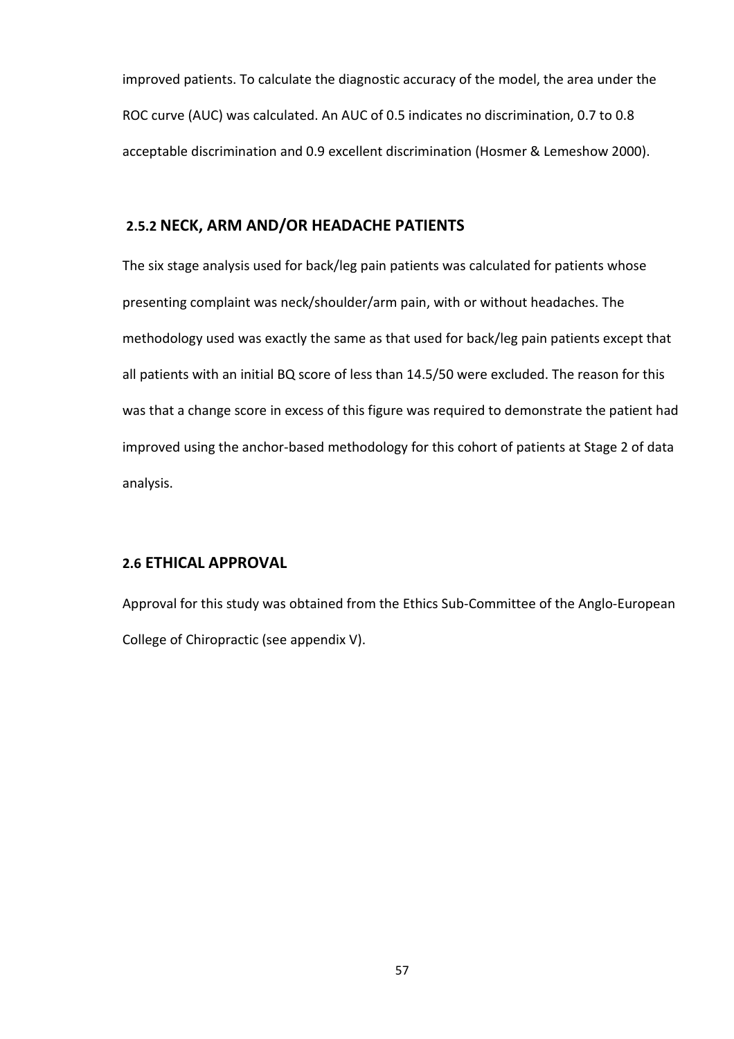improved patients. To calculate the diagnostic accuracy of the model, the area under the ROC curve (AUC) was calculated. An AUC of 0.5 indicates no discrimination, 0.7 to 0.8 acceptable discrimination and 0.9 excellent discrimination (Hosmer & Lemeshow 2000).

### 2.5.2 NECK, ARM AND/OR HEADACHE PATIENTS

The six stage analysis used for back/leg pain patients was calculated for patients whose presenting complaint was neck/shoulder/arm pain, with or without headaches. The methodology used was exactly the same as that used for back/leg pain patients except that all patients with an initial BQ score of less than 14.5/50 were excluded. The reason for this was that a change score in excess of this figure was required to demonstrate the patient had improved using the anchor-based methodology for this cohort of patients at Stage 2 of data analysis.

## 2.6 ETHICAL APPROVAL

Approval for this study was obtained from the Ethics Sub-Committee of the Anglo-European College of Chiropractic (see appendix V).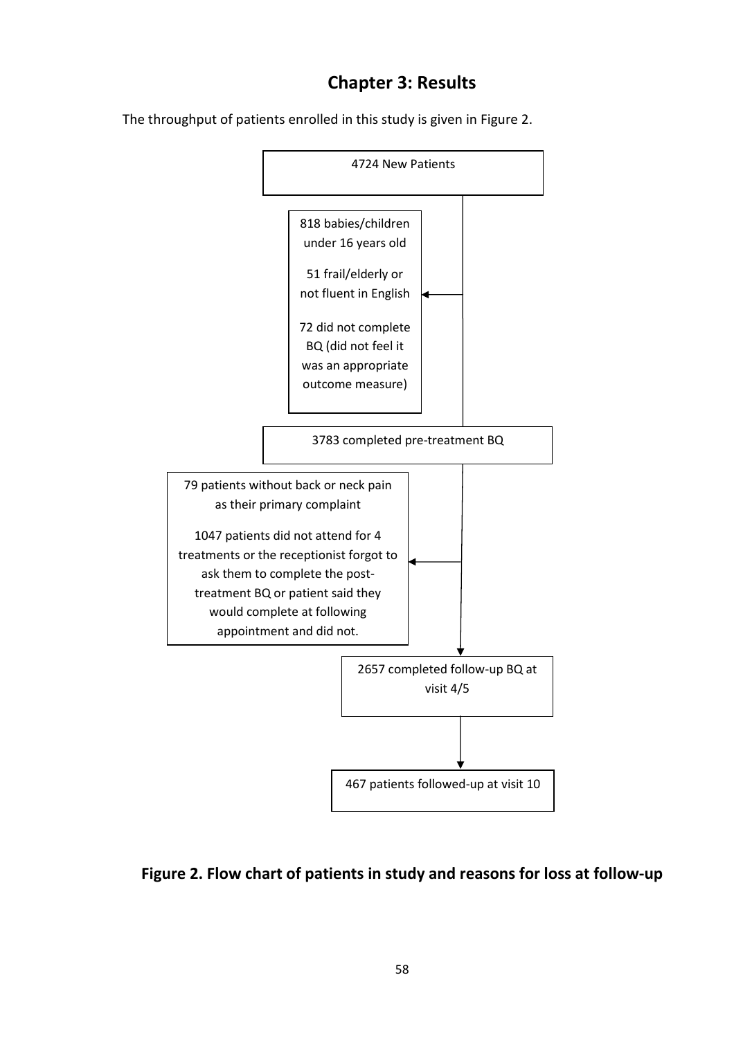# Chapter 3: Results

The throughput of patients enrolled in this study is given in Figure 2.

4724 New Patients

818 babies/children under 16 years old

51 frail/elderly or not fluent in English

72 did not complete BQ (did not feel it was an appropriate outcome measure)

3783 completed pre-treatment BQ

79 patients without back or neck pain as their primary complaint

1047 patients did not attend for 4 treatments or the receptionist forgot to ask them to complete the post-treatment BQ or patient said they would complete at following appointment and did not.

2657 completed follow-up BQ at visit 4/5

467 patients followed-up at visit 10

**Figure 2. Flow chart of patients in study and reasons for loss at follow-up**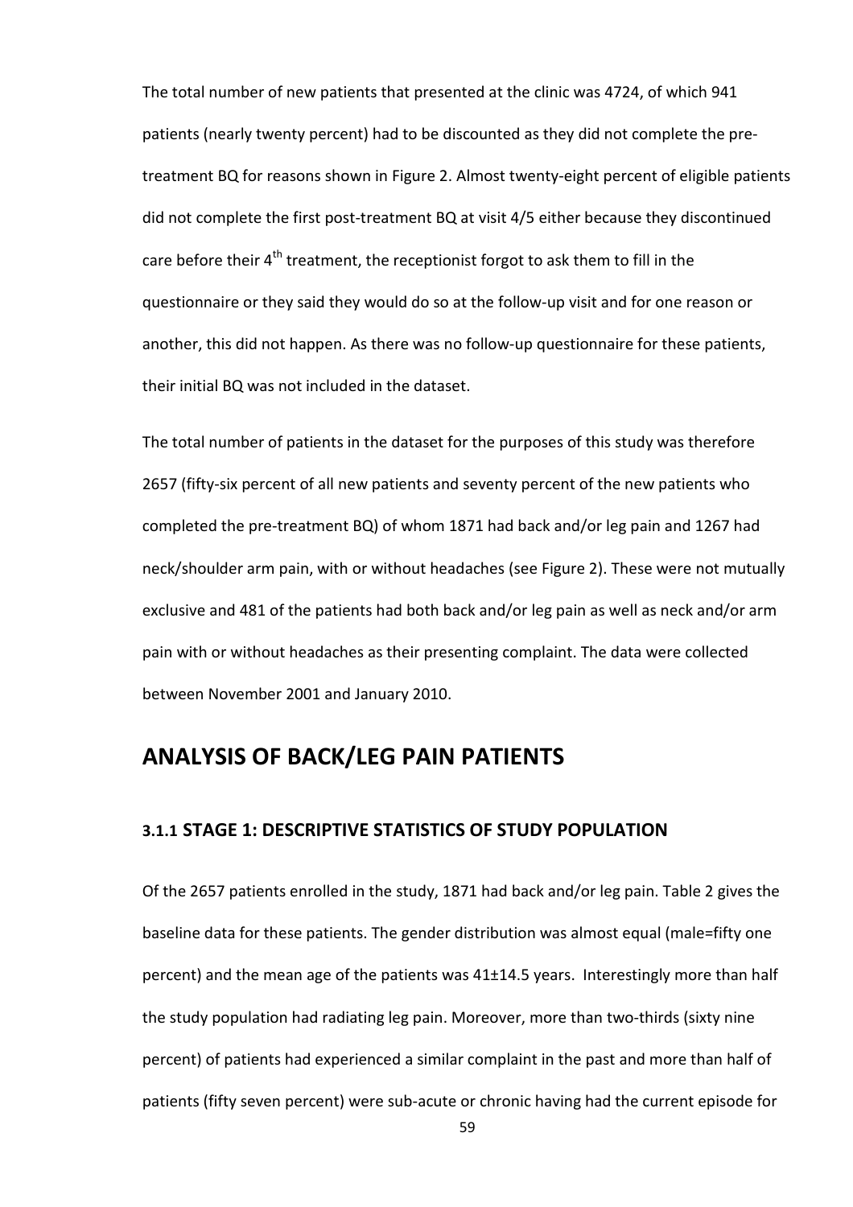The total number of new patients that presented at the clinic was 4724, of which 941 patients (nearly twenty percent) had to be discounted as they did not complete the pre-treatment BQ for reasons shown in Figure 2. Almost twenty-eight percent of eligible patients did not complete the first post-treatment BQ at visit 4/5 either because they discontinued care before their 4$^{th}$ treatment, the receptionist forgot to ask them to fill in the questionnaire or they said they would do so at the follow-up visit and for one reason or another, this did not happen. As there was no follow-up questionnaire for these patients, their initial BQ was not included in the dataset.

The total number of patients in the dataset for the purposes of this study was therefore 2657 (fifty-six percent of all new patients and seventy percent of the new patients who completed the pre-treatment BQ) of whom 1871 had back and/or leg pain and 1267 had neck/shoulder arm pain, with or without headaches (see Figure 2). These were not mutually exclusive and 481 of the patients had both back and/or leg pain as well as neck and/or arm pain with or without headaches as their presenting complaint. The data were collected between November 2001 and January 2010.

# ANALYSIS OF BACK/LEG PAIN PATIENTS

### 3.1.1 STAGE 1: DESCRIPTIVE STATISTICS OF STUDY POPULATION

Of the 2657 patients enrolled in the study, 1871 had back and/or leg pain. Table 2 gives the baseline data for these patients. The gender distribution was almost equal (male=fifty one percent) and the mean age of the patients was 41±14.5 years. Interestingly more than half the study population had radiating leg pain. Moreover, more than two-thirds (sixty nine percent) of patients had experienced a similar complaint in the past and more than half of patients (fifty seven percent) were sub-acute or chronic having had the current episode for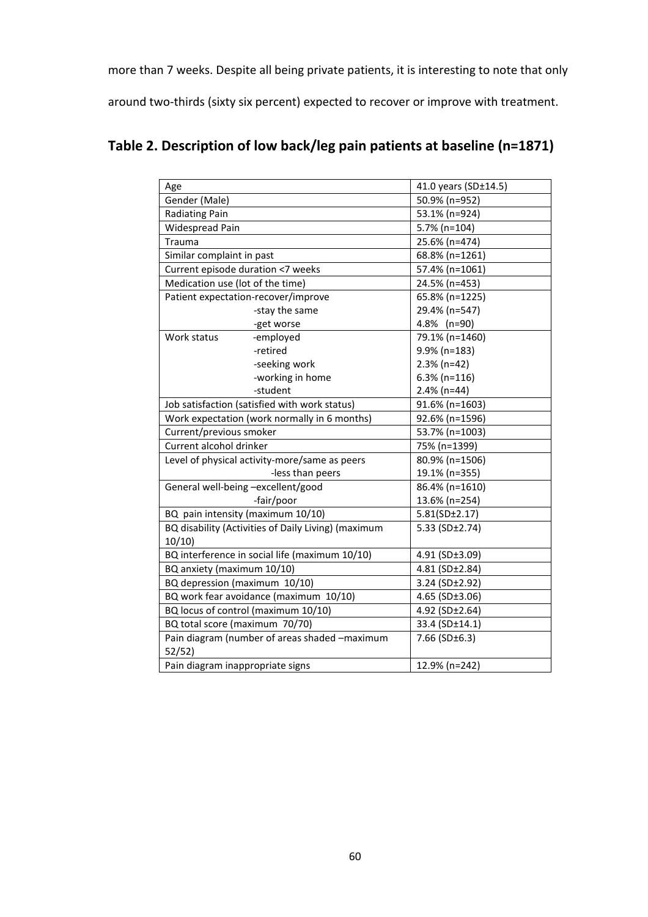more than 7 weeks. Despite all being private patients, it is interesting to note that only around two-thirds (sixty six percent) expected to recover or improve with treatment.

## Table 2. Description of low back/leg pain patients at baseline (n=1871)

| | |
|---|---|
| Age | 41.0 years (SD±14.5) |
| Gender (Male) | 50.9% (n=952) |
| Radiating Pain | 53.1% (n=924) |
| Widespread Pain | 5.7% (n=104) |
| Trauma | 25.6% (n=474) |
| Similar complaint in past | 68.8% (n=1261) |
| Current episode duration <7 weeks | 57.4% (n=1061) |
| Medication use (lot of the time) | 24.5% (n=453) |
| Patient expectation-recover/improve | 65.8% (n=1225) |
| -stay the same | 29.4% (n=547) |
| -get worse | 4.8% (n=90) |
| Work status -employed | 79.1% (n=1460) |
| -retired | 9.9% (n=183) |
| -seeking work | 2.3% (n=42) |
| -working in home | 6.3% (n=116) |
| -student | 2.4% (n=44) |
| Job satisfaction (satisfied with work status) | 91.6% (n=1603) |
| Work expectation (work normally in 6 months) | 92.6% (n=1596) |
| Current/previous smoker | 53.7% (n=1003) |
| Current alcohol drinker | 75% (n=1399) |
| Level of physical activity-more/same as peers | 80.9% (n=1506) |
| -less than peers | 19.1% (n=355) |
| General well-being –excellent/good | 86.4% (n=1610) |
| -fair/poor | 13.6% (n=254) |
| BQ pain intensity (maximum 10/10) | 5.81(SD±2.17) |
| BQ disability (Activities of Daily Living) (maximum 10/10) | 5.33 (SD±2.74) |
| BQ interference in social life (maximum 10/10) | 4.91 (SD±3.09) |
| BQ anxiety (maximum 10/10) | 4.81 (SD±2.84) |
| BQ depression (maximum 10/10) | 3.24 (SD±2.92) |
| BQ work fear avoidance (maximum 10/10) | 4.65 (SD±3.06) |
| BQ locus of control (maximum 10/10) | 4.92 (SD±2.64) |
| BQ total score (maximum 70/70) | 33.4 (SD±14.1) |
| Pain diagram (number of areas shaded –maximum 52/52) | 7.66 (SD±6.3) |
| Pain diagram inappropriate signs | 12.9% (n=242) |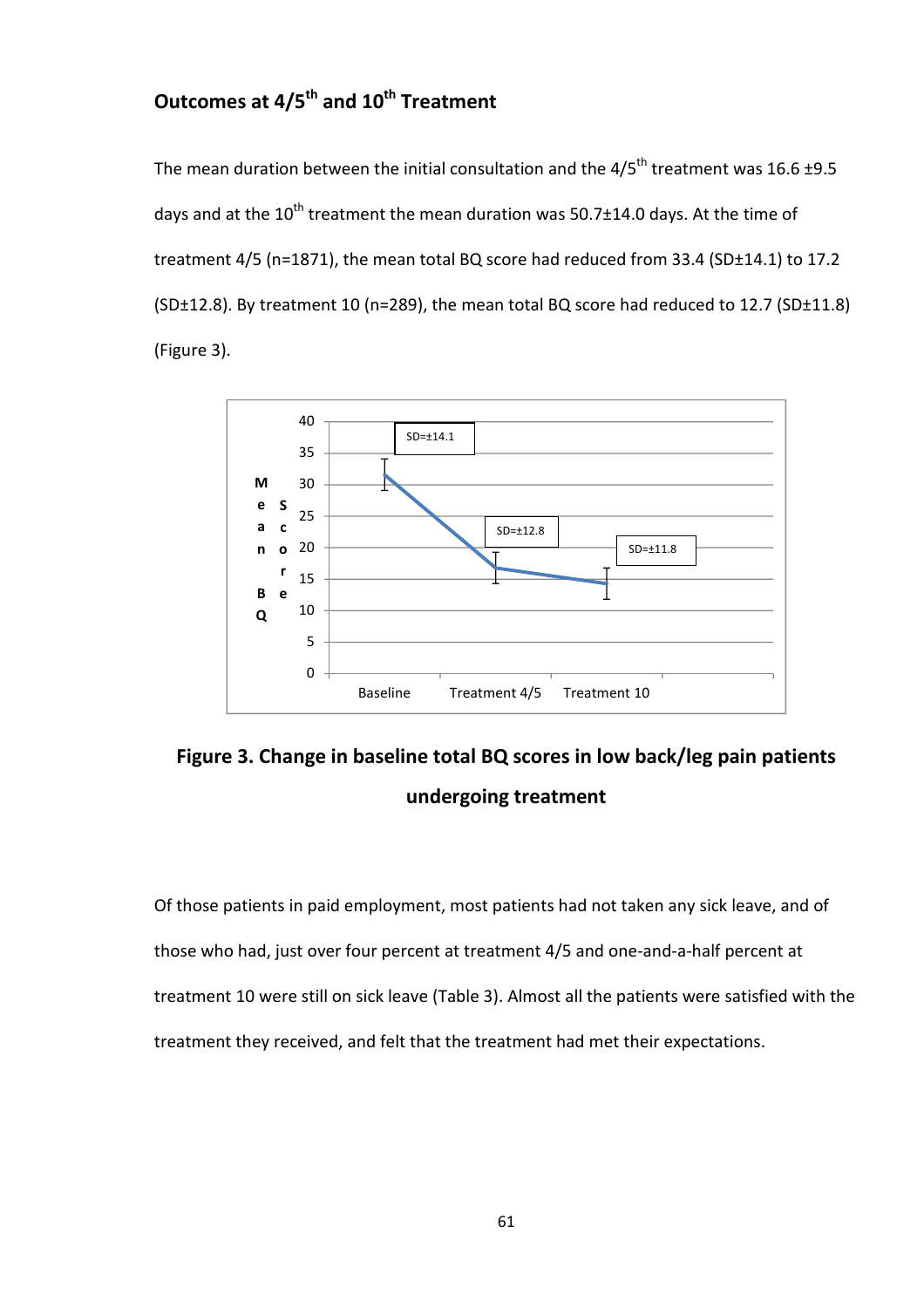## Outcomes at 4/5th and 10th Treatment

The mean duration between the initial consultation and the 4/5th treatment was 16.6 ±9.5 days and at the 10th treatment the mean duration was 50.7±14.0 days. At the time of treatment 4/5 (n=1871), the mean total BQ score had reduced from 33.4 (SD±14.1) to 17.2 (SD±12.8). By treatment 10 (n=289), the mean total BQ score had reduced to 12.7 (SD±11.8) (Figure 3).

**Figure 3. Change in baseline total BQ scores in low back/leg pain patients undergoing treatment**

Of those patients in paid employment, most patients had not taken any sick leave, and of those who had, just over four percent at treatment 4/5 and one-and-a-half percent at treatment 10 were still on sick leave (Table 3). Almost all the patients were satisfied with the treatment they received, and felt that the treatment had met their expectations.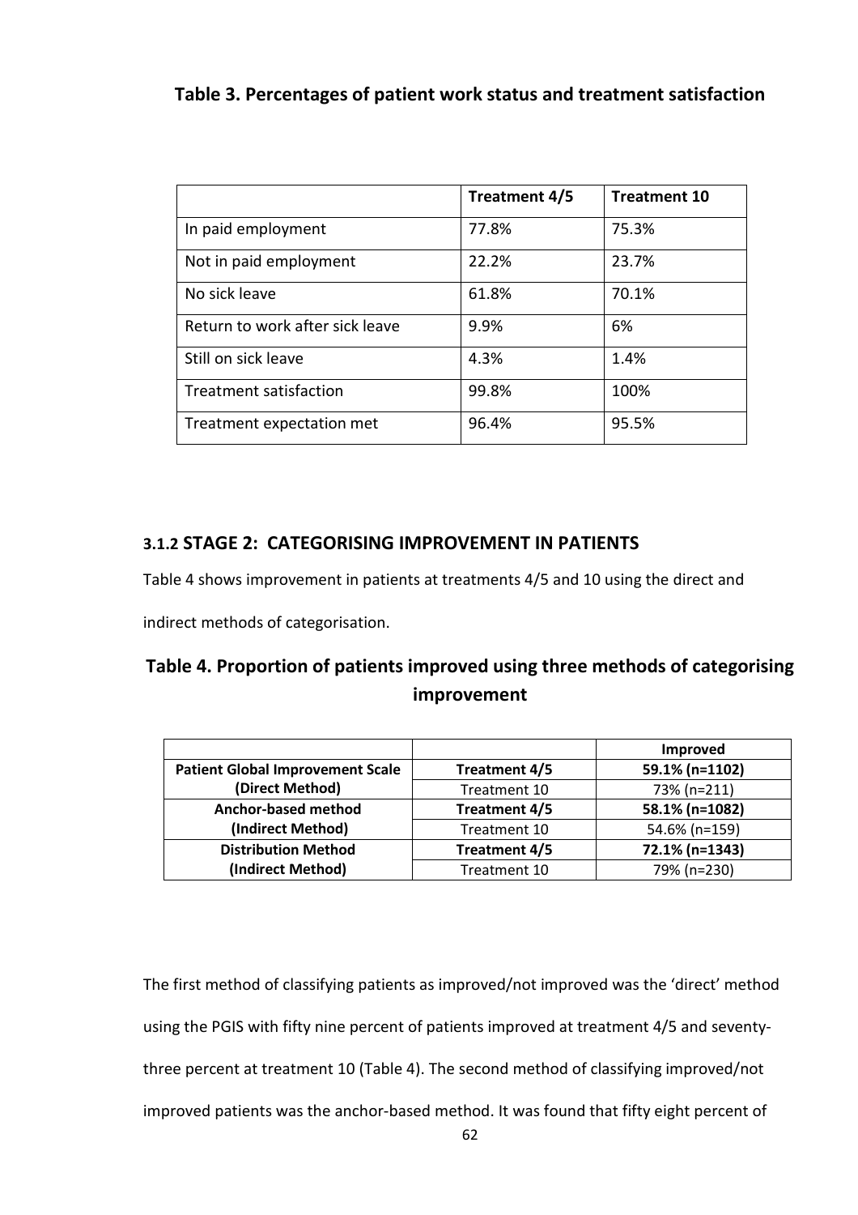**Table 3. Percentages of patient work status and treatment satisfaction**

| | Treatment 4/5 | Treatment 10 |
|---|---|---|
| In paid employment | 77.8% | 75.3% |
| Not in paid employment | 22.2% | 23.7% |
| No sick leave | 61.8% | 70.1% |
| Return to work after sick leave | 9.9% | 6% |
| Still on sick leave | 4.3% | 1.4% |
| Treatment satisfaction | 99.8% | 100% |
| Treatment expectation met | 96.4% | 95.5% |

### 3.1.2 STAGE 2: CATEGORISING IMPROVEMENT IN PATIENTS

Table 4 shows improvement in patients at treatments 4/5 and 10 using the direct and indirect methods of categorisation.

**Table 4. Proportion of patients improved using three methods of categorising improvement**

| | | **Improved** |
|---|---|---|
| **Patient Global Improvement Scale (Direct Method)** | **Treatment 4/5** | **59.1% (n=1102)** |
| | Treatment 10 | 73% (n=211) |
| **Anchor-based method (Indirect Method)** | **Treatment 4/5** | **58.1% (n=1082)** |
| | Treatment 10 | 54.6% (n=159) |
| **Distribution Method (Indirect Method)** | **Treatment 4/5** | **72.1% (n=1343)** |
| | Treatment 10 | 79% (n=230) |

The first method of classifying patients as improved/not improved was the 'direct' method using the PGIS with fifty nine percent of patients improved at treatment 4/5 and seventy-three percent at treatment 10 (Table 4). The second method of classifying improved/not improved patients was the anchor-based method. It was found that fifty eight percent of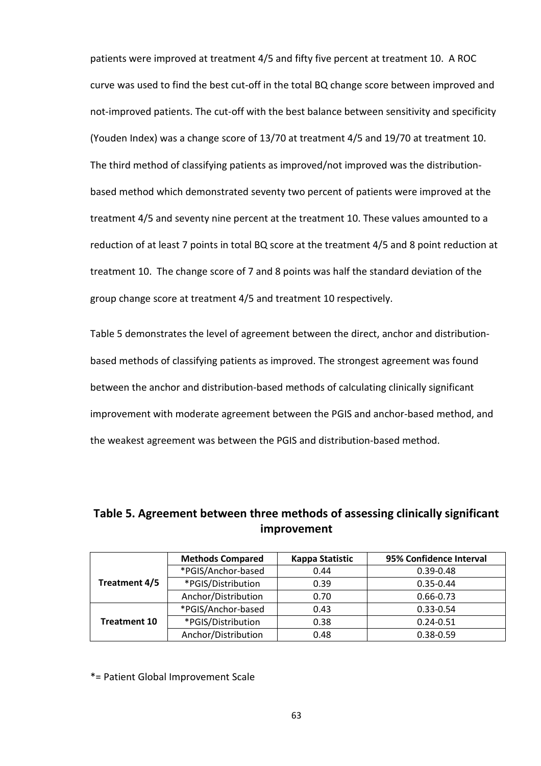patients were improved at treatment 4/5 and fifty five percent at treatment 10. A ROC curve was used to find the best cut-off in the total BQ change score between improved and not-improved patients. The cut-off with the best balance between sensitivity and specificity (Youden Index) was a change score of 13/70 at treatment 4/5 and 19/70 at treatment 10. The third method of classifying patients as improved/not improved was the distribution-based method which demonstrated seventy two percent of patients were improved at the treatment 4/5 and seventy nine percent at the treatment 10. These values amounted to a reduction of at least 7 points in total BQ score at the treatment 4/5 and 8 point reduction at treatment 10. The change score of 7 and 8 points was half the standard deviation of the group change score at treatment 4/5 and treatment 10 respectively.

Table 5 demonstrates the level of agreement between the direct, anchor and distribution-based methods of classifying patients as improved. The strongest agreement was found between the anchor and distribution-based methods of calculating clinically significant improvement with moderate agreement between the PGIS and anchor-based method, and the weakest agreement was between the PGIS and distribution-based method.

## Table 5. Agreement between three methods of assessing clinically significant improvement

| | Methods Compared | Kappa Statistic | 95% Confidence Interval |
|---|---|---|---|
| **Treatment 4/5** | *PGIS/Anchor-based | 0.44 | 0.39-0.48 |
| | *PGIS/Distribution | 0.39 | 0.35-0.44 |
| | Anchor/Distribution | 0.70 | 0.66-0.73 |
| **Treatment 10** | *PGIS/Anchor-based | 0.43 | 0.33-0.54 |
| | *PGIS/Distribution | 0.38 | 0.24-0.51 |
| | Anchor/Distribution | 0.48 | 0.38-0.59 |

*= Patient Global Improvement Scale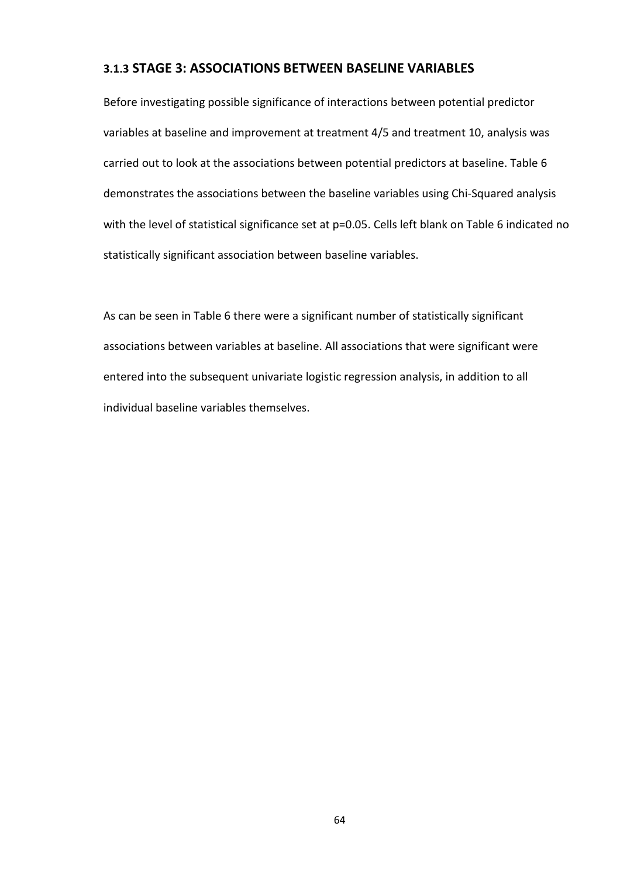### 3.1.3 STAGE 3: ASSOCIATIONS BETWEEN BASELINE VARIABLES

Before investigating possible significance of interactions between potential predictor variables at baseline and improvement at treatment 4/5 and treatment 10, analysis was carried out to look at the associations between potential predictors at baseline. Table 6 demonstrates the associations between the baseline variables using Chi-Squared analysis with the level of statistical significance set at $p=0.05$. Cells left blank on Table 6 indicated no statistically significant association between baseline variables.

As can be seen in Table 6 there were a significant number of statistically significant associations between variables at baseline. All associations that were significant were entered into the subsequent univariate logistic regression analysis, in addition to all individual baseline variables themselves.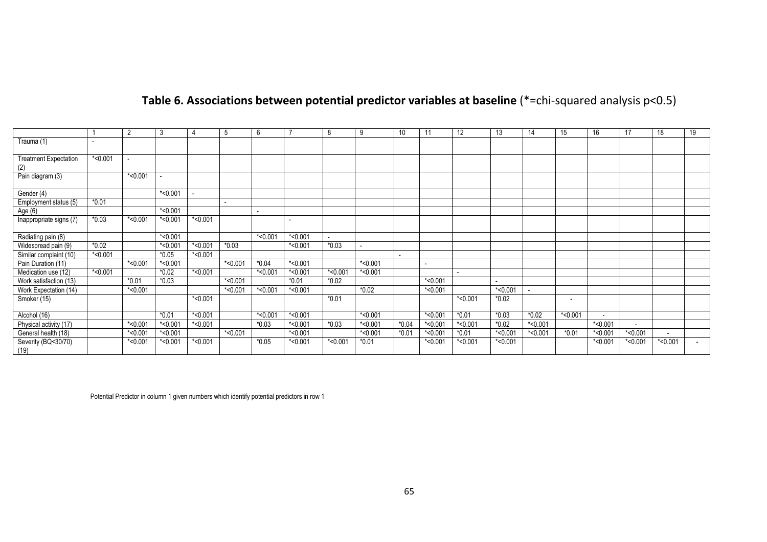**Table 6. Associations between potential predictor variables at baseline** (*=chi-squared analysis p<0.5)

| | 1 | 2 | 3 | 4 | 5 | 6 | 7 | 8 | 9 | 10 | 11 | 12 | 13 | 14 | 15 | 16 | 17 | 18 | 19 |
|---|---|---|---|---|---|---|---|---|---|---|---|---|---|---|---|---|---|---|---|
| Trauma (1) | - | | | | | | | | | | | | | | | | | | |
| Treatment Expectation (2) | *<0.001 | - | | | | | | | | | | | | | | | | | |
| Pain diagram (3) | | *<0.001 | - | | | | | | | | | | | | | | | | |
| Gender (4) | | | *<0.001 | - | | | | | | | | | | | | | | | |
| Employment status (5) | *0.01 | | | | - | | | | | | | | | | | | | | |
| Age (6) | | | *<0.001 | | | - | | | | | | | | | | | | | |
| Inappropriate signs (7) | *0.03 | *<0.001 | *<0.001 | *<0.001 | | | - | | | | | | | | | | | | |
| Radiating pain (8) | | | *<0.001 | | | *<0.001 | *<0.001 | - | | | | | | | | | | | |
| Widespread pain (9) | *0.02 | | *<0.001 | *<0.001 | *0.03 | | *<0.001 | *0.03 | - | | | | | | | | | | |
| Similar complaint (10) | *<0.001 | | *0.05 | *<0.001 | | | | | | - | | | | | | | | | |
| Pain Duration (11) | | *<0.001 | *<0.001 | | *<0.001 | *0.04 | *<0.001 | | *<0.001 | | - | | | | | | | | |
| Medication use (12) | *<0.001 | | *0.02 | *<0.001 | | *<0.001 | *<0.001 | *<0.001 | *<0.001 | | | - | | | | | | | |
| Work satisfaction (13) | | *0.01 | *0.03 | | *<0.001 | | *0.01 | *0.02 | | | *<0.001 | | - | | | | | | |
| Work Expectation (14) | | *<0.001 | | | *<0.001 | *<0.001 | *<0.001 | | *0.02 | | *<0.001 | | *<0.001 | - | | | | | |
| Smoker (15) | | | | *<0.001 | | | | *0.01 | | | | *<0.001 | *0.02 | | - | | | | |
| Alcohol (16) | | | *0.01 | *<0.001 | | *<0.001 | *<0.001 | | *<0.001 | | *<0.001 | *0.01 | *0.03 | *0.02 | *<0.001 | - | | | |
| Physical activity (17) | | *<0.001 | *<0.001 | *<0.001 | | *0.03 | *<0.001 | *0.03 | *<0.001 | *0.04 | *<0.001 | *<0.001 | *0.02 | *<0.001 | | *<0.001 | - | | |
| General health (18) | | *<0.001 | *<0.001 | | *<0.001 | | *<0.001 | | *<0.001 | *0.01 | *<0.001 | *0.01 | *<0.001 | *<0.001 | *0.01 | *<0.001 | *<0.001 | - | |
| Severity (BQ<30/70) (19) | | *<0.001 | *<0.001 | *<0.001 | | *0.05 | *<0.001 | *<0.001 | *0.01 | | *<0.001 | *<0.001 | *<0.001 | | | *<0.001 | *<0.001 | *<0.001 | - |

Potential Predictor in column 1 given numbers which identify potential predictors in row 1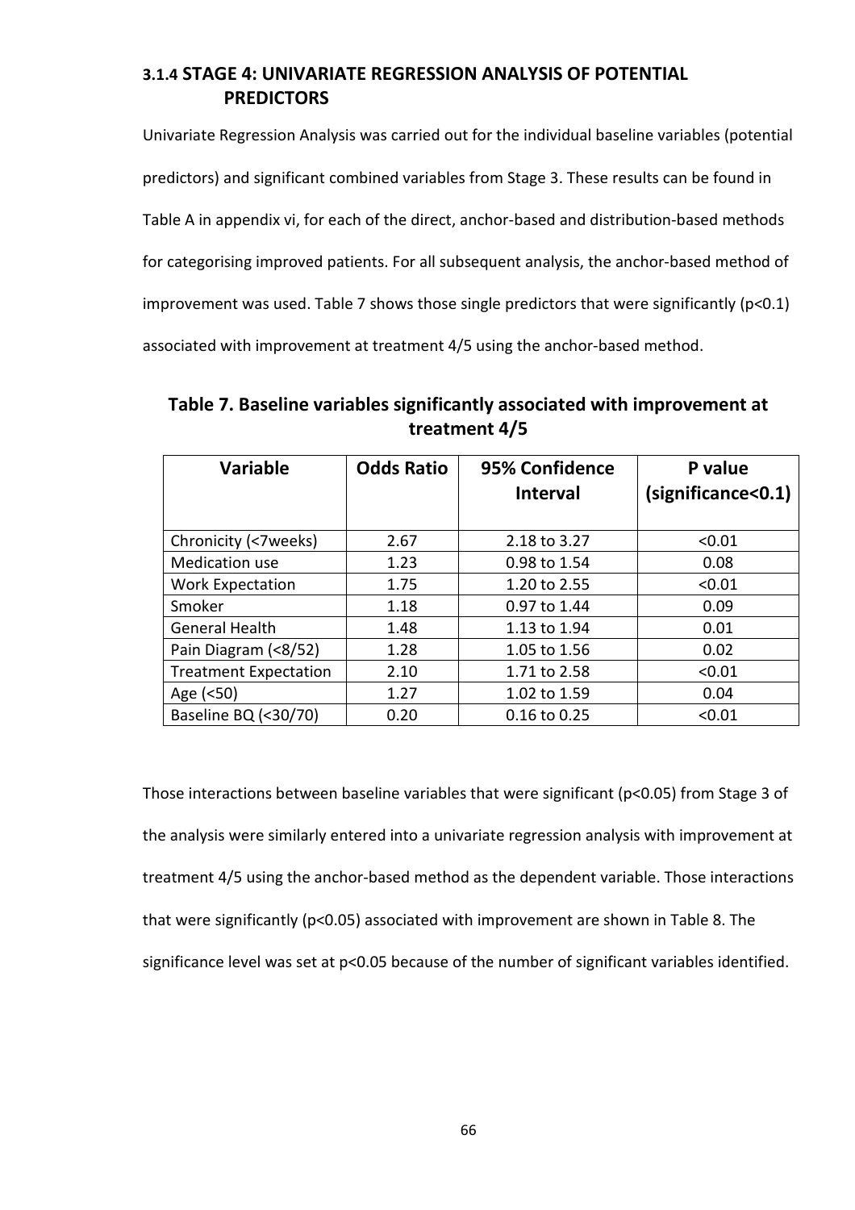### 3.1.4 STAGE 4: UNIVARIATE REGRESSION ANALYSIS OF POTENTIAL PREDICTORS

Univariate Regression Analysis was carried out for the individual baseline variables (potential predictors) and significant combined variables from Stage 3. These results can be found in Table A in appendix vi, for each of the direct, anchor-based and distribution-based methods for categorising improved patients. For all subsequent analysis, the anchor-based method of improvement was used. Table 7 shows those single predictors that were significantly ($p<0.1$) associated with improvement at treatment 4/5 using the anchor-based method.

**Table 7. Baseline variables significantly associated with improvement at treatment 4/5**

| Variable | Odds Ratio | 95% Confidence Interval | P value (significance<0.1) |
|---|---|---|---|
| Chronicity (<7weeks) | 2.67 | 2.18 to 3.27 | <0.01 |
| Medication use | 1.23 | 0.98 to 1.54 | 0.08 |
| Work Expectation | 1.75 | 1.20 to 2.55 | <0.01 |
| Smoker | 1.18 | 0.97 to 1.44 | 0.09 |
| General Health | 1.48 | 1.13 to 1.94 | 0.01 |
| Pain Diagram (<8/52) | 1.28 | 1.05 to 1.56 | 0.02 |
| Treatment Expectation | 2.10 | 1.71 to 2.58 | <0.01 |
| Age (<50) | 1.27 | 1.02 to 1.59 | 0.04 |
| Baseline BQ (<30/70) | 0.20 | 0.16 to 0.25 | <0.01 |

Those interactions between baseline variables that were significant ($p<0.05$) from Stage 3 of the analysis were similarly entered into a univariate regression analysis with improvement at treatment 4/5 using the anchor-based method as the dependent variable. Those interactions that were significantly ($p<0.05$) associated with improvement are shown in Table 8. The significance level was set at $p<0.05$ because of the number of significant variables identified.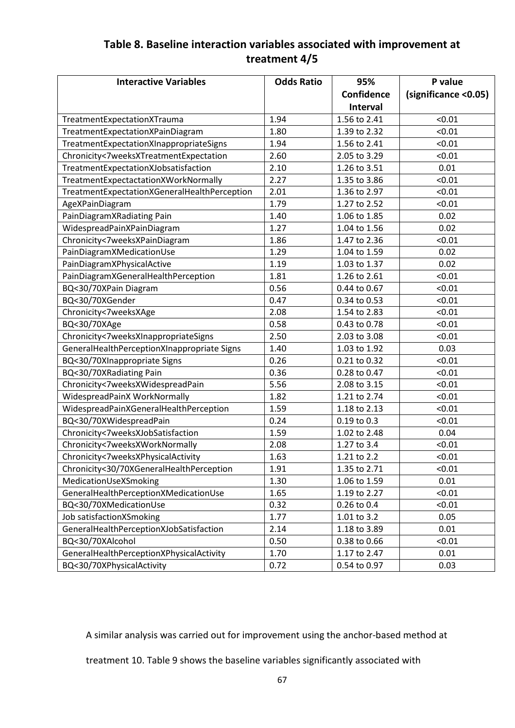**Table 8. Baseline interaction variables associated with improvement at treatment 4/5**

| Interactive Variables | Odds Ratio | 95% Confidence Interval | P value (significance <0.05) |
|---|---|---|---|
| TreatmentExpectationXTrauma | 1.94 | 1.56 to 2.41 | <0.01 |
| TreatmentExpectationXPainDiagram | 1.80 | 1.39 to 2.32 | <0.01 |
| TreatmentExpectationXInappropriateSigns | 1.94 | 1.56 to 2.41 | <0.01 |
| Chronicity<7weeksXTreatmentExpectation | 2.60 | 2.05 to 3.29 | <0.01 |
| TreatmentExpectationXJobsatisfaction | 2.10 | 1.26 to 3.51 | 0.01 |
| TreatmentExpectactationXWorkNormally | 2.27 | 1.35 to 3.86 | <0.01 |
| TreatmentExpectationXGeneralHealthPerception | 2.01 | 1.36 to 2.97 | <0.01 |
| AgeXPainDiagram | 1.79 | 1.27 to 2.52 | <0.01 |
| PainDiagramXRadiating Pain | 1.40 | 1.06 to 1.85 | 0.02 |
| WidespreadPainXPainDiagram | 1.27 | 1.04 to 1.56 | 0.02 |
| Chronicity<7weeksXPainDiagram | 1.86 | 1.47 to 2.36 | <0.01 |
| PainDiagramXMedicationUse | 1.29 | 1.04 to 1.59 | 0.02 |
| PainDiagramXPhysicalActive | 1.19 | 1.03 to 1.37 | 0.02 |
| PainDiagramXGeneralHealthPerception | 1.81 | 1.26 to 2.61 | <0.01 |
| BQ<30/70XPain Diagram | 0.56 | 0.44 to 0.67 | <0.01 |
| BQ<30/70XGender | 0.47 | 0.34 to 0.53 | <0.01 |
| Chronicity<7weeksXAge | 2.08 | 1.54 to 2.83 | <0.01 |
| BQ<30/70XAge | 0.58 | 0.43 to 0.78 | <0.01 |
| Chronicity<7weeksXInappropriateSigns | 2.50 | 2.03 to 3.08 | <0.01 |
| GeneralHealthPerceptionXInappropriate Signs | 1.40 | 1.03 to 1.92 | 0.03 |
| BQ<30/70XInappropriate Signs | 0.26 | 0.21 to 0.32 | <0.01 |
| BQ<30/70XRadiating Pain | 0.36 | 0.28 to 0.47 | <0.01 |
| Chronicity<7weeksXWidespreadPain | 5.56 | 2.08 to 3.15 | <0.01 |
| WidespreadPainX WorkNormally | 1.82 | 1.21 to 2.74 | <0.01 |
| WidespreadPainXGeneralHealthPerception | 1.59 | 1.18 to 2.13 | <0.01 |
| BQ<30/70XWidespreadPain | 0.24 | 0.19 to 0.3 | <0.01 |
| Chronicity<7weeksXJobSatisfaction | 1.59 | 1.02 to 2.48 | 0.04 |
| Chronicity<7weeksXWorkNormally | 2.08 | 1.27 to 3.4 | <0.01 |
| Chronicity<7weeksXPhysicalActivity | 1.63 | 1.21 to 2.2 | <0.01 |
| Chronicity<30/70XGeneralHealthPerception | 1.91 | 1.35 to 2.71 | <0.01 |
| MedicationUseXSmoking | 1.30 | 1.06 to 1.59 | 0.01 |
| GeneralHealthPerceptionXMedicationUse | 1.65 | 1.19 to 2.27 | <0.01 |
| BQ<30/70XMedicationUse | 0.32 | 0.26 to 0.4 | <0.01 |
| Job satisfactionXSmoking | 1.77 | 1.01 to 3.2 | 0.05 |
| GeneralHealthPerceptionXJobSatisfaction | 2.14 | 1.18 to 3.89 | 0.01 |
| BQ<30/70XAlcohol | 0.50 | 0.38 to 0.66 | <0.01 |
| GeneralHealthPerceptionXPhysicalActivity | 1.70 | 1.17 to 2.47 | 0.01 |
| BQ<30/70XPhysicalActivity | 0.72 | 0.54 to 0.97 | 0.03 |

A similar analysis was carried out for improvement using the anchor-based method at treatment 10. Table 9 shows the baseline variables significantly associated with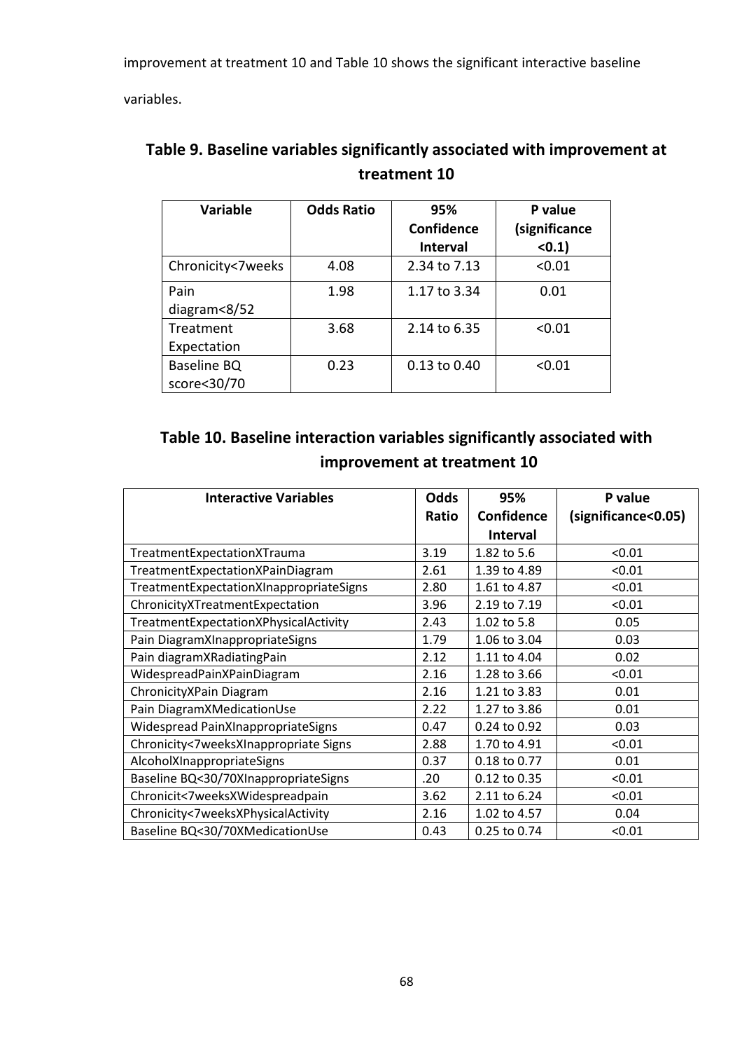improvement at treatment 10 and Table 10 shows the significant interactive baseline variables.

**Table 9. Baseline variables significantly associated with improvement at treatment 10**

| Variable | Odds Ratio | 95% Confidence Interval | P value (significance <0.1) |
|---|---|---|---|
| Chronicity<7weeks | 4.08 | 2.34 to 7.13 | <0.01 |
| Pain diagram<8/52 | 1.98 | 1.17 to 3.34 | 0.01 |
| Treatment Expectation | 3.68 | 2.14 to 6.35 | <0.01 |
| Baseline BQ score<30/70 | 0.23 | 0.13 to 0.40 | <0.01 |

**Table 10. Baseline interaction variables significantly associated with improvement at treatment 10**

| Interactive Variables | Odds Ratio | 95% Confidence Interval | P value (significance<0.05) |
|---|---|---|---|
| TreatmentExpectationXTrauma | 3.19 | 1.82 to 5.6 | <0.01 |
| TreatmentExpectationXPainDiagram | 2.61 | 1.39 to 4.89 | <0.01 |
| TreatmentExpectationXInappropriateSigns | 2.80 | 1.61 to 4.87 | <0.01 |
| ChronicityXTreatmentExpectation | 3.96 | 2.19 to 7.19 | <0.01 |
| TreatmentExpectationXPhysicalActivity | 2.43 | 1.02 to 5.8 | 0.05 |
| Pain DiagramXInappropriateSigns | 1.79 | 1.06 to 3.04 | 0.03 |
| Pain diagramXRadiatingPain | 2.12 | 1.11 to 4.04 | 0.02 |
| WidespreadPainXPainDiagram | 2.16 | 1.28 to 3.66 | <0.01 |
| ChronicityXPain Diagram | 2.16 | 1.21 to 3.83 | 0.01 |
| Pain DiagramXMedicationUse | 2.22 | 1.27 to 3.86 | 0.01 |
| Widespread PainXInappropriateSigns | 0.47 | 0.24 to 0.92 | 0.03 |
| Chronicity<7weeksXInappropriate Signs | 2.88 | 1.70 to 4.91 | <0.01 |
| AlcoholXInappropriateSigns | 0.37 | 0.18 to 0.77 | 0.01 |
| Baseline BQ<30/70XInappropriateSigns | .20 | 0.12 to 0.35 | <0.01 |
| Chronicit<7weeksXWidespreadpain | 3.62 | 2.11 to 6.24 | <0.01 |
| Chronicity<7weeksXPhysicalActivity | 2.16 | 1.02 to 4.57 | 0.04 |
| Baseline BQ<30/70XMedicationUse | 0.43 | 0.25 to 0.74 | <0.01 |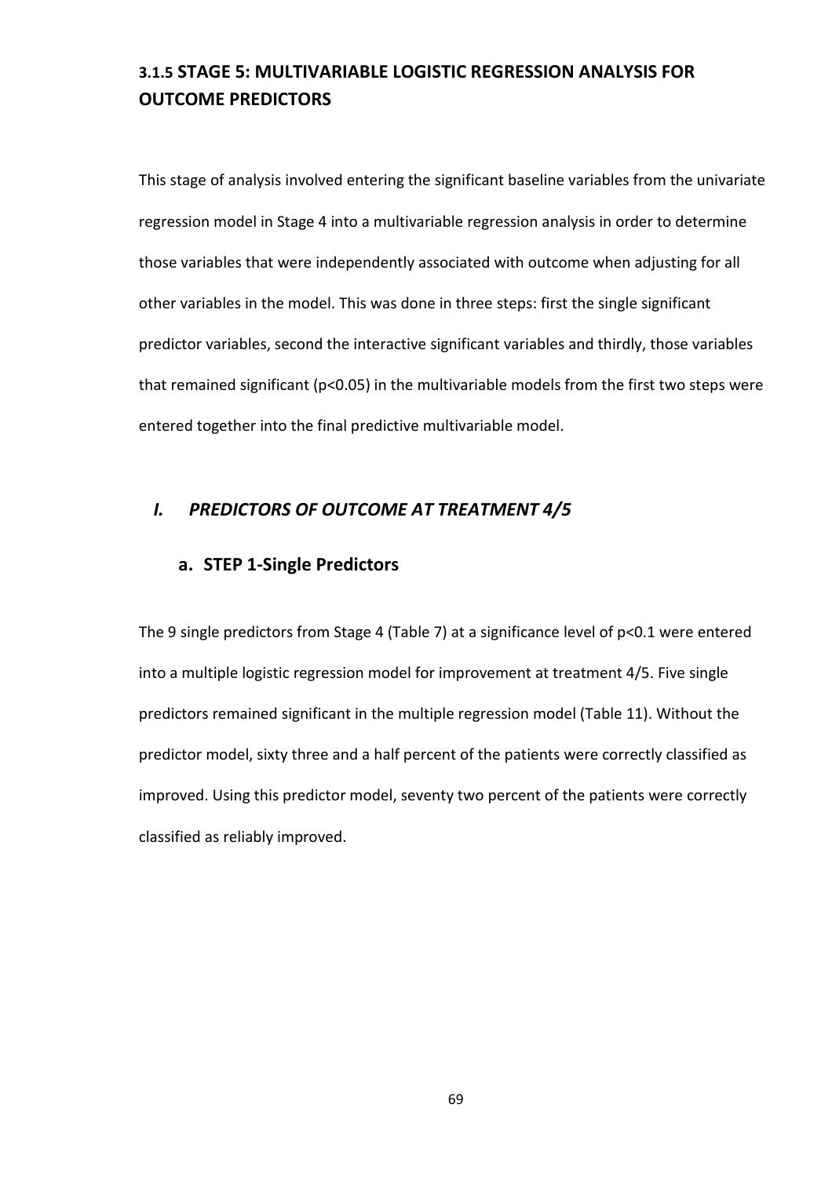### 3.1.5 STAGE 5: MULTIVARIABLE LOGISTIC REGRESSION ANALYSIS FOR OUTCOME PREDICTORS

This stage of analysis involved entering the significant baseline variables from the univariate regression model in Stage 4 into a multivariable regression analysis in order to determine those variables that were independently associated with outcome when adjusting for all other variables in the model. This was done in three steps: first the single significant predictor variables, second the interactive significant variables and thirdly, those variables that remained significant ($p<0.05$) in the multivariable models from the first two steps were entered together into the final predictive multivariable model.

#### *I. PREDICTORS OF OUTCOME AT TREATMENT 4/5*

##### a. STEP 1-Single Predictors

The 9 single predictors from Stage 4 (Table 7) at a significance level of $p<0.1$ were entered into a multiple logistic regression model for improvement at treatment 4/5. Five single predictors remained significant in the multiple regression model (Table 11). Without the predictor model, sixty three and a half percent of the patients were correctly classified as improved. Using this predictor model, seventy two percent of the patients were correctly classified as reliably improved.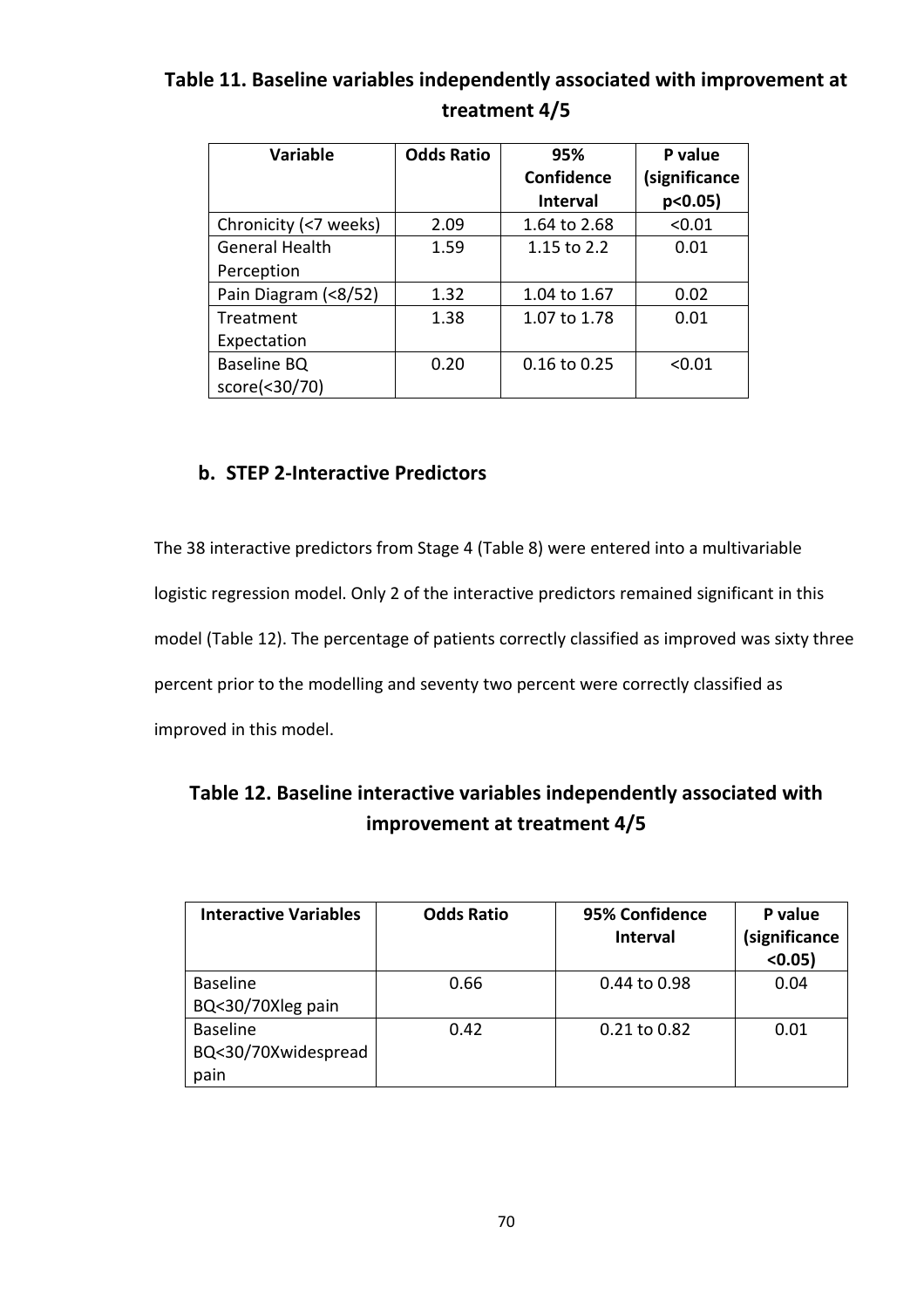**Table 11. Baseline variables independently associated with improvement at treatment 4/5**

| Variable | Odds Ratio | 95% Confidence Interval | P value (significance p<0.05) |
|---|---|---|---|
| Chronicity (<7 weeks) | 2.09 | 1.64 to 2.68 | <0.01 |
| General Health Perception | 1.59 | 1.15 to 2.2 | 0.01 |
| Pain Diagram (<8/52) | 1.32 | 1.04 to 1.67 | 0.02 |
| Treatment Expectation | 1.38 | 1.07 to 1.78 | 0.01 |
| Baseline BQ score(<30/70) | 0.20 | 0.16 to 0.25 | <0.01 |

### b. STEP 2-Interactive Predictors

The 38 interactive predictors from Stage 4 (Table 8) were entered into a multivariable logistic regression model. Only 2 of the interactive predictors remained significant in this model (Table 12). The percentage of patients correctly classified as improved was sixty three percent prior to the modelling and seventy two percent were correctly classified as improved in this model.

**Table 12. Baseline interactive variables independently associated with improvement at treatment 4/5**

| Interactive Variables | Odds Ratio | 95% Confidence Interval | P value (significance <0.05) |
|---|---|---|---|
| Baseline BQ<30/70Xleg pain | 0.66 | 0.44 to 0.98 | 0.04 |
| Baseline BQ<30/70Xwidespread pain | 0.42 | 0.21 to 0.82 | 0.01 |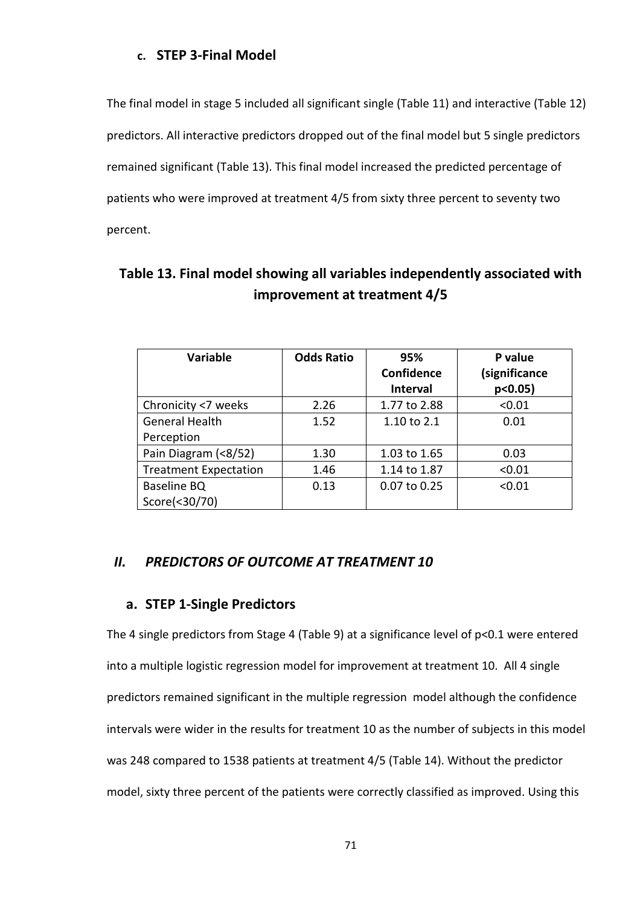### c. STEP 3-Final Model

The final model in stage 5 included all significant single (Table 11) and interactive (Table 12) predictors. All interactive predictors dropped out of the final model but 5 single predictors remained significant (Table 13). This final model increased the predicted percentage of patients who were improved at treatment 4/5 from sixty three percent to seventy two percent.

**Table 13. Final model showing all variables independently associated with improvement at treatment 4/5**

| Variable | Odds Ratio | 95% Confidence Interval | P value (significance p<0.05) |
|---|---|---|---|
| Chronicity <7 weeks | 2.26 | 1.77 to 2.88 | <0.01 |
| General Health Perception | 1.52 | 1.10 to 2.1 | 0.01 |
| Pain Diagram (<8/52) | 1.30 | 1.03 to 1.65 | 0.03 |
| Treatment Expectation | 1.46 | 1.14 to 1.87 | <0.01 |
| Baseline BQ Score(<30/70) | 0.13 | 0.07 to 0.25 | <0.01 |

## *II. PREDICTORS OF OUTCOME AT TREATMENT 10*

### a. STEP 1-Single Predictors

The 4 single predictors from Stage 4 (Table 9) at a significance level of $p<0.1$ were entered into a multiple logistic regression model for improvement at treatment 10. All 4 single predictors remained significant in the multiple regression model although the confidence intervals were wider in the results for treatment 10 as the number of subjects in this model was 248 compared to 1538 patients at treatment 4/5 (Table 14). Without the predictor model, sixty three percent of the patients were correctly classified as improved. Using this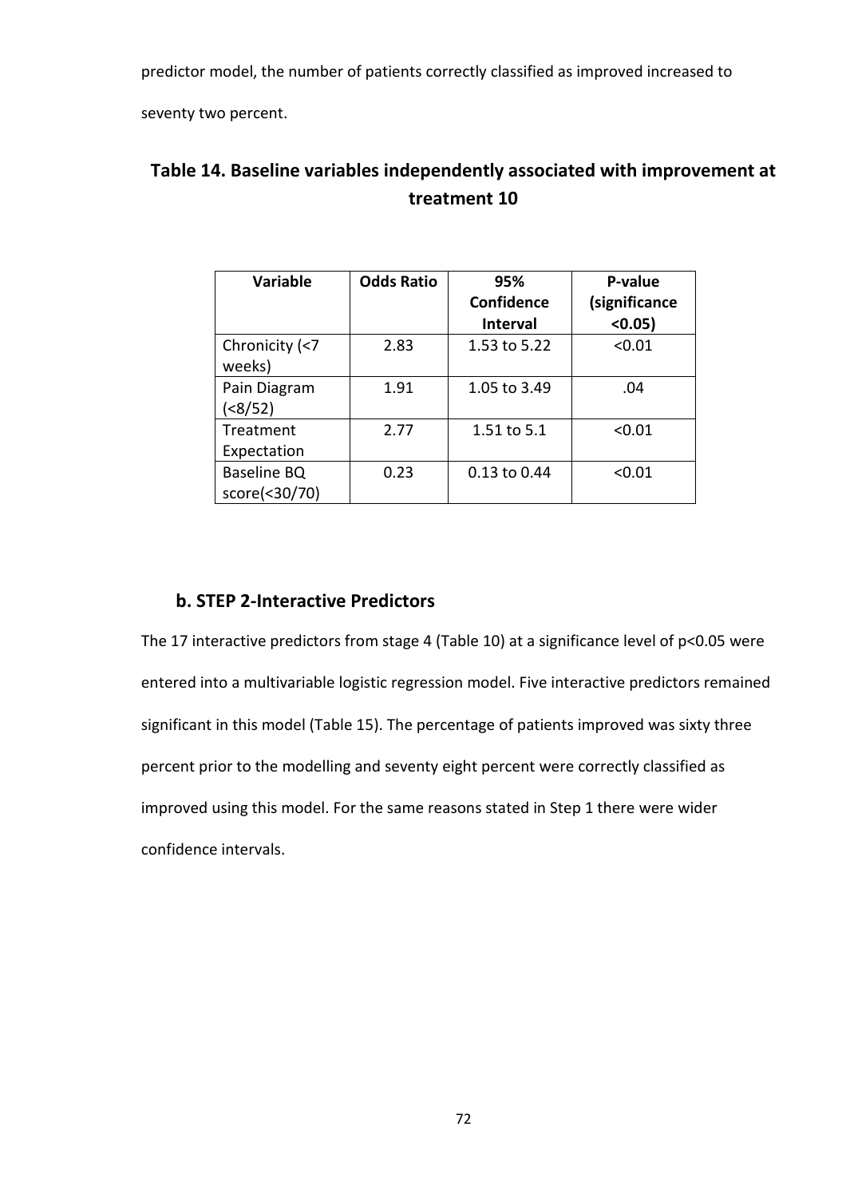predictor model, the number of patients correctly classified as improved increased to seventy two percent.

## Table 14. Baseline variables independently associated with improvement at treatment 10

| Variable | Odds Ratio | 95% Confidence Interval | P-value (significance <0.05) |
|---|---|---|---|
| Chronicity (<7 weeks) | 2.83 | 1.53 to 5.22 | <0.01 |
| Pain Diagram (<8/52) | 1.91 | 1.05 to 3.49 | .04 |
| Treatment Expectation | 2.77 | 1.51 to 5.1 | <0.01 |
| Baseline BQ score(<30/70) | 0.23 | 0.13 to 0.44 | <0.01 |

### b. STEP 2-Interactive Predictors

The 17 interactive predictors from stage 4 (Table 10) at a significance level of $p<0.05$ were entered into a multivariable logistic regression model. Five interactive predictors remained significant in this model (Table 15). The percentage of patients improved was sixty three percent prior to the modelling and seventy eight percent were correctly classified as improved using this model. For the same reasons stated in Step 1 there were wider confidence intervals.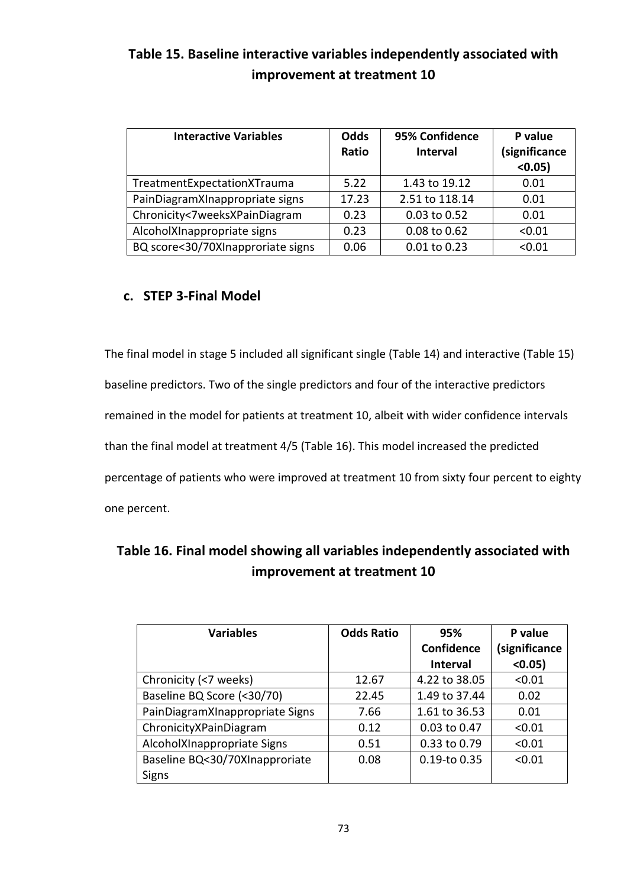## Table 15. Baseline interactive variables independently associated with improvement at treatment 10

| Interactive Variables | Odds Ratio | 95% Confidence Interval | P value (significance <0.05) |
|---|---|---|---|
| TreatmentExpectationXTrauma | 5.22 | 1.43 to 19.12 | 0.01 |
| PainDiagramXInappropriate signs | 17.23 | 2.51 to 118.14 | 0.01 |
| Chronicity<7weeksXPainDiagram | 0.23 | 0.03 to 0.52 | 0.01 |
| AlcoholXInappropriate signs | 0.23 | 0.08 to 0.62 | <0.01 |
| BQ score<30/70XInapproriate signs | 0.06 | 0.01 to 0.23 | <0.01 |

### c. STEP 3-Final Model

The final model in stage 5 included all significant single (Table 14) and interactive (Table 15) baseline predictors. Two of the single predictors and four of the interactive predictors remained in the model for patients at treatment 10, albeit with wider confidence intervals than the final model at treatment 4/5 (Table 16). This model increased the predicted percentage of patients who were improved at treatment 10 from sixty four percent to eighty one percent.

## Table 16. Final model showing all variables independently associated with improvement at treatment 10

| Variables | Odds Ratio | 95% Confidence Interval | P value (significance <0.05) |
|---|---|---|---|
| Chronicity (<7 weeks) | 12.67 | 4.22 to 38.05 | <0.01 |
| Baseline BQ Score (<30/70) | 22.45 | 1.49 to 37.44 | 0.02 |
| PainDiagramXInappropriate Signs | 7.66 | 1.61 to 36.53 | 0.01 |
| ChronicityXPainDiagram | 0.12 | 0.03 to 0.47 | <0.01 |
| AlcoholXInappropriate Signs | 0.51 | 0.33 to 0.79 | <0.01 |
| Baseline BQ<30/70XInapproriate Signs | 0.08 | 0.19-to 0.35 | <0.01 |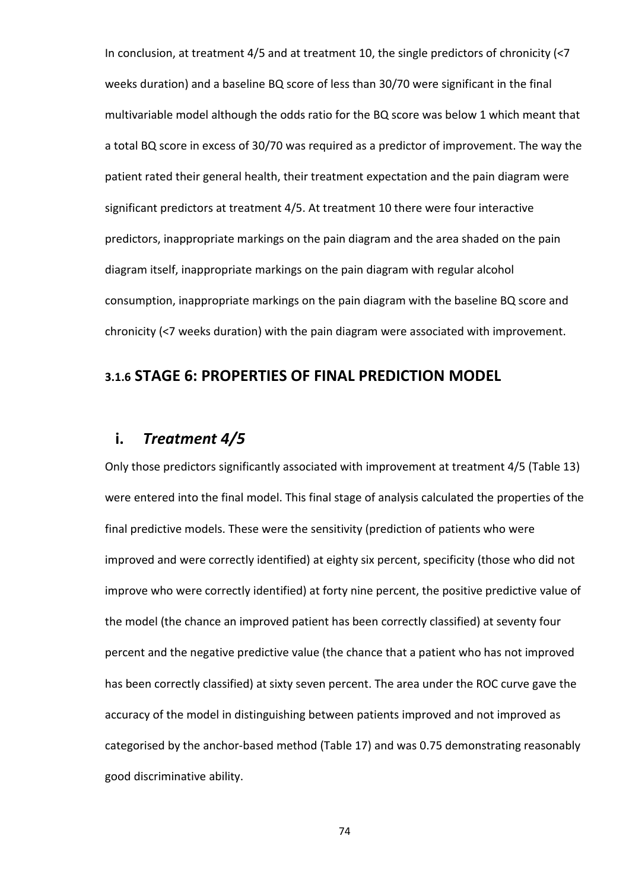In conclusion, at treatment 4/5 and at treatment 10, the single predictors of chronicity (<7 weeks duration) and a baseline BQ score of less than 30/70 were significant in the final multivariable model although the odds ratio for the BQ score was below 1 which meant that a total BQ score in excess of 30/70 was required as a predictor of improvement. The way the patient rated their general health, their treatment expectation and the pain diagram were significant predictors at treatment 4/5. At treatment 10 there were four interactive predictors, inappropriate markings on the pain diagram and the area shaded on the pain diagram itself, inappropriate markings on the pain diagram with regular alcohol consumption, inappropriate markings on the pain diagram with the baseline BQ score and chronicity (<7 weeks duration) with the pain diagram were associated with improvement.

### 3.1.6 STAGE 6: PROPERTIES OF FINAL PREDICTION MODEL

#### i. *Treatment 4/5*

Only those predictors significantly associated with improvement at treatment 4/5 (Table 13) were entered into the final model. This final stage of analysis calculated the properties of the final predictive models. These were the sensitivity (prediction of patients who were improved and were correctly identified) at eighty six percent, specificity (those who did not improve who were correctly identified) at forty nine percent, the positive predictive value of the model (the chance an improved patient has been correctly classified) at seventy four percent and the negative predictive value (the chance that a patient who has not improved has been correctly classified) at sixty seven percent. The area under the ROC curve gave the accuracy of the model in distinguishing between patients improved and not improved as categorised by the anchor-based method (Table 17) and was 0.75 demonstrating reasonably good discriminative ability.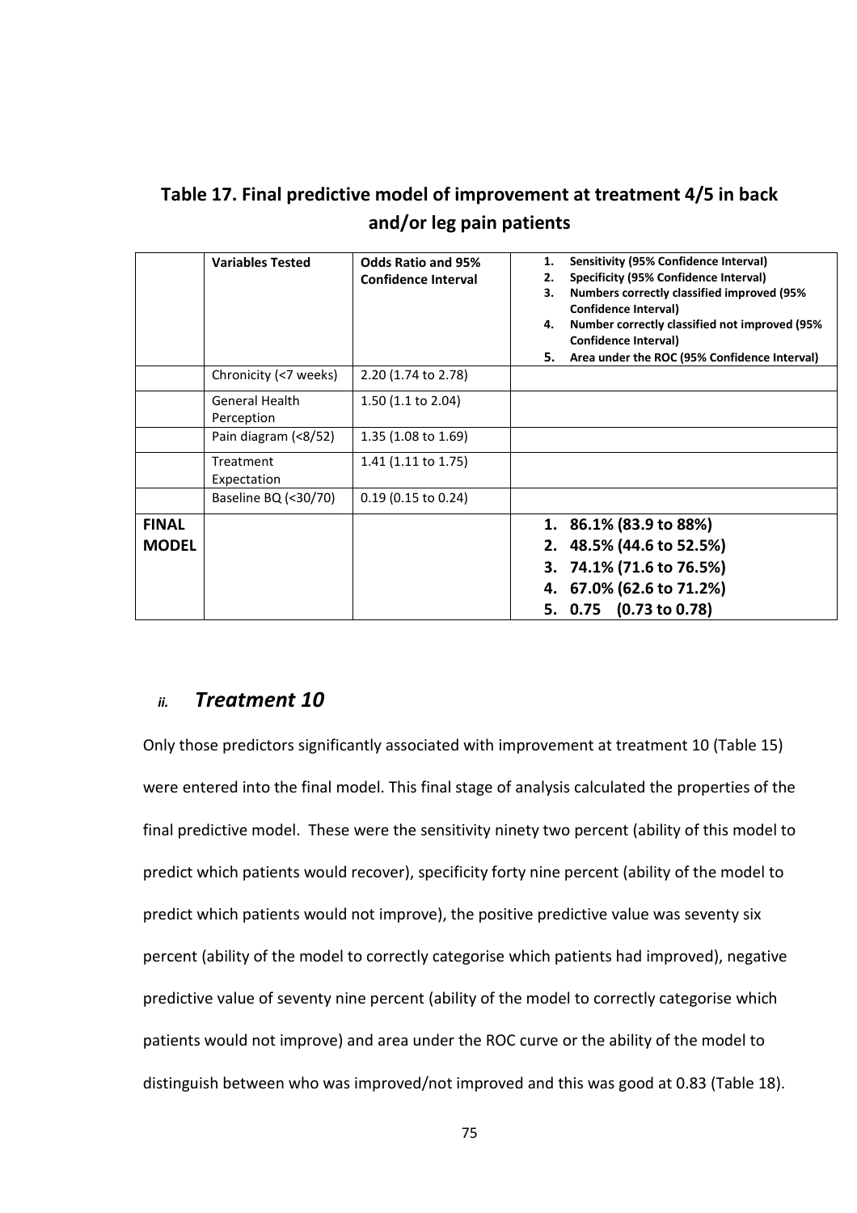**Table 17. Final predictive model of improvement at treatment 4/5 in back and/or leg pain patients**

| | Variables Tested | Odds Ratio and 95% Confidence Interval | 1. Sensitivity (95% Confidence Interval)<br>2. Specificity (95% Confidence Interval)<br>3. Numbers correctly classified improved (95% Confidence Interval)<br>4. Number correctly classified not improved (95% Confidence Interval)<br>5. Area under the ROC (95% Confidence Interval) |
|---|---|---|---|
| | Chronicity (<7 weeks) | 2.20 (1.74 to 2.78) | |
| | General Health Perception | 1.50 (1.1 to 2.04) | |
| | Pain diagram (<8/52) | 1.35 (1.08 to 1.69) | |
| | Treatment Expectation | 1.41 (1.11 to 1.75) | |
| | Baseline BQ (<30/70) | 0.19 (0.15 to 0.24) | |
| **FINAL MODEL** | | | **1. 86.1% (83.9 to 88%)**<br>**2. 48.5% (44.6 to 52.5%)**<br>**3. 74.1% (71.6 to 76.5%)**<br>**4. 67.0% (62.6 to 71.2%)**<br>**5. 0.75 (0.73 to 0.78)** |

### *ii.* ***Treatment 10***

Only those predictors significantly associated with improvement at treatment 10 (Table 15) were entered into the final model. This final stage of analysis calculated the properties of the final predictive model. These were the sensitivity ninety two percent (ability of this model to predict which patients would recover), specificity forty nine percent (ability of the model to predict which patients would not improve), the positive predictive value was seventy six percent (ability of the model to correctly categorise which patients had improved), negative predictive value of seventy nine percent (ability of the model to correctly categorise which patients would not improve) and area under the ROC curve or the ability of the model to distinguish between who was improved/not improved and this was good at 0.83 (Table 18).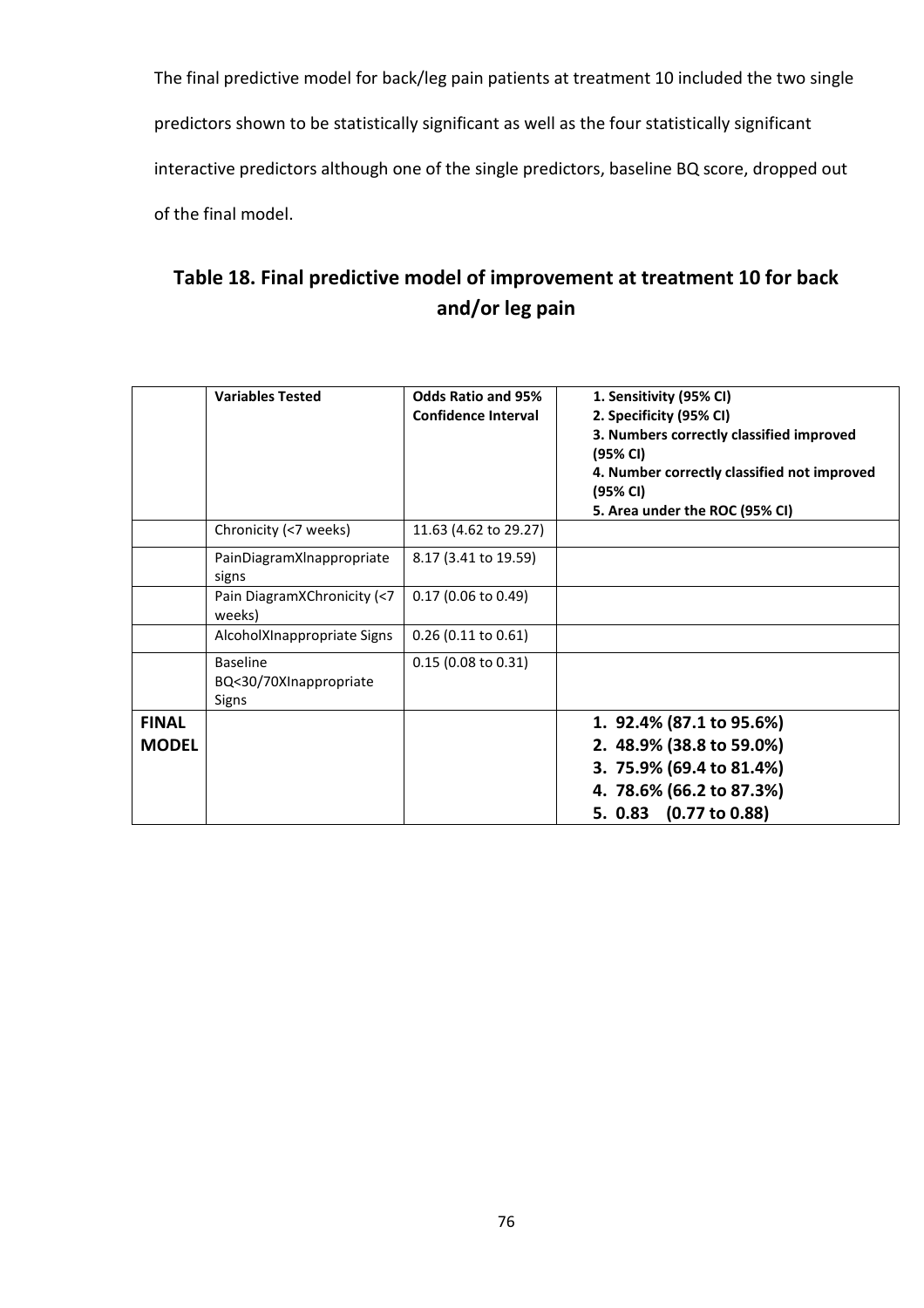The final predictive model for back/leg pain patients at treatment 10 included the two single predictors shown to be statistically significant as well as the four statistically significant interactive predictors although one of the single predictors, baseline BQ score, dropped out of the final model.

## Table 18. Final predictive model of improvement at treatment 10 for back and/or leg pain

| | **Variables Tested** | **Odds Ratio and 95% Confidence Interval** | **1. Sensitivity (95% CI)**<br>**2. Specificity (95% CI)**<br>**3. Numbers correctly classified improved (95% CI)**<br>**4. Number correctly classified not improved (95% CI)**<br>**5. Area under the ROC (95% CI)** |
|---|---|---|---|
| | Chronicity (<7 weeks) | 11.63 (4.62 to 29.27) | |
| | PainDiagramXInappropriate signs | 8.17 (3.41 to 19.59) | |
| | Pain DiagramXChronicity (<7 weeks) | 0.17 (0.06 to 0.49) | |
| | AlcoholXInappropriate Signs | 0.26 (0.11 to 0.61) | |
| | Baseline BQ<30/70XInappropriate Signs | 0.15 (0.08 to 0.31) | |
| **FINAL MODEL** | | | **1. 92.4% (87.1 to 95.6%)**<br>**2. 48.9% (38.8 to 59.0%)**<br>**3. 75.9% (69.4 to 81.4%)**<br>**4. 78.6% (66.2 to 87.3%)**<br>**5. 0.83 (0.77 to 0.88)** |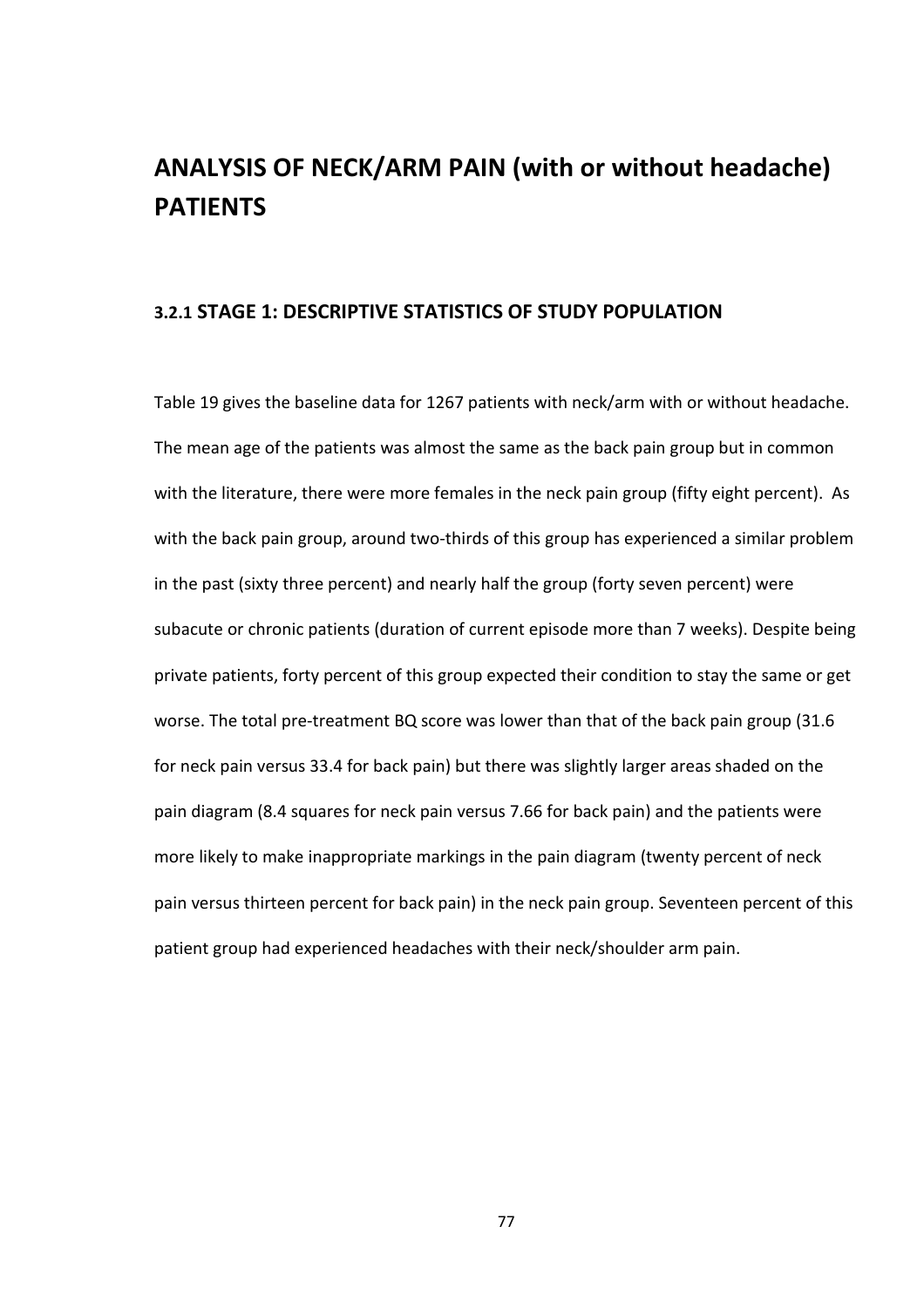# ANALYSIS OF NECK/ARM PAIN (with or without headache) PATIENTS

### 3.2.1 STAGE 1: DESCRIPTIVE STATISTICS OF STUDY POPULATION

Table 19 gives the baseline data for 1267 patients with neck/arm with or without headache. The mean age of the patients was almost the same as the back pain group but in common with the literature, there were more females in the neck pain group (fifty eight percent). As with the back pain group, around two-thirds of this group has experienced a similar problem in the past (sixty three percent) and nearly half the group (forty seven percent) were subacute or chronic patients (duration of current episode more than 7 weeks). Despite being private patients, forty percent of this group expected their condition to stay the same or get worse. The total pre-treatment BQ score was lower than that of the back pain group (31.6 for neck pain versus 33.4 for back pain) but there was slightly larger areas shaded on the pain diagram (8.4 squares for neck pain versus 7.66 for back pain) and the patients were more likely to make inappropriate markings in the pain diagram (twenty percent of neck pain versus thirteen percent for back pain) in the neck pain group. Seventeen percent of this patient group had experienced headaches with their neck/shoulder arm pain.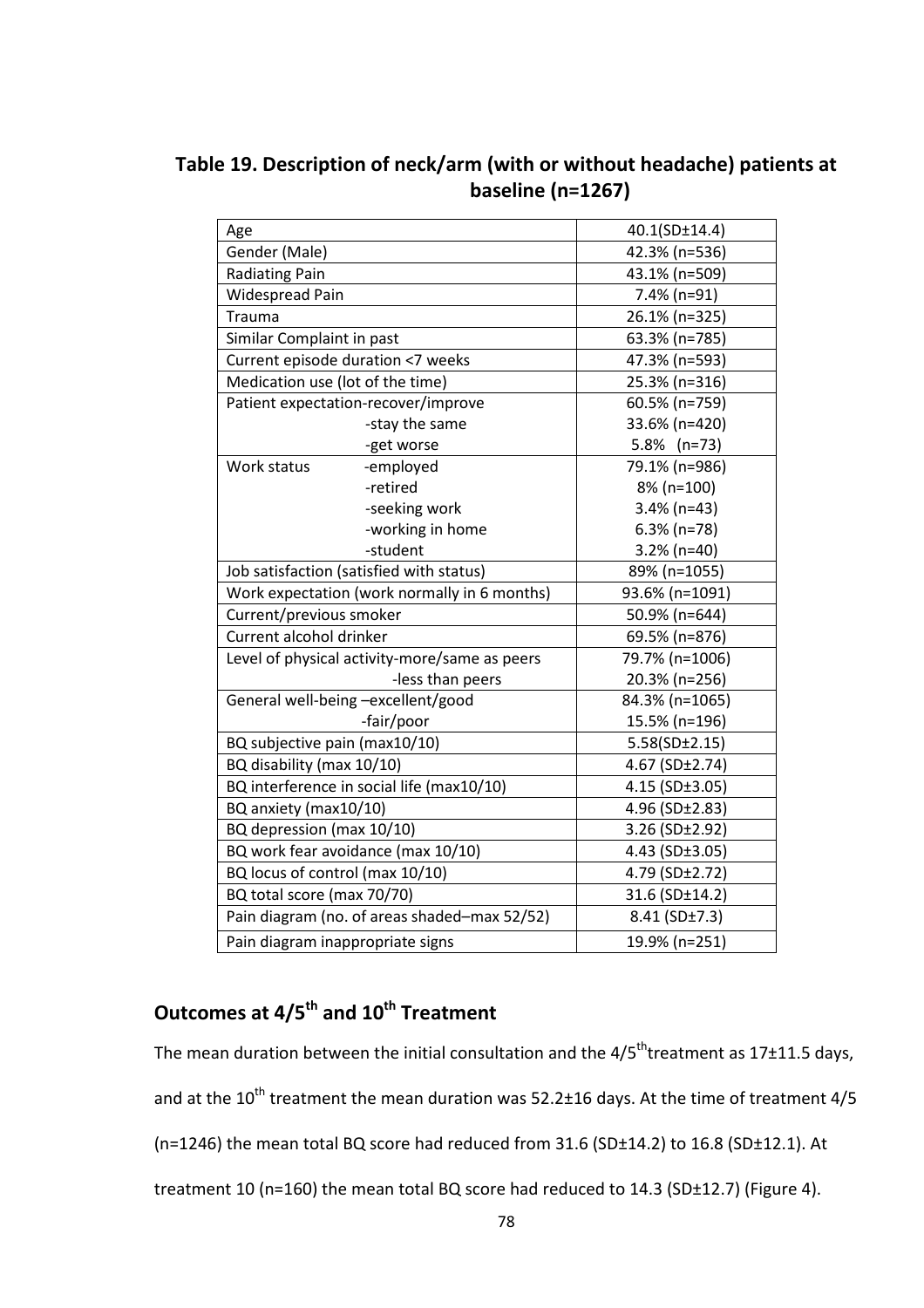## Table 19. Description of neck/arm (with or without headache) patients at baseline (n=1267)

| | |
|---|---|
| Age | 40.1(SD±14.4) |
| Gender (Male) | 42.3% (n=536) |
| Radiating Pain | 43.1% (n=509) |
| Widespread Pain | 7.4% (n=91) |
| Trauma | 26.1% (n=325) |
| Similar Complaint in past | 63.3% (n=785) |
| Current episode duration <7 weeks | 47.3% (n=593) |
| Medication use (lot of the time) | 25.3% (n=316) |
| Patient expectation-recover/improve | 60.5% (n=759) |
| -stay the same | 33.6% (n=420) |
| -get worse | 5.8% (n=73) |
| Work status -employed | 79.1% (n=986) |
| -retired | 8% (n=100) |
| -seeking work | 3.4% (n=43) |
| -working in home | 6.3% (n=78) |
| -student | 3.2% (n=40) |
| Job satisfaction (satisfied with status) | 89% (n=1055) |
| Work expectation (work normally in 6 months) | 93.6% (n=1091) |
| Current/previous smoker | 50.9% (n=644) |
| Current alcohol drinker | 69.5% (n=876) |
| Level of physical activity-more/same as peers | 79.7% (n=1006) |
| -less than peers | 20.3% (n=256) |
| General well-being –excellent/good | 84.3% (n=1065) |
| -fair/poor | 15.5% (n=196) |
| BQ subjective pain (max10/10) | 5.58(SD±2.15) |
| BQ disability (max 10/10) | 4.67 (SD±2.74) |
| BQ interference in social life (max10/10) | 4.15 (SD±3.05) |
| BQ anxiety (max10/10) | 4.96 (SD±2.83) |
| BQ depression (max 10/10) | 3.26 (SD±2.92) |
| BQ work fear avoidance (max 10/10) | 4.43 (SD±3.05) |
| BQ locus of control (max 10/10) | 4.79 (SD±2.72) |
| BQ total score (max 70/70) | 31.6 (SD±14.2) |
| Pain diagram (no. of areas shaded–max 52/52) | 8.41 (SD±7.3) |
| Pain diagram inappropriate signs | 19.9% (n=251) |

## Outcomes at 4/5$^{th}$ and 10$^{th}$ Treatment

The mean duration between the initial consultation and the 4/5$^{th}$treatment as 17±11.5 days, and at the 10$^{th}$ treatment the mean duration was 52.2±16 days. At the time of treatment 4/5 (n=1246) the mean total BQ score had reduced from 31.6 (SD±14.2) to 16.8 (SD±12.1). At treatment 10 (n=160) the mean total BQ score had reduced to 14.3 (SD±12.7) (Figure 4).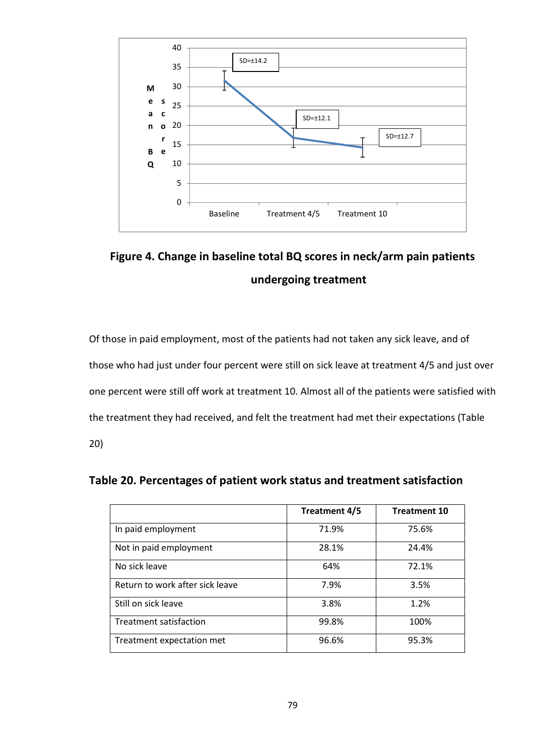**Figure 4. Change in baseline total BQ scores in neck/arm pain patients undergoing treatment**

Of those in paid employment, most of the patients had not taken any sick leave, and of those who had just under four percent were still on sick leave at treatment 4/5 and just over one percent were still off work at treatment 10. Almost all of the patients were satisfied with the treatment they had received, and felt the treatment had met their expectations (Table 20)

**Table 20. Percentages of patient work status and treatment satisfaction**

| | Treatment 4/5 | Treatment 10 |
|---|---|---|
| In paid employment | 71.9% | 75.6% |
| Not in paid employment | 28.1% | 24.4% |
| No sick leave | 64% | 72.1% |
| Return to work after sick leave | 7.9% | 3.5% |
| Still on sick leave | 3.8% | 1.2% |
| Treatment satisfaction | 99.8% | 100% |
| Treatment expectation met | 96.6% | 95.3% |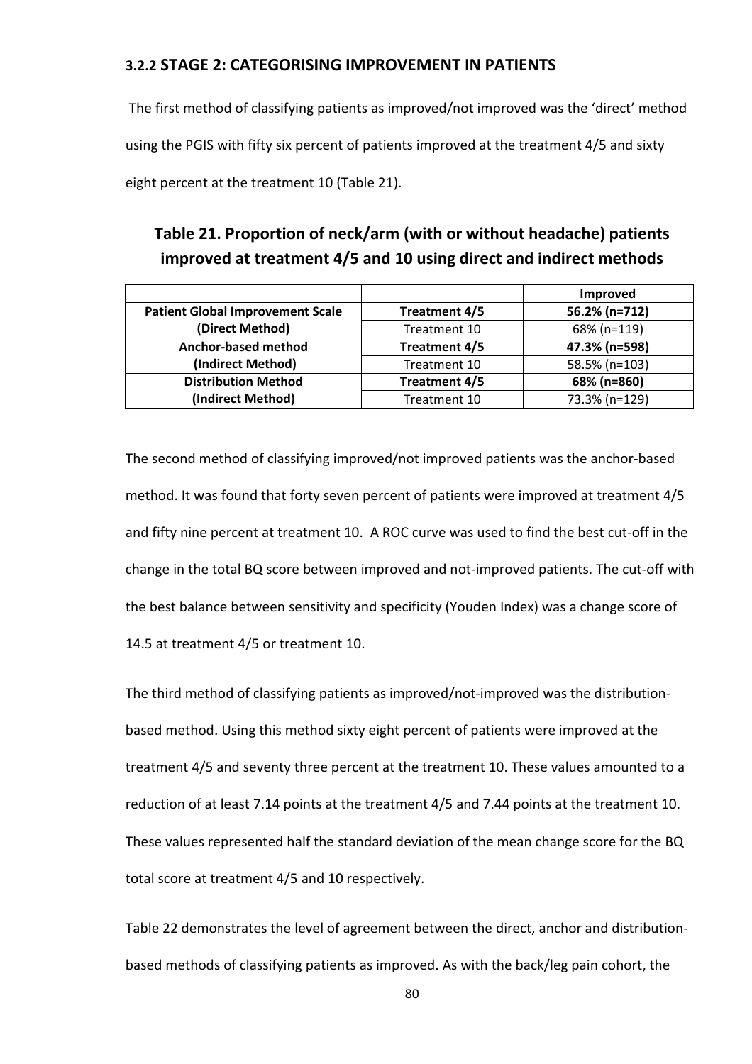### 3.2.2 STAGE 2: CATEGORISING IMPROVEMENT IN PATIENTS

The first method of classifying patients as improved/not improved was the 'direct' method using the PGIS with fifty six percent of patients improved at the treatment 4/5 and sixty eight percent at the treatment 10 (Table 21).

**Table 21. Proportion of neck/arm (with or without headache) patients improved at treatment 4/5 and 10 using direct and indirect methods**

| | | **Improved** |
|---|---|---|
| **Patient Global Improvement Scale (Direct Method)** | **Treatment 4/5** | **56.2% (n=712)** |
| | Treatment 10 | 68% (n=119) |
| **Anchor-based method (Indirect Method)** | **Treatment 4/5** | **47.3% (n=598)** |
| | Treatment 10 | 58.5% (n=103) |
| **Distribution Method (Indirect Method)** | **Treatment 4/5** | **68% (n=860)** |
| | Treatment 10 | 73.3% (n=129) |

The second method of classifying improved/not improved patients was the anchor-based method. It was found that forty seven percent of patients were improved at treatment 4/5 and fifty nine percent at treatment 10. A ROC curve was used to find the best cut-off in the change in the total BQ score between improved and not-improved patients. The cut-off with the best balance between sensitivity and specificity (Youden Index) was a change score of 14.5 at treatment 4/5 or treatment 10.

The third method of classifying patients as improved/not-improved was the distribution-based method. Using this method sixty eight percent of patients were improved at the treatment 4/5 and seventy three percent at the treatment 10. These values amounted to a reduction of at least 7.14 points at the treatment 4/5 and 7.44 points at the treatment 10. These values represented half the standard deviation of the mean change score for the BQ total score at treatment 4/5 and 10 respectively.

Table 22 demonstrates the level of agreement between the direct, anchor and distribution-based methods of classifying patients as improved. As with the back/leg pain cohort, the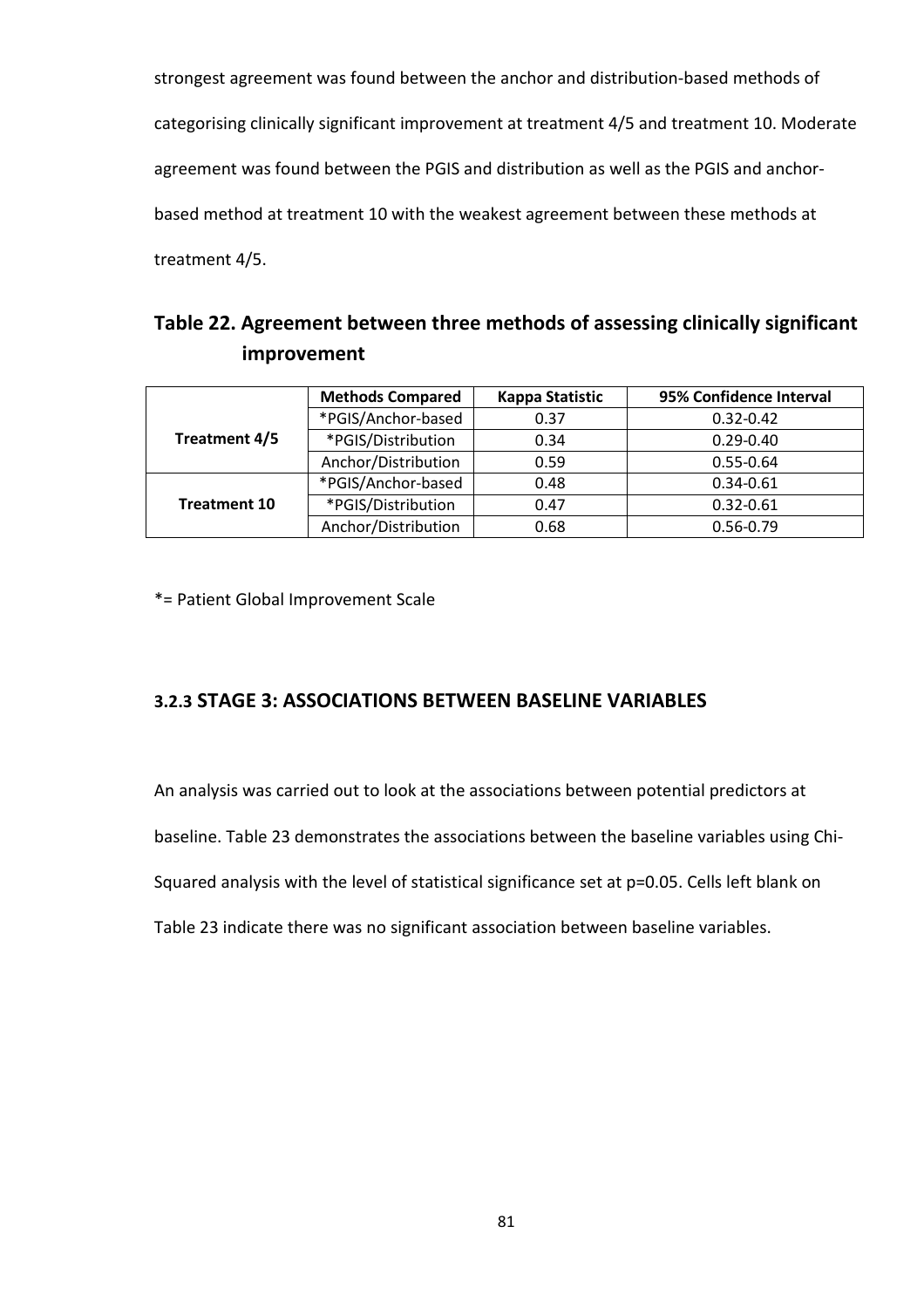strongest agreement was found between the anchor and distribution-based methods of categorising clinically significant improvement at treatment 4/5 and treatment 10. Moderate agreement was found between the PGIS and distribution as well as the PGIS and anchor-based method at treatment 10 with the weakest agreement between these methods at treatment 4/5.

**Table 22. Agreement between three methods of assessing clinically significant improvement**

| | Methods Compared | Kappa Statistic | 95% Confidence Interval |
|---|---|---|---|
| **Treatment 4/5** | *PGIS/Anchor-based | 0.37 | 0.32-0.42 |
| | *PGIS/Distribution | 0.34 | 0.29-0.40 |
| | Anchor/Distribution | 0.59 | 0.55-0.64 |
| **Treatment 10** | *PGIS/Anchor-based | 0.48 | 0.34-0.61 |
| | *PGIS/Distribution | 0.47 | 0.32-0.61 |
| | Anchor/Distribution | 0.68 | 0.56-0.79 |

*= Patient Global Improvement Scale

### 3.2.3 STAGE 3: ASSOCIATIONS BETWEEN BASELINE VARIABLES

An analysis was carried out to look at the associations between potential predictors at baseline. Table 23 demonstrates the associations between the baseline variables using Chi-Squared analysis with the level of statistical significance set at $p=0.05$. Cells left blank on Table 23 indicate there was no significant association between baseline variables.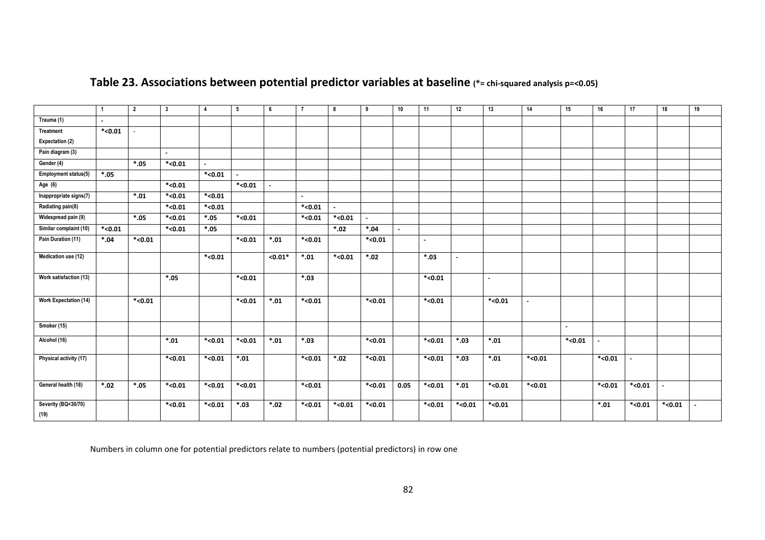## Table 23. Associations between potential predictor variables at baseline (*= chi-squared analysis p=<0.05)

| | 1 | 2 | 3 | 4 | 5 | 6 | 7 | 8 | 9 | 10 | 11 | 12 | 13 | 14 | 15 | 16 | 17 | 18 | 19 |
|---|---|---|---|---|---|---|---|---|---|---|---|---|---|---|---|---|---|---|---|
| Trauma (1) | - | | | | | | | | | | | | | | | | | | |
| Treatment Expectation (2) | *<0.01 | - | | | | | | | | | | | | | | | | | |
| Pain diagram (3) | | | - | | | | | | | | | | | | | | | | |
| Gender (4) | | *.05 | *<0.01 | - | | | | | | | | | | | | | | | |
| Employment status(5) | *.05 | | | *<0.01 | - | | | | | | | | | | | | | | |
| Age (6) | | | *<0.01 | | *<0.01 | - | | | | | | | | | | | | | |
| Inappropriate signs(7) | | *.01 | *<0.01 | *<0.01 | | | - | | | | | | | | | | | | |
| Radiating pain(8) | | | *<0.01 | *<0.01 | | | *<0.01 | - | | | | | | | | | | | |
| Widespread pain (9) | | *.05 | *<0.01 | *.05 | *<0.01 | | *<0.01 | *<0.01 | - | | | | | | | | | | |
| Similar complaint (10) | *<0.01 | | *<0.01 | *.05 | | | | *.02 | *.04 | - | | | | | | | | | |
| Pain Duration (11) | *.04 | *<0.01 | | | *<0.01 | *.01 | *<0.01 | | *<0.01 | | - | | | | | | | | |
| Medication use (12) | | | | *<0.01 | | <0.01* | *.01 | *<0.01 | *.02 | | *.03 | - | | | | | | | |
| Work satisfaction (13) | | | *.05 | | *<0.01 | | *.03 | | | | *<0.01 | | - | | | | | | |
| Work Expectation (14) | | *<0.01 | | | *<0.01 | *.01 | *<0.01 | | *<0.01 | | *<0.01 | | *<0.01 | - | | | | | |
| Smoker (15) | | | | | | | | | | | | | | | - | | | | |
| Alcohol (16) | | | *.01 | *<0.01 | *<0.01 | *.01 | *.03 | | *<0.01 | | *<0.01 | *.03 | *.01 | | *<0.01 | - | | | |
| Physical activity (17) | | | *<0.01 | *<0.01 | *.01 | | *<0.01 | *.02 | *<0.01 | | *<0.01 | *.03 | *.01 | *<0.01 | | *<0.01 | - | | |
| General health (18) | *.02 | *.05 | *<0.01 | *<0.01 | *<0.01 | | *<0.01 | | *<0.01 | 0.05 | *<0.01 | *.01 | *<0.01 | *<0.01 | | *<0.01 | *<0.01 | - | |
| Severity (BQ<30/70) (19) | | | *<0.01 | *<0.01 | *.03 | *.02 | *<0.01 | *<0.01 | *<0.01 | | *<0.01 | *<0.01 | *<0.01 | | | *.01 | *<0.01 | *<0.01 | - |

Numbers in column one for potential predictors relate to numbers (potential predictors) in row one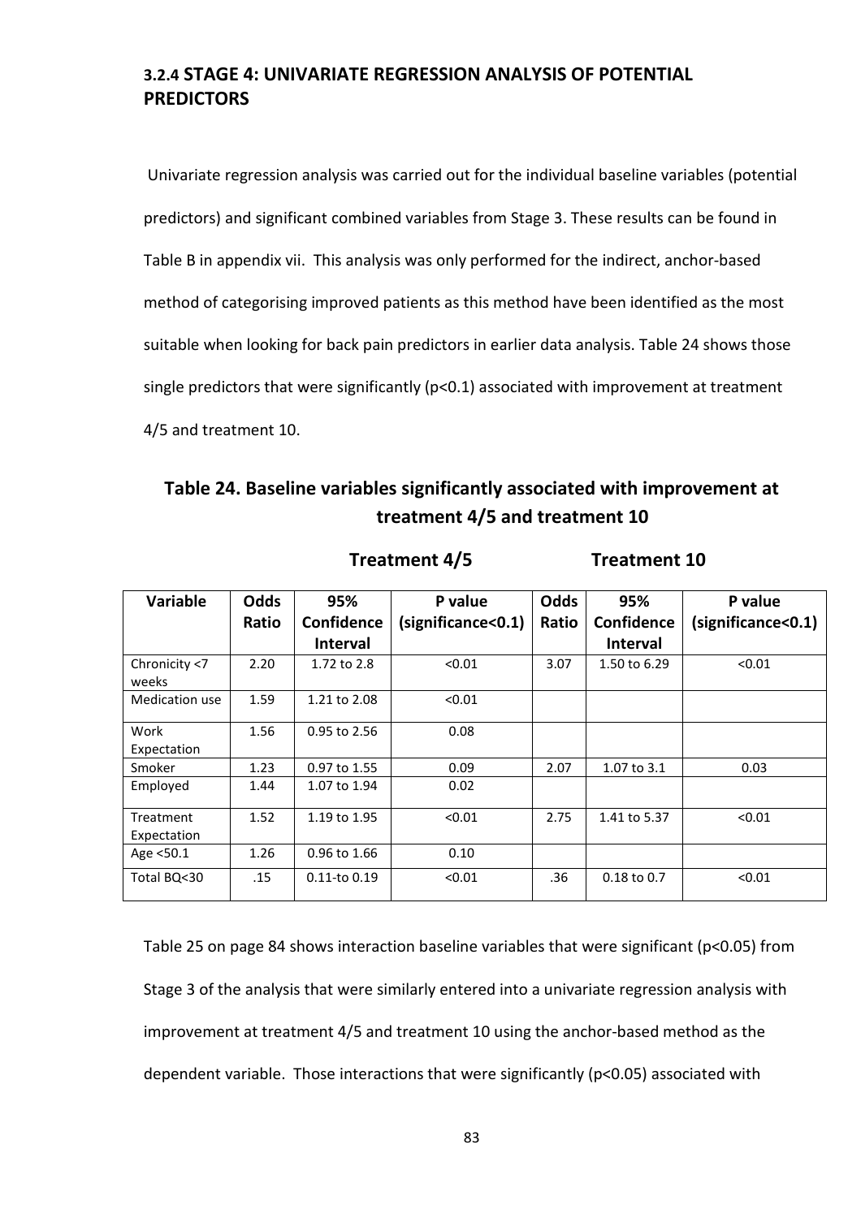### 3.2.4 STAGE 4: UNIVARIATE REGRESSION ANALYSIS OF POTENTIAL PREDICTORS

Univariate regression analysis was carried out for the individual baseline variables (potential predictors) and significant combined variables from Stage 3. These results can be found in Table B in appendix vii. This analysis was only performed for the indirect, anchor-based method of categorising improved patients as this method have been identified as the most suitable when looking for back pain predictors in earlier data analysis. Table 24 shows those single predictors that were significantly (p<0.1) associated with improvement at treatment 4/5 and treatment 10.

**Table 24. Baseline variables significantly associated with improvement at treatment 4/5 and treatment 10**

| | Treatment 4/5 | | | Treatment 10 | | |
|---|---|---|---|---|---|---|
| **Variable** | **Odds Ratio** | **95% Confidence Interval** | **P value (significance<0.1)** | **Odds Ratio** | **95% Confidence Interval** | **P value (significance<0.1)** |
| Chronicity <7 weeks | 2.20 | 1.72 to 2.8 | <0.01 | 3.07 | 1.50 to 6.29 | <0.01 |
| Medication use | 1.59 | 1.21 to 2.08 | <0.01 | | | |
| Work Expectation | 1.56 | 0.95 to 2.56 | 0.08 | | | |
| Smoker | 1.23 | 0.97 to 1.55 | 0.09 | 2.07 | 1.07 to 3.1 | 0.03 |
| Employed | 1.44 | 1.07 to 1.94 | 0.02 | | | |
| Treatment Expectation | 1.52 | 1.19 to 1.95 | <0.01 | 2.75 | 1.41 to 5.37 | <0.01 |
| Age <50.1 | 1.26 | 0.96 to 1.66 | 0.10 | | | |
| Total BQ<30 | .15 | 0.11-to 0.19 | <0.01 | .36 | 0.18 to 0.7 | <0.01 |

Table 25 on page 84 shows interaction baseline variables that were significant (p<0.05) from Stage 3 of the analysis that were similarly entered into a univariate regression analysis with improvement at treatment 4/5 and treatment 10 using the anchor-based method as the dependent variable. Those interactions that were significantly (p<0.05) associated with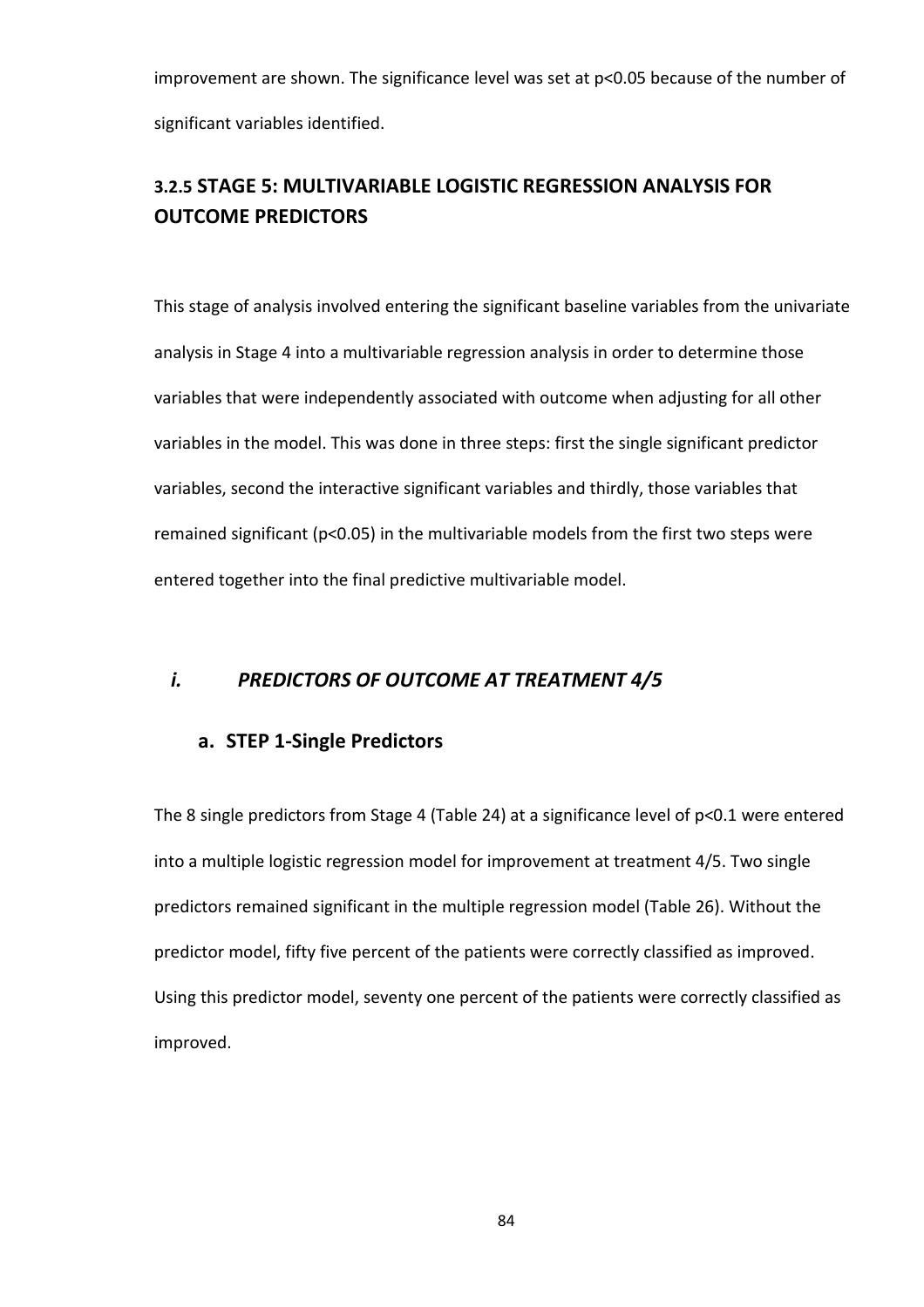improvement are shown. The significance level was set at $p<0.05$ because of the number of significant variables identified.

### 3.2.5 STAGE 5: MULTIVARIABLE LOGISTIC REGRESSION ANALYSIS FOR OUTCOME PREDICTORS

This stage of analysis involved entering the significant baseline variables from the univariate analysis in Stage 4 into a multivariable regression analysis in order to determine those variables that were independently associated with outcome when adjusting for all other variables in the model. This was done in three steps: first the single significant predictor variables, second the interactive significant variables and thirdly, those variables that remained significant ($p<0.05$) in the multivariable models from the first two steps were entered together into the final predictive multivariable model.

#### *i. PREDICTORS OF OUTCOME AT TREATMENT 4/5*

##### a. STEP 1-Single Predictors

The 8 single predictors from Stage 4 (Table 24) at a significance level of $p<0.1$ were entered into a multiple logistic regression model for improvement at treatment 4/5. Two single predictors remained significant in the multiple regression model (Table 26). Without the predictor model, fifty five percent of the patients were correctly classified as improved. Using this predictor model, seventy one percent of the patients were correctly classified as improved.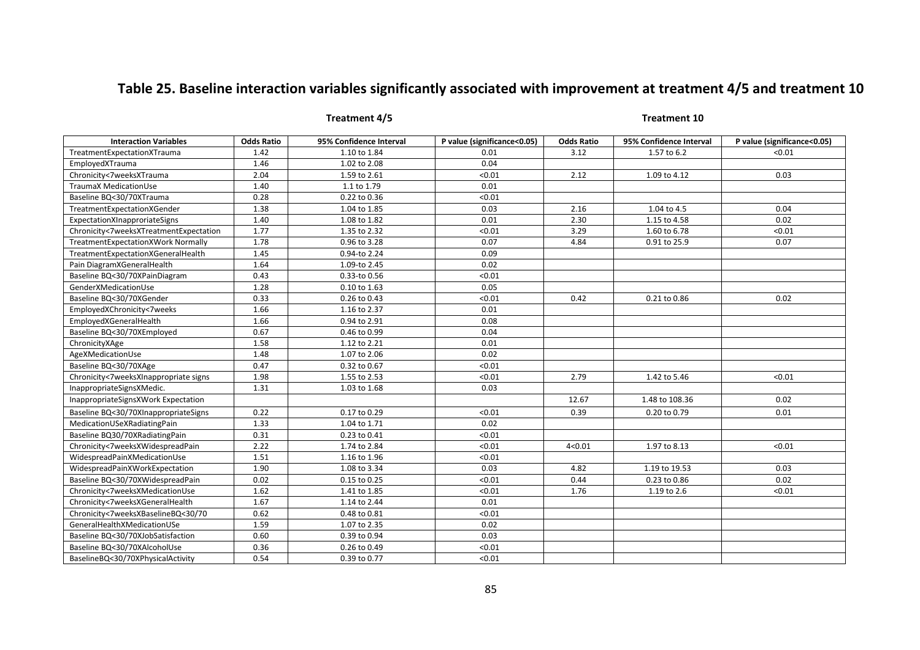# Table 25. Baseline interaction variables significantly associated with improvement at treatment 4/5 and treatment 10

| | Treatment 4/5 | | | Treatment 10 | | |
|---|---|---|---|---|---|---|
| **Interaction Variables** | **Odds Ratio** | **95% Confidence Interval** | **P value (significance<0.05)** | **Odds Ratio** | **95% Confidence Interval** | **P value (significance<0.05)** |
| TreatmentExpectationXTrauma | 1.42 | 1.10 to 1.84 | 0.01 | 3.12 | 1.57 to 6.2 | <0.01 |
| EmployedXTrauma | 1.46 | 1.02 to 2.08 | 0.04 | | | |
| Chronicity<7weeksXTrauma | 2.04 | 1.59 to 2.61 | <0.01 | 2.12 | 1.09 to 4.12 | 0.03 |
| TraumaX MedicationUse | 1.40 | 1.1 to 1.79 | 0.01 | | | |
| Baseline BQ<30/70XTrauma | 0.28 | 0.22 to 0.36 | <0.01 | | | |
| TreatmentExpectationXGender | 1.38 | 1.04 to 1.85 | 0.03 | 2.16 | 1.04 to 4.5 | 0.04 |
| ExpectationXInapprorIateSigns | 1.40 | 1.08 to 1.82 | 0.01 | 2.30 | 1.15 to 4.58 | 0.02 |
| Chronicity<7weeksXTreatmentExpectation | 1.77 | 1.35 to 2.32 | <0.01 | 3.29 | 1.60 to 6.78 | <0.01 |
| TreatmentExpectationXWork Normally | 1.78 | 0.96 to 3.28 | 0.07 | 4.84 | 0.91 to 25.9 | 0.07 |
| TreatmentExpectationXGeneralHealth | 1.45 | 0.94-to 2.24 | 0.09 | | | |
| Pain DiagramXGeneralHealth | 1.64 | 1.09-to 2.45 | 0.02 | | | |
| Baseline BQ<30/70XPainDiagram | 0.43 | 0.33-to 0.56 | <0.01 | | | |
| GenderXMedicationUse | 1.28 | 0.10 to 1.63 | 0.05 | | | |
| Baseline BQ<30/70XGender | 0.33 | 0.26 to 0.43 | <0.01 | 0.42 | 0.21 to 0.86 | 0.02 |
| EmployedXChronicity<7weeks | 1.66 | 1.16 to 2.37 | 0.01 | | | |
| EmployedXGeneralHealth | 1.66 | 0.94 to 2.91 | 0.08 | | | |
| Baseline BQ<30/70XEmployed | 0.67 | 0.46 to 0.99 | 0.04 | | | |
| ChronicityXAge | 1.58 | 1.12 to 2.21 | 0.01 | | | |
| AgeXMedicationUse | 1.48 | 1.07 to 2.06 | 0.02 | | | |
| Baseline BQ<30/70XAge | 0.47 | 0.32 to 0.67 | <0.01 | | | |
| Chronicity<7weeksXInappropriate signs | 1.98 | 1.55 to 2.53 | <0.01 | 2.79 | 1.42 to 5.46 | <0.01 |
| InappropriateSignsXMedic. | 1.31 | 1.03 to 1.68 | 0.03 | | | |
| InappropriateSignsXWork Expectation | | | | 12.67 | 1.48 to 108.36 | 0.02 |
| Baseline BQ<30/70XInappropriateSigns | 0.22 | 0.17 to 0.29 | <0.01 | 0.39 | 0.20 to 0.79 | 0.01 |
| MedicationUSeXRadiatingPain | 1.33 | 1.04 to 1.71 | 0.02 | | | |
| Baseline BQ30/70XRadiatingPain | 0.31 | 0.23 to 0.41 | <0.01 | | | |
| Chronicity<7weeksXWidespreadPain | 2.22 | 1.74 to 2.84 | <0.01 | 4<0.01 | 1.97 to 8.13 | <0.01 |
| WidespreadPainXMedicationUse | 1.51 | 1.16 to 1.96 | <0.01 | | | |
| WidespreadPainXWorkExpectation | 1.90 | 1.08 to 3.34 | 0.03 | 4.82 | 1.19 to 19.53 | 0.03 |
| Baseline BQ<30/70XWidespreadPain | 0.02 | 0.15 to 0.25 | <0.01 | 0.44 | 0.23 to 0.86 | 0.02 |
| Chronicity<7weeksXMedicationUse | 1.62 | 1.41 to 1.85 | <0.01 | 1.76 | 1.19 to 2.6 | <0.01 |
| Chronicity<7weeksXGeneralHealth | 1.67 | 1.14 to 2.44 | 0.01 | | | |
| Chronicity<7weeksXBaselineBQ<30/70 | 0.62 | 0.48 to 0.81 | <0.01 | | | |
| GeneralHealthXMedicationUSe | 1.59 | 1.07 to 2.35 | 0.02 | | | |
| Baseline BQ<30/70XJobSatisfaction | 0.60 | 0.39 to 0.94 | 0.03 | | | |
| Baseline BQ<30/70XAlcoholUse | 0.36 | 0.26 to 0.49 | <0.01 | | | |
| BaselineBQ<30/70XPhysicalActivity | 0.54 | 0.39 to 0.77 | <0.01 | | | |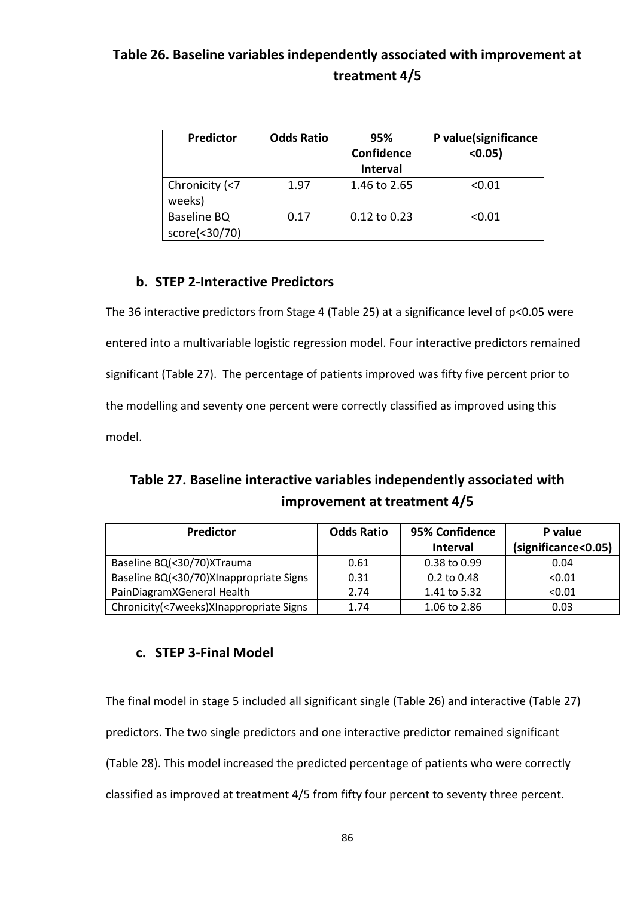**Table 26. Baseline variables independently associated with improvement at treatment 4/5**

| Predictor | Odds Ratio | 95% Confidence Interval | P value(significance <0.05) |
|---|---|---|---|
| Chronicity (<7 weeks) | 1.97 | 1.46 to 2.65 | <0.01 |
| Baseline BQ score(<30/70) | 0.17 | 0.12 to 0.23 | <0.01 |

### b. STEP 2-Interactive Predictors

The 36 interactive predictors from Stage 4 (Table 25) at a significance level of $p<0.05$ were entered into a multivariable logistic regression model. Four interactive predictors remained significant (Table 27). The percentage of patients improved was fifty five percent prior to the modelling and seventy one percent were correctly classified as improved using this model.

**Table 27. Baseline interactive variables independently associated with improvement at treatment 4/5**

| Predictor | Odds Ratio | 95% Confidence Interval | P value (significance<0.05) |
|---|---|---|---|
| Baseline BQ(<30/70)XTrauma | 0.61 | 0.38 to 0.99 | 0.04 |
| Baseline BQ(<30/70)XInappropriate Signs | 0.31 | 0.2 to 0.48 | <0.01 |
| PainDiagramXGeneral Health | 2.74 | 1.41 to 5.32 | <0.01 |
| Chronicity(<7weeks)XInappropriate Signs | 1.74 | 1.06 to 2.86 | 0.03 |

### c. STEP 3-Final Model

The final model in stage 5 included all significant single (Table 26) and interactive (Table 27) predictors. The two single predictors and one interactive predictor remained significant (Table 28). This model increased the predicted percentage of patients who were correctly classified as improved at treatment 4/5 from fifty four percent to seventy three percent.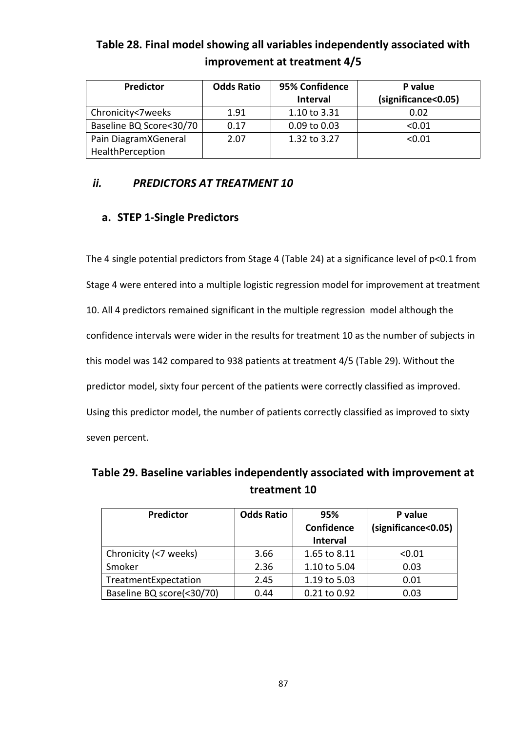**Table 28. Final model showing all variables independently associated with improvement at treatment 4/5**

| Predictor | Odds Ratio | 95% Confidence Interval | P value (significance<0.05) |
|---|---|---|---|
| Chronicity<7weeks | 1.91 | 1.10 to 3.31 | 0.02 |
| Baseline BQ Score<30/70 | 0.17 | 0.09 to 0.03 | <0.01 |
| Pain DiagramXGeneral HealthPerception | 2.07 | 1.32 to 3.27 | <0.01 |

### *ii. PREDICTORS AT TREATMENT 10*

#### a. STEP 1-Single Predictors

The 4 single potential predictors from Stage 4 (Table 24) at a significance level of p<0.1 from Stage 4 were entered into a multiple logistic regression model for improvement at treatment 10. All 4 predictors remained significant in the multiple regression model although the confidence intervals were wider in the results for treatment 10 as the number of subjects in this model was 142 compared to 938 patients at treatment 4/5 (Table 29). Without the predictor model, sixty four percent of the patients were correctly classified as improved. Using this predictor model, the number of patients correctly classified as improved to sixty seven percent.

**Table 29. Baseline variables independently associated with improvement at treatment 10**

| Predictor | Odds Ratio | 95% Confidence Interval | P value (significance<0.05) |
|---|---|---|---|
| Chronicity (<7 weeks) | 3.66 | 1.65 to 8.11 | <0.01 |
| Smoker | 2.36 | 1.10 to 5.04 | 0.03 |
| TreatmentExpectation | 2.45 | 1.19 to 5.03 | 0.01 |
| Baseline BQ score(<30/70) | 0.44 | 0.21 to 0.92 | 0.03 |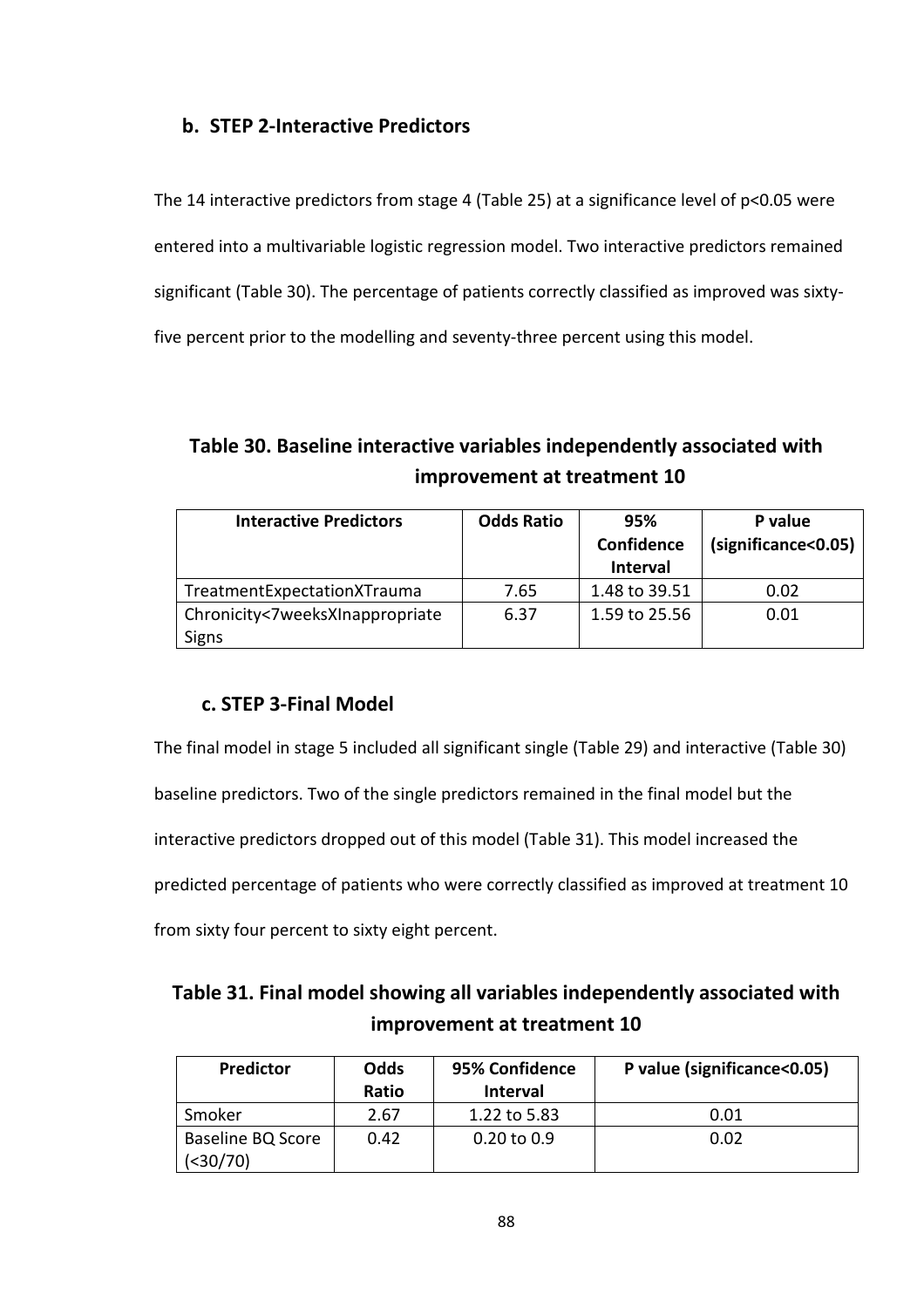### b. STEP 2-Interactive Predictors

The 14 interactive predictors from stage 4 (Table 25) at a significance level of p<0.05 were entered into a multivariable logistic regression model. Two interactive predictors remained significant (Table 30). The percentage of patients correctly classified as improved was sixty-five percent prior to the modelling and seventy-three percent using this model.

**Table 30. Baseline interactive variables independently associated with improvement at treatment 10**

| Interactive Predictors | Odds Ratio | 95% Confidence Interval | P value (significance<0.05) |
|---|---|---|---|
| TreatmentExpectationXTrauma | 7.65 | 1.48 to 39.51 | 0.02 |
| Chronicity<7weeksXInappropriate Signs | 6.37 | 1.59 to 25.56 | 0.01 |

### c. STEP 3-Final Model

The final model in stage 5 included all significant single (Table 29) and interactive (Table 30) baseline predictors. Two of the single predictors remained in the final model but the interactive predictors dropped out of this model (Table 31). This model increased the predicted percentage of patients who were correctly classified as improved at treatment 10 from sixty four percent to sixty eight percent.

**Table 31. Final model showing all variables independently associated with improvement at treatment 10**

| Predictor | Odds Ratio | 95% Confidence Interval | P value (significance<0.05) |
|---|---|---|---|
| Smoker | 2.67 | 1.22 to 5.83 | 0.01 |
| Baseline BQ Score (<30/70) | 0.42 | 0.20 to 0.9 | 0.02 |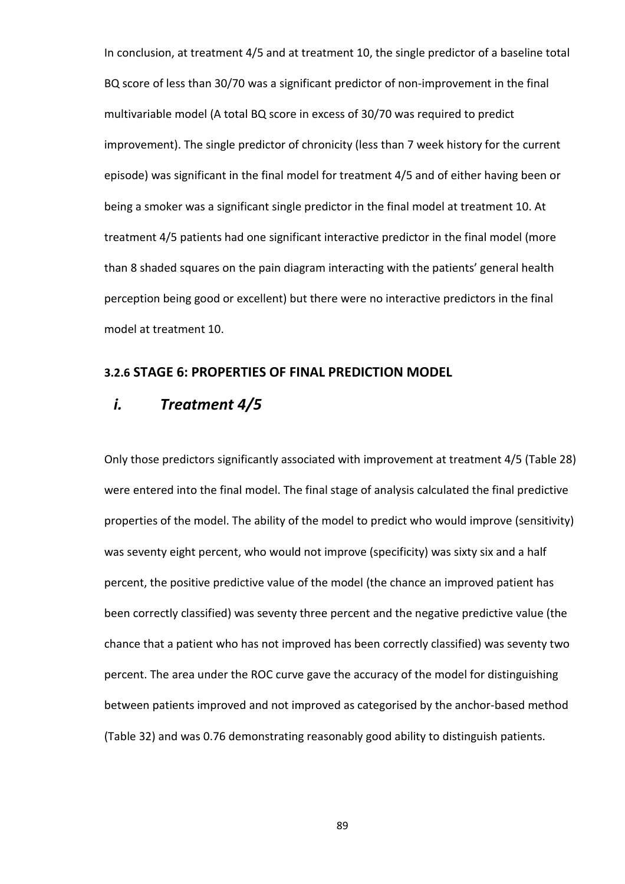In conclusion, at treatment 4/5 and at treatment 10, the single predictor of a baseline total BQ score of less than 30/70 was a significant predictor of non-improvement in the final multivariable model (A total BQ score in excess of 30/70 was required to predict improvement). The single predictor of chronicity (less than 7 week history for the current episode) was significant in the final model for treatment 4/5 and of either having been or being a smoker was a significant single predictor in the final model at treatment 10. At treatment 4/5 patients had one significant interactive predictor in the final model (more than 8 shaded squares on the pain diagram interacting with the patients' general health perception being good or excellent) but there were no interactive predictors in the final model at treatment 10.

### 3.2.6 STAGE 6: PROPERTIES OF FINAL PREDICTION MODEL

## *i. Treatment 4/5*

Only those predictors significantly associated with improvement at treatment 4/5 (Table 28) were entered into the final model. The final stage of analysis calculated the final predictive properties of the model. The ability of the model to predict who would improve (sensitivity) was seventy eight percent, who would not improve (specificity) was sixty six and a half percent, the positive predictive value of the model (the chance an improved patient has been correctly classified) was seventy three percent and the negative predictive value (the chance that a patient who has not improved has been correctly classified) was seventy two percent. The area under the ROC curve gave the accuracy of the model for distinguishing between patients improved and not improved as categorised by the anchor-based method (Table 32) and was 0.76 demonstrating reasonably good ability to distinguish patients.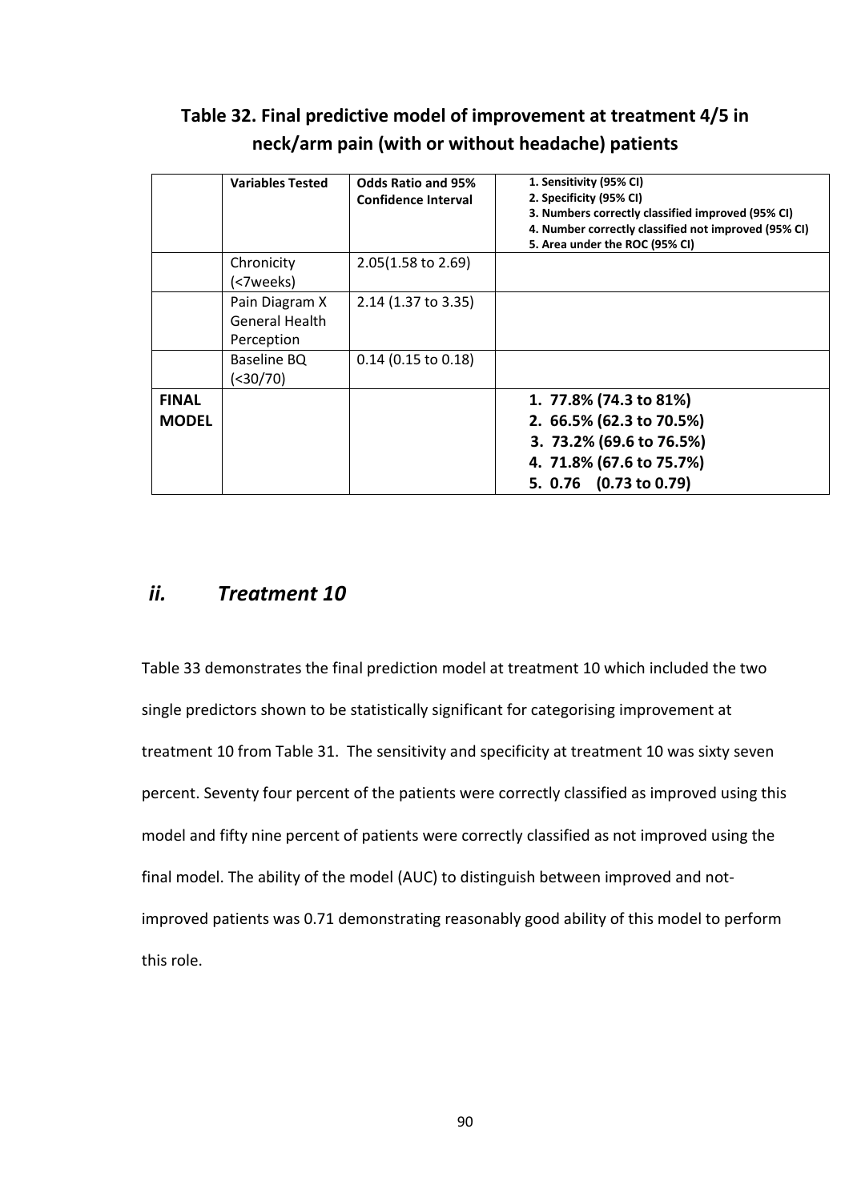**Table 32. Final predictive model of improvement at treatment 4/5 in neck/arm pain (with or without headache) patients**

| | Variables Tested | Odds Ratio and 95% Confidence Interval | 1. Sensitivity (95% CI) 2. Specificity (95% CI) 3. Numbers correctly classified improved (95% CI) 4. Number correctly classified not improved (95% CI) 5. Area under the ROC (95% CI) |
|---|---|---|---|
| | Chronicity (<7weeks) | 2.05(1.58 to 2.69) | |
| | Pain Diagram X General Health Perception | 2.14 (1.37 to 3.35) | |
| | Baseline BQ (<30/70) | 0.14 (0.15 to 0.18) | |
| **FINAL MODEL** | | | **1. 77.8% (74.3 to 81%) 2. 66.5% (62.3 to 70.5%) 3. 73.2% (69.6 to 76.5%) 4. 71.8% (67.6 to 75.7%) 5. 0.76 (0.73 to 0.79)** |

## *ii. Treatment 10*

Table 33 demonstrates the final prediction model at treatment 10 which included the two single predictors shown to be statistically significant for categorising improvement at treatment 10 from Table 31. The sensitivity and specificity at treatment 10 was sixty seven percent. Seventy four percent of the patients were correctly classified as improved using this model and fifty nine percent of patients were correctly classified as not improved using the final model. The ability of the model (AUC) to distinguish between improved and not-improved patients was 0.71 demonstrating reasonably good ability of this model to perform this role.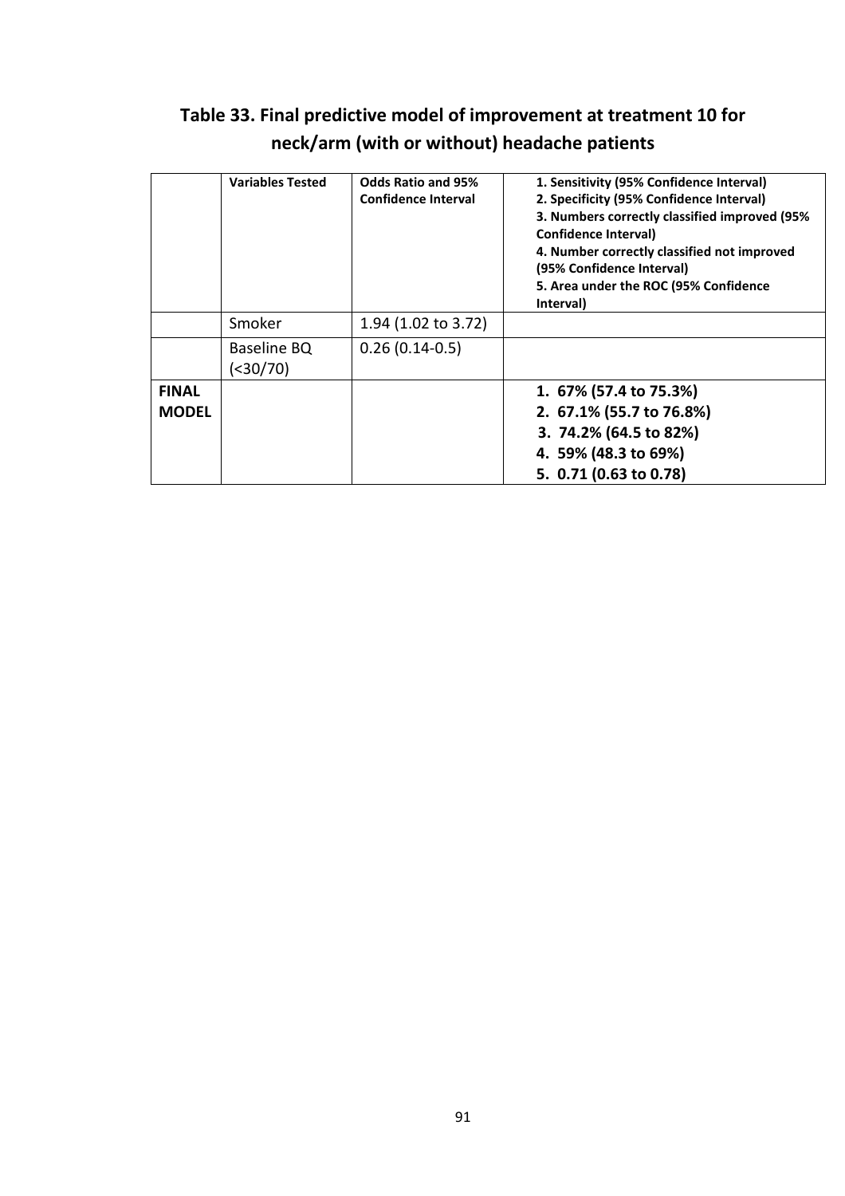**Table 33. Final predictive model of improvement at treatment 10 for neck/arm (with or without) headache patients**

| | Variables Tested | Odds Ratio and 95% Confidence Interval | 1. Sensitivity (95% Confidence Interval)<br>2. Specificity (95% Confidence Interval)<br>3. Numbers correctly classified improved (95% Confidence Interval)<br>4. Number correctly classified not improved (95% Confidence Interval)<br>5. Area under the ROC (95% Confidence Interval) |
|---|---|---|---|
| | Smoker | 1.94 (1.02 to 3.72) | |
| | Baseline BQ (<30/70) | 0.26 (0.14-0.5) | |
| **FINAL MODEL** | | | **1. 67% (57.4 to 75.3%)**<br>**2. 67.1% (55.7 to 76.8%)**<br>**3. 74.2% (64.5 to 82%)**<br>**4. 59% (48.3 to 69%)**<br>**5. 0.71 (0.63 to 0.78)** |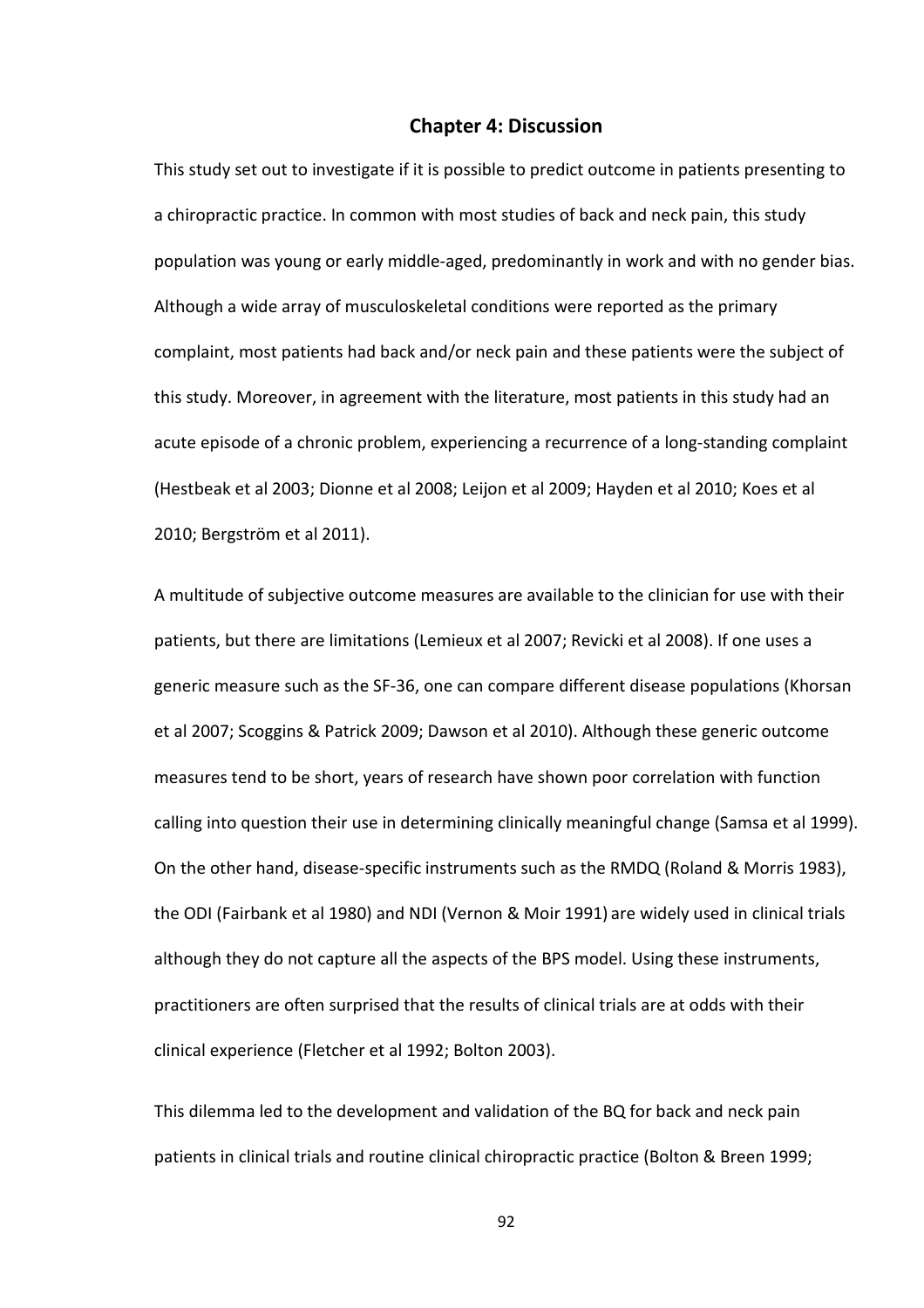## Chapter 4: Discussion

This study set out to investigate if it is possible to predict outcome in patients presenting to a chiropractic practice. In common with most studies of back and neck pain, this study population was young or early middle-aged, predominantly in work and with no gender bias. Although a wide array of musculoskeletal conditions were reported as the primary complaint, most patients had back and/or neck pain and these patients were the subject of this study. Moreover, in agreement with the literature, most patients in this study had an acute episode of a chronic problem, experiencing a recurrence of a long-standing complaint (Hestbeak et al 2003; Dionne et al 2008; Leijon et al 2009; Hayden et al 2010; Koes et al 2010; Bergström et al 2011).

A multitude of subjective outcome measures are available to the clinician for use with their patients, but there are limitations (Lemieux et al 2007; Revicki et al 2008). If one uses a generic measure such as the SF-36, one can compare different disease populations (Khorsan et al 2007; Scoggins & Patrick 2009; Dawson et al 2010). Although these generic outcome measures tend to be short, years of research have shown poor correlation with function calling into question their use in determining clinically meaningful change (Samsa et al 1999). On the other hand, disease-specific instruments such as the RMDQ (Roland & Morris 1983), the ODI (Fairbank et al 1980) and NDI (Vernon & Moir 1991) are widely used in clinical trials although they do not capture all the aspects of the BPS model. Using these instruments, practitioners are often surprised that the results of clinical trials are at odds with their clinical experience (Fletcher et al 1992; Bolton 2003).

This dilemma led to the development and validation of the BQ for back and neck pain patients in clinical trials and routine clinical chiropractic practice (Bolton & Breen 1999;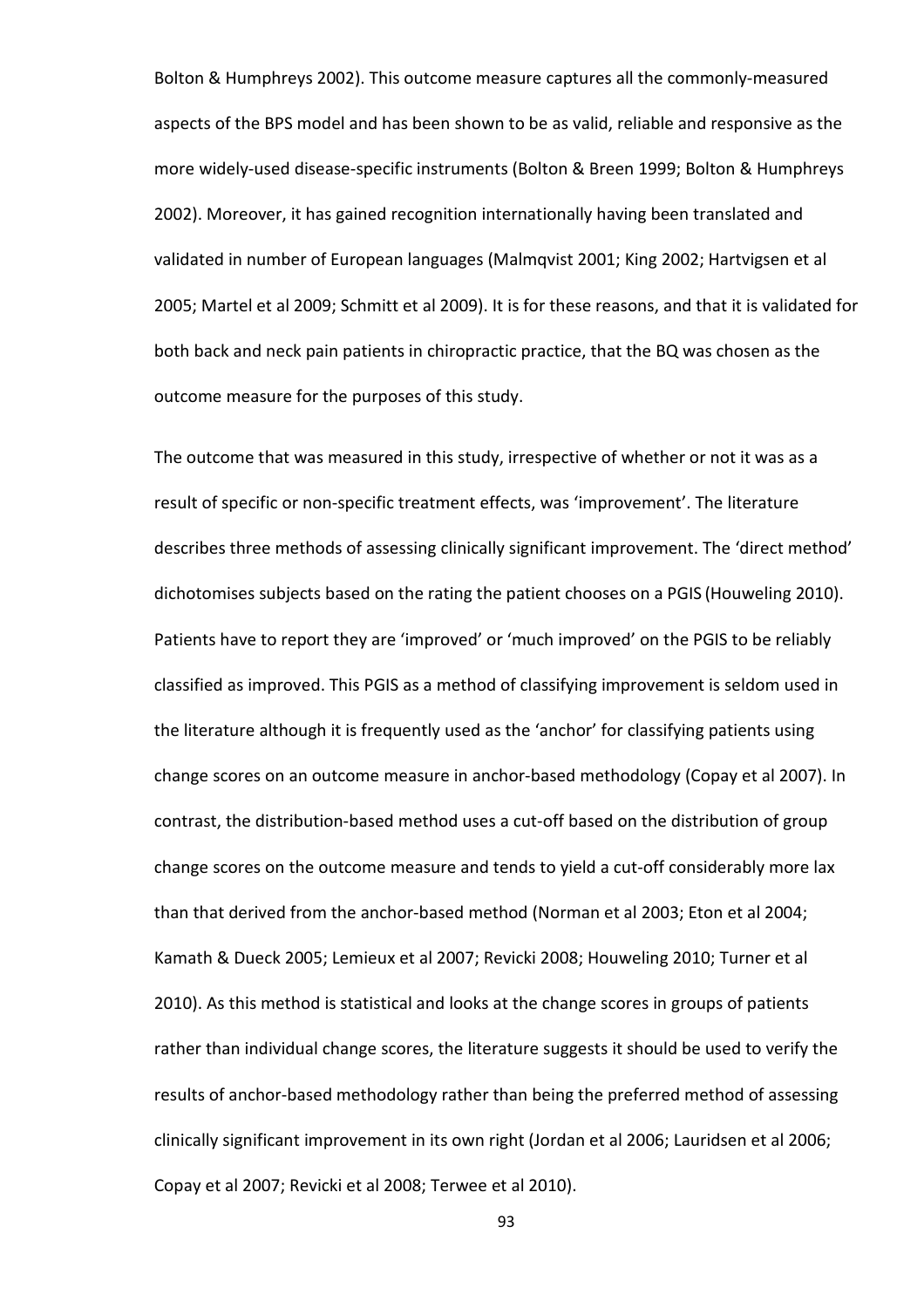Bolton & Humphreys 2002). This outcome measure captures all the commonly-measured aspects of the BPS model and has been shown to be as valid, reliable and responsive as the more widely-used disease-specific instruments (Bolton & Breen 1999; Bolton & Humphreys 2002). Moreover, it has gained recognition internationally having been translated and validated in number of European languages (Malmqvist 2001; King 2002; Hartvigsen et al 2005; Martel et al 2009; Schmitt et al 2009). It is for these reasons, and that it is validated for both back and neck pain patients in chiropractic practice, that the BQ was chosen as the outcome measure for the purposes of this study.

The outcome that was measured in this study, irrespective of whether or not it was as a result of specific or non-specific treatment effects, was 'improvement'. The literature describes three methods of assessing clinically significant improvement. The 'direct method' dichotomises subjects based on the rating the patient chooses on a PGIS (Houweling 2010). Patients have to report they are 'improved' or 'much improved' on the PGIS to be reliably classified as improved. This PGIS as a method of classifying improvement is seldom used in the literature although it is frequently used as the 'anchor' for classifying patients using change scores on an outcome measure in anchor-based methodology (Copay et al 2007). In contrast, the distribution-based method uses a cut-off based on the distribution of group change scores on the outcome measure and tends to yield a cut-off considerably more lax than that derived from the anchor-based method (Norman et al 2003; Eton et al 2004; Kamath & Dueck 2005; Lemieux et al 2007; Revicki 2008; Houweling 2010; Turner et al 2010). As this method is statistical and looks at the change scores in groups of patients rather than individual change scores, the literature suggests it should be used to verify the results of anchor-based methodology rather than being the preferred method of assessing clinically significant improvement in its own right (Jordan et al 2006; Lauridsen et al 2006; Copay et al 2007; Revicki et al 2008; Terwee et al 2010).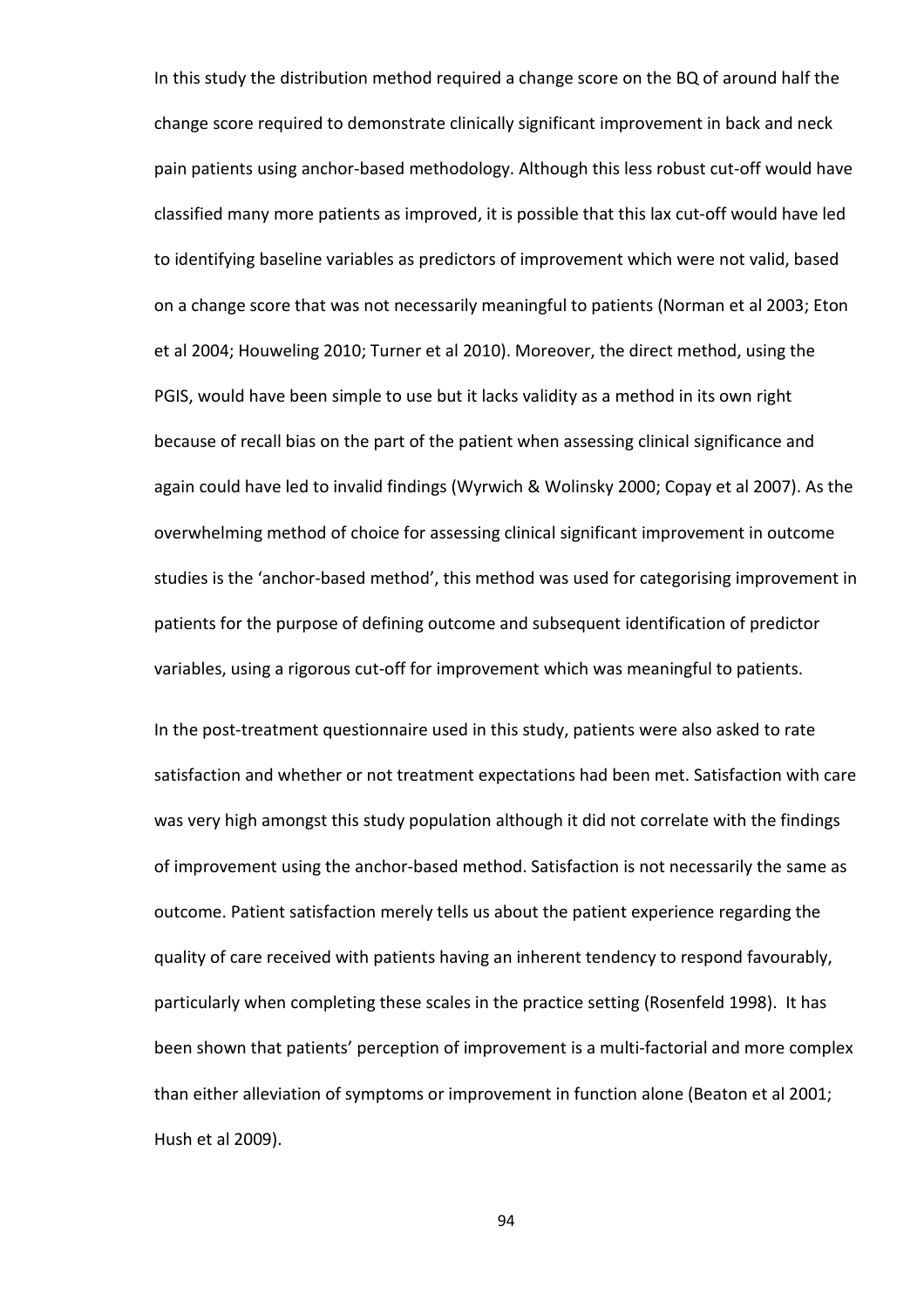In this study the distribution method required a change score on the BQ of around half the change score required to demonstrate clinically significant improvement in back and neck pain patients using anchor-based methodology. Although this less robust cut-off would have classified many more patients as improved, it is possible that this lax cut-off would have led to identifying baseline variables as predictors of improvement which were not valid, based on a change score that was not necessarily meaningful to patients (Norman et al 2003; Eton et al 2004; Houweling 2010; Turner et al 2010). Moreover, the direct method, using the PGIS, would have been simple to use but it lacks validity as a method in its own right because of recall bias on the part of the patient when assessing clinical significance and again could have led to invalid findings (Wyrwich & Wolinsky 2000; Copay et al 2007). As the overwhelming method of choice for assessing clinical significant improvement in outcome studies is the 'anchor-based method', this method was used for categorising improvement in patients for the purpose of defining outcome and subsequent identification of predictor variables, using a rigorous cut-off for improvement which was meaningful to patients.

In the post-treatment questionnaire used in this study, patients were also asked to rate satisfaction and whether or not treatment expectations had been met. Satisfaction with care was very high amongst this study population although it did not correlate with the findings of improvement using the anchor-based method. Satisfaction is not necessarily the same as outcome. Patient satisfaction merely tells us about the patient experience regarding the quality of care received with patients having an inherent tendency to respond favourably, particularly when completing these scales in the practice setting (Rosenfeld 1998). It has been shown that patients' perception of improvement is a multi-factorial and more complex than either alleviation of symptoms or improvement in function alone (Beaton et al 2001; Hush et al 2009).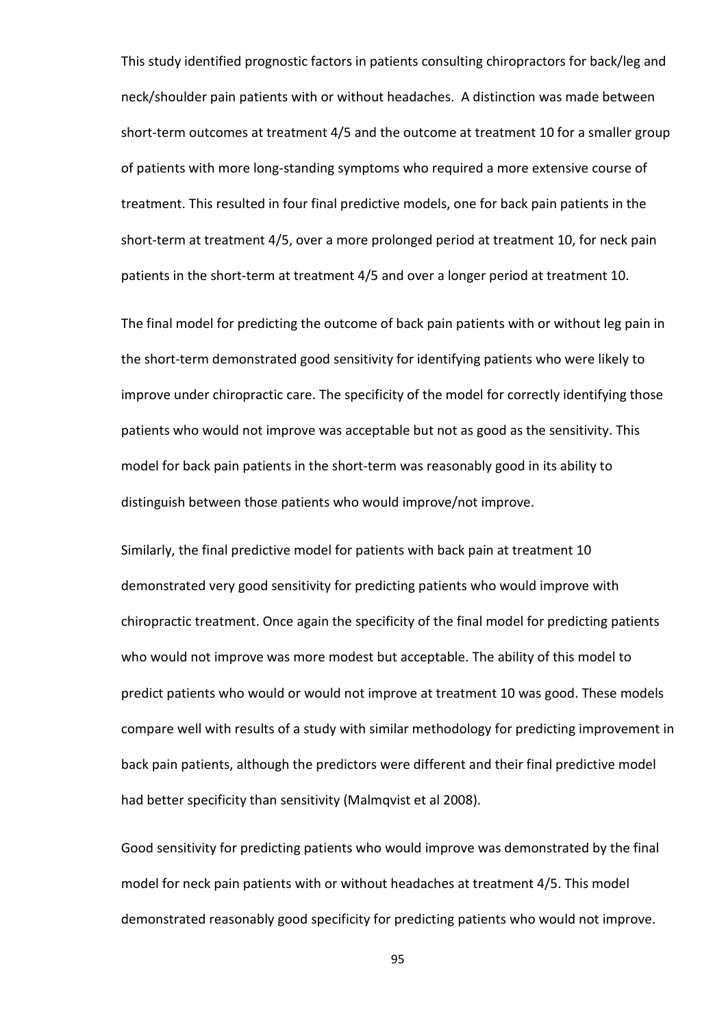This study identified prognostic factors in patients consulting chiropractors for back/leg and neck/shoulder pain patients with or without headaches. A distinction was made between short-term outcomes at treatment 4/5 and the outcome at treatment 10 for a smaller group of patients with more long-standing symptoms who required a more extensive course of treatment. This resulted in four final predictive models, one for back pain patients in the short-term at treatment 4/5, over a more prolonged period at treatment 10, for neck pain patients in the short-term at treatment 4/5 and over a longer period at treatment 10.

The final model for predicting the outcome of back pain patients with or without leg pain in the short-term demonstrated good sensitivity for identifying patients who were likely to improve under chiropractic care. The specificity of the model for correctly identifying those patients who would not improve was acceptable but not as good as the sensitivity. This model for back pain patients in the short-term was reasonably good in its ability to distinguish between those patients who would improve/not improve.

Similarly, the final predictive model for patients with back pain at treatment 10 demonstrated very good sensitivity for predicting patients who would improve with chiropractic treatment. Once again the specificity of the final model for predicting patients who would not improve was more modest but acceptable. The ability of this model to predict patients who would or would not improve at treatment 10 was good. These models compare well with results of a study with similar methodology for predicting improvement in back pain patients, although the predictors were different and their final predictive model had better specificity than sensitivity (Malmqvist et al 2008).

Good sensitivity for predicting patients who would improve was demonstrated by the final model for neck pain patients with or without headaches at treatment 4/5. This model demonstrated reasonably good specificity for predicting patients who would not improve.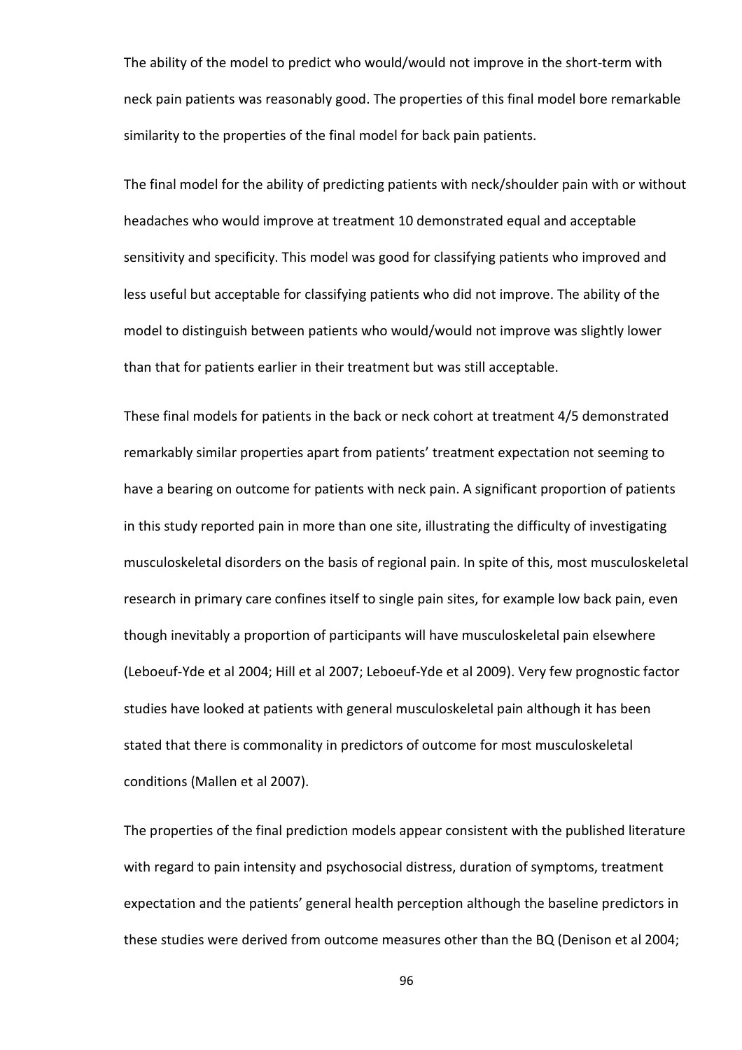The ability of the model to predict who would/would not improve in the short-term with neck pain patients was reasonably good. The properties of this final model bore remarkable similarity to the properties of the final model for back pain patients.

The final model for the ability of predicting patients with neck/shoulder pain with or without headaches who would improve at treatment 10 demonstrated equal and acceptable sensitivity and specificity. This model was good for classifying patients who improved and less useful but acceptable for classifying patients who did not improve. The ability of the model to distinguish between patients who would/would not improve was slightly lower than that for patients earlier in their treatment but was still acceptable.

These final models for patients in the back or neck cohort at treatment 4/5 demonstrated remarkably similar properties apart from patients' treatment expectation not seeming to have a bearing on outcome for patients with neck pain. A significant proportion of patients in this study reported pain in more than one site, illustrating the difficulty of investigating musculoskeletal disorders on the basis of regional pain. In spite of this, most musculoskeletal research in primary care confines itself to single pain sites, for example low back pain, even though inevitably a proportion of participants will have musculoskeletal pain elsewhere (Leboeuf-Yde et al 2004; Hill et al 2007; Leboeuf-Yde et al 2009). Very few prognostic factor studies have looked at patients with general musculoskeletal pain although it has been stated that there is commonality in predictors of outcome for most musculoskeletal conditions (Mallen et al 2007).

The properties of the final prediction models appear consistent with the published literature with regard to pain intensity and psychosocial distress, duration of symptoms, treatment expectation and the patients' general health perception although the baseline predictors in these studies were derived from outcome measures other than the BQ (Denison et al 2004;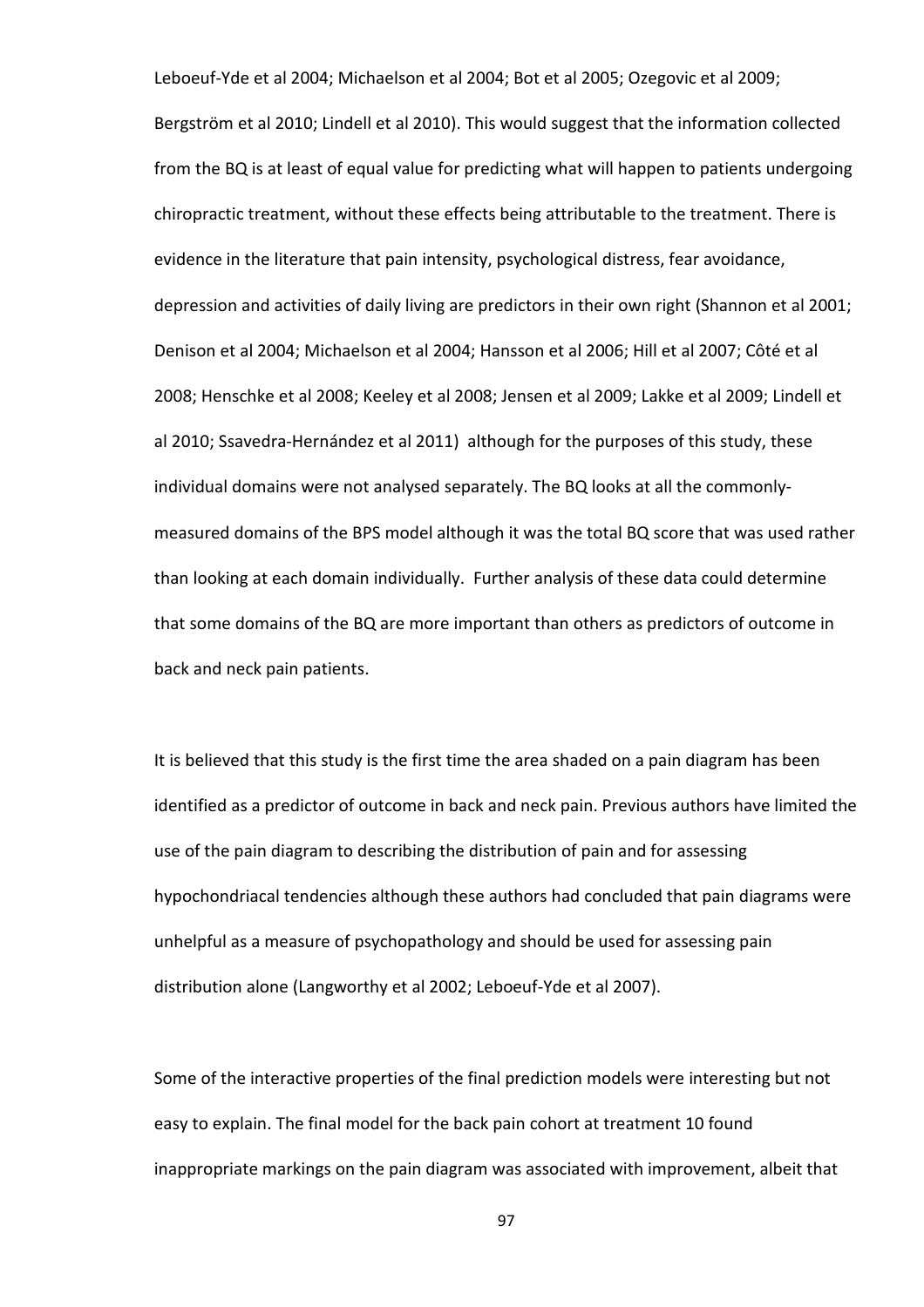Leboeuf-Yde et al 2004; Michaelson et al 2004; Bot et al 2005; Ozegovic et al 2009; Bergström et al 2010; Lindell et al 2010). This would suggest that the information collected from the BQ is at least of equal value for predicting what will happen to patients undergoing chiropractic treatment, without these effects being attributable to the treatment. There is evidence in the literature that pain intensity, psychological distress, fear avoidance, depression and activities of daily living are predictors in their own right (Shannon et al 2001; Denison et al 2004; Michaelson et al 2004; Hansson et al 2006; Hill et al 2007; Côté et al 2008; Henschke et al 2008; Keeley et al 2008; Jensen et al 2009; Lakke et al 2009; Lindell et al 2010; Ssavedra-Hernández et al 2011) although for the purposes of this study, these individual domains were not analysed separately. The BQ looks at all the commonly-measured domains of the BPS model although it was the total BQ score that was used rather than looking at each domain individually. Further analysis of these data could determine that some domains of the BQ are more important than others as predictors of outcome in back and neck pain patients.

It is believed that this study is the first time the area shaded on a pain diagram has been identified as a predictor of outcome in back and neck pain. Previous authors have limited the use of the pain diagram to describing the distribution of pain and for assessing hypochondriacal tendencies although these authors had concluded that pain diagrams were unhelpful as a measure of psychopathology and should be used for assessing pain distribution alone (Langworthy et al 2002; Leboeuf-Yde et al 2007).

Some of the interactive properties of the final prediction models were interesting but not easy to explain. The final model for the back pain cohort at treatment 10 found inappropriate markings on the pain diagram was associated with improvement, albeit that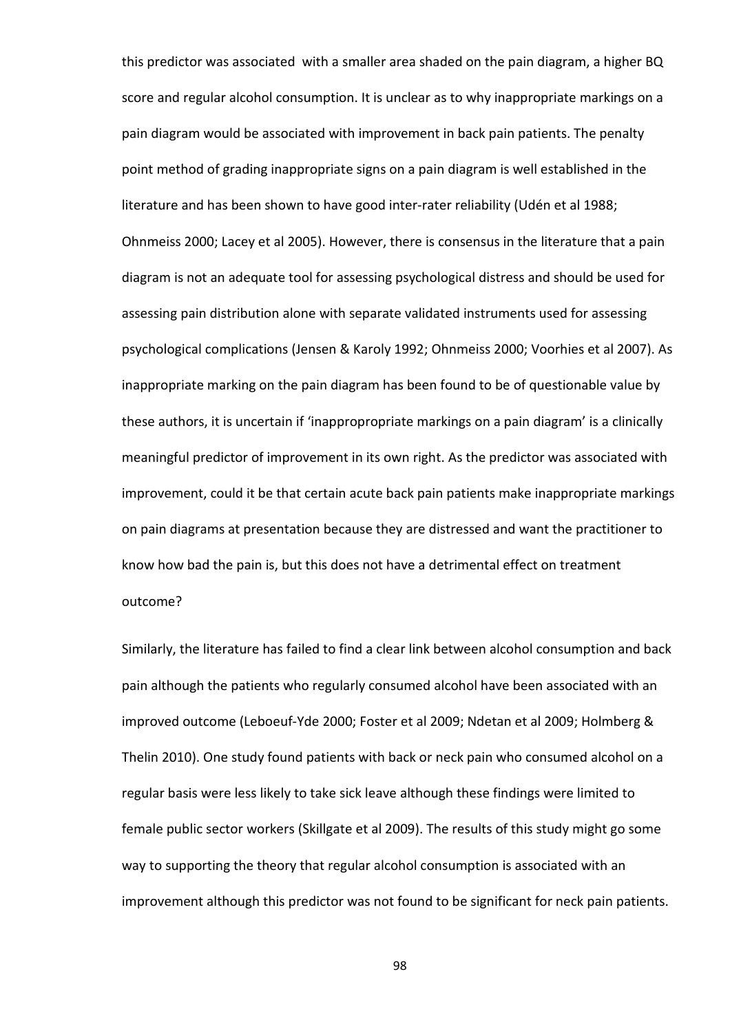this predictor was associated  with a smaller area shaded on the pain diagram, a higher BQ score and regular alcohol consumption. It is unclear as to why inappropriate markings on a pain diagram would be associated with improvement in back pain patients. The penalty point method of grading inappropriate signs on a pain diagram is well established in the literature and has been shown to have good inter-rater reliability (Udén et al 1988; Ohnmeiss 2000; Lacey et al 2005). However, there is consensus in the literature that a pain diagram is not an adequate tool for assessing psychological distress and should be used for assessing pain distribution alone with separate validated instruments used for assessing psychological complications (Jensen & Karoly 1992; Ohnmeiss 2000; Voorhies et al 2007). As inappropriate marking on the pain diagram has been found to be of questionable value by these authors, it is uncertain if 'inappropropriate markings on a pain diagram' is a clinically meaningful predictor of improvement in its own right. As the predictor was associated with improvement, could it be that certain acute back pain patients make inappropriate markings on pain diagrams at presentation because they are distressed and want the practitioner to know how bad the pain is, but this does not have a detrimental effect on treatment outcome?

Similarly, the literature has failed to find a clear link between alcohol consumption and back pain although the patients who regularly consumed alcohol have been associated with an improved outcome (Leboeuf-Yde 2000; Foster et al 2009; Ndetan et al 2009; Holmberg & Thelin 2010). One study found patients with back or neck pain who consumed alcohol on a regular basis were less likely to take sick leave although these findings were limited to female public sector workers (Skillgate et al 2009). The results of this study might go some way to supporting the theory that regular alcohol consumption is associated with an improvement although this predictor was not found to be significant for neck pain patients.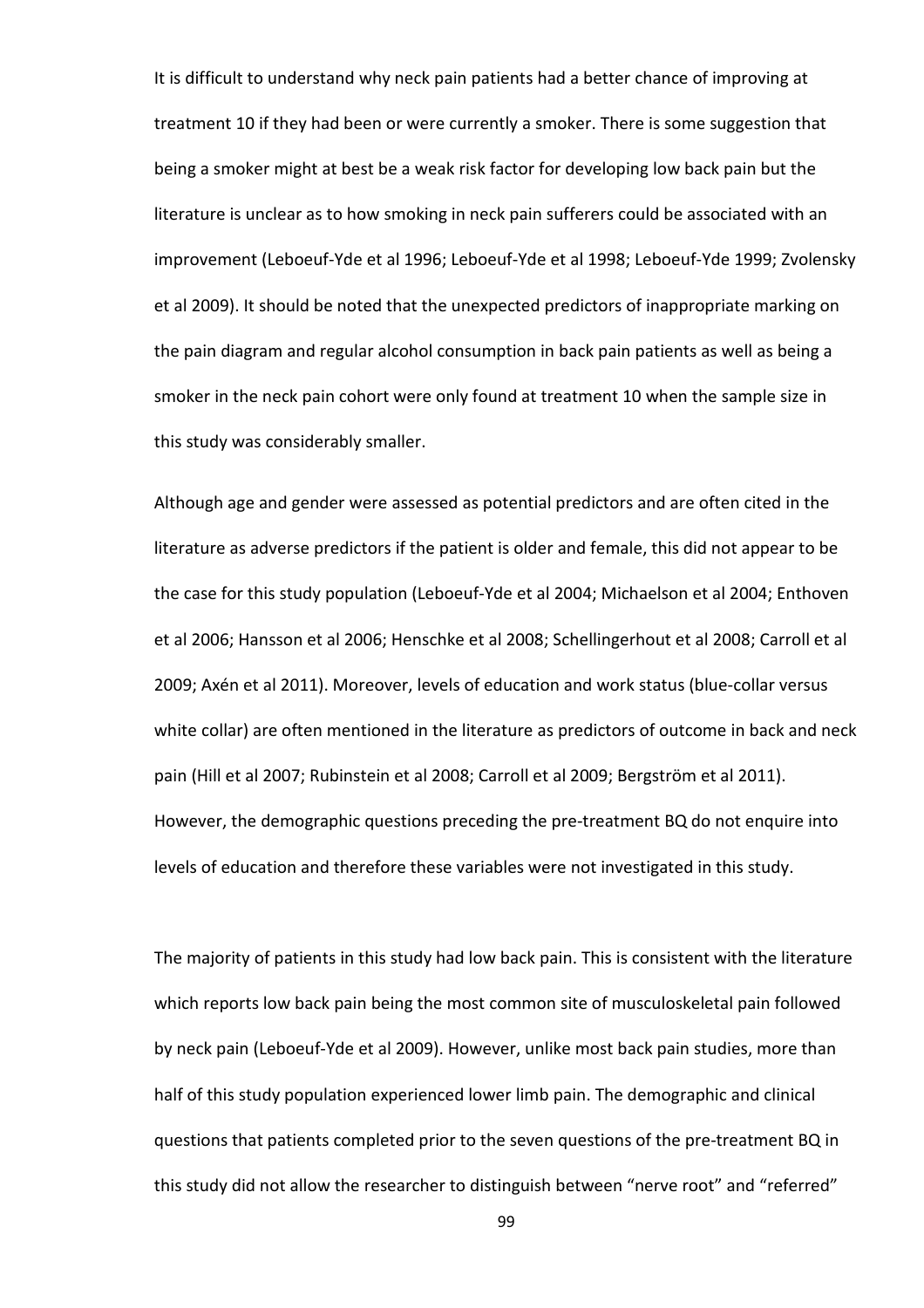It is difficult to understand why neck pain patients had a better chance of improving at treatment 10 if they had been or were currently a smoker. There is some suggestion that being a smoker might at best be a weak risk factor for developing low back pain but the literature is unclear as to how smoking in neck pain sufferers could be associated with an improvement (Leboeuf-Yde et al 1996; Leboeuf-Yde et al 1998; Leboeuf-Yde 1999; Zvolensky et al 2009). It should be noted that the unexpected predictors of inappropriate marking on the pain diagram and regular alcohol consumption in back pain patients as well as being a smoker in the neck pain cohort were only found at treatment 10 when the sample size in this study was considerably smaller.

Although age and gender were assessed as potential predictors and are often cited in the literature as adverse predictors if the patient is older and female, this did not appear to be the case for this study population (Leboeuf-Yde et al 2004; Michaelson et al 2004; Enthoven et al 2006; Hansson et al 2006; Henschke et al 2008; Schellingerhout et al 2008; Carroll et al 2009; Axén et al 2011). Moreover, levels of education and work status (blue-collar versus white collar) are often mentioned in the literature as predictors of outcome in back and neck pain (Hill et al 2007; Rubinstein et al 2008; Carroll et al 2009; Bergström et al 2011). However, the demographic questions preceding the pre-treatment BQ do not enquire into levels of education and therefore these variables were not investigated in this study.

The majority of patients in this study had low back pain. This is consistent with the literature which reports low back pain being the most common site of musculoskeletal pain followed by neck pain (Leboeuf-Yde et al 2009). However, unlike most back pain studies, more than half of this study population experienced lower limb pain. The demographic and clinical questions that patients completed prior to the seven questions of the pre-treatment BQ in this study did not allow the researcher to distinguish between "nerve root" and "referred"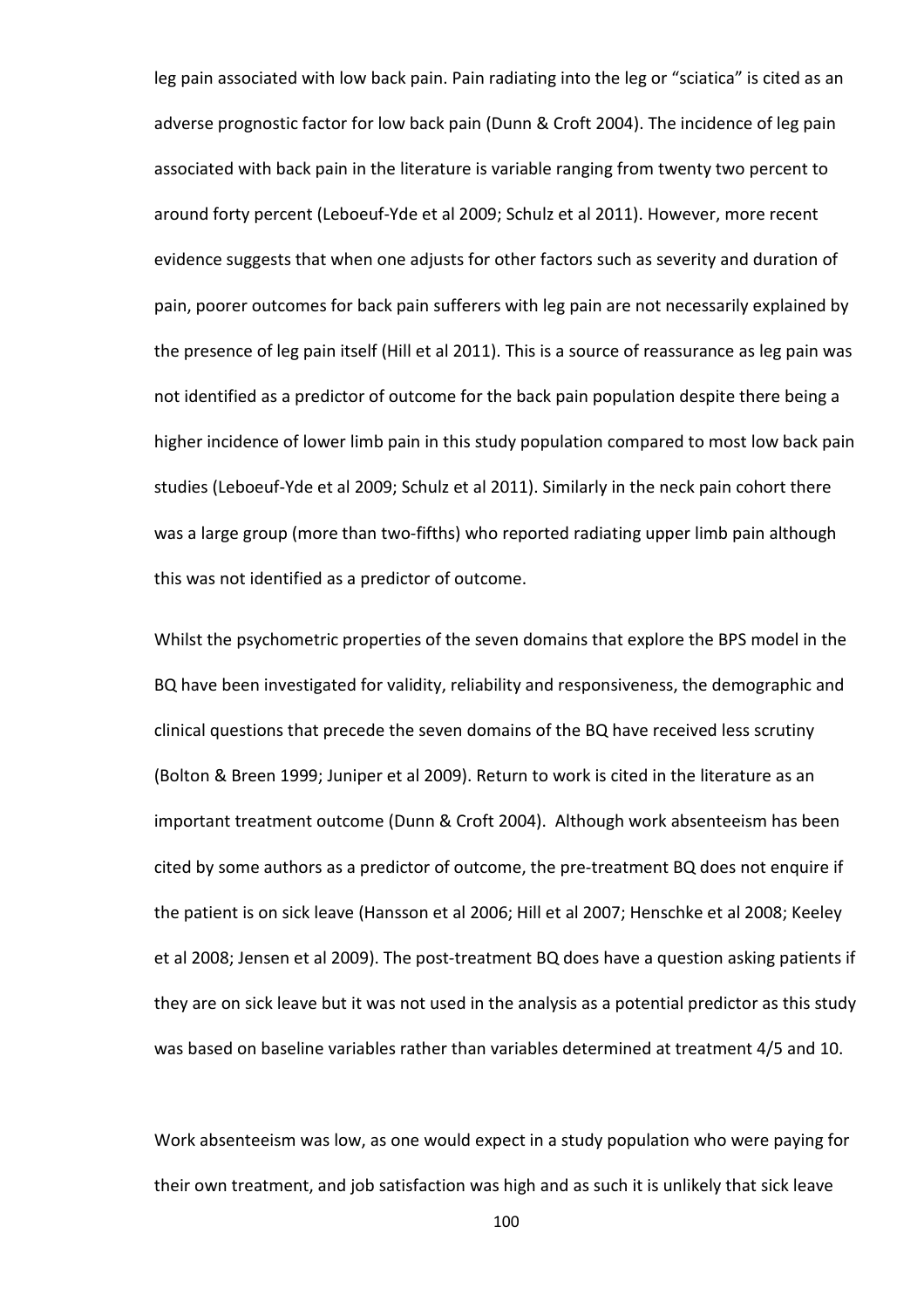leg pain associated with low back pain. Pain radiating into the leg or "sciatica" is cited as an adverse prognostic factor for low back pain (Dunn & Croft 2004). The incidence of leg pain associated with back pain in the literature is variable ranging from twenty two percent to around forty percent (Leboeuf-Yde et al 2009; Schulz et al 2011). However, more recent evidence suggests that when one adjusts for other factors such as severity and duration of pain, poorer outcomes for back pain sufferers with leg pain are not necessarily explained by the presence of leg pain itself (Hill et al 2011). This is a source of reassurance as leg pain was not identified as a predictor of outcome for the back pain population despite there being a higher incidence of lower limb pain in this study population compared to most low back pain studies (Leboeuf-Yde et al 2009; Schulz et al 2011). Similarly in the neck pain cohort there was a large group (more than two-fifths) who reported radiating upper limb pain although this was not identified as a predictor of outcome.

Whilst the psychometric properties of the seven domains that explore the BPS model in the BQ have been investigated for validity, reliability and responsiveness, the demographic and clinical questions that precede the seven domains of the BQ have received less scrutiny (Bolton & Breen 1999; Juniper et al 2009). Return to work is cited in the literature as an important treatment outcome (Dunn & Croft 2004). Although work absenteeism has been cited by some authors as a predictor of outcome, the pre-treatment BQ does not enquire if the patient is on sick leave (Hansson et al 2006; Hill et al 2007; Henschke et al 2008; Keeley et al 2008; Jensen et al 2009). The post-treatment BQ does have a question asking patients if they are on sick leave but it was not used in the analysis as a potential predictor as this study was based on baseline variables rather than variables determined at treatment 4/5 and 10.

Work absenteeism was low, as one would expect in a study population who were paying for their own treatment, and job satisfaction was high and as such it is unlikely that sick leave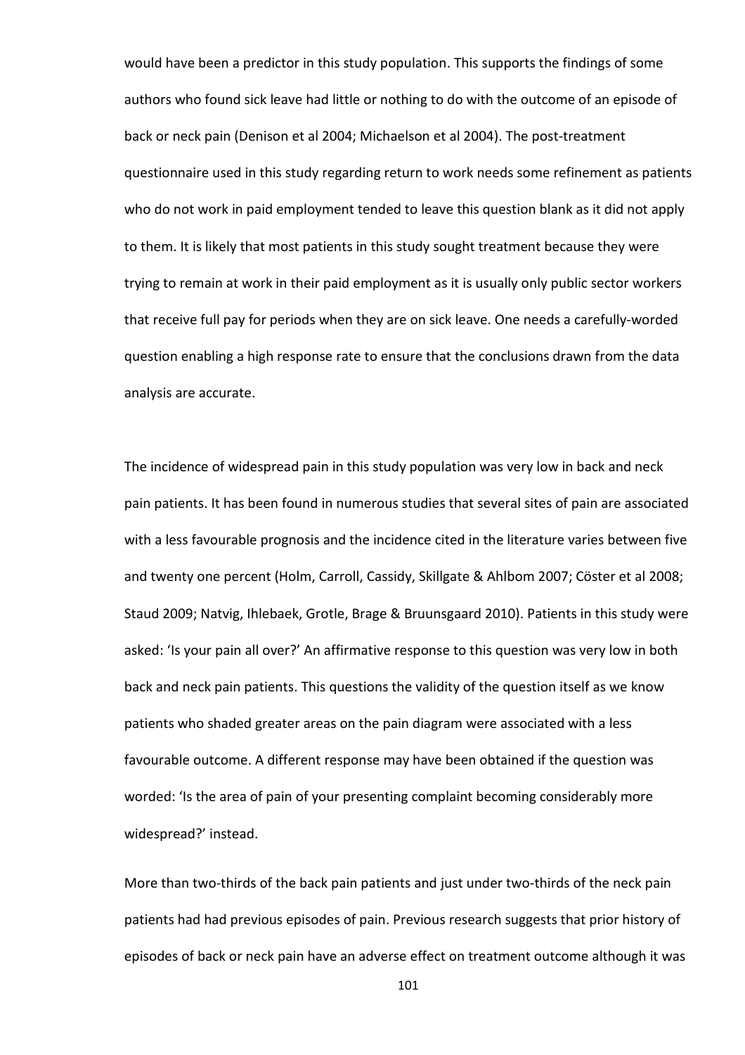would have been a predictor in this study population. This supports the findings of some authors who found sick leave had little or nothing to do with the outcome of an episode of back or neck pain (Denison et al 2004; Michaelson et al 2004). The post-treatment questionnaire used in this study regarding return to work needs some refinement as patients who do not work in paid employment tended to leave this question blank as it did not apply to them. It is likely that most patients in this study sought treatment because they were trying to remain at work in their paid employment as it is usually only public sector workers that receive full pay for periods when they are on sick leave. One needs a carefully-worded question enabling a high response rate to ensure that the conclusions drawn from the data analysis are accurate.

The incidence of widespread pain in this study population was very low in back and neck pain patients. It has been found in numerous studies that several sites of pain are associated with a less favourable prognosis and the incidence cited in the literature varies between five and twenty one percent (Holm, Carroll, Cassidy, Skillgate & Ahlbom 2007; Cöster et al 2008; Staud 2009; Natvig, Ihlebaek, Grotle, Brage & Bruunsgaard 2010). Patients in this study were asked: 'Is your pain all over?' An affirmative response to this question was very low in both back and neck pain patients. This questions the validity of the question itself as we know patients who shaded greater areas on the pain diagram were associated with a less favourable outcome. A different response may have been obtained if the question was worded: 'Is the area of pain of your presenting complaint becoming considerably more widespread?' instead.

More than two-thirds of the back pain patients and just under two-thirds of the neck pain patients had had previous episodes of pain. Previous research suggests that prior history of episodes of back or neck pain have an adverse effect on treatment outcome although it was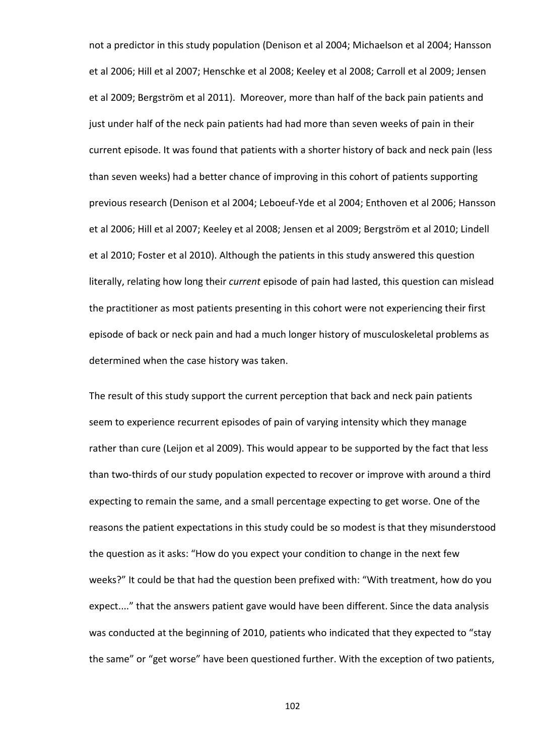not a predictor in this study population (Denison et al 2004; Michaelson et al 2004; Hansson et al 2006; Hill et al 2007; Henschke et al 2008; Keeley et al 2008; Carroll et al 2009; Jensen et al 2009; Bergström et al 2011). Moreover, more than half of the back pain patients and just under half of the neck pain patients had had more than seven weeks of pain in their current episode. It was found that patients with a shorter history of back and neck pain (less than seven weeks) had a better chance of improving in this cohort of patients supporting previous research (Denison et al 2004; Leboeuf-Yde et al 2004; Enthoven et al 2006; Hansson et al 2006; Hill et al 2007; Keeley et al 2008; Jensen et al 2009; Bergström et al 2010; Lindell et al 2010; Foster et al 2010). Although the patients in this study answered this question literally, relating how long their *current* episode of pain had lasted, this question can mislead the practitioner as most patients presenting in this cohort were not experiencing their first episode of back or neck pain and had a much longer history of musculoskeletal problems as determined when the case history was taken.

The result of this study support the current perception that back and neck pain patients seem to experience recurrent episodes of pain of varying intensity which they manage rather than cure (Leijon et al 2009). This would appear to be supported by the fact that less than two-thirds of our study population expected to recover or improve with around a third expecting to remain the same, and a small percentage expecting to get worse. One of the reasons the patient expectations in this study could be so modest is that they misunderstood the question as it asks: "How do you expect your condition to change in the next few weeks?" It could be that had the question been prefixed with: "With treatment, how do you expect...." that the answers patient gave would have been different. Since the data analysis was conducted at the beginning of 2010, patients who indicated that they expected to "stay the same" or "get worse" have been questioned further. With the exception of two patients,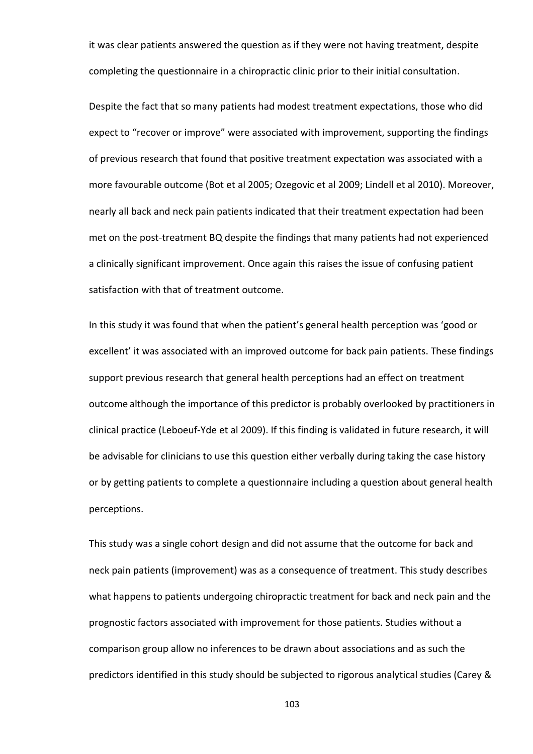it was clear patients answered the question as if they were not having treatment, despite completing the questionnaire in a chiropractic clinic prior to their initial consultation.

Despite the fact that so many patients had modest treatment expectations, those who did expect to "recover or improve" were associated with improvement, supporting the findings of previous research that found that positive treatment expectation was associated with a more favourable outcome (Bot et al 2005; Ozegovic et al 2009; Lindell et al 2010). Moreover, nearly all back and neck pain patients indicated that their treatment expectation had been met on the post-treatment BQ despite the findings that many patients had not experienced a clinically significant improvement. Once again this raises the issue of confusing patient satisfaction with that of treatment outcome.

In this study it was found that when the patient's general health perception was 'good or excellent' it was associated with an improved outcome for back pain patients. These findings support previous research that general health perceptions had an effect on treatment outcome although the importance of this predictor is probably overlooked by practitioners in clinical practice (Leboeuf-Yde et al 2009). If this finding is validated in future research, it will be advisable for clinicians to use this question either verbally during taking the case history or by getting patients to complete a questionnaire including a question about general health perceptions.

This study was a single cohort design and did not assume that the outcome for back and neck pain patients (improvement) was as a consequence of treatment. This study describes what happens to patients undergoing chiropractic treatment for back and neck pain and the prognostic factors associated with improvement for those patients. Studies without a comparison group allow no inferences to be drawn about associations and as such the predictors identified in this study should be subjected to rigorous analytical studies (Carey &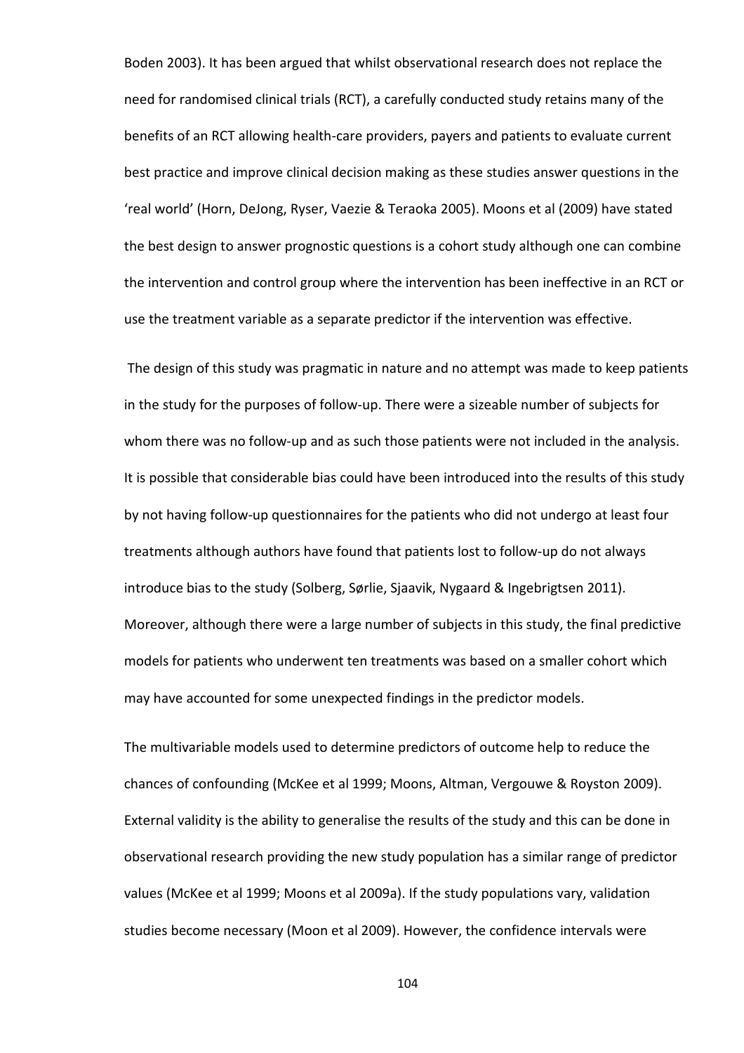Boden 2003). It has been argued that whilst observational research does not replace the need for randomised clinical trials (RCT), a carefully conducted study retains many of the benefits of an RCT allowing health-care providers, payers and patients to evaluate current best practice and improve clinical decision making as these studies answer questions in the 'real world' (Horn, DeJong, Ryser, Vaezie & Teraoka 2005). Moons et al (2009) have stated the best design to answer prognostic questions is a cohort study although one can combine the intervention and control group where the intervention has been ineffective in an RCT or use the treatment variable as a separate predictor if the intervention was effective.

The design of this study was pragmatic in nature and no attempt was made to keep patients in the study for the purposes of follow-up. There were a sizeable number of subjects for whom there was no follow-up and as such those patients were not included in the analysis. It is possible that considerable bias could have been introduced into the results of this study by not having follow-up questionnaires for the patients who did not undergo at least four treatments although authors have found that patients lost to follow-up do not always introduce bias to the study (Solberg, Sørlie, Sjaavik, Nygaard & Ingebrigtsen 2011). Moreover, although there were a large number of subjects in this study, the final predictive models for patients who underwent ten treatments was based on a smaller cohort which may have accounted for some unexpected findings in the predictor models.

The multivariable models used to determine predictors of outcome help to reduce the chances of confounding (McKee et al 1999; Moons, Altman, Vergouwe & Royston 2009). External validity is the ability to generalise the results of the study and this can be done in observational research providing the new study population has a similar range of predictor values (McKee et al 1999; Moons et al 2009a). If the study populations vary, validation studies become necessary (Moon et al 2009). However, the confidence intervals were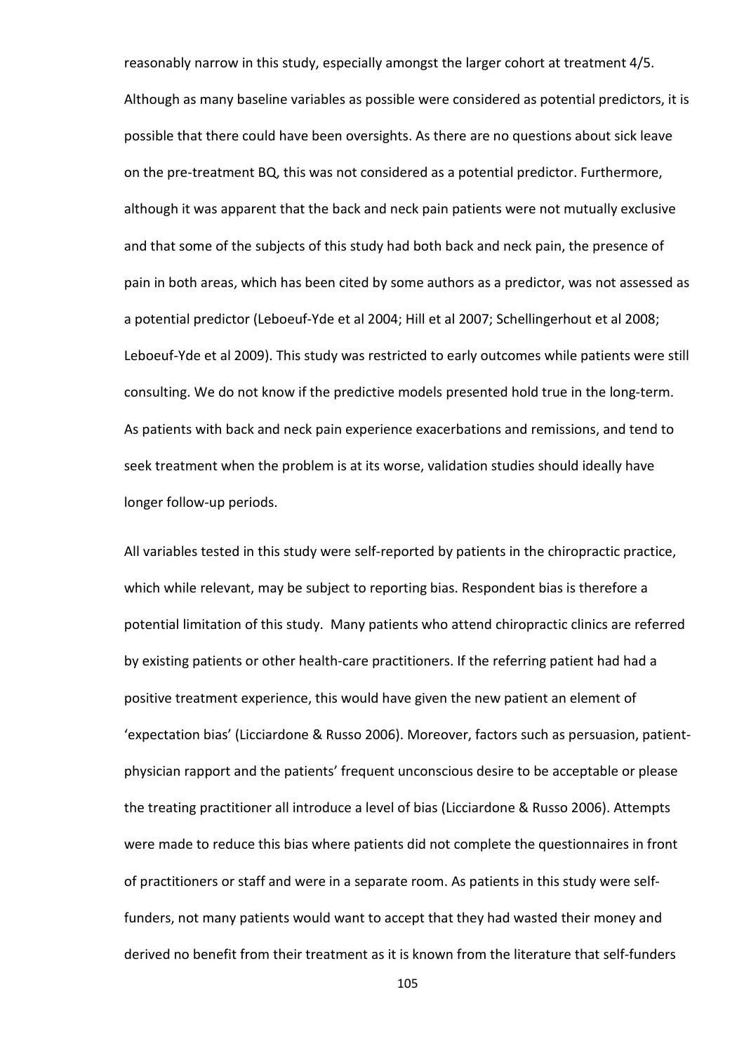reasonably narrow in this study, especially amongst the larger cohort at treatment 4/5. Although as many baseline variables as possible were considered as potential predictors, it is possible that there could have been oversights. As there are no questions about sick leave on the pre-treatment BQ, this was not considered as a potential predictor. Furthermore, although it was apparent that the back and neck pain patients were not mutually exclusive and that some of the subjects of this study had both back and neck pain, the presence of pain in both areas, which has been cited by some authors as a predictor, was not assessed as a potential predictor (Leboeuf-Yde et al 2004; Hill et al 2007; Schellingerhout et al 2008; Leboeuf-Yde et al 2009). This study was restricted to early outcomes while patients were still consulting. We do not know if the predictive models presented hold true in the long-term. As patients with back and neck pain experience exacerbations and remissions, and tend to seek treatment when the problem is at its worse, validation studies should ideally have longer follow-up periods.

All variables tested in this study were self-reported by patients in the chiropractic practice, which while relevant, may be subject to reporting bias. Respondent bias is therefore a potential limitation of this study. Many patients who attend chiropractic clinics are referred by existing patients or other health-care practitioners. If the referring patient had had a positive treatment experience, this would have given the new patient an element of 'expectation bias' (Licciardone & Russo 2006). Moreover, factors such as persuasion, patient-physician rapport and the patients' frequent unconscious desire to be acceptable or please the treating practitioner all introduce a level of bias (Licciardone & Russo 2006). Attempts were made to reduce this bias where patients did not complete the questionnaires in front of practitioners or staff and were in a separate room. As patients in this study were self-funders, not many patients would want to accept that they had wasted their money and derived no benefit from their treatment as it is known from the literature that self-funders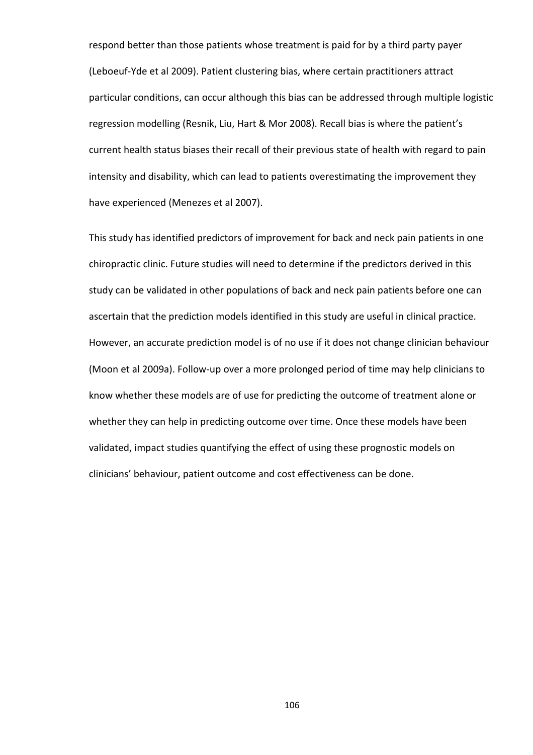respond better than those patients whose treatment is paid for by a third party payer (Leboeuf-Yde et al 2009). Patient clustering bias, where certain practitioners attract particular conditions, can occur although this bias can be addressed through multiple logistic regression modelling (Resnik, Liu, Hart & Mor 2008). Recall bias is where the patient's current health status biases their recall of their previous state of health with regard to pain intensity and disability, which can lead to patients overestimating the improvement they have experienced (Menezes et al 2007).

This study has identified predictors of improvement for back and neck pain patients in one chiropractic clinic. Future studies will need to determine if the predictors derived in this study can be validated in other populations of back and neck pain patients before one can ascertain that the prediction models identified in this study are useful in clinical practice. However, an accurate prediction model is of no use if it does not change clinician behaviour (Moon et al 2009a). Follow-up over a more prolonged period of time may help clinicians to know whether these models are of use for predicting the outcome of treatment alone or whether they can help in predicting outcome over time. Once these models have been validated, impact studies quantifying the effect of using these prognostic models on clinicians' behaviour, patient outcome and cost effectiveness can be done.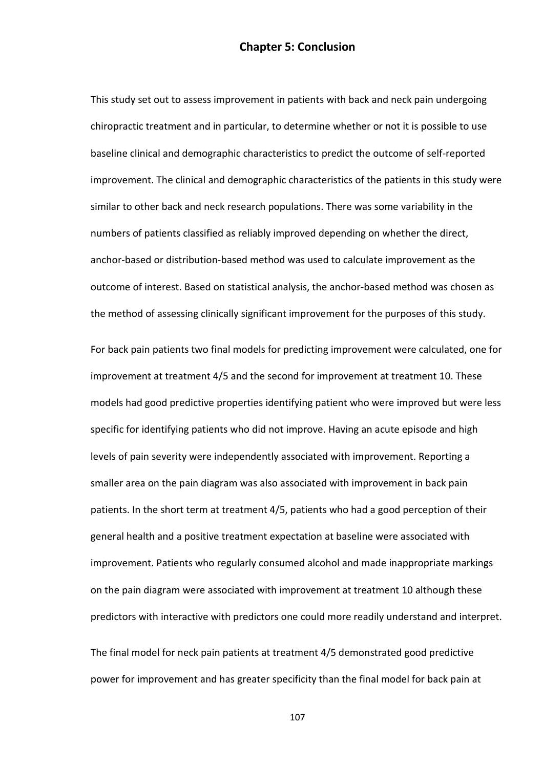# Chapter 5: Conclusion

This study set out to assess improvement in patients with back and neck pain undergoing chiropractic treatment and in particular, to determine whether or not it is possible to use baseline clinical and demographic characteristics to predict the outcome of self-reported improvement. The clinical and demographic characteristics of the patients in this study were similar to other back and neck research populations. There was some variability in the numbers of patients classified as reliably improved depending on whether the direct, anchor-based or distribution-based method was used to calculate improvement as the outcome of interest. Based on statistical analysis, the anchor-based method was chosen as the method of assessing clinically significant improvement for the purposes of this study.

For back pain patients two final models for predicting improvement were calculated, one for improvement at treatment 4/5 and the second for improvement at treatment 10. These models had good predictive properties identifying patient who were improved but were less specific for identifying patients who did not improve. Having an acute episode and high levels of pain severity were independently associated with improvement. Reporting a smaller area on the pain diagram was also associated with improvement in back pain patients. In the short term at treatment 4/5, patients who had a good perception of their general health and a positive treatment expectation at baseline were associated with improvement. Patients who regularly consumed alcohol and made inappropriate markings on the pain diagram were associated with improvement at treatment 10 although these predictors with interactive with predictors one could more readily understand and interpret.

The final model for neck pain patients at treatment 4/5 demonstrated good predictive power for improvement and has greater specificity than the final model for back pain at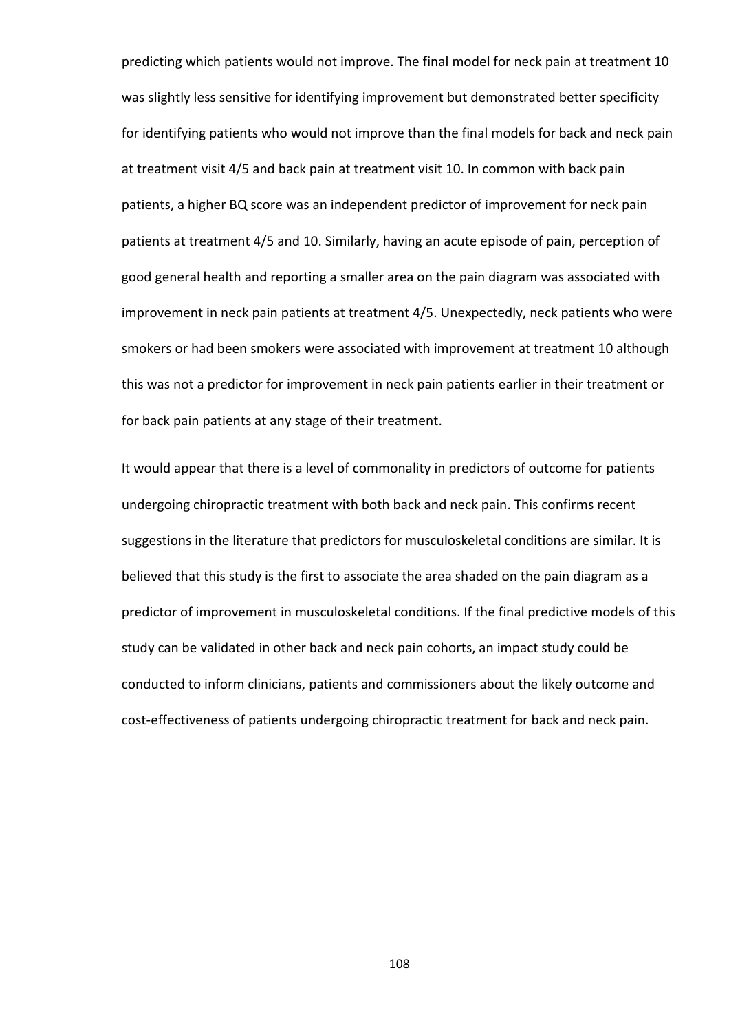predicting which patients would not improve. The final model for neck pain at treatment 10 was slightly less sensitive for identifying improvement but demonstrated better specificity for identifying patients who would not improve than the final models for back and neck pain at treatment visit 4/5 and back pain at treatment visit 10. In common with back pain patients, a higher BQ score was an independent predictor of improvement for neck pain patients at treatment 4/5 and 10. Similarly, having an acute episode of pain, perception of good general health and reporting a smaller area on the pain diagram was associated with improvement in neck pain patients at treatment 4/5. Unexpectedly, neck patients who were smokers or had been smokers were associated with improvement at treatment 10 although this was not a predictor for improvement in neck pain patients earlier in their treatment or for back pain patients at any stage of their treatment.

It would appear that there is a level of commonality in predictors of outcome for patients undergoing chiropractic treatment with both back and neck pain. This confirms recent suggestions in the literature that predictors for musculoskeletal conditions are similar. It is believed that this study is the first to associate the area shaded on the pain diagram as a predictor of improvement in musculoskeletal conditions. If the final predictive models of this study can be validated in other back and neck pain cohorts, an impact study could be conducted to inform clinicians, patients and commissioners about the likely outcome and cost-effectiveness of patients undergoing chiropractic treatment for back and neck pain.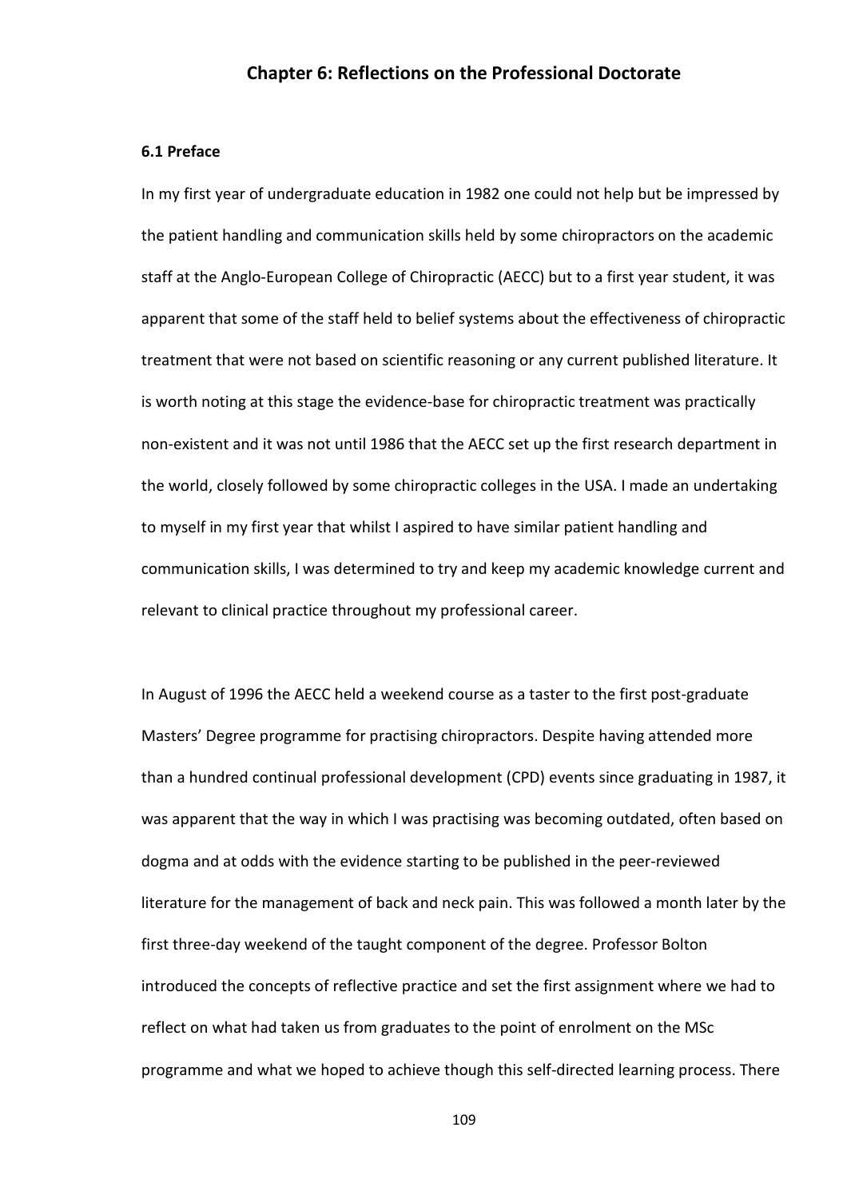## Chapter 6: Reflections on the Professional Doctorate

### 6.1 Preface

In my first year of undergraduate education in 1982 one could not help but be impressed by the patient handling and communication skills held by some chiropractors on the academic staff at the Anglo-European College of Chiropractic (AECC) but to a first year student, it was apparent that some of the staff held to belief systems about the effectiveness of chiropractic treatment that were not based on scientific reasoning or any current published literature. It is worth noting at this stage the evidence-base for chiropractic treatment was practically non-existent and it was not until 1986 that the AECC set up the first research department in the world, closely followed by some chiropractic colleges in the USA. I made an undertaking to myself in my first year that whilst I aspired to have similar patient handling and communication skills, I was determined to try and keep my academic knowledge current and relevant to clinical practice throughout my professional career.

In August of 1996 the AECC held a weekend course as a taster to the first post-graduate Masters' Degree programme for practising chiropractors. Despite having attended more than a hundred continual professional development (CPD) events since graduating in 1987, it was apparent that the way in which I was practising was becoming outdated, often based on dogma and at odds with the evidence starting to be published in the peer-reviewed literature for the management of back and neck pain. This was followed a month later by the first three-day weekend of the taught component of the degree. Professor Bolton introduced the concepts of reflective practice and set the first assignment where we had to reflect on what had taken us from graduates to the point of enrolment on the MSc programme and what we hoped to achieve though this self-directed learning process. There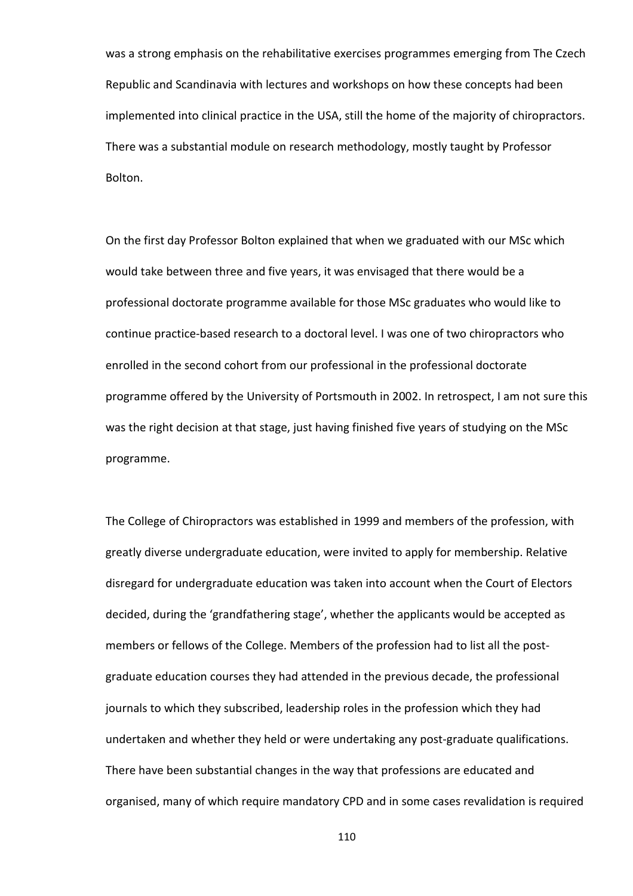was a strong emphasis on the rehabilitative exercises programmes emerging from The Czech Republic and Scandinavia with lectures and workshops on how these concepts had been implemented into clinical practice in the USA, still the home of the majority of chiropractors. There was a substantial module on research methodology, mostly taught by Professor Bolton.

On the first day Professor Bolton explained that when we graduated with our MSc which would take between three and five years, it was envisaged that there would be a professional doctorate programme available for those MSc graduates who would like to continue practice-based research to a doctoral level. I was one of two chiropractors who enrolled in the second cohort from our professional in the professional doctorate programme offered by the University of Portsmouth in 2002. In retrospect, I am not sure this was the right decision at that stage, just having finished five years of studying on the MSc programme.

The College of Chiropractors was established in 1999 and members of the profession, with greatly diverse undergraduate education, were invited to apply for membership. Relative disregard for undergraduate education was taken into account when the Court of Electors decided, during the 'grandfathering stage', whether the applicants would be accepted as members or fellows of the College. Members of the profession had to list all the post-graduate education courses they had attended in the previous decade, the professional journals to which they subscribed, leadership roles in the profession which they had undertaken and whether they held or were undertaking any post-graduate qualifications. There have been substantial changes in the way that professions are educated and organised, many of which require mandatory CPD and in some cases revalidation is required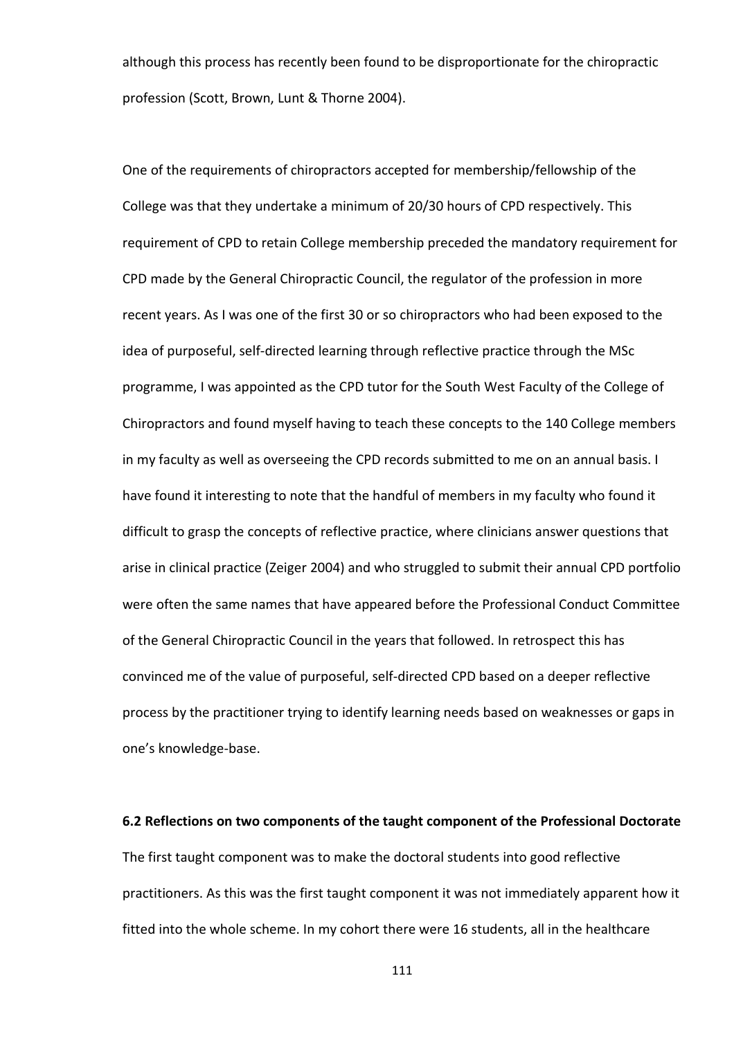although this process has recently been found to be disproportionate for the chiropractic profession (Scott, Brown, Lunt & Thorne 2004).

One of the requirements of chiropractors accepted for membership/fellowship of the College was that they undertake a minimum of 20/30 hours of CPD respectively. This requirement of CPD to retain College membership preceded the mandatory requirement for CPD made by the General Chiropractic Council, the regulator of the profession in more recent years. As I was one of the first 30 or so chiropractors who had been exposed to the idea of purposeful, self-directed learning through reflective practice through the MSc programme, I was appointed as the CPD tutor for the South West Faculty of the College of Chiropractors and found myself having to teach these concepts to the 140 College members in my faculty as well as overseeing the CPD records submitted to me on an annual basis. I have found it interesting to note that the handful of members in my faculty who found it difficult to grasp the concepts of reflective practice, where clinicians answer questions that arise in clinical practice (Zeiger 2004) and who struggled to submit their annual CPD portfolio were often the same names that have appeared before the Professional Conduct Committee of the General Chiropractic Council in the years that followed. In retrospect this has convinced me of the value of purposeful, self-directed CPD based on a deeper reflective process by the practitioner trying to identify learning needs based on weaknesses or gaps in one's knowledge-base.

## 6.2 Reflections on two components of the taught component of the Professional Doctorate

The first taught component was to make the doctoral students into good reflective practitioners. As this was the first taught component it was not immediately apparent how it fitted into the whole scheme. In my cohort there were 16 students, all in the healthcare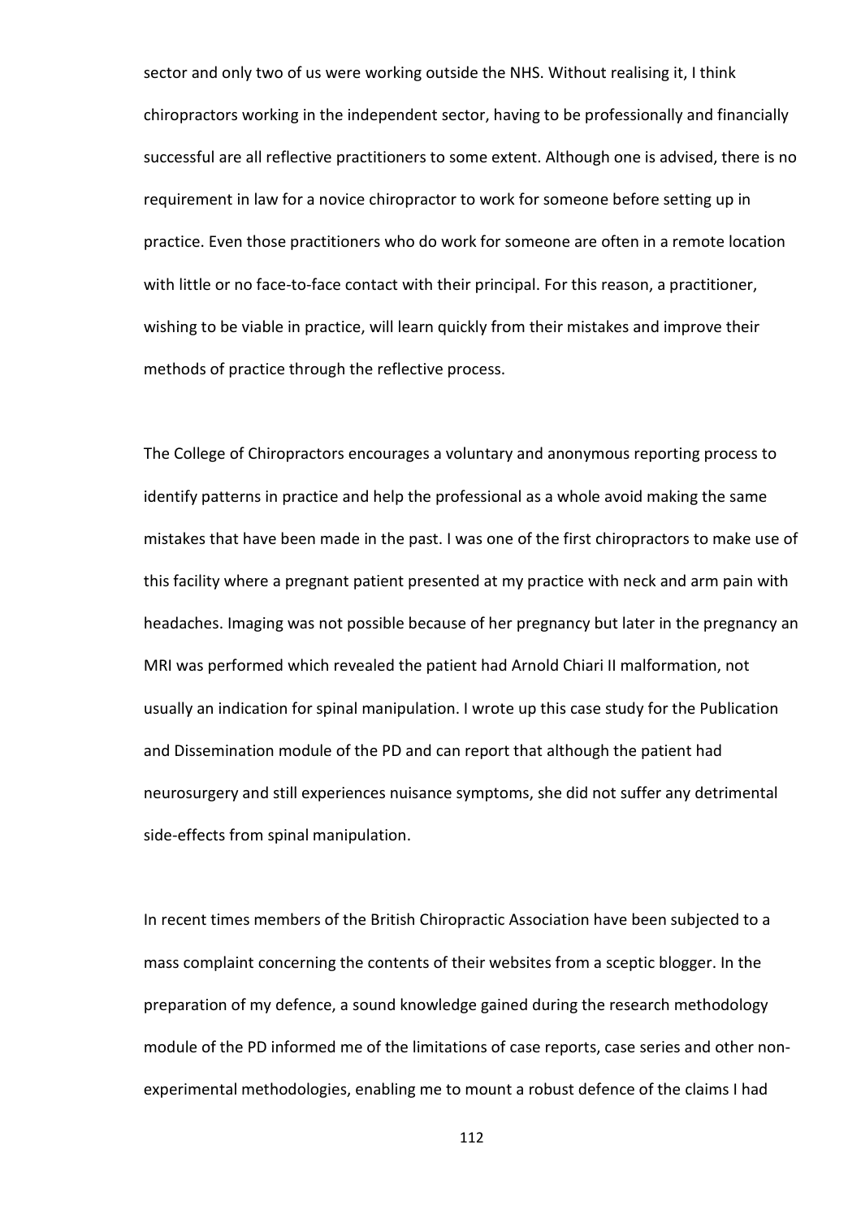sector and only two of us were working outside the NHS. Without realising it, I think chiropractors working in the independent sector, having to be professionally and financially successful are all reflective practitioners to some extent. Although one is advised, there is no requirement in law for a novice chiropractor to work for someone before setting up in practice. Even those practitioners who do work for someone are often in a remote location with little or no face-to-face contact with their principal. For this reason, a practitioner, wishing to be viable in practice, will learn quickly from their mistakes and improve their methods of practice through the reflective process.

The College of Chiropractors encourages a voluntary and anonymous reporting process to identify patterns in practice and help the professional as a whole avoid making the same mistakes that have been made in the past. I was one of the first chiropractors to make use of this facility where a pregnant patient presented at my practice with neck and arm pain with headaches. Imaging was not possible because of her pregnancy but later in the pregnancy an MRI was performed which revealed the patient had Arnold Chiari II malformation, not usually an indication for spinal manipulation. I wrote up this case study for the Publication and Dissemination module of the PD and can report that although the patient had neurosurgery and still experiences nuisance symptoms, she did not suffer any detrimental side-effects from spinal manipulation.

In recent times members of the British Chiropractic Association have been subjected to a mass complaint concerning the contents of their websites from a sceptic blogger. In the preparation of my defence, a sound knowledge gained during the research methodology module of the PD informed me of the limitations of case reports, case series and other non-experimental methodologies, enabling me to mount a robust defence of the claims I had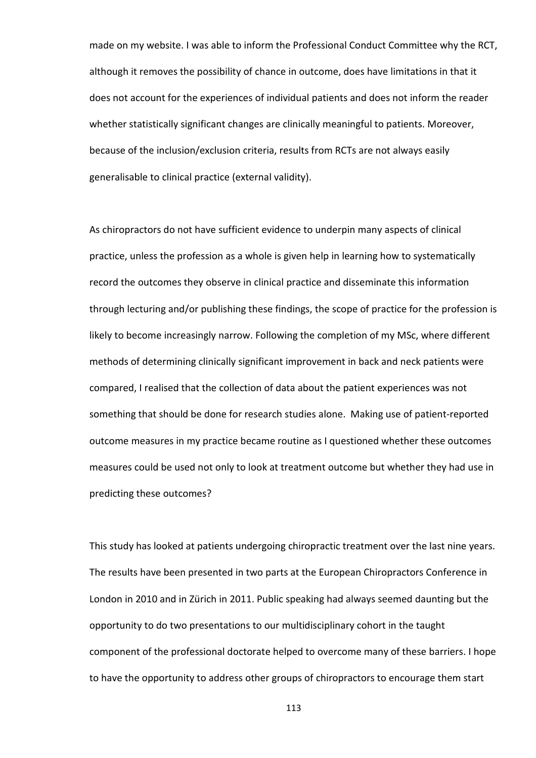made on my website. I was able to inform the Professional Conduct Committee why the RCT, although it removes the possibility of chance in outcome, does have limitations in that it does not account for the experiences of individual patients and does not inform the reader whether statistically significant changes are clinically meaningful to patients. Moreover, because of the inclusion/exclusion criteria, results from RCTs are not always easily generalisable to clinical practice (external validity).

As chiropractors do not have sufficient evidence to underpin many aspects of clinical practice, unless the profession as a whole is given help in learning how to systematically record the outcomes they observe in clinical practice and disseminate this information through lecturing and/or publishing these findings, the scope of practice for the profession is likely to become increasingly narrow. Following the completion of my MSc, where different methods of determining clinically significant improvement in back and neck patients were compared, I realised that the collection of data about the patient experiences was not something that should be done for research studies alone. Making use of patient-reported outcome measures in my practice became routine as I questioned whether these outcomes measures could be used not only to look at treatment outcome but whether they had use in predicting these outcomes?

This study has looked at patients undergoing chiropractic treatment over the last nine years. The results have been presented in two parts at the European Chiropractors Conference in London in 2010 and in Zürich in 2011. Public speaking had always seemed daunting but the opportunity to do two presentations to our multidisciplinary cohort in the taught component of the professional doctorate helped to overcome many of these barriers. I hope to have the opportunity to address other groups of chiropractors to encourage them start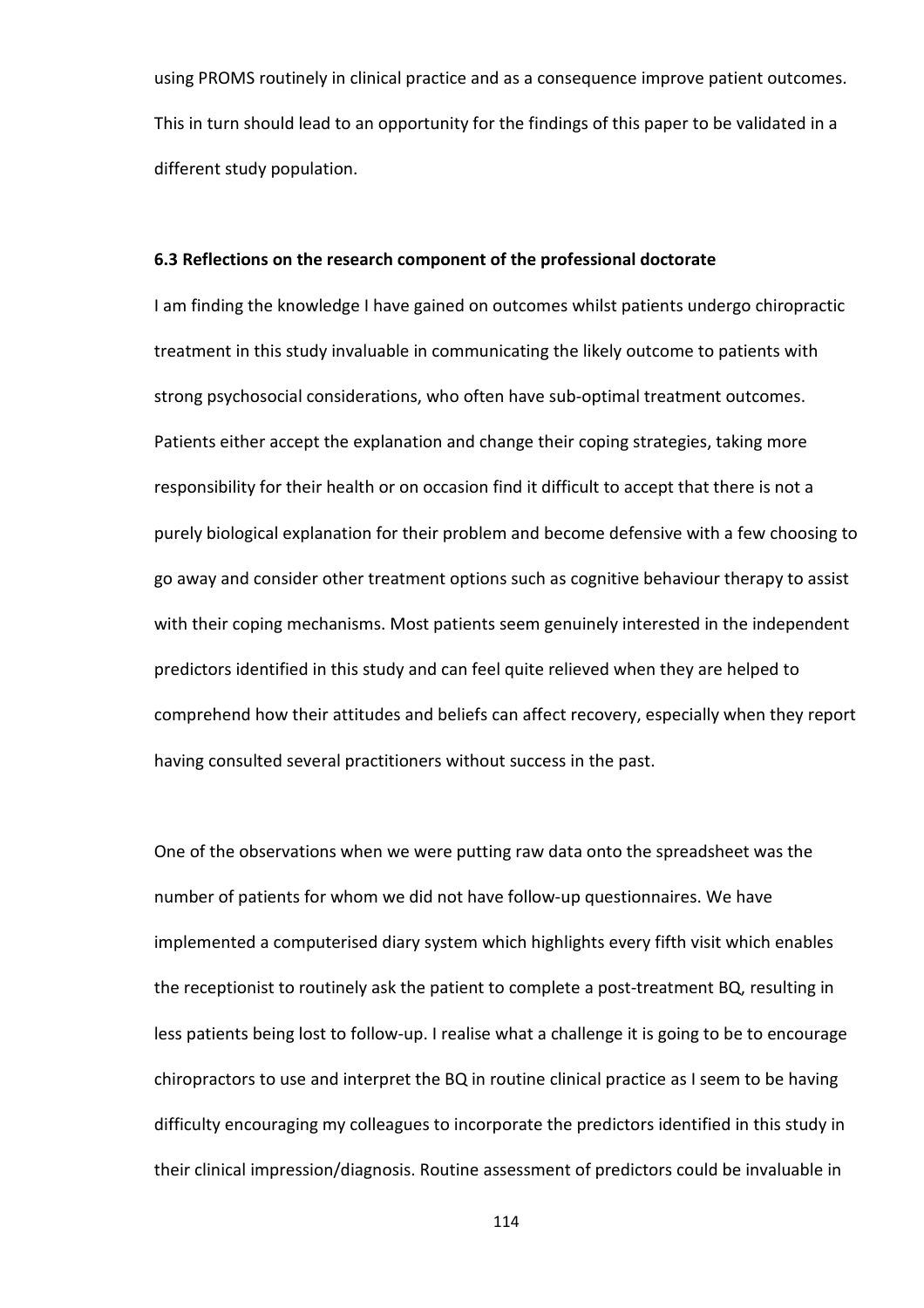using PROMS routinely in clinical practice and as a consequence improve patient outcomes. This in turn should lead to an opportunity for the findings of this paper to be validated in a different study population.

### 6.3 Reflections on the research component of the professional doctorate

I am finding the knowledge I have gained on outcomes whilst patients undergo chiropractic treatment in this study invaluable in communicating the likely outcome to patients with strong psychosocial considerations, who often have sub-optimal treatment outcomes. Patients either accept the explanation and change their coping strategies, taking more responsibility for their health or on occasion find it difficult to accept that there is not a purely biological explanation for their problem and become defensive with a few choosing to go away and consider other treatment options such as cognitive behaviour therapy to assist with their coping mechanisms. Most patients seem genuinely interested in the independent predictors identified in this study and can feel quite relieved when they are helped to comprehend how their attitudes and beliefs can affect recovery, especially when they report having consulted several practitioners without success in the past.

One of the observations when we were putting raw data onto the spreadsheet was the number of patients for whom we did not have follow-up questionnaires. We have implemented a computerised diary system which highlights every fifth visit which enables the receptionist to routinely ask the patient to complete a post-treatment BQ, resulting in less patients being lost to follow-up. I realise what a challenge it is going to be to encourage chiropractors to use and interpret the BQ in routine clinical practice as I seem to be having difficulty encouraging my colleagues to incorporate the predictors identified in this study in their clinical impression/diagnosis. Routine assessment of predictors could be invaluable in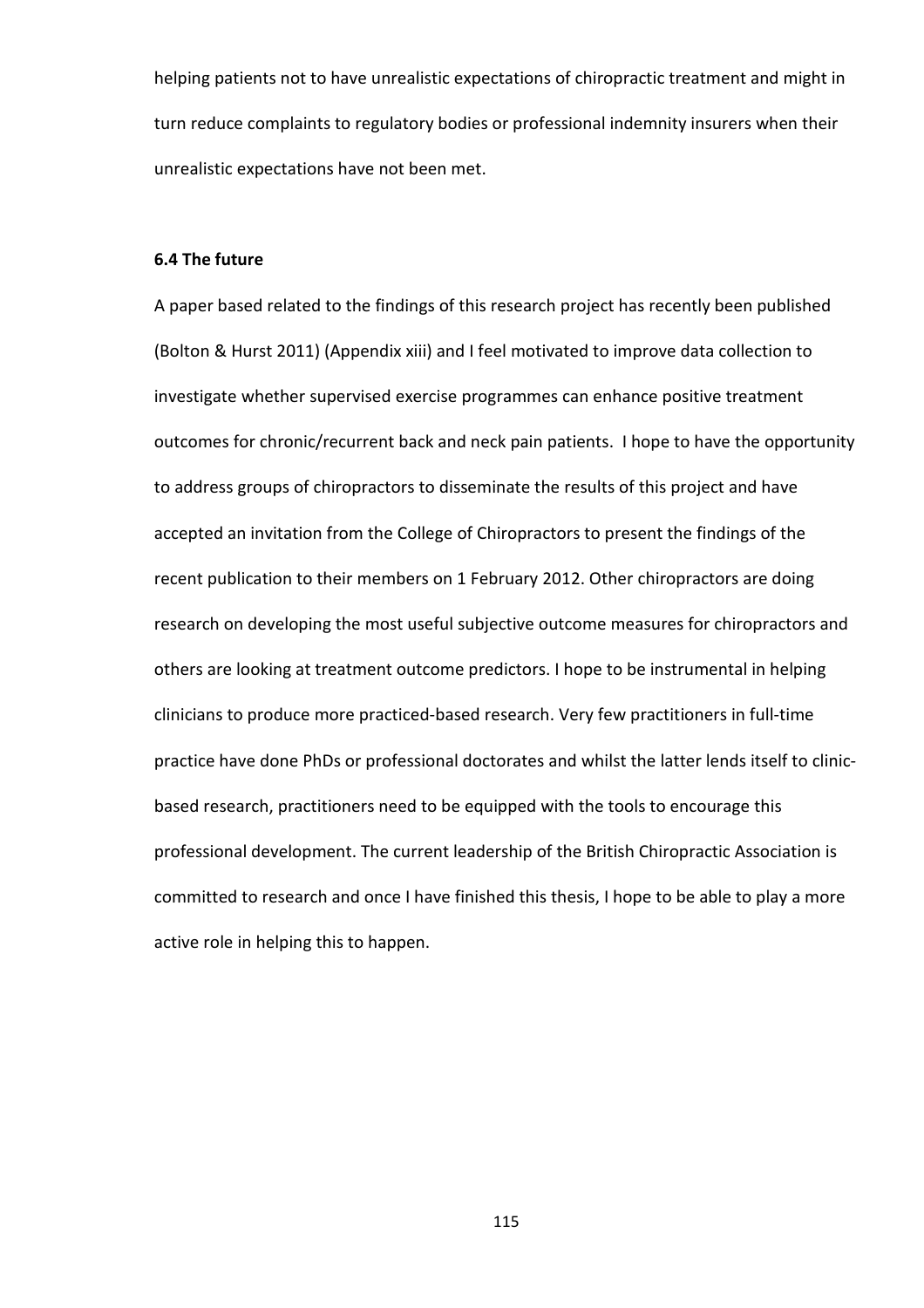helping patients not to have unrealistic expectations of chiropractic treatment and might in turn reduce complaints to regulatory bodies or professional indemnity insurers when their unrealistic expectations have not been met.

### 6.4 The future

A paper based related to the findings of this research project has recently been published (Bolton & Hurst 2011) (Appendix xiii) and I feel motivated to improve data collection to investigate whether supervised exercise programmes can enhance positive treatment outcomes for chronic/recurrent back and neck pain patients. I hope to have the opportunity to address groups of chiropractors to disseminate the results of this project and have accepted an invitation from the College of Chiropractors to present the findings of the recent publication to their members on 1 February 2012. Other chiropractors are doing research on developing the most useful subjective outcome measures for chiropractors and others are looking at treatment outcome predictors. I hope to be instrumental in helping clinicians to produce more practiced-based research. Very few practitioners in full-time practice have done PhDs or professional doctorates and whilst the latter lends itself to clinic-based research, practitioners need to be equipped with the tools to encourage this professional development. The current leadership of the British Chiropractic Association is committed to research and once I have finished this thesis, I hope to be able to play a more active role in helping this to happen.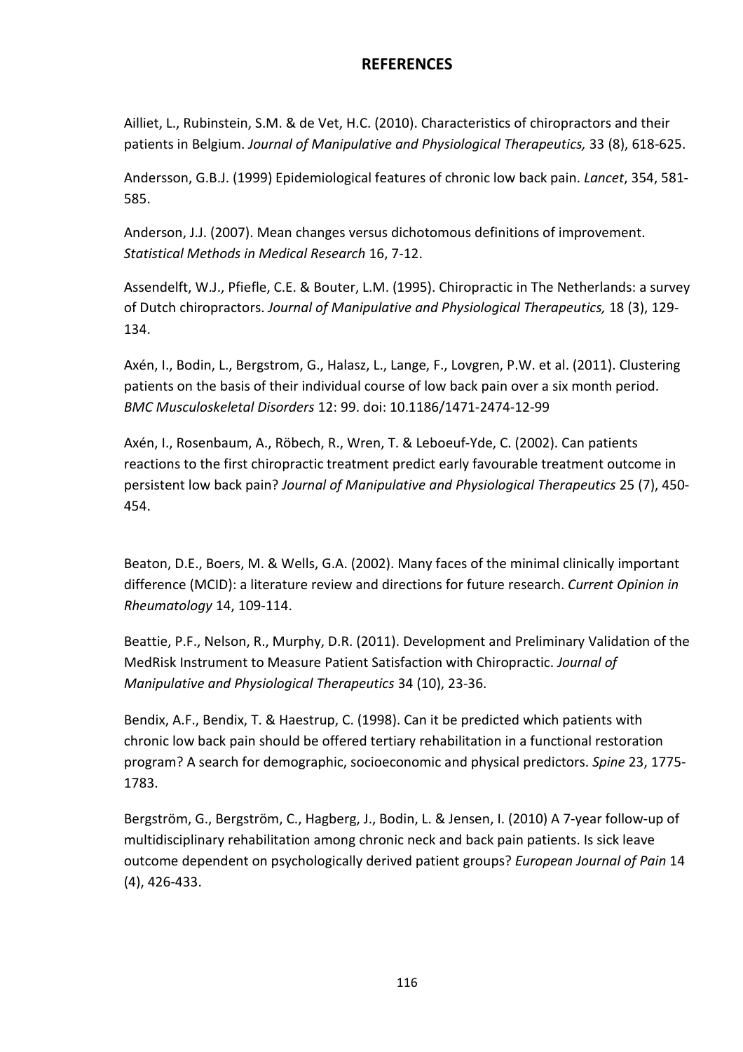# REFERENCES

Ailliet, L., Rubinstein, S.M. & de Vet, H.C. (2010). Characteristics of chiropractors and their patients in Belgium. *Journal of Manipulative and Physiological Therapeutics,* 33 (8), 618-625.

Andersson, G.B.J. (1999) Epidemiological features of chronic low back pain. *Lancet*, 354, 581-585.

Anderson, J.J. (2007). Mean changes versus dichotomous definitions of improvement. *Statistical Methods in Medical Research* 16, 7-12.

Assendelft, W.J., Pfiefle, C.E. & Bouter, L.M. (1995). Chiropractic in The Netherlands: a survey of Dutch chiropractors. *Journal of Manipulative and Physiological Therapeutics,* 18 (3), 129-134.

Axén, I., Bodin, L., Bergstrom, G., Halasz, L., Lange, F., Lovgren, P.W. et al. (2011). Clustering patients on the basis of their individual course of low back pain over a six month period. *BMC Musculoskeletal Disorders* 12: 99. doi: 10.1186/1471-2474-12-99

Axén, I., Rosenbaum, A., Röbech, R., Wren, T. & Leboeuf-Yde, C. (2002). Can patients reactions to the first chiropractic treatment predict early favourable treatment outcome in persistent low back pain? *Journal of Manipulative and Physiological Therapeutics* 25 (7), 450-454.

Beaton, D.E., Boers, M. & Wells, G.A. (2002). Many faces of the minimal clinically important difference (MCID): a literature review and directions for future research. *Current Opinion in Rheumatology* 14, 109-114.

Beattie, P.F., Nelson, R., Murphy, D.R. (2011). Development and Preliminary Validation of the MedRisk Instrument to Measure Patient Satisfaction with Chiropractic. *Journal of Manipulative and Physiological Therapeutics* 34 (10), 23-36.

Bendix, A.F., Bendix, T. & Haestrup, C. (1998). Can it be predicted which patients with chronic low back pain should be offered tertiary rehabilitation in a functional restoration program? A search for demographic, socioeconomic and physical predictors. *Spine* 23, 1775-1783.

Bergström, G., Bergström, C., Hagberg, J., Bodin, L. & Jensen, I. (2010) A 7-year follow-up of multidisciplinary rehabilitation among chronic neck and back pain patients. Is sick leave outcome dependent on psychologically derived patient groups? *European Journal of Pain* 14 (4), 426-433.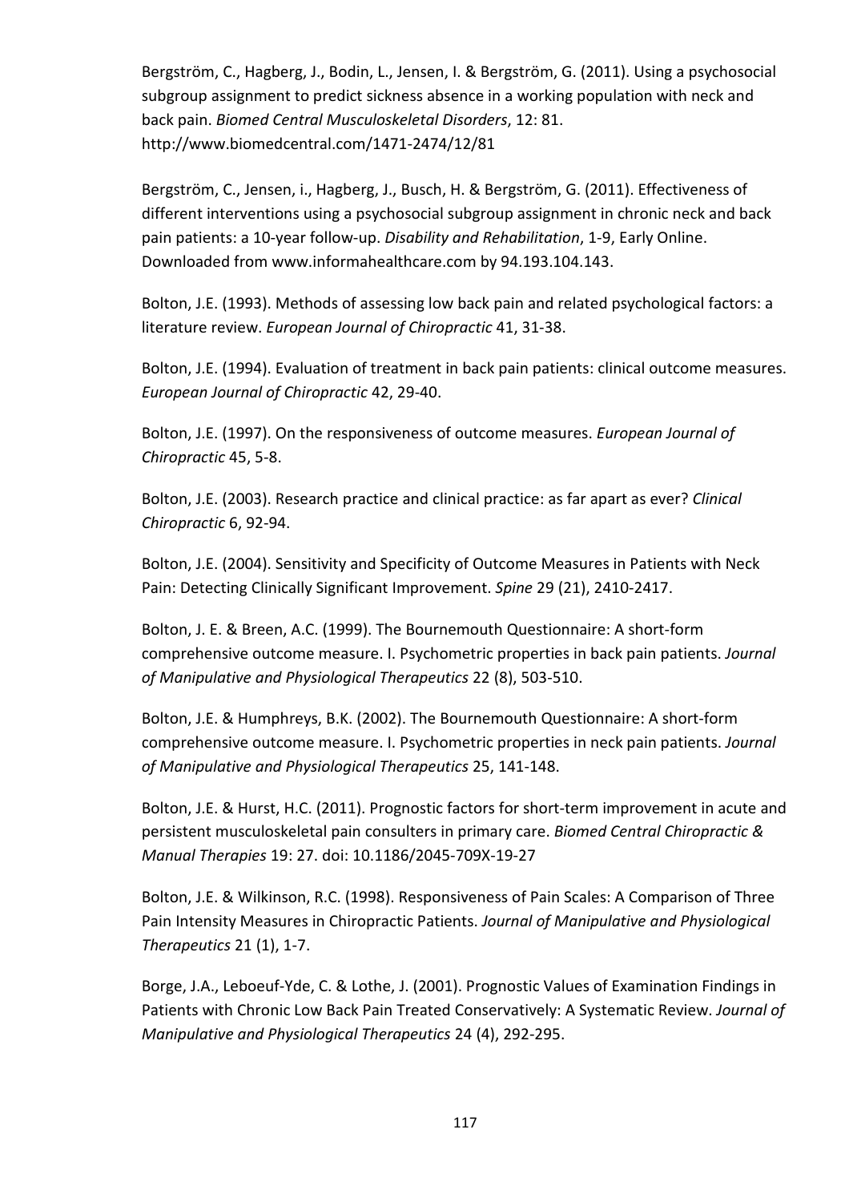Bergström, C., Hagberg, J., Bodin, L., Jensen, I. & Bergström, G. (2011). Using a psychosocial subgroup assignment to predict sickness absence in a working population with neck and back pain. *Biomed Central Musculoskeletal Disorders*, 12: 81. http://www.biomedcentral.com/1471-2474/12/81

Bergström, C., Jensen, i., Hagberg, J., Busch, H. & Bergström, G. (2011). Effectiveness of different interventions using a psychosocial subgroup assignment in chronic neck and back pain patients: a 10-year follow-up. *Disability and Rehabilitation*, 1-9, Early Online. Downloaded from www.informahealthcare.com by 94.193.104.143.

Bolton, J.E. (1993). Methods of assessing low back pain and related psychological factors: a literature review. *European Journal of Chiropractic* 41, 31-38.

Bolton, J.E. (1994). Evaluation of treatment in back pain patients: clinical outcome measures. *European Journal of Chiropractic* 42, 29-40.

Bolton, J.E. (1997). On the responsiveness of outcome measures. *European Journal of Chiropractic* 45, 5-8.

Bolton, J.E. (2003). Research practice and clinical practice: as far apart as ever? *Clinical Chiropractic* 6, 92-94.

Bolton, J.E. (2004). Sensitivity and Specificity of Outcome Measures in Patients with Neck Pain: Detecting Clinically Significant Improvement. *Spine* 29 (21), 2410-2417.

Bolton, J. E. & Breen, A.C. (1999). The Bournemouth Questionnaire: A short-form comprehensive outcome measure. I. Psychometric properties in back pain patients. *Journal of Manipulative and Physiological Therapeutics* 22 (8), 503-510.

Bolton, J.E. & Humphreys, B.K. (2002). The Bournemouth Questionnaire: A short-form comprehensive outcome measure. I. Psychometric properties in neck pain patients. *Journal of Manipulative and Physiological Therapeutics* 25, 141-148.

Bolton, J.E. & Hurst, H.C. (2011). Prognostic factors for short-term improvement in acute and persistent musculoskeletal pain consulters in primary care. *Biomed Central Chiropractic & Manual Therapies* 19: 27. doi: 10.1186/2045-709X-19-27

Bolton, J.E. & Wilkinson, R.C. (1998). Responsiveness of Pain Scales: A Comparison of Three Pain Intensity Measures in Chiropractic Patients. *Journal of Manipulative and Physiological Therapeutics* 21 (1), 1-7.

Borge, J.A., Leboeuf-Yde, C. & Lothe, J. (2001). Prognostic Values of Examination Findings in Patients with Chronic Low Back Pain Treated Conservatively: A Systematic Review. *Journal of Manipulative and Physiological Therapeutics* 24 (4), 292-295.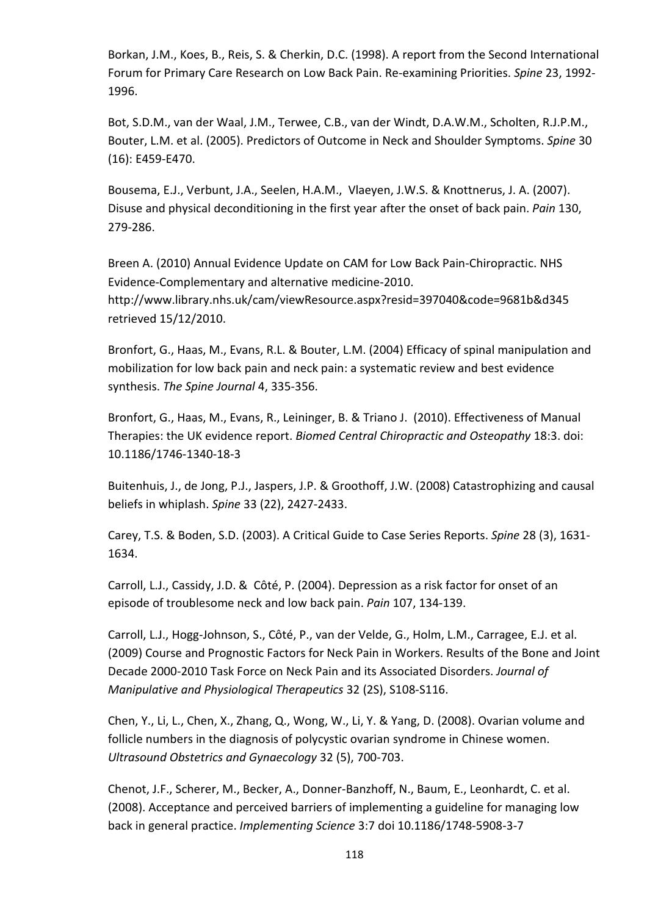Borkan, J.M., Koes, B., Reis, S. & Cherkin, D.C. (1998). A report from the Second International Forum for Primary Care Research on Low Back Pain. Re-examining Priorities. *Spine* 23, 1992-1996.

Bot, S.D.M., van der Waal, J.M., Terwee, C.B., van der Windt, D.A.W.M., Scholten, R.J.P.M., Bouter, L.M. et al. (2005). Predictors of Outcome in Neck and Shoulder Symptoms. *Spine* 30 (16): E459-E470.

Bousema, E.J., Verbunt, J.A., Seelen, H.A.M., Vlaeyen, J.W.S. & Knottnerus, J. A. (2007). Disuse and physical deconditioning in the first year after the onset of back pain. *Pain* 130, 279-286.

Breen A. (2010) Annual Evidence Update on CAM for Low Back Pain-Chiropractic. NHS Evidence-Complementary and alternative medicine-2010. http://www.library.nhs.uk/cam/viewResource.aspx?resid=397040&code=9681b&d345 retrieved 15/12/2010.

Bronfort, G., Haas, M., Evans, R.L. & Bouter, L.M. (2004) Efficacy of spinal manipulation and mobilization for low back pain and neck pain: a systematic review and best evidence synthesis. *The Spine Journal* 4, 335-356.

Bronfort, G., Haas, M., Evans, R., Leininger, B. & Triano J. (2010). Effectiveness of Manual Therapies: the UK evidence report. *Biomed Central Chiropractic and Osteopathy* 18:3. doi: 10.1186/1746-1340-18-3

Buitenhuis, J., de Jong, P.J., Jaspers, J.P. & Groothoff, J.W. (2008) Catastrophizing and causal beliefs in whiplash. *Spine* 33 (22), 2427-2433.

Carey, T.S. & Boden, S.D. (2003). A Critical Guide to Case Series Reports. *Spine* 28 (3), 1631-1634.

Carroll, L.J., Cassidy, J.D. & Côté, P. (2004). Depression as a risk factor for onset of an episode of troublesome neck and low back pain. *Pain* 107, 134-139.

Carroll, L.J., Hogg-Johnson, S., Côté, P., van der Velde, G., Holm, L.M., Carragee, E.J. et al. (2009) Course and Prognostic Factors for Neck Pain in Workers. Results of the Bone and Joint Decade 2000-2010 Task Force on Neck Pain and its Associated Disorders. *Journal of Manipulative and Physiological Therapeutics* 32 (2S), S108-S116.

Chen, Y., Li, L., Chen, X., Zhang, Q., Wong, W., Li, Y. & Yang, D. (2008). Ovarian volume and follicle numbers in the diagnosis of polycystic ovarian syndrome in Chinese women. *Ultrasound Obstetrics and Gynaecology* 32 (5), 700-703.

Chenot, J.F., Scherer, M., Becker, A., Donner-Banzhoff, N., Baum, E., Leonhardt, C. et al. (2008). Acceptance and perceived barriers of implementing a guideline for managing low back in general practice. *Implementing Science* 3:7 doi 10.1186/1748-5908-3-7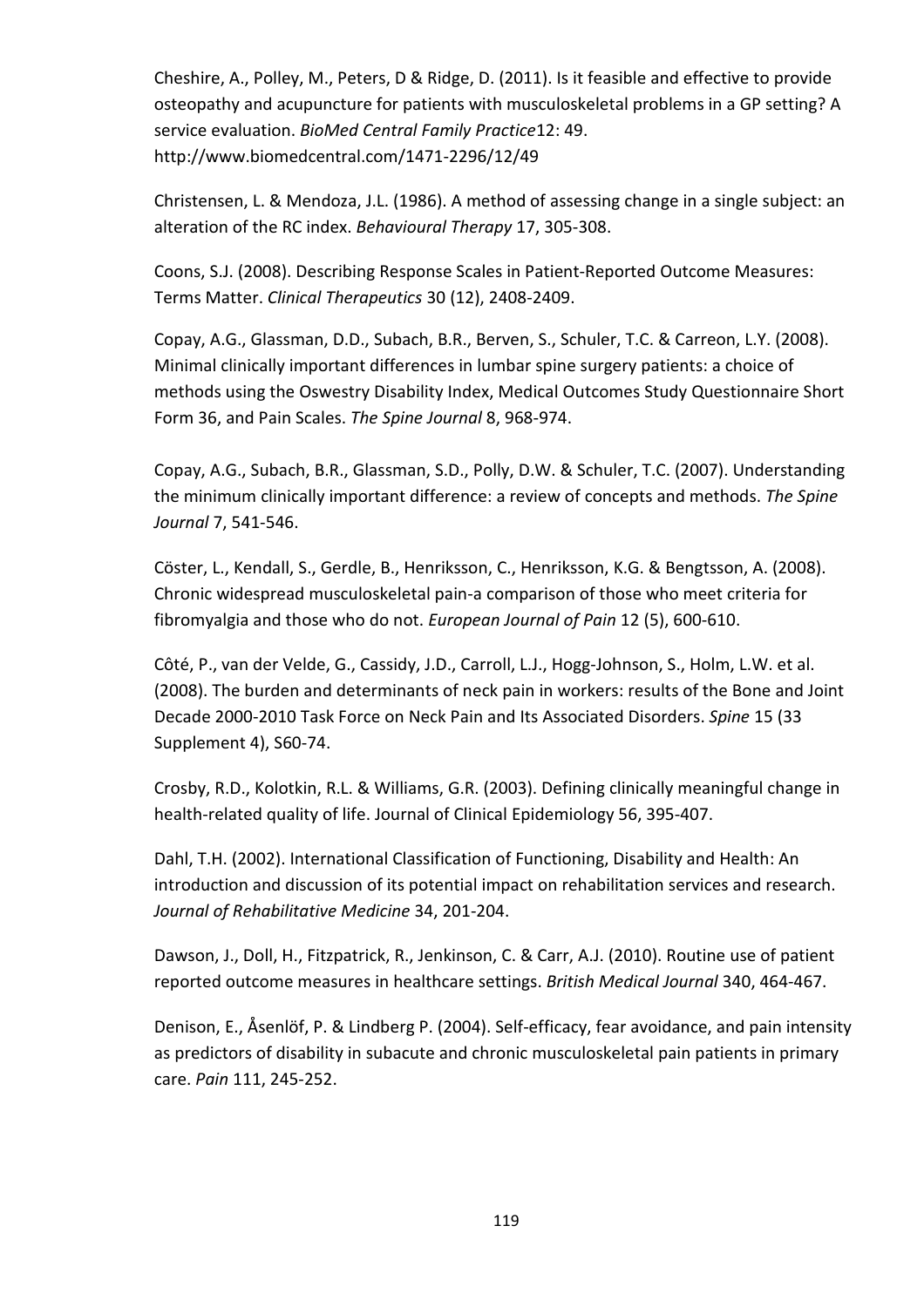Cheshire, A., Polley, M., Peters, D & Ridge, D. (2011). Is it feasible and effective to provide osteopathy and acupuncture for patients with musculoskeletal problems in a GP setting? A service evaluation. *BioMed Central Family Practice*12: 49. http://www.biomedcentral.com/1471-2296/12/49

Christensen, L. & Mendoza, J.L. (1986). A method of assessing change in a single subject: an alteration of the RC index. *Behavioural Therapy* 17, 305-308.

Coons, S.J. (2008). Describing Response Scales in Patient-Reported Outcome Measures: Terms Matter. *Clinical Therapeutics* 30 (12), 2408-2409.

Copay, A.G., Glassman, D.D., Subach, B.R., Berven, S., Schuler, T.C. & Carreon, L.Y. (2008). Minimal clinically important differences in lumbar spine surgery patients: a choice of methods using the Oswestry Disability Index, Medical Outcomes Study Questionnaire Short Form 36, and Pain Scales. *The Spine Journal* 8, 968-974.

Copay, A.G., Subach, B.R., Glassman, S.D., Polly, D.W. & Schuler, T.C. (2007). Understanding the minimum clinically important difference: a review of concepts and methods. *The Spine Journal* 7, 541-546.

Cöster, L., Kendall, S., Gerdle, B., Henriksson, C., Henriksson, K.G. & Bengtsson, A. (2008). Chronic widespread musculoskeletal pain-a comparison of those who meet criteria for fibromyalgia and those who do not. *European Journal of Pain* 12 (5), 600-610.

Côté, P., van der Velde, G., Cassidy, J.D., Carroll, L.J., Hogg-Johnson, S., Holm, L.W. et al. (2008). The burden and determinants of neck pain in workers: results of the Bone and Joint Decade 2000-2010 Task Force on Neck Pain and Its Associated Disorders. *Spine* 15 (33 Supplement 4), S60-74.

Crosby, R.D., Kolotkin, R.L. & Williams, G.R. (2003). Defining clinically meaningful change in health-related quality of life. Journal of Clinical Epidemiology 56, 395-407.

Dahl, T.H. (2002). International Classification of Functioning, Disability and Health: An introduction and discussion of its potential impact on rehabilitation services and research. *Journal of Rehabilitative Medicine* 34, 201-204.

Dawson, J., Doll, H., Fitzpatrick, R., Jenkinson, C. & Carr, A.J. (2010). Routine use of patient reported outcome measures in healthcare settings. *British Medical Journal* 340, 464-467.

Denison, E., Åsenlöf, P. & Lindberg P. (2004). Self-efficacy, fear avoidance, and pain intensity as predictors of disability in subacute and chronic musculoskeletal pain patients in primary care. *Pain* 111, 245-252.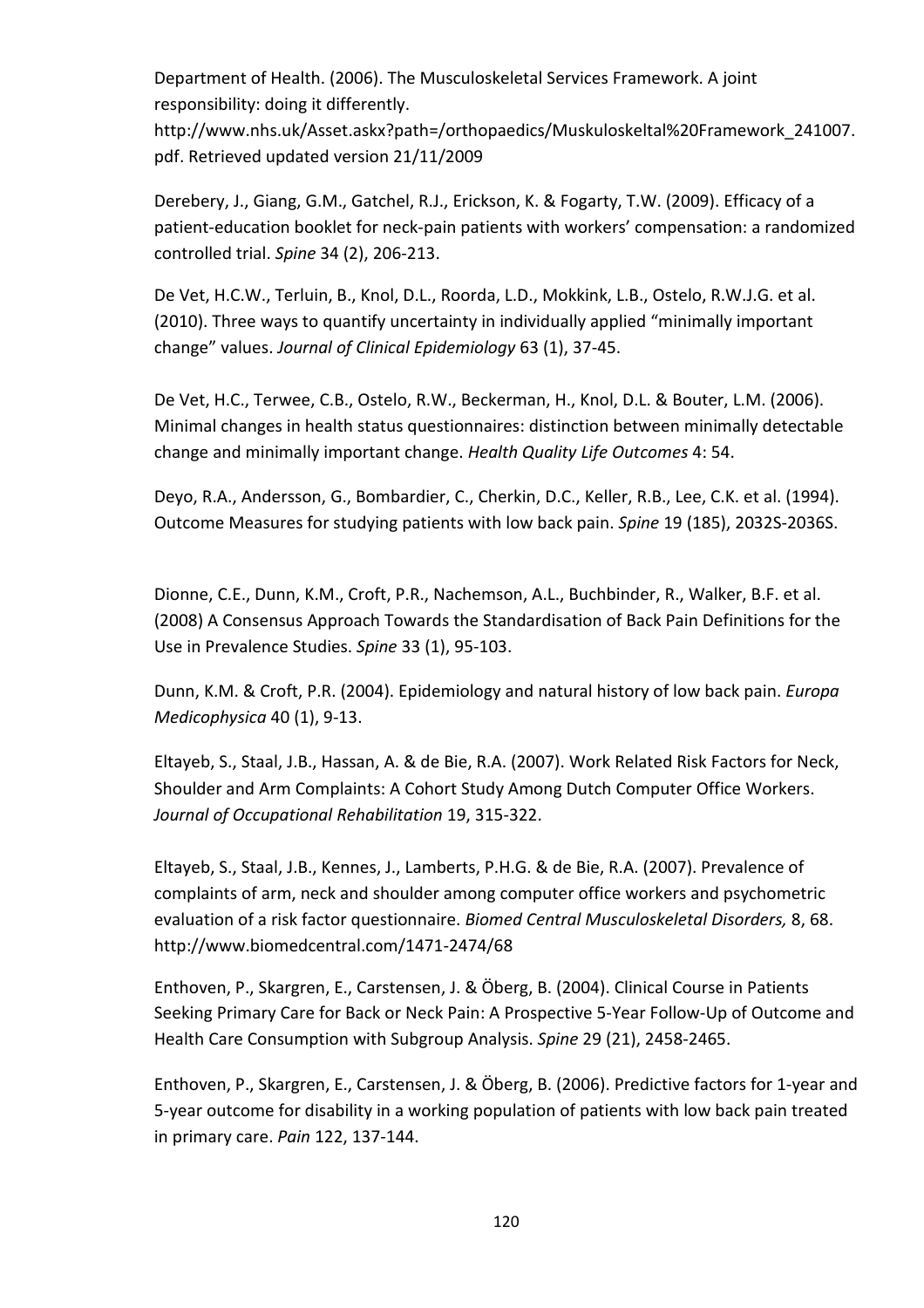Department of Health. (2006). The Musculoskeletal Services Framework. A joint responsibility: doing it differently. http://www.nhs.uk/Asset.askx?path=/orthopaedics/Muskuloskeltal%20Framework_241007.pdf. Retrieved updated version 21/11/2009

Derebery, J., Giang, G.M., Gatchel, R.J., Erickson, K. & Fogarty, T.W. (2009). Efficacy of a patient-education booklet for neck-pain patients with workers' compensation: a randomized controlled trial. *Spine* 34 (2), 206-213.

De Vet, H.C.W., Terluin, B., Knol, D.L., Roorda, L.D., Mokkink, L.B., Ostelo, R.W.J.G. et al. (2010). Three ways to quantify uncertainty in individually applied "minimally important change" values. *Journal of Clinical Epidemiology* 63 (1), 37-45.

De Vet, H.C., Terwee, C.B., Ostelo, R.W., Beckerman, H., Knol, D.L. & Bouter, L.M. (2006). Minimal changes in health status questionnaires: distinction between minimally detectable change and minimally important change. *Health Quality Life Outcomes* 4: 54.

Deyo, R.A., Andersson, G., Bombardier, C., Cherkin, D.C., Keller, R.B., Lee, C.K. et al. (1994). Outcome Measures for studying patients with low back pain. *Spine* 19 (185), 2032S-2036S.

Dionne, C.E., Dunn, K.M., Croft, P.R., Nachemson, A.L., Buchbinder, R., Walker, B.F. et al. (2008) A Consensus Approach Towards the Standardisation of Back Pain Definitions for the Use in Prevalence Studies. *Spine* 33 (1), 95-103.

Dunn, K.M. & Croft, P.R. (2004). Epidemiology and natural history of low back pain. *Europa Medicophysica* 40 (1), 9-13.

Eltayeb, S., Staal, J.B., Hassan, A. & de Bie, R.A. (2007). Work Related Risk Factors for Neck, Shoulder and Arm Complaints: A Cohort Study Among Dutch Computer Office Workers. *Journal of Occupational Rehabilitation* 19, 315-322.

Eltayeb, S., Staal, J.B., Kennes, J., Lamberts, P.H.G. & de Bie, R.A. (2007). Prevalence of complaints of arm, neck and shoulder among computer office workers and psychometric evaluation of a risk factor questionnaire. *Biomed Central Musculoskeletal Disorders,* 8, 68. http://www.biomedcentral.com/1471-2474/68

Enthoven, P., Skargren, E., Carstensen, J. & Öberg, B. (2004). Clinical Course in Patients Seeking Primary Care for Back or Neck Pain: A Prospective 5-Year Follow-Up of Outcome and Health Care Consumption with Subgroup Analysis. *Spine* 29 (21), 2458-2465.

Enthoven, P., Skargren, E., Carstensen, J. & Öberg, B. (2006). Predictive factors for 1-year and 5-year outcome for disability in a working population of patients with low back pain treated in primary care. *Pain* 122, 137-144.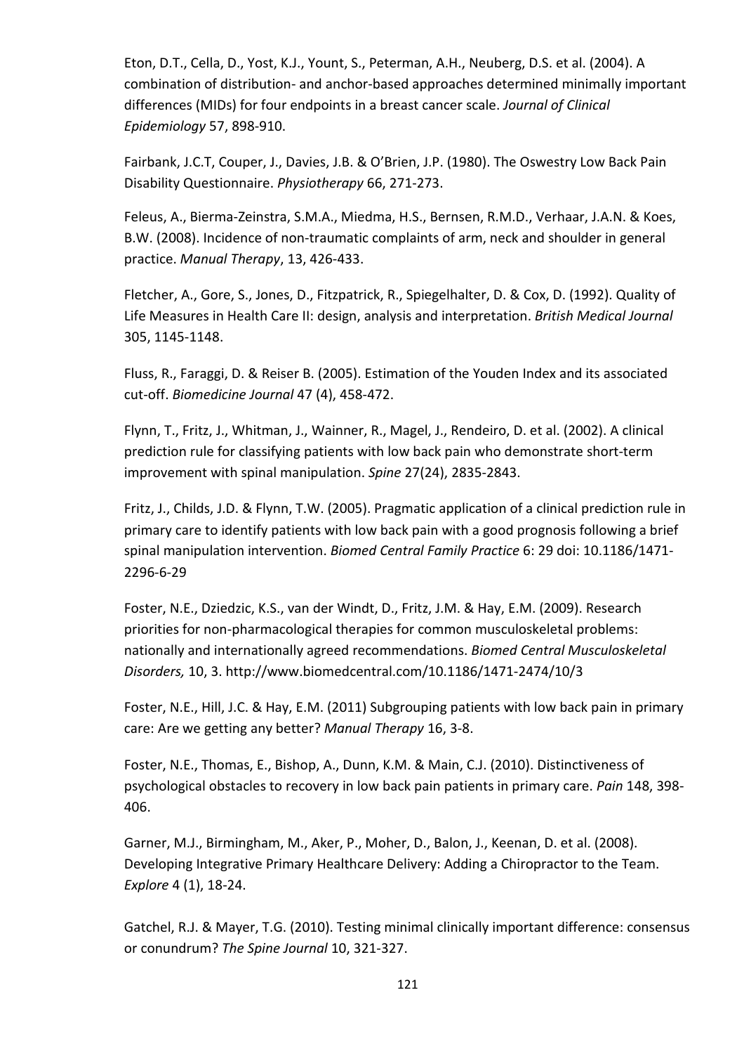Eton, D.T., Cella, D., Yost, K.J., Yount, S., Peterman, A.H., Neuberg, D.S. et al. (2004). A combination of distribution- and anchor-based approaches determined minimally important differences (MIDs) for four endpoints in a breast cancer scale. *Journal of Clinical Epidemiology* 57, 898-910.

Fairbank, J.C.T, Couper, J., Davies, J.B. & O'Brien, J.P. (1980). The Oswestry Low Back Pain Disability Questionnaire. *Physiotherapy* 66, 271-273.

Feleus, A., Bierma-Zeinstra, S.M.A., Miedma, H.S., Bernsen, R.M.D., Verhaar, J.A.N. & Koes, B.W. (2008). Incidence of non-traumatic complaints of arm, neck and shoulder in general practice. *Manual Therapy*, 13, 426-433.

Fletcher, A., Gore, S., Jones, D., Fitzpatrick, R., Spiegelhalter, D. & Cox, D. (1992). Quality of Life Measures in Health Care II: design, analysis and interpretation. *British Medical Journal* 305, 1145-1148.

Fluss, R., Faraggi, D. & Reiser B. (2005). Estimation of the Youden Index and its associated cut-off. *Biomedicine Journal* 47 (4), 458-472.

Flynn, T., Fritz, J., Whitman, J., Wainner, R., Magel, J., Rendeiro, D. et al. (2002). A clinical prediction rule for classifying patients with low back pain who demonstrate short-term improvement with spinal manipulation. *Spine* 27(24), 2835-2843.

Fritz, J., Childs, J.D. & Flynn, T.W. (2005). Pragmatic application of a clinical prediction rule in primary care to identify patients with low back pain with a good prognosis following a brief spinal manipulation intervention. *Biomed Central Family Practice* 6: 29 doi: 10.1186/1471-2296-6-29

Foster, N.E., Dziedzic, K.S., van der Windt, D., Fritz, J.M. & Hay, E.M. (2009). Research priorities for non-pharmacological therapies for common musculoskeletal problems: nationally and internationally agreed recommendations. *Biomed Central Musculoskeletal Disorders,* 10, 3. http://www.biomedcentral.com/10.1186/1471-2474/10/3

Foster, N.E., Hill, J.C. & Hay, E.M. (2011) Subgrouping patients with low back pain in primary care: Are we getting any better? *Manual Therapy* 16, 3-8.

Foster, N.E., Thomas, E., Bishop, A., Dunn, K.M. & Main, C.J. (2010). Distinctiveness of psychological obstacles to recovery in low back pain patients in primary care. *Pain* 148, 398-406.

Garner, M.J., Birmingham, M., Aker, P., Moher, D., Balon, J., Keenan, D. et al. (2008). Developing Integrative Primary Healthcare Delivery: Adding a Chiropractor to the Team. *Explore* 4 (1), 18-24.

Gatchel, R.J. & Mayer, T.G. (2010). Testing minimal clinically important difference: consensus or conundrum? *The Spine Journal* 10, 321-327.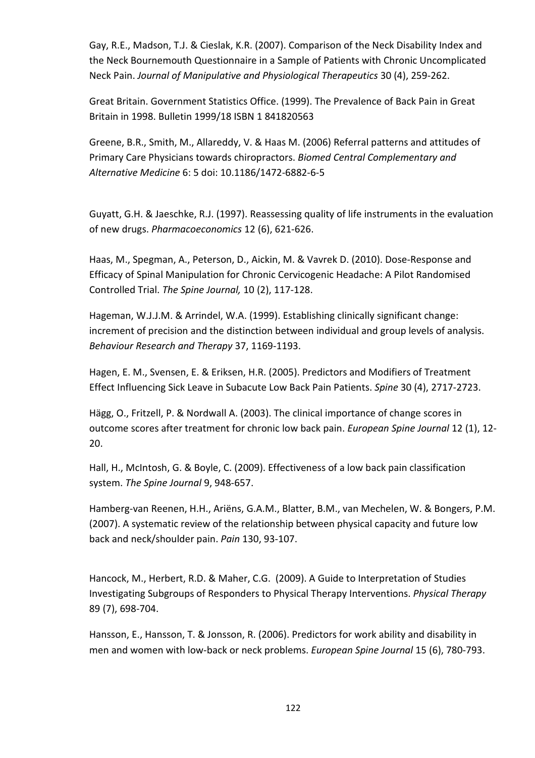Gay, R.E., Madson, T.J. & Cieslak, K.R. (2007). Comparison of the Neck Disability Index and the Neck Bournemouth Questionnaire in a Sample of Patients with Chronic Uncomplicated Neck Pain. *Journal of Manipulative and Physiological Therapeutics* 30 (4), 259-262.

Great Britain. Government Statistics Office. (1999). The Prevalence of Back Pain in Great Britain in 1998. Bulletin 1999/18 ISBN 1 841820563

Greene, B.R., Smith, M., Allareddy, V. & Haas M. (2006) Referral patterns and attitudes of Primary Care Physicians towards chiropractors. *Biomed Central Complementary and Alternative Medicine* 6: 5 doi: 10.1186/1472-6882-6-5

Guyatt, G.H. & Jaeschke, R.J. (1997). Reassessing quality of life instruments in the evaluation of new drugs. *Pharmacoeconomics* 12 (6), 621-626.

Haas, M., Spegman, A., Peterson, D., Aickin, M. & Vavrek D. (2010). Dose-Response and Efficacy of Spinal Manipulation for Chronic Cervicogenic Headache: A Pilot Randomised Controlled Trial. *The Spine Journal,* 10 (2), 117-128.

Hageman, W.J.J.M. & Arrindel, W.A. (1999). Establishing clinically significant change: increment of precision and the distinction between individual and group levels of analysis. *Behaviour Research and Therapy* 37, 1169-1193.

Hagen, E. M., Svensen, E. & Eriksen, H.R. (2005). Predictors and Modifiers of Treatment Effect Influencing Sick Leave in Subacute Low Back Pain Patients. *Spine* 30 (4), 2717-2723.

Hägg, O., Fritzell, P. & Nordwall A. (2003). The clinical importance of change scores in outcome scores after treatment for chronic low back pain. *European Spine Journal* 12 (1), 12-20.

Hall, H., McIntosh, G. & Boyle, C. (2009). Effectiveness of a low back pain classification system. *The Spine Journal* 9, 948-657.

Hamberg-van Reenen, H.H., Ariëns, G.A.M., Blatter, B.M., van Mechelen, W. & Bongers, P.M. (2007). A systematic review of the relationship between physical capacity and future low back and neck/shoulder pain. *Pain* 130, 93-107.

Hancock, M., Herbert, R.D. & Maher, C.G. (2009). A Guide to Interpretation of Studies Investigating Subgroups of Responders to Physical Therapy Interventions. *Physical Therapy* 89 (7), 698-704.

Hansson, E., Hansson, T. & Jonsson, R. (2006). Predictors for work ability and disability in men and women with low-back or neck problems. *European Spine Journal* 15 (6), 780-793.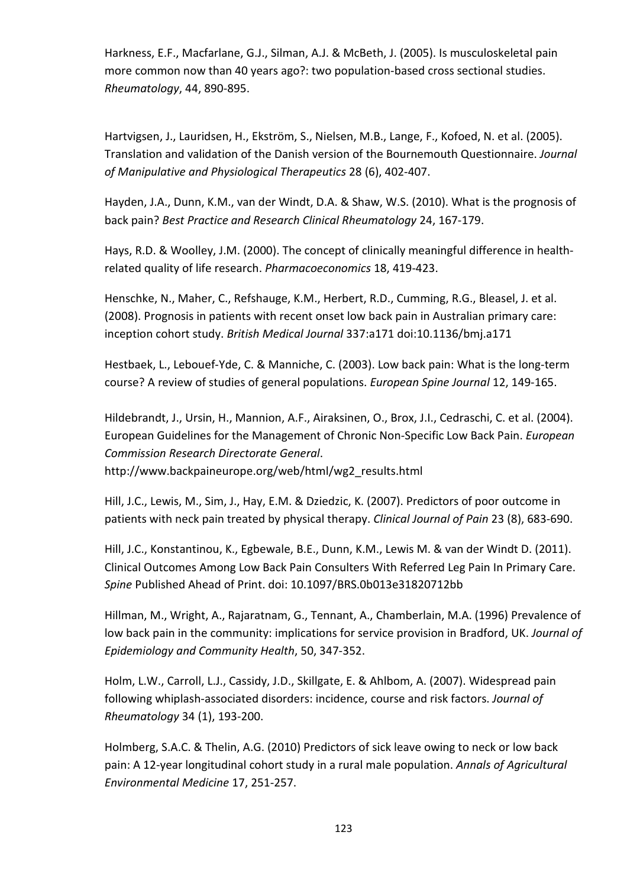Harkness, E.F., Macfarlane, G.J., Silman, A.J. & McBeth, J. (2005). Is musculoskeletal pain more common now than 40 years ago?: two population-based cross sectional studies. *Rheumatology*, 44, 890-895.

Hartvigsen, J., Lauridsen, H., Ekström, S., Nielsen, M.B., Lange, F., Kofoed, N. et al. (2005). Translation and validation of the Danish version of the Bournemouth Questionnaire. *Journal of Manipulative and Physiological Therapeutics* 28 (6), 402-407.

Hayden, J.A., Dunn, K.M., van der Windt, D.A. & Shaw, W.S. (2010). What is the prognosis of back pain? *Best Practice and Research Clinical Rheumatology* 24, 167-179.

Hays, R.D. & Woolley, J.M. (2000). The concept of clinically meaningful difference in health-related quality of life research. *Pharmacoeconomics* 18, 419-423.

Henschke, N., Maher, C., Refshauge, K.M., Herbert, R.D., Cumming, R.G., Bleasel, J. et al. (2008). Prognosis in patients with recent onset low back pain in Australian primary care: inception cohort study. *British Medical Journal* 337:a171 doi:10.1136/bmj.a171

Hestbaek, L., Lebouef-Yde, C. & Manniche, C. (2003). Low back pain: What is the long-term course? A review of studies of general populations. *European Spine Journal* 12, 149-165.

Hildebrandt, J., Ursin, H., Mannion, A.F., Airaksinen, O., Brox, J.I., Cedraschi, C. et al. (2004). European Guidelines for the Management of Chronic Non-Specific Low Back Pain. *European Commission Research Directorate General*.
http://www.backpaineurope.org/web/html/wg2_results.html

Hill, J.C., Lewis, M., Sim, J., Hay, E.M. & Dziedzic, K. (2007). Predictors of poor outcome in patients with neck pain treated by physical therapy. *Clinical Journal of Pain* 23 (8), 683-690.

Hill, J.C., Konstantinou, K., Egbewale, B.E., Dunn, K.M., Lewis M. & van der Windt D. (2011). Clinical Outcomes Among Low Back Pain Consulters With Referred Leg Pain In Primary Care. *Spine* Published Ahead of Print. doi: 10.1097/BRS.0b013e31820712bb

Hillman, M., Wright, A., Rajaratnam, G., Tennant, A., Chamberlain, M.A. (1996) Prevalence of low back pain in the community: implications for service provision in Bradford, UK. *Journal of Epidemiology and Community Health*, 50, 347-352.

Holm, L.W., Carroll, L.J., Cassidy, J.D., Skillgate, E. & Ahlbom, A. (2007). Widespread pain following whiplash-associated disorders: incidence, course and risk factors. *Journal of Rheumatology* 34 (1), 193-200.

Holmberg, S.A.C. & Thelin, A.G. (2010) Predictors of sick leave owing to neck or low back pain: A 12-year longitudinal cohort study in a rural male population. *Annals of Agricultural Environmental Medicine* 17, 251-257.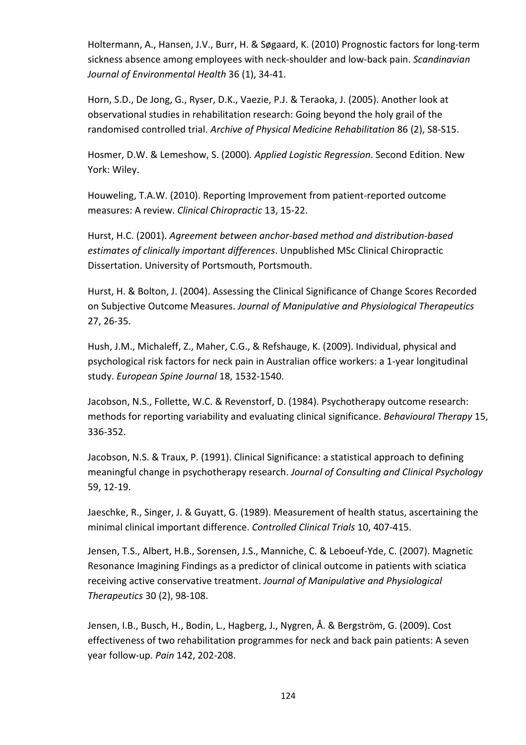Holtermann, A., Hansen, J.V., Burr, H. & Søgaard, K. (2010) Prognostic factors for long-term sickness absence among employees with neck-shoulder and low-back pain. *Scandinavian Journal of Environmental Health* 36 (1), 34-41.

Horn, S.D., De Jong, G., Ryser, D.K., Vaezie, P.J. & Teraoka, J. (2005). Another look at observational studies in rehabilitation research: Going beyond the holy grail of the randomised controlled trial. *Archive of Physical Medicine Rehabilitation* 86 (2), S8-S15.

Hosmer, D.W. & Lemeshow, S. (2000). *Applied Logistic Regression*. Second Edition. New York: Wiley.

Houweling, T.A.W. (2010). Reporting Improvement from patient-reported outcome measures: A review. *Clinical Chiropractic* 13, 15-22.

Hurst, H.C. (2001). *Agreement between anchor-based method and distribution-based estimates of clinically important differences*. Unpublished MSc Clinical Chiropractic Dissertation. University of Portsmouth, Portsmouth.

Hurst, H. & Bolton, J. (2004). Assessing the Clinical Significance of Change Scores Recorded on Subjective Outcome Measures. *Journal of Manipulative and Physiological Therapeutics* 27, 26-35.

Hush, J.M., Michaleff, Z., Maher, C.G., & Refshauge, K. (2009). Individual, physical and psychological risk factors for neck pain in Australian office workers: a 1-year longitudinal study. *European Spine Journal* 18, 1532-1540.

Jacobson, N.S., Follette, W.C. & Revenstorf, D. (1984). Psychotherapy outcome research: methods for reporting variability and evaluating clinical significance. *Behavioural Therapy* 15, 336-352.

Jacobson, N.S. & Traux, P. (1991). Clinical Significance: a statistical approach to defining meaningful change in psychotherapy research. *Journal of Consulting and Clinical Psychology* 59, 12-19.

Jaeschke, R., Singer, J. & Guyatt, G. (1989). Measurement of health status, ascertaining the minimal clinical important difference. *Controlled Clinical Trials* 10, 407-415.

Jensen, T.S., Albert, H.B., Sorensen, J.S., Manniche, C. & Leboeuf-Yde, C. (2007). Magnetic Resonance Imagining Findings as a predictor of clinical outcome in patients with sciatica receiving active conservative treatment. *Journal of Manipulative and Physiological Therapeutics* 30 (2), 98-108.

Jensen, I.B., Busch, H., Bodin, L., Hagberg, J., Nygren, Å. & Bergström, G. (2009). Cost effectiveness of two rehabilitation programmes for neck and back pain patients: A seven year follow-up. *Pain* 142, 202-208.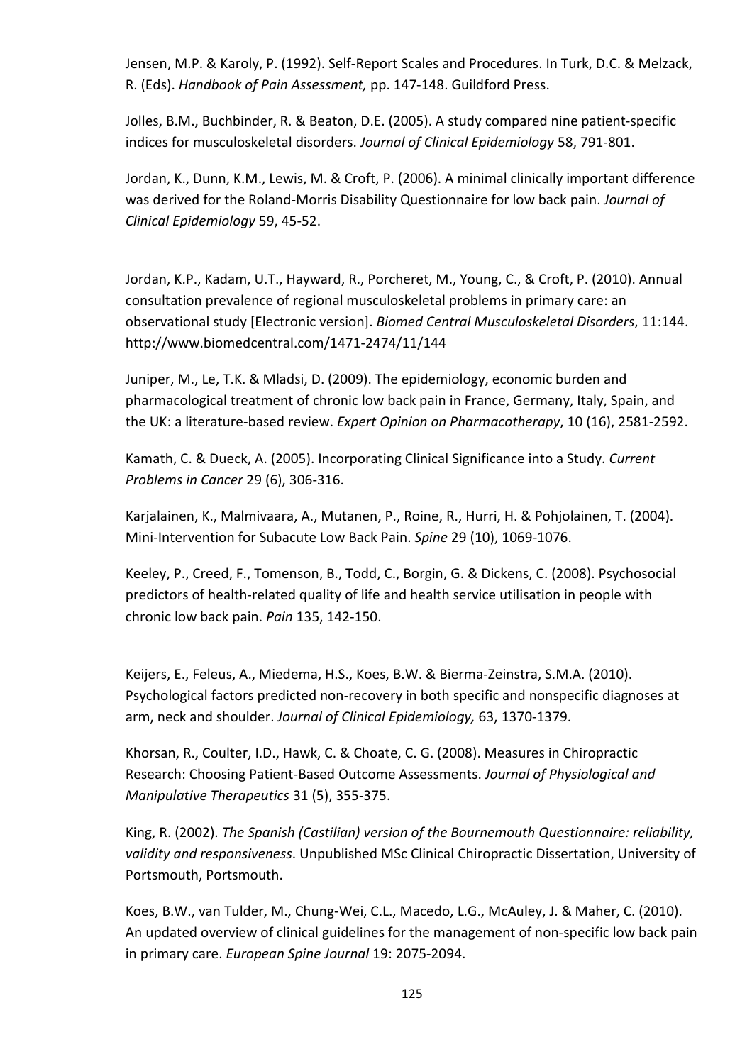Jensen, M.P. & Karoly, P. (1992). Self-Report Scales and Procedures. In Turk, D.C. & Melzack, R. (Eds). *Handbook of Pain Assessment,* pp. 147-148. Guildford Press.

Jolles, B.M., Buchbinder, R. & Beaton, D.E. (2005). A study compared nine patient-specific indices for musculoskeletal disorders. *Journal of Clinical Epidemiology* 58, 791-801.

Jordan, K., Dunn, K.M., Lewis, M. & Croft, P. (2006). A minimal clinically important difference was derived for the Roland-Morris Disability Questionnaire for low back pain. *Journal of Clinical Epidemiology* 59, 45-52.

Jordan, K.P., Kadam, U.T., Hayward, R., Porcheret, M., Young, C., & Croft, P. (2010). Annual consultation prevalence of regional musculoskeletal problems in primary care: an observational study [Electronic version]. *Biomed Central Musculoskeletal Disorders*, 11:144. http://www.biomedcentral.com/1471-2474/11/144

Juniper, M., Le, T.K. & Mladsi, D. (2009). The epidemiology, economic burden and pharmacological treatment of chronic low back pain in France, Germany, Italy, Spain, and the UK: a literature-based review. *Expert Opinion on Pharmacotherapy*, 10 (16), 2581-2592.

Kamath, C. & Dueck, A. (2005). Incorporating Clinical Significance into a Study. *Current Problems in Cancer* 29 (6), 306-316.

Karjalainen, K., Malmivaara, A., Mutanen, P., Roine, R., Hurri, H. & Pohjolainen, T. (2004). Mini-Intervention for Subacute Low Back Pain. *Spine* 29 (10), 1069-1076.

Keeley, P., Creed, F., Tomenson, B., Todd, C., Borgin, G. & Dickens, C. (2008). Psychosocial predictors of health-related quality of life and health service utilisation in people with chronic low back pain. *Pain* 135, 142-150.

Keijers, E., Feleus, A., Miedema, H.S., Koes, B.W. & Bierma-Zeinstra, S.M.A. (2010). Psychological factors predicted non-recovery in both specific and nonspecific diagnoses at arm, neck and shoulder. *Journal of Clinical Epidemiology,* 63, 1370-1379.

Khorsan, R., Coulter, I.D., Hawk, C. & Choate, C. G. (2008). Measures in Chiropractic Research: Choosing Patient-Based Outcome Assessments. *Journal of Physiological and Manipulative Therapeutics* 31 (5), 355-375.

King, R. (2002). *The Spanish (Castilian) version of the Bournemouth Questionnaire: reliability, validity and responsiveness*. Unpublished MSc Clinical Chiropractic Dissertation, University of Portsmouth, Portsmouth.

Koes, B.W., van Tulder, M., Chung-Wei, C.L., Macedo, L.G., McAuley, J. & Maher, C. (2010). An updated overview of clinical guidelines for the management of non-specific low back pain in primary care. *European Spine Journal* 19: 2075-2094.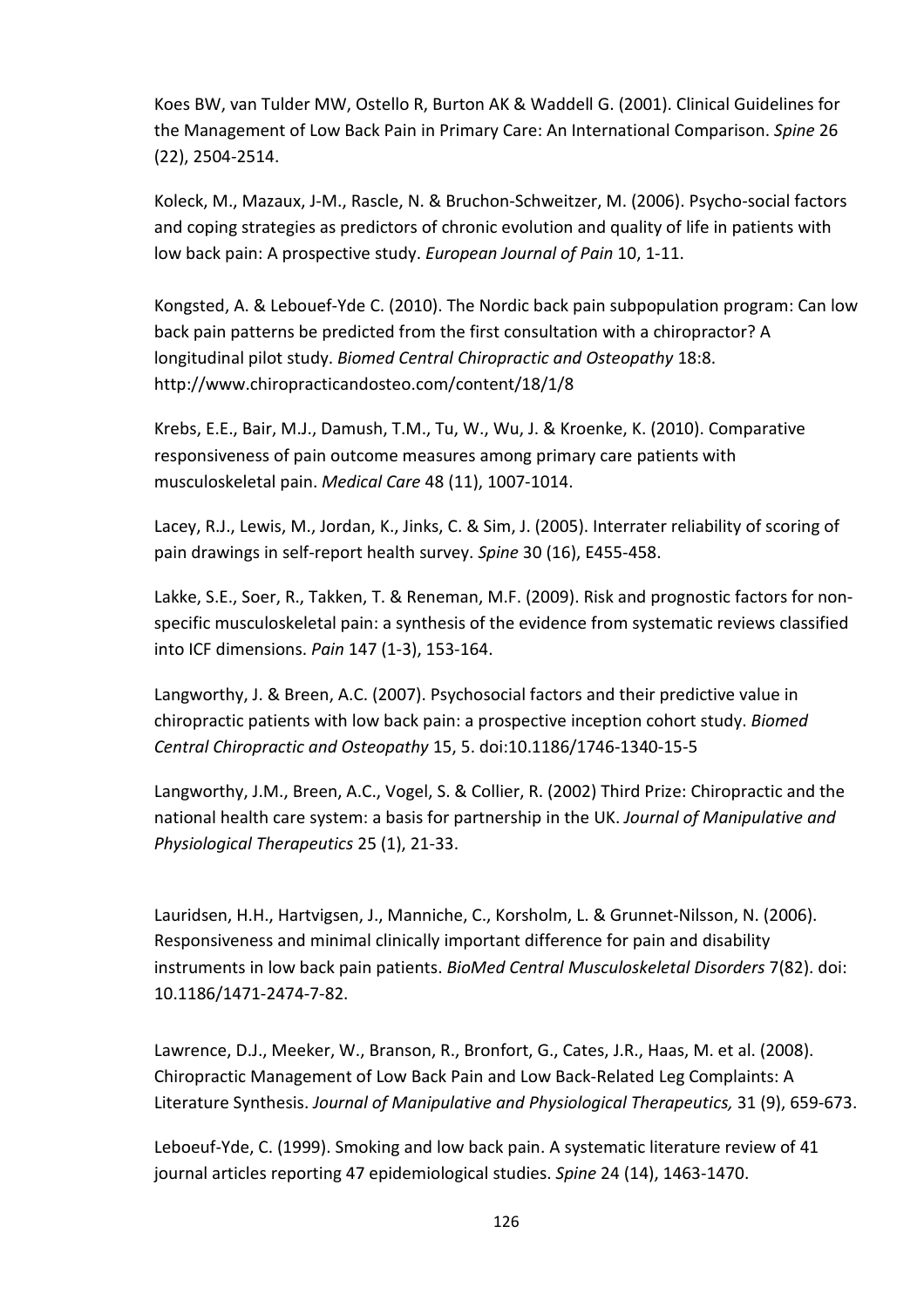Koes BW, van Tulder MW, Ostello R, Burton AK & Waddell G. (2001). Clinical Guidelines for the Management of Low Back Pain in Primary Care: An International Comparison. *Spine* 26 (22), 2504-2514.

Koleck, M., Mazaux, J-M., Rascle, N. & Bruchon-Schweitzer, M. (2006). Psycho-social factors and coping strategies as predictors of chronic evolution and quality of life in patients with low back pain: A prospective study. *European Journal of Pain* 10, 1-11.

Kongsted, A. & Lebouef-Yde C. (2010). The Nordic back pain subpopulation program: Can low back pain patterns be predicted from the first consultation with a chiropractor? A longitudinal pilot study. *Biomed Central Chiropractic and Osteopathy* 18:8. http://www.chiropracticandosteo.com/content/18/1/8

Krebs, E.E., Bair, M.J., Damush, T.M., Tu, W., Wu, J. & Kroenke, K. (2010). Comparative responsiveness of pain outcome measures among primary care patients with musculoskeletal pain. *Medical Care* 48 (11), 1007-1014.

Lacey, R.J., Lewis, M., Jordan, K., Jinks, C. & Sim, J. (2005). Interrater reliability of scoring of pain drawings in self-report health survey. *Spine* 30 (16), E455-458.

Lakke, S.E., Soer, R., Takken, T. & Reneman, M.F. (2009). Risk and prognostic factors for non-specific musculoskeletal pain: a synthesis of the evidence from systematic reviews classified into ICF dimensions. *Pain* 147 (1-3), 153-164.

Langworthy, J. & Breen, A.C. (2007). Psychosocial factors and their predictive value in chiropractic patients with low back pain: a prospective inception cohort study. *Biomed Central Chiropractic and Osteopathy* 15, 5. doi:10.1186/1746-1340-15-5

Langworthy, J.M., Breen, A.C., Vogel, S. & Collier, R. (2002) Third Prize: Chiropractic and the national health care system: a basis for partnership in the UK. *Journal of Manipulative and Physiological Therapeutics* 25 (1), 21-33.

Lauridsen, H.H., Hartvigsen, J., Manniche, C., Korsholm, L. & Grunnet-Nilsson, N. (2006). Responsiveness and minimal clinically important difference for pain and disability instruments in low back pain patients. *BioMed Central Musculoskeletal Disorders* 7(82). doi: 10.1186/1471-2474-7-82.

Lawrence, D.J., Meeker, W., Branson, R., Bronfort, G., Cates, J.R., Haas, M. et al. (2008). Chiropractic Management of Low Back Pain and Low Back-Related Leg Complaints: A Literature Synthesis. *Journal of Manipulative and Physiological Therapeutics,* 31 (9), 659-673.

Leboeuf-Yde, C. (1999). Smoking and low back pain. A systematic literature review of 41 journal articles reporting 47 epidemiological studies. *Spine* 24 (14), 1463-1470.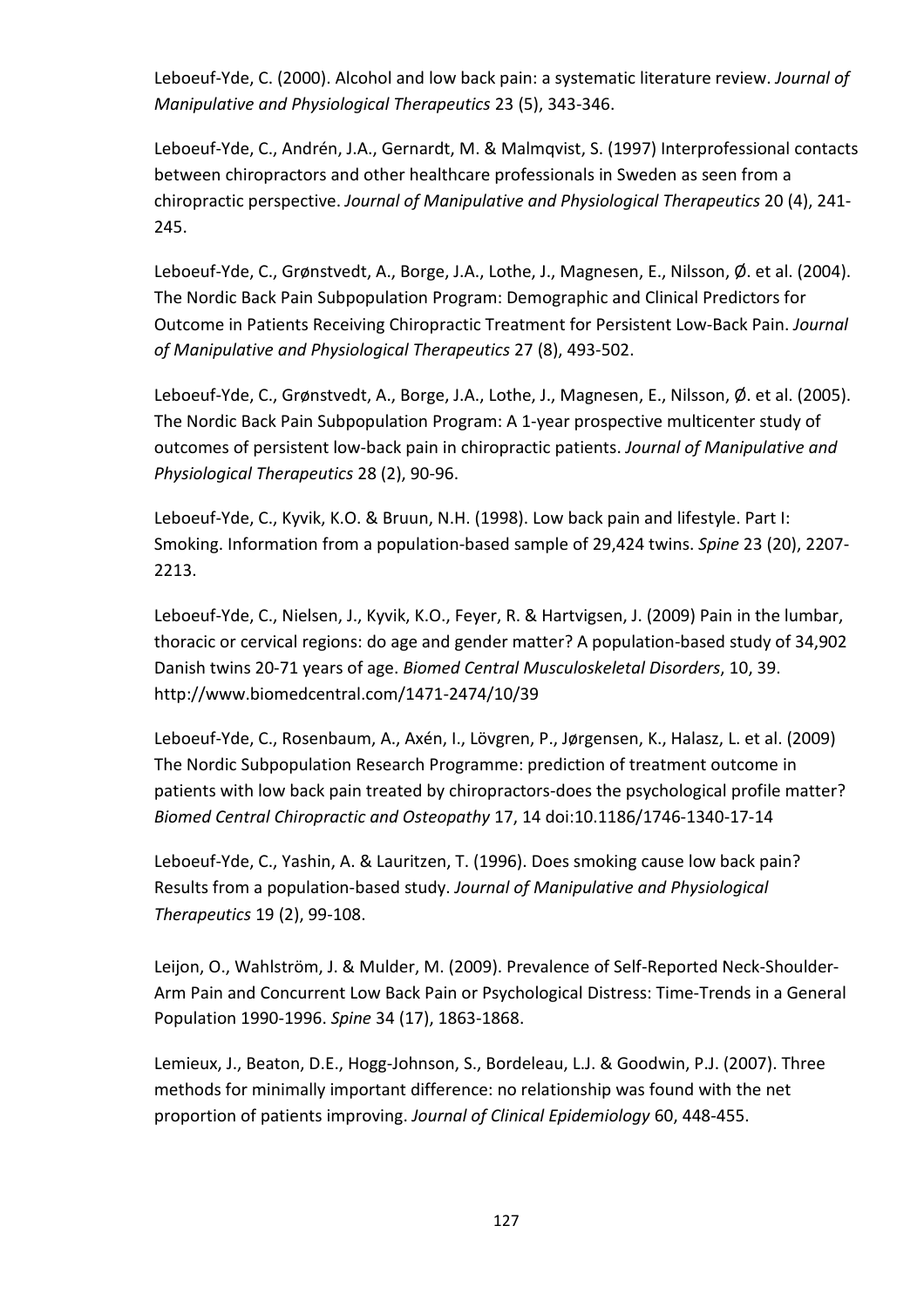Leboeuf-Yde, C. (2000). Alcohol and low back pain: a systematic literature review. *Journal of Manipulative and Physiological Therapeutics* 23 (5), 343-346.

Leboeuf-Yde, C., Andrén, J.A., Gernardt, M. & Malmqvist, S. (1997) Interprofessional contacts between chiropractors and other healthcare professionals in Sweden as seen from a chiropractic perspective. *Journal of Manipulative and Physiological Therapeutics* 20 (4), 241-245.

Leboeuf-Yde, C., Grønstvedt, A., Borge, J.A., Lothe, J., Magnesen, E., Nilsson, Ø. et al. (2004). The Nordic Back Pain Subpopulation Program: Demographic and Clinical Predictors for Outcome in Patients Receiving Chiropractic Treatment for Persistent Low-Back Pain. *Journal of Manipulative and Physiological Therapeutics* 27 (8), 493-502.

Leboeuf-Yde, C., Grønstvedt, A., Borge, J.A., Lothe, J., Magnesen, E., Nilsson, Ø. et al. (2005). The Nordic Back Pain Subpopulation Program: A 1-year prospective multicenter study of outcomes of persistent low-back pain in chiropractic patients. *Journal of Manipulative and Physiological Therapeutics* 28 (2), 90-96.

Leboeuf-Yde, C., Kyvik, K.O. & Bruun, N.H. (1998). Low back pain and lifestyle. Part I: Smoking. Information from a population-based sample of 29,424 twins. *Spine* 23 (20), 2207-2213.

Leboeuf-Yde, C., Nielsen, J., Kyvik, K.O., Feyer, R. & Hartvigsen, J. (2009) Pain in the lumbar, thoracic or cervical regions: do age and gender matter? A population-based study of 34,902 Danish twins 20-71 years of age. *Biomed Central Musculoskeletal Disorders*, 10, 39. http://www.biomedcentral.com/1471-2474/10/39

Leboeuf-Yde, C., Rosenbaum, A., Axén, I., Lövgren, P., Jørgensen, K., Halasz, L. et al. (2009) The Nordic Subpopulation Research Programme: prediction of treatment outcome in patients with low back pain treated by chiropractors-does the psychological profile matter? *Biomed Central Chiropractic and Osteopathy* 17, 14 doi:10.1186/1746-1340-17-14

Leboeuf-Yde, C., Yashin, A. & Lauritzen, T. (1996). Does smoking cause low back pain? Results from a population-based study. *Journal of Manipulative and Physiological Therapeutics* 19 (2), 99-108.

Leijon, O., Wahlström, J. & Mulder, M. (2009). Prevalence of Self-Reported Neck-Shoulder-Arm Pain and Concurrent Low Back Pain or Psychological Distress: Time-Trends in a General Population 1990-1996. *Spine* 34 (17), 1863-1868.

Lemieux, J., Beaton, D.E., Hogg-Johnson, S., Bordeleau, L.J. & Goodwin, P.J. (2007). Three methods for minimally important difference: no relationship was found with the net proportion of patients improving. *Journal of Clinical Epidemiology* 60, 448-455.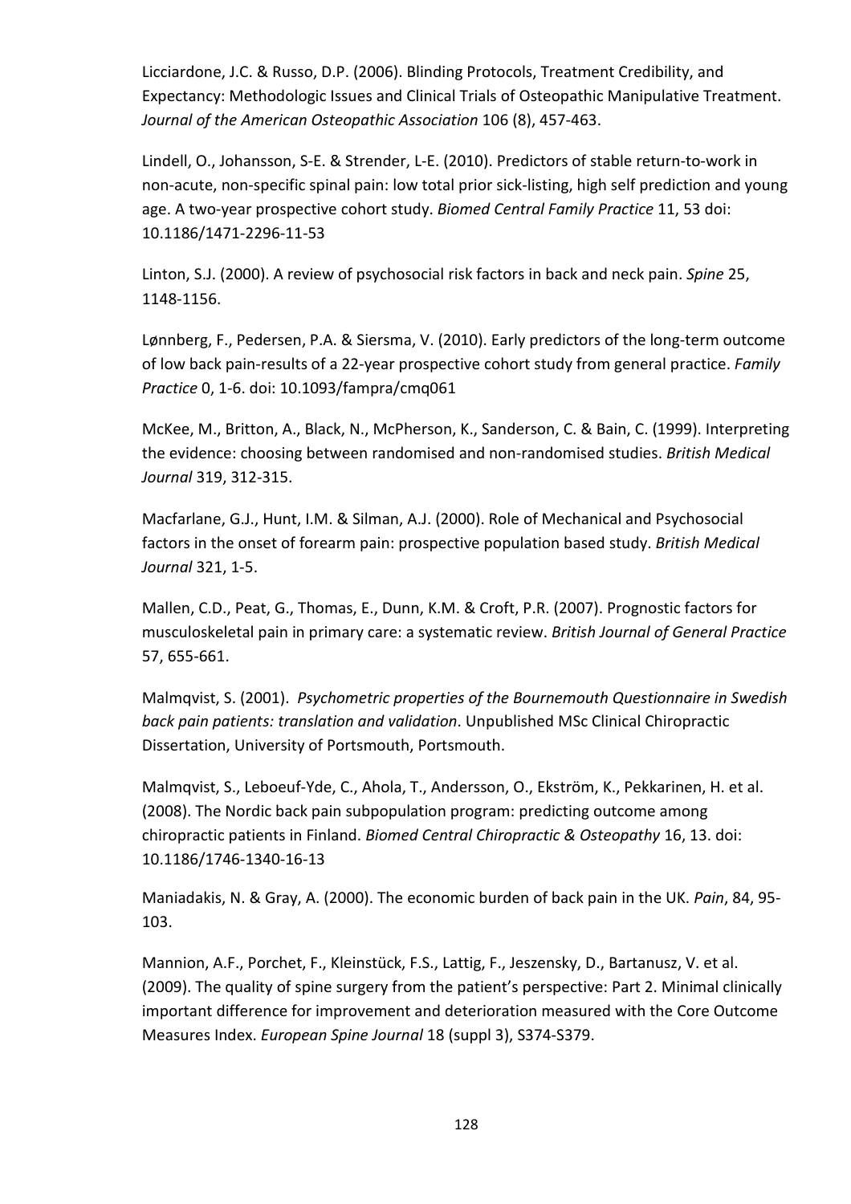Licciardone, J.C. & Russo, D.P. (2006). Blinding Protocols, Treatment Credibility, and Expectancy: Methodologic Issues and Clinical Trials of Osteopathic Manipulative Treatment. *Journal of the American Osteopathic Association* 106 (8), 457-463.

Lindell, O., Johansson, S-E. & Strender, L-E. (2010). Predictors of stable return-to-work in non-acute, non-specific spinal pain: low total prior sick-listing, high self prediction and young age. A two-year prospective cohort study. *Biomed Central Family Practice* 11, 53 doi: 10.1186/1471-2296-11-53

Linton, S.J. (2000). A review of psychosocial risk factors in back and neck pain. *Spine* 25, 1148-1156.

Lønnberg, F., Pedersen, P.A. & Siersma, V. (2010). Early predictors of the long-term outcome of low back pain-results of a 22-year prospective cohort study from general practice. *Family Practice* 0, 1-6. doi: 10.1093/fampra/cmq061

McKee, M., Britton, A., Black, N., McPherson, K., Sanderson, C. & Bain, C. (1999). Interpreting the evidence: choosing between randomised and non-randomised studies. *British Medical Journal* 319, 312-315.

Macfarlane, G.J., Hunt, I.M. & Silman, A.J. (2000). Role of Mechanical and Psychosocial factors in the onset of forearm pain: prospective population based study. *British Medical Journal* 321, 1-5.

Mallen, C.D., Peat, G., Thomas, E., Dunn, K.M. & Croft, P.R. (2007). Prognostic factors for musculoskeletal pain in primary care: a systematic review. *British Journal of General Practice* 57, 655-661.

Malmqvist, S. (2001). *Psychometric properties of the Bournemouth Questionnaire in Swedish back pain patients: translation and validation*. Unpublished MSc Clinical Chiropractic Dissertation, University of Portsmouth, Portsmouth.

Malmqvist, S., Leboeuf-Yde, C., Ahola, T., Andersson, O., Ekström, K., Pekkarinen, H. et al. (2008). The Nordic back pain subpopulation program: predicting outcome among chiropractic patients in Finland. *Biomed Central Chiropractic & Osteopathy* 16, 13. doi: 10.1186/1746-1340-16-13

Maniadakis, N. & Gray, A. (2000). The economic burden of back pain in the UK. *Pain*, 84, 95-103.

Mannion, A.F., Porchet, F., Kleinstück, F.S., Lattig, F., Jeszensky, D., Bartanusz, V. et al. (2009). The quality of spine surgery from the patient's perspective: Part 2. Minimal clinically important difference for improvement and deterioration measured with the Core Outcome Measures Index. *European Spine Journal* 18 (suppl 3), S374-S379.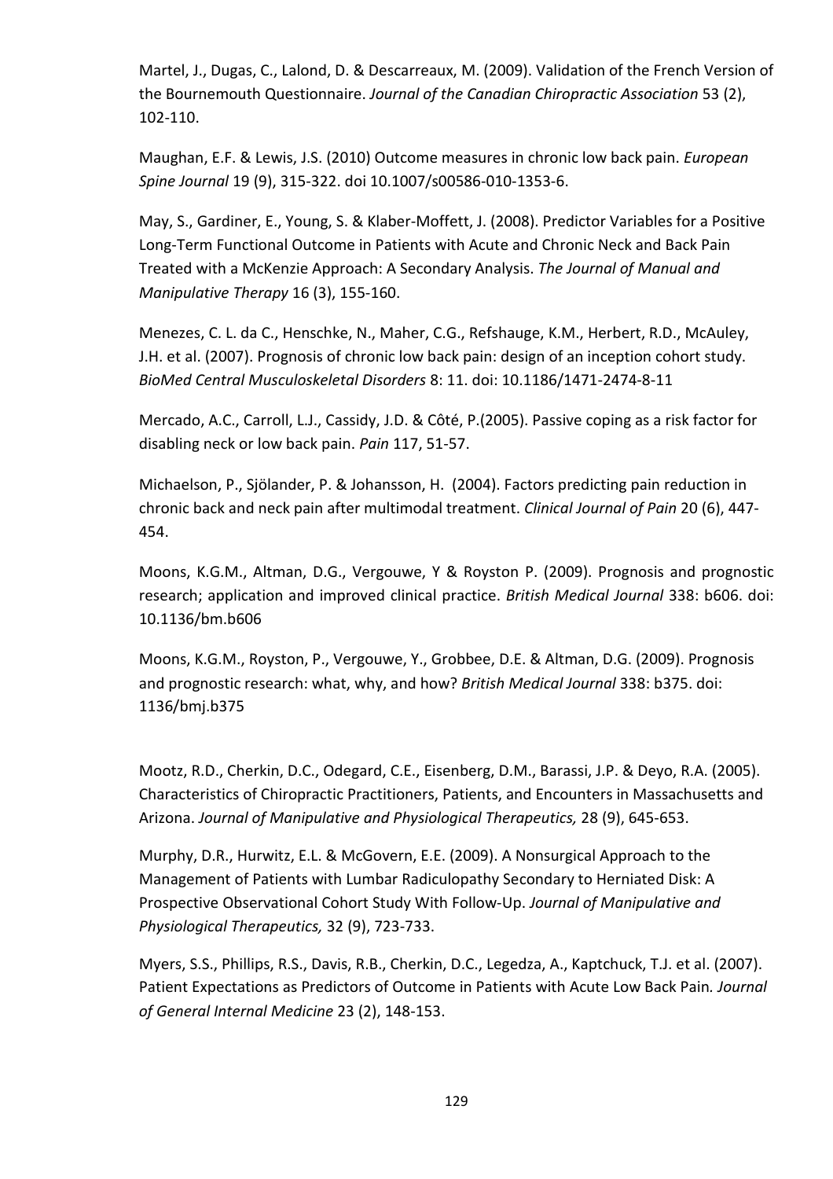Martel, J., Dugas, C., Lalond, D. & Descarreaux, M. (2009). Validation of the French Version of the Bournemouth Questionnaire. *Journal of the Canadian Chiropractic Association* 53 (2), 102-110.

Maughan, E.F. & Lewis, J.S. (2010) Outcome measures in chronic low back pain. *European Spine Journal* 19 (9), 315-322. doi 10.1007/s00586-010-1353-6.

May, S., Gardiner, E., Young, S. & Klaber-Moffett, J. (2008). Predictor Variables for a Positive Long-Term Functional Outcome in Patients with Acute and Chronic Neck and Back Pain Treated with a McKenzie Approach: A Secondary Analysis. *The Journal of Manual and Manipulative Therapy* 16 (3), 155-160.

Menezes, C. L. da C., Henschke, N., Maher, C.G., Refshauge, K.M., Herbert, R.D., McAuley, J.H. et al. (2007). Prognosis of chronic low back pain: design of an inception cohort study. *BioMed Central Musculoskeletal Disorders* 8: 11. doi: 10.1186/1471-2474-8-11

Mercado, A.C., Carroll, L.J., Cassidy, J.D. & Côté, P.(2005). Passive coping as a risk factor for disabling neck or low back pain. *Pain* 117, 51-57.

Michaelson, P., Sjölander, P. & Johansson, H. (2004). Factors predicting pain reduction in chronic back and neck pain after multimodal treatment. *Clinical Journal of Pain* 20 (6), 447-454.

Moons, K.G.M., Altman, D.G., Vergouwe, Y & Royston P. (2009). Prognosis and prognostic research; application and improved clinical practice. *British Medical Journal* 338: b606. doi: 10.1136/bm.b606

Moons, K.G.M., Royston, P., Vergouwe, Y., Grobbee, D.E. & Altman, D.G. (2009). Prognosis and prognostic research: what, why, and how? *British Medical Journal* 338: b375. doi: 1136/bmj.b375

Mootz, R.D., Cherkin, D.C., Odegard, C.E., Eisenberg, D.M., Barassi, J.P. & Deyo, R.A. (2005). Characteristics of Chiropractic Practitioners, Patients, and Encounters in Massachusetts and Arizona. *Journal of Manipulative and Physiological Therapeutics,* 28 (9), 645-653.

Murphy, D.R., Hurwitz, E.L. & McGovern, E.E. (2009). A Nonsurgical Approach to the Management of Patients with Lumbar Radiculopathy Secondary to Herniated Disk: A Prospective Observational Cohort Study With Follow-Up. *Journal of Manipulative and Physiological Therapeutics,* 32 (9), 723-733.

Myers, S.S., Phillips, R.S., Davis, R.B., Cherkin, D.C., Legedza, A., Kaptchuck, T.J. et al. (2007). Patient Expectations as Predictors of Outcome in Patients with Acute Low Back Pain. *Journal of General Internal Medicine* 23 (2), 148-153.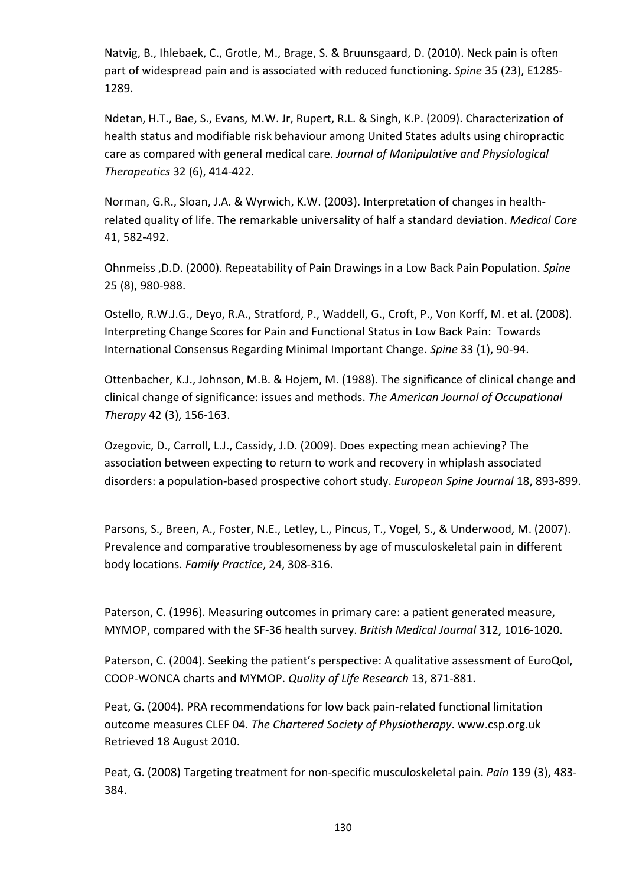Natvig, B., Ihlebaek, C., Grotle, M., Brage, S. & Bruunsgaard, D. (2010). Neck pain is often part of widespread pain and is associated with reduced functioning. *Spine* 35 (23), E1285-1289.

Ndetan, H.T., Bae, S., Evans, M.W. Jr, Rupert, R.L. & Singh, K.P. (2009). Characterization of health status and modifiable risk behaviour among United States adults using chiropractic care as compared with general medical care. *Journal of Manipulative and Physiological Therapeutics* 32 (6), 414-422.

Norman, G.R., Sloan, J.A. & Wyrwich, K.W. (2003). Interpretation of changes in health-related quality of life. The remarkable universality of half a standard deviation. *Medical Care* 41, 582-492.

Ohnmeiss ,D.D. (2000). Repeatability of Pain Drawings in a Low Back Pain Population. *Spine* 25 (8), 980-988.

Ostello, R.W.J.G., Deyo, R.A., Stratford, P., Waddell, G., Croft, P., Von Korff, M. et al. (2008). Interpreting Change Scores for Pain and Functional Status in Low Back Pain: Towards International Consensus Regarding Minimal Important Change. *Spine* 33 (1), 90-94.

Ottenbacher, K.J., Johnson, M.B. & Hojem, M. (1988). The significance of clinical change and clinical change of significance: issues and methods. *The American Journal of Occupational Therapy* 42 (3), 156-163.

Ozegovic, D., Carroll, L.J., Cassidy, J.D. (2009). Does expecting mean achieving? The association between expecting to return to work and recovery in whiplash associated disorders: a population-based prospective cohort study. *European Spine Journal* 18, 893-899.

Parsons, S., Breen, A., Foster, N.E., Letley, L., Pincus, T., Vogel, S., & Underwood, M. (2007). Prevalence and comparative troublesomeness by age of musculoskeletal pain in different body locations. *Family Practice*, 24, 308-316.

Paterson, C. (1996). Measuring outcomes in primary care: a patient generated measure, MYMOP, compared with the SF-36 health survey. *British Medical Journal* 312, 1016-1020.

Paterson, C. (2004). Seeking the patient's perspective: A qualitative assessment of EuroQol, COOP-WONCA charts and MYMOP. *Quality of Life Research* 13, 871-881.

Peat, G. (2004). PRA recommendations for low back pain-related functional limitation outcome measures CLEF 04. *The Chartered Society of Physiotherapy*. www.csp.org.uk Retrieved 18 August 2010.

Peat, G. (2008) Targeting treatment for non-specific musculoskeletal pain. *Pain* 139 (3), 483-384.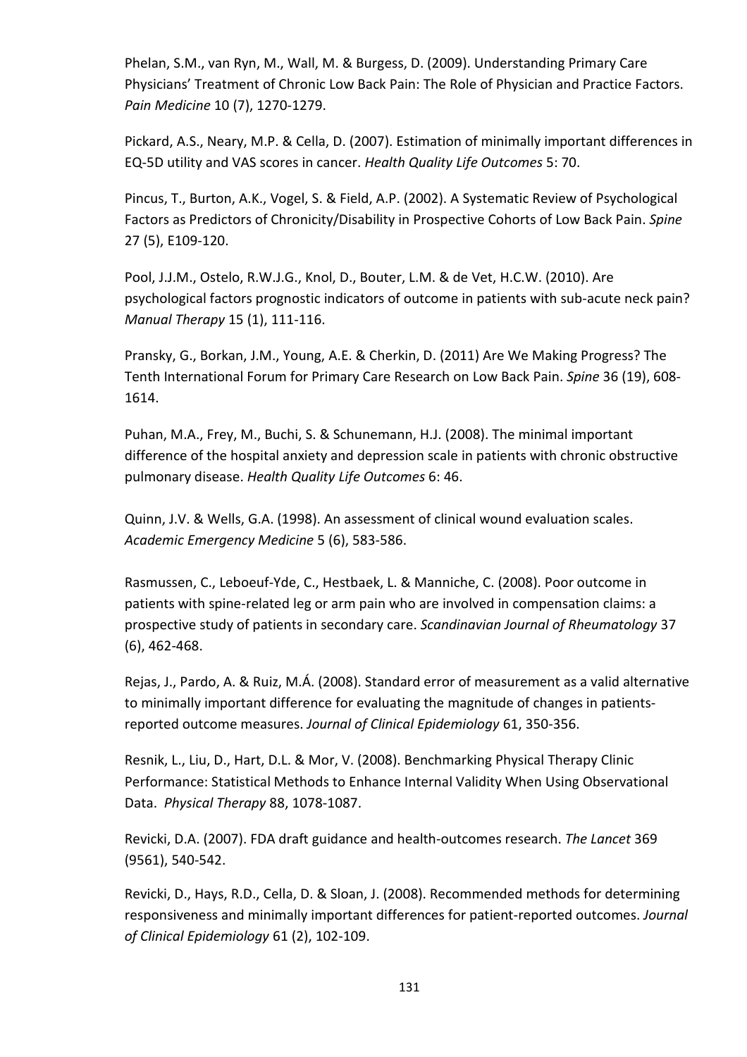Phelan, S.M., van Ryn, M., Wall, M. & Burgess, D. (2009). Understanding Primary Care Physicians' Treatment of Chronic Low Back Pain: The Role of Physician and Practice Factors. *Pain Medicine* 10 (7), 1270-1279.

Pickard, A.S., Neary, M.P. & Cella, D. (2007). Estimation of minimally important differences in EQ-5D utility and VAS scores in cancer. *Health Quality Life Outcomes* 5: 70.

Pincus, T., Burton, A.K., Vogel, S. & Field, A.P. (2002). A Systematic Review of Psychological Factors as Predictors of Chronicity/Disability in Prospective Cohorts of Low Back Pain. *Spine* 27 (5), E109-120.

Pool, J.J.M., Ostelo, R.W.J.G., Knol, D., Bouter, L.M. & de Vet, H.C.W. (2010). Are psychological factors prognostic indicators of outcome in patients with sub-acute neck pain? *Manual Therapy* 15 (1), 111-116.

Pransky, G., Borkan, J.M., Young, A.E. & Cherkin, D. (2011) Are We Making Progress? The Tenth International Forum for Primary Care Research on Low Back Pain. *Spine* 36 (19), 608-1614.

Puhan, M.A., Frey, M., Buchi, S. & Schunemann, H.J. (2008). The minimal important difference of the hospital anxiety and depression scale in patients with chronic obstructive pulmonary disease. *Health Quality Life Outcomes* 6: 46.

Quinn, J.V. & Wells, G.A. (1998). An assessment of clinical wound evaluation scales. *Academic Emergency Medicine* 5 (6), 583-586.

Rasmussen, C., Leboeuf-Yde, C., Hestbaek, L. & Manniche, C. (2008). Poor outcome in patients with spine-related leg or arm pain who are involved in compensation claims: a prospective study of patients in secondary care. *Scandinavian Journal of Rheumatology* 37 (6), 462-468.

Rejas, J., Pardo, A. & Ruiz, M.Á. (2008). Standard error of measurement as a valid alternative to minimally important difference for evaluating the magnitude of changes in patients-reported outcome measures. *Journal of Clinical Epidemiology* 61, 350-356.

Resnik, L., Liu, D., Hart, D.L. & Mor, V. (2008). Benchmarking Physical Therapy Clinic Performance: Statistical Methods to Enhance Internal Validity When Using Observational Data. *Physical Therapy* 88, 1078-1087.

Revicki, D.A. (2007). FDA draft guidance and health-outcomes research. *The Lancet* 369 (9561), 540-542.

Revicki, D., Hays, R.D., Cella, D. & Sloan, J. (2008). Recommended methods for determining responsiveness and minimally important differences for patient-reported outcomes. *Journal of Clinical Epidemiology* 61 (2), 102-109.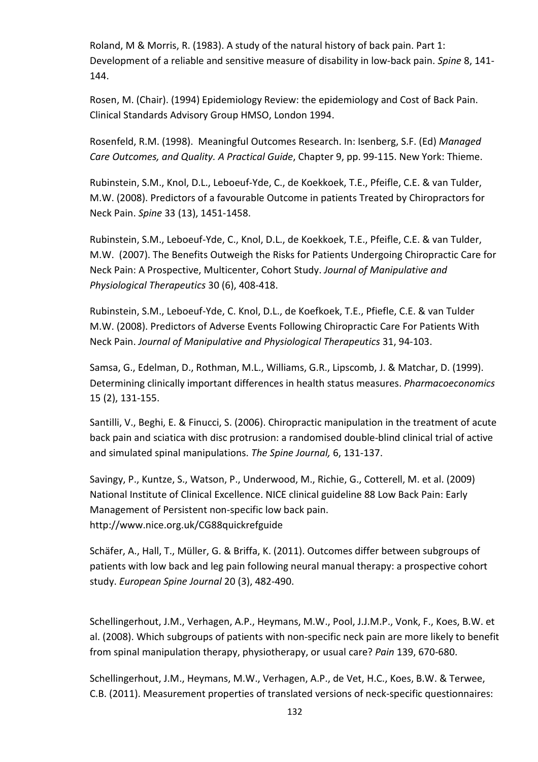Roland, M & Morris, R. (1983). A study of the natural history of back pain. Part 1: Development of a reliable and sensitive measure of disability in low-back pain. *Spine* 8, 141-144.

Rosen, M. (Chair). (1994) Epidemiology Review: the epidemiology and Cost of Back Pain. Clinical Standards Advisory Group HMSO, London 1994.

Rosenfeld, R.M. (1998). Meaningful Outcomes Research. In: Isenberg, S.F. (Ed) *Managed Care Outcomes, and Quality. A Practical Guide*, Chapter 9, pp. 99-115. New York: Thieme.

Rubinstein, S.M., Knol, D.L., Leboeuf-Yde, C., de Koekkoek, T.E., Pfeifle, C.E. & van Tulder, M.W. (2008). Predictors of a favourable Outcome in patients Treated by Chiropractors for Neck Pain. *Spine* 33 (13), 1451-1458.

Rubinstein, S.M., Leboeuf-Yde, C., Knol, D.L., de Koekkoek, T.E., Pfeifle, C.E. & van Tulder, M.W. (2007). The Benefits Outweigh the Risks for Patients Undergoing Chiropractic Care for Neck Pain: A Prospective, Multicenter, Cohort Study. *Journal of Manipulative and Physiological Therapeutics* 30 (6), 408-418.

Rubinstein, S.M., Leboeuf-Yde, C. Knol, D.L., de Koefkoek, T.E., Pfiefle, C.E. & van Tulder M.W. (2008). Predictors of Adverse Events Following Chiropractic Care For Patients With Neck Pain. *Journal of Manipulative and Physiological Therapeutics* 31, 94-103.

Samsa, G., Edelman, D., Rothman, M.L., Williams, G.R., Lipscomb, J. & Matchar, D. (1999). Determining clinically important differences in health status measures. *Pharmacoeconomics* 15 (2), 131-155.

Santilli, V., Beghi, E. & Finucci, S. (2006). Chiropractic manipulation in the treatment of acute back pain and sciatica with disc protrusion: a randomised double-blind clinical trial of active and simulated spinal manipulations. *The Spine Journal,* 6, 131-137.

Savingy, P., Kuntze, S., Watson, P., Underwood, M., Richie, G., Cotterell, M. et al. (2009) National Institute of Clinical Excellence. NICE clinical guideline 88 Low Back Pain: Early Management of Persistent non-specific low back pain. http://www.nice.org.uk/CG88quickrefguide

Schäfer, A., Hall, T., Müller, G. & Briffa, K. (2011). Outcomes differ between subgroups of patients with low back and leg pain following neural manual therapy: a prospective cohort study. *European Spine Journal* 20 (3), 482-490.

Schellingerhout, J.M., Verhagen, A.P., Heymans, M.W., Pool, J.J.M.P., Vonk, F., Koes, B.W. et al. (2008). Which subgroups of patients with non-specific neck pain are more likely to benefit from spinal manipulation therapy, physiotherapy, or usual care? *Pain* 139, 670-680.

Schellingerhout, J.M., Heymans, M.W., Verhagen, A.P., de Vet, H.C., Koes, B.W. & Terwee, C.B. (2011). Measurement properties of translated versions of neck-specific questionnaires: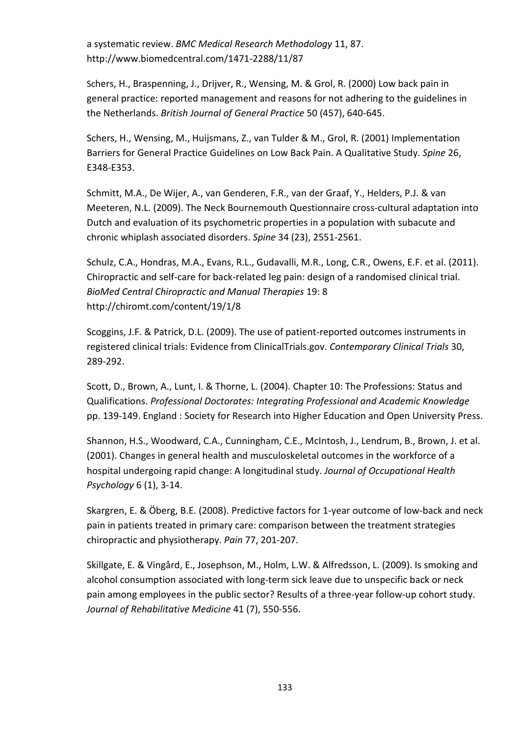a systematic review. *BMC Medical Research Methodology* 11, 87. http://www.biomedcentral.com/1471-2288/11/87

Schers, H., Braspenning, J., Drijver, R., Wensing, M. & Grol, R. (2000) Low back pain in general practice: reported management and reasons for not adhering to the guidelines in the Netherlands. *British Journal of General Practice* 50 (457), 640-645.

Schers, H., Wensing, M., Huijsmans, Z., van Tulder & M., Grol, R. (2001) Implementation Barriers for General Practice Guidelines on Low Back Pain. A Qualitative Study. *Spine* 26, E348-E353.

Schmitt, M.A., De Wijer, A., van Genderen, F.R., van der Graaf, Y., Helders, P.J. & van Meeteren, N.L. (2009). The Neck Bournemouth Questionnaire cross-cultural adaptation into Dutch and evaluation of its psychometric properties in a population with subacute and chronic whiplash associated disorders. *Spine* 34 (23), 2551-2561.

Schulz, C.A., Hondras, M.A., Evans, R.L., Gudavalli, M.R., Long, C.R., Owens, E.F. et al. (2011). Chiropractic and self-care for back-related leg pain: design of a randomised clinical trial. *BioMed Central Chiropractic and Manual Therapies* 19: 8 http://chiromt.com/content/19/1/8

Scoggins, J.F. & Patrick, D.L. (2009). The use of patient-reported outcomes instruments in registered clinical trials: Evidence from ClinicalTrials.gov. *Contemporary Clinical Trials* 30, 289-292.

Scott, D., Brown, A., Lunt, I. & Thorne, L. (2004). Chapter 10: The Professions: Status and Qualifications. *Professional Doctorates: Integrating Professional and Academic Knowledge* pp. 139-149. England : Society for Research into Higher Education and Open University Press.

Shannon, H.S., Woodward, C.A., Cunningham, C.E., McIntosh, J., Lendrum, B., Brown, J. et al. (2001). Changes in general health and musculoskeletal outcomes in the workforce of a hospital undergoing rapid change: A longitudinal study. *Journal of Occupational Health Psychology* 6 (1), 3-14.

Skargren, E. & Öberg, B.E. (2008). Predictive factors for 1-year outcome of low-back and neck pain in patients treated in primary care: comparison between the treatment strategies chiropractic and physiotherapy. *Pain* 77, 201-207.

Skillgate, E. & Vingård, E., Josephson, M., Holm, L.W. & Alfredsson, L. (2009). Is smoking and alcohol consumption associated with long-term sick leave due to unspecific back or neck pain among employees in the public sector? Results of a three-year follow-up cohort study. *Journal of Rehabilitative Medicine* 41 (7), 550-556.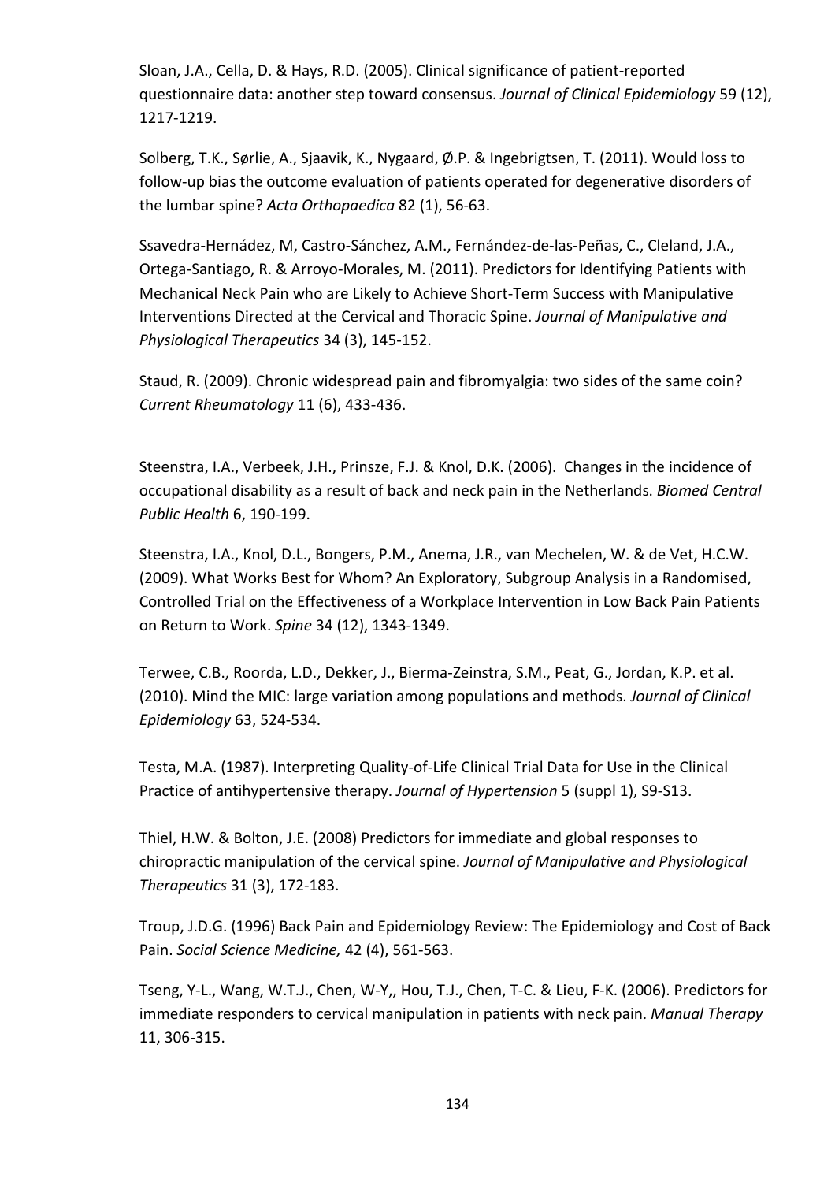Sloan, J.A., Cella, D. & Hays, R.D. (2005). Clinical significance of patient-reported questionnaire data: another step toward consensus. *Journal of Clinical Epidemiology* 59 (12), 1217-1219.

Solberg, T.K., Sørlie, A., Sjaavik, K., Nygaard, Ø.P. & Ingebrigtsen, T. (2011). Would loss to follow-up bias the outcome evaluation of patients operated for degenerative disorders of the lumbar spine? *Acta Orthopaedica* 82 (1), 56-63.

Ssavedra-Hernádez, M, Castro-Sánchez, A.M., Fernández-de-las-Peñas, C., Cleland, J.A., Ortega-Santiago, R. & Arroyo-Morales, M. (2011). Predictors for Identifying Patients with Mechanical Neck Pain who are Likely to Achieve Short-Term Success with Manipulative Interventions Directed at the Cervical and Thoracic Spine. *Journal of Manipulative and Physiological Therapeutics* 34 (3), 145-152.

Staud, R. (2009). Chronic widespread pain and fibromyalgia: two sides of the same coin? *Current Rheumatology* 11 (6), 433-436.

Steenstra, I.A., Verbeek, J.H., Prinsze, F.J. & Knol, D.K. (2006). Changes in the incidence of occupational disability as a result of back and neck pain in the Netherlands. *Biomed Central Public Health* 6, 190-199.

Steenstra, I.A., Knol, D.L., Bongers, P.M., Anema, J.R., van Mechelen, W. & de Vet, H.C.W. (2009). What Works Best for Whom? An Exploratory, Subgroup Analysis in a Randomised, Controlled Trial on the Effectiveness of a Workplace Intervention in Low Back Pain Patients on Return to Work. *Spine* 34 (12), 1343-1349.

Terwee, C.B., Roorda, L.D., Dekker, J., Bierma-Zeinstra, S.M., Peat, G., Jordan, K.P. et al. (2010). Mind the MIC: large variation among populations and methods. *Journal of Clinical Epidemiology* 63, 524-534.

Testa, M.A. (1987). Interpreting Quality-of-Life Clinical Trial Data for Use in the Clinical Practice of antihypertensive therapy. *Journal of Hypertension* 5 (suppl 1), S9-S13.

Thiel, H.W. & Bolton, J.E. (2008) Predictors for immediate and global responses to chiropractic manipulation of the cervical spine. *Journal of Manipulative and Physiological Therapeutics* 31 (3), 172-183.

Troup, J.D.G. (1996) Back Pain and Epidemiology Review: The Epidemiology and Cost of Back Pain. *Social Science Medicine,* 42 (4), 561-563.

Tseng, Y-L., Wang, W.T.J., Chen, W-Y,, Hou, T.J., Chen, T-C. & Lieu, F-K. (2006). Predictors for immediate responders to cervical manipulation in patients with neck pain. *Manual Therapy* 11, 306-315.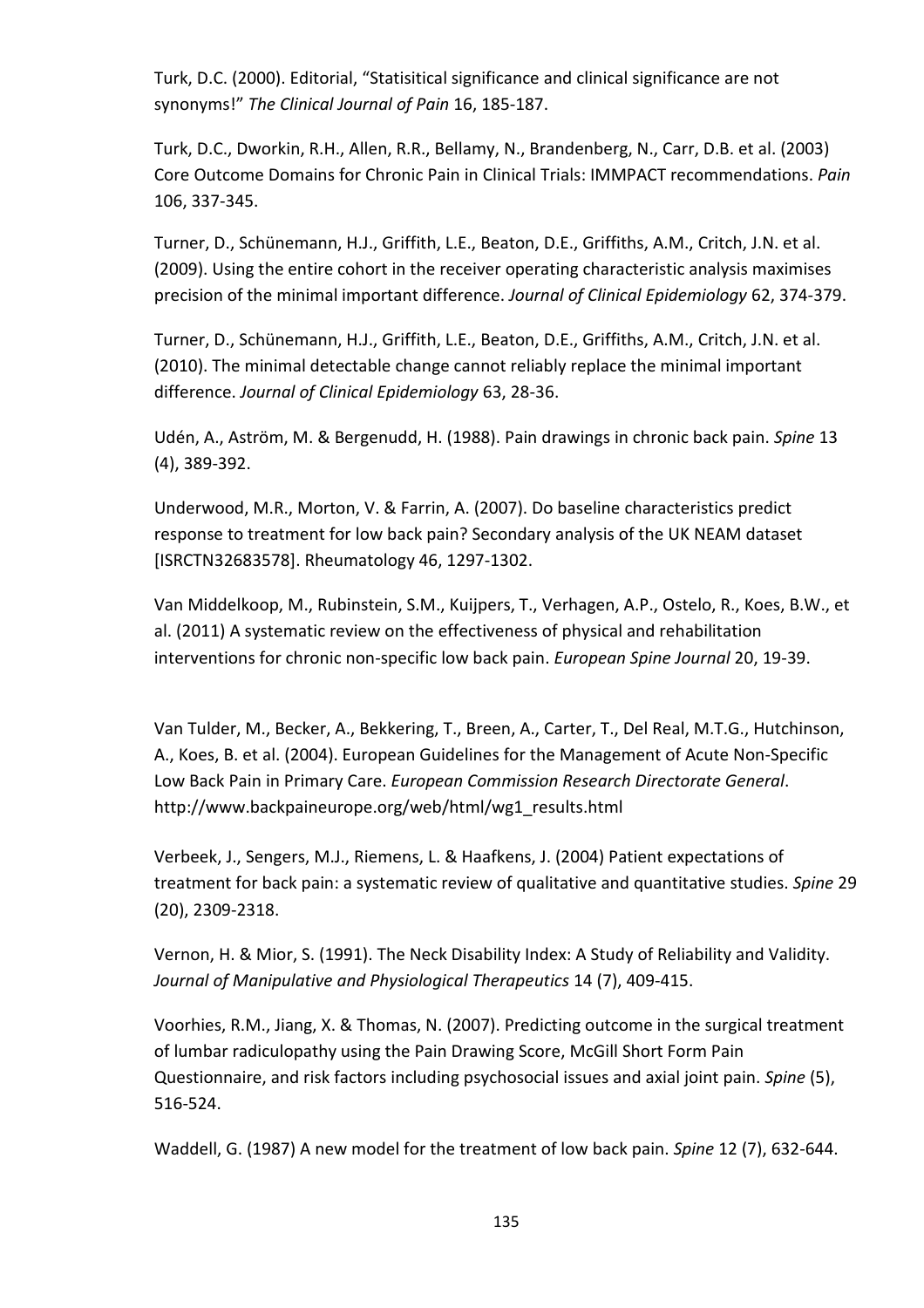Turk, D.C. (2000). Editorial, "Statisitical significance and clinical significance are not synonyms!" *The Clinical Journal of Pain* 16, 185-187.

Turk, D.C., Dworkin, R.H., Allen, R.R., Bellamy, N., Brandenberg, N., Carr, D.B. et al. (2003) Core Outcome Domains for Chronic Pain in Clinical Trials: IMMPACT recommendations. *Pain* 106, 337-345.

Turner, D., Schünemann, H.J., Griffith, L.E., Beaton, D.E., Griffiths, A.M., Critch, J.N. et al. (2009). Using the entire cohort in the receiver operating characteristic analysis maximises precision of the minimal important difference. *Journal of Clinical Epidemiology* 62, 374-379.

Turner, D., Schünemann, H.J., Griffith, L.E., Beaton, D.E., Griffiths, A.M., Critch, J.N. et al. (2010). The minimal detectable change cannot reliably replace the minimal important difference. *Journal of Clinical Epidemiology* 63, 28-36.

Udén, A., Aström, M. & Bergenudd, H. (1988). Pain drawings in chronic back pain. *Spine* 13 (4), 389-392.

Underwood, M.R., Morton, V. & Farrin, A. (2007). Do baseline characteristics predict response to treatment for low back pain? Secondary analysis of the UK NEAM dataset [ISRCTN32683578]. Rheumatology 46, 1297-1302.

Van Middelkoop, M., Rubinstein, S.M., Kuijpers, T., Verhagen, A.P., Ostelo, R., Koes, B.W., et al. (2011) A systematic review on the effectiveness of physical and rehabilitation interventions for chronic non-specific low back pain. *European Spine Journal* 20, 19-39.

Van Tulder, M., Becker, A., Bekkering, T., Breen, A., Carter, T., Del Real, M.T.G., Hutchinson, A., Koes, B. et al. (2004). European Guidelines for the Management of Acute Non-Specific Low Back Pain in Primary Care. *European Commission Research Directorate General*. http://www.backpaineurope.org/web/html/wg1_results.html

Verbeek, J., Sengers, M.J., Riemens, L. & Haafkens, J. (2004) Patient expectations of treatment for back pain: a systematic review of qualitative and quantitative studies. *Spine* 29 (20), 2309-2318.

Vernon, H. & Mior, S. (1991). The Neck Disability Index: A Study of Reliability and Validity. *Journal of Manipulative and Physiological Therapeutics* 14 (7), 409-415.

Voorhies, R.M., Jiang, X. & Thomas, N. (2007). Predicting outcome in the surgical treatment of lumbar radiculopathy using the Pain Drawing Score, McGill Short Form Pain Questionnaire, and risk factors including psychosocial issues and axial joint pain. *Spine* (5), 516-524.

Waddell, G. (1987) A new model for the treatment of low back pain. *Spine* 12 (7), 632-644.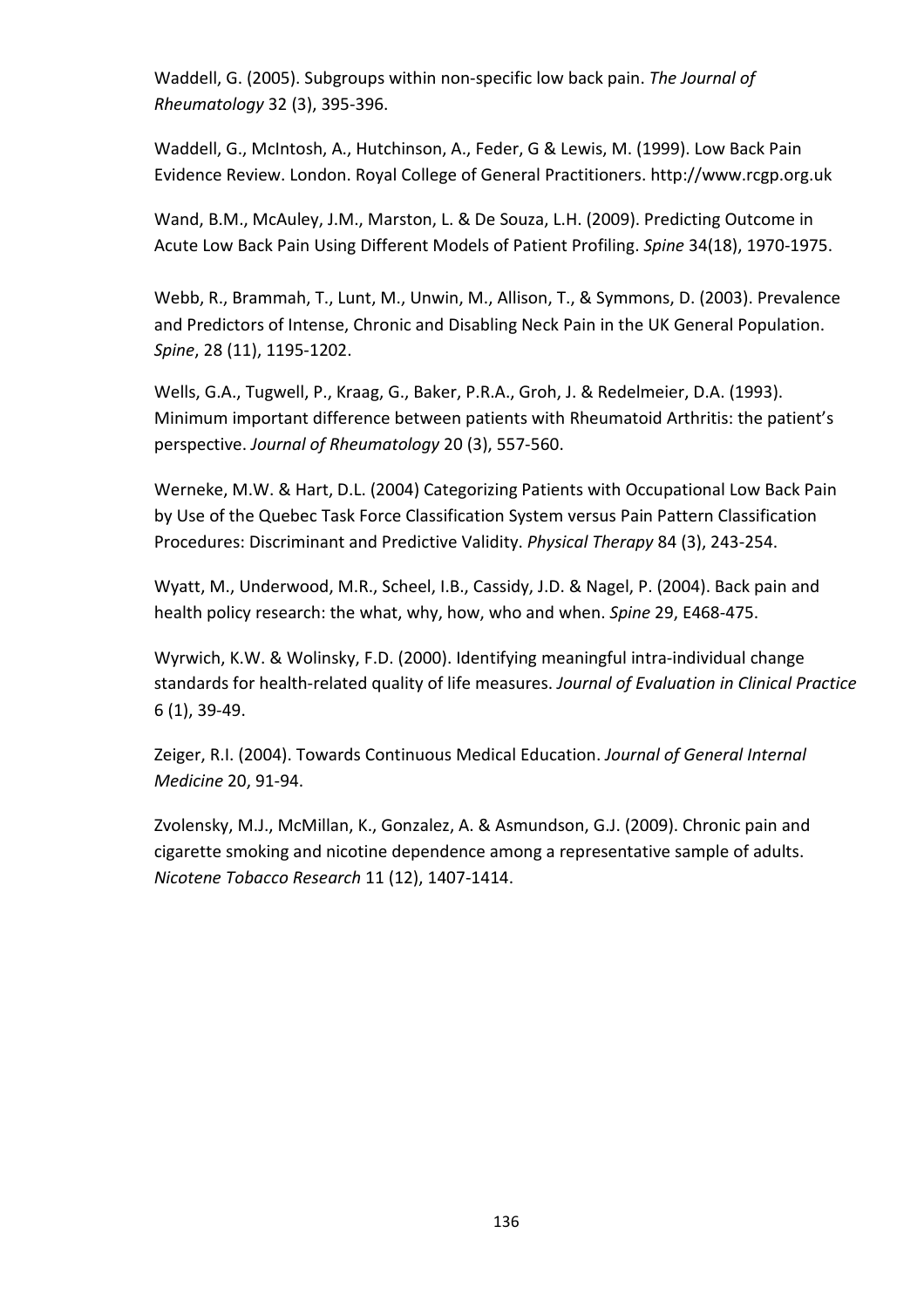Waddell, G. (2005). Subgroups within non-specific low back pain. *The Journal of Rheumatology* 32 (3), 395-396.

Waddell, G., McIntosh, A., Hutchinson, A., Feder, G & Lewis, M. (1999). Low Back Pain Evidence Review. London. Royal College of General Practitioners. http://www.rcgp.org.uk

Wand, B.M., McAuley, J.M., Marston, L. & De Souza, L.H. (2009). Predicting Outcome in Acute Low Back Pain Using Different Models of Patient Profiling. *Spine* 34(18), 1970-1975.

Webb, R., Brammah, T., Lunt, M., Unwin, M., Allison, T., & Symmons, D. (2003). Prevalence and Predictors of Intense, Chronic and Disabling Neck Pain in the UK General Population. *Spine*, 28 (11), 1195-1202.

Wells, G.A., Tugwell, P., Kraag, G., Baker, P.R.A., Groh, J. & Redelmeier, D.A. (1993). Minimum important difference between patients with Rheumatoid Arthritis: the patient's perspective. *Journal of Rheumatology* 20 (3), 557-560.

Werneke, M.W. & Hart, D.L. (2004) Categorizing Patients with Occupational Low Back Pain by Use of the Quebec Task Force Classification System versus Pain Pattern Classification Procedures: Discriminant and Predictive Validity. *Physical Therapy* 84 (3), 243-254.

Wyatt, M., Underwood, M.R., Scheel, I.B., Cassidy, J.D. & Nagel, P. (2004). Back pain and health policy research: the what, why, how, who and when. *Spine* 29, E468-475.

Wyrwich, K.W. & Wolinsky, F.D. (2000). Identifying meaningful intra-individual change standards for health-related quality of life measures. *Journal of Evaluation in Clinical Practice* 6 (1), 39-49.

Zeiger, R.I. (2004). Towards Continuous Medical Education. *Journal of General Internal Medicine* 20, 91-94.

Zvolensky, M.J., McMillan, K., Gonzalez, A. & Asmundson, G.J. (2009). Chronic pain and cigarette smoking and nicotine dependence among a representative sample of adults. *Nicotene Tobacco Research* 11 (12), 1407-1414.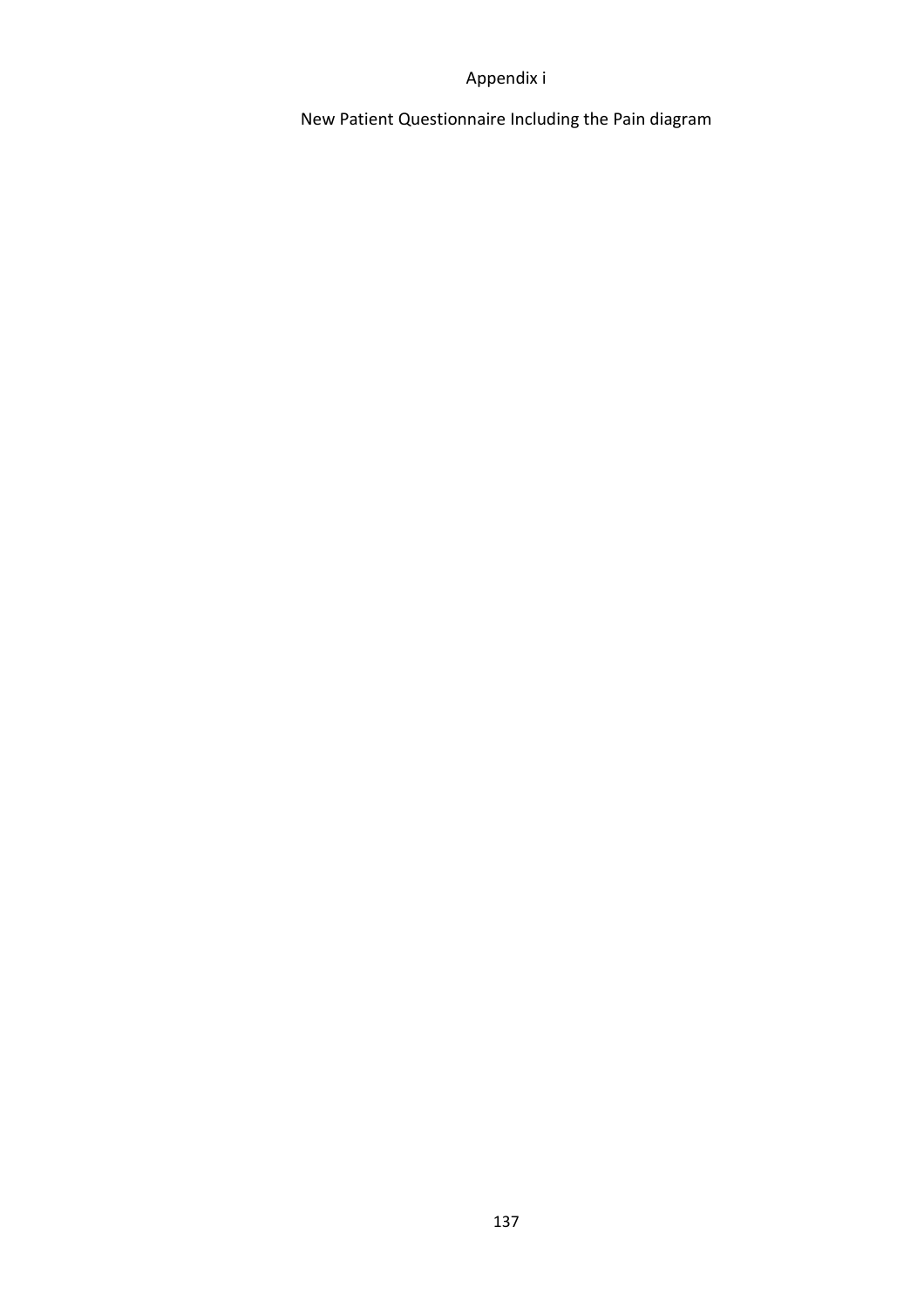# Appendix i

## New Patient Questionnaire Including the Pain diagram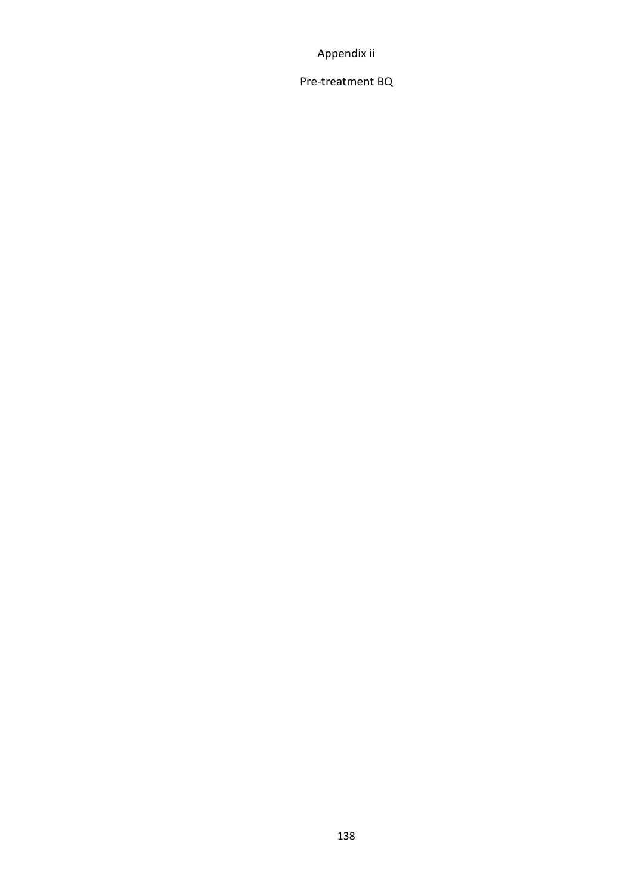# Appendix ii

## Pre-treatment BQ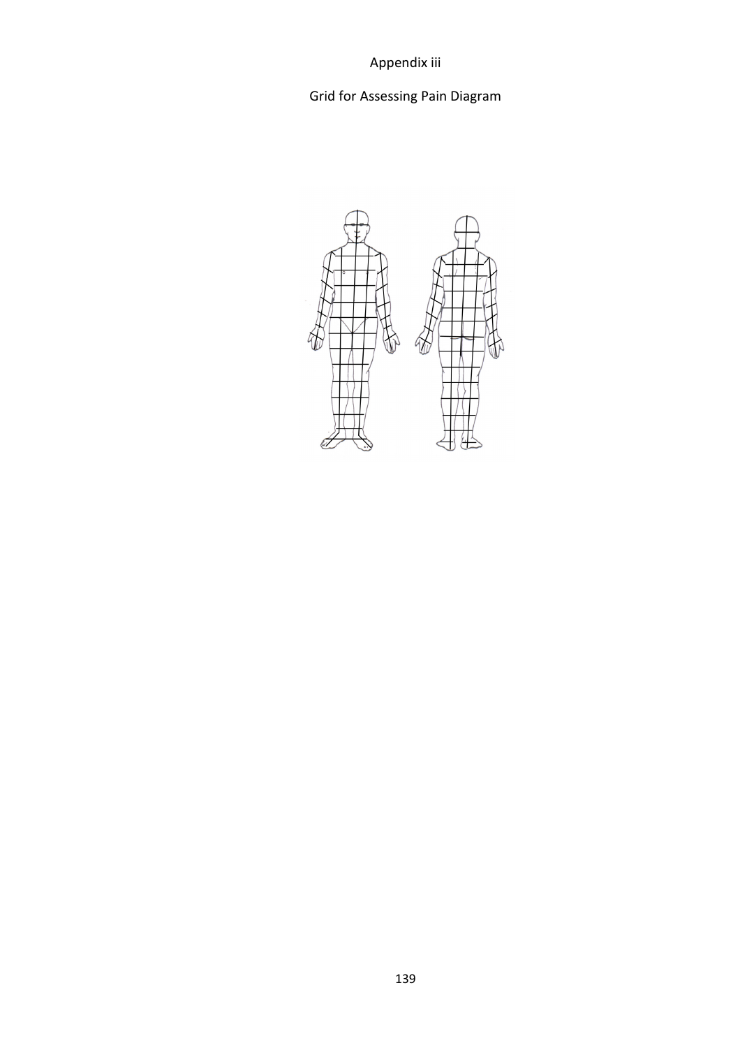Appendix iii

Grid for Assessing Pain Diagram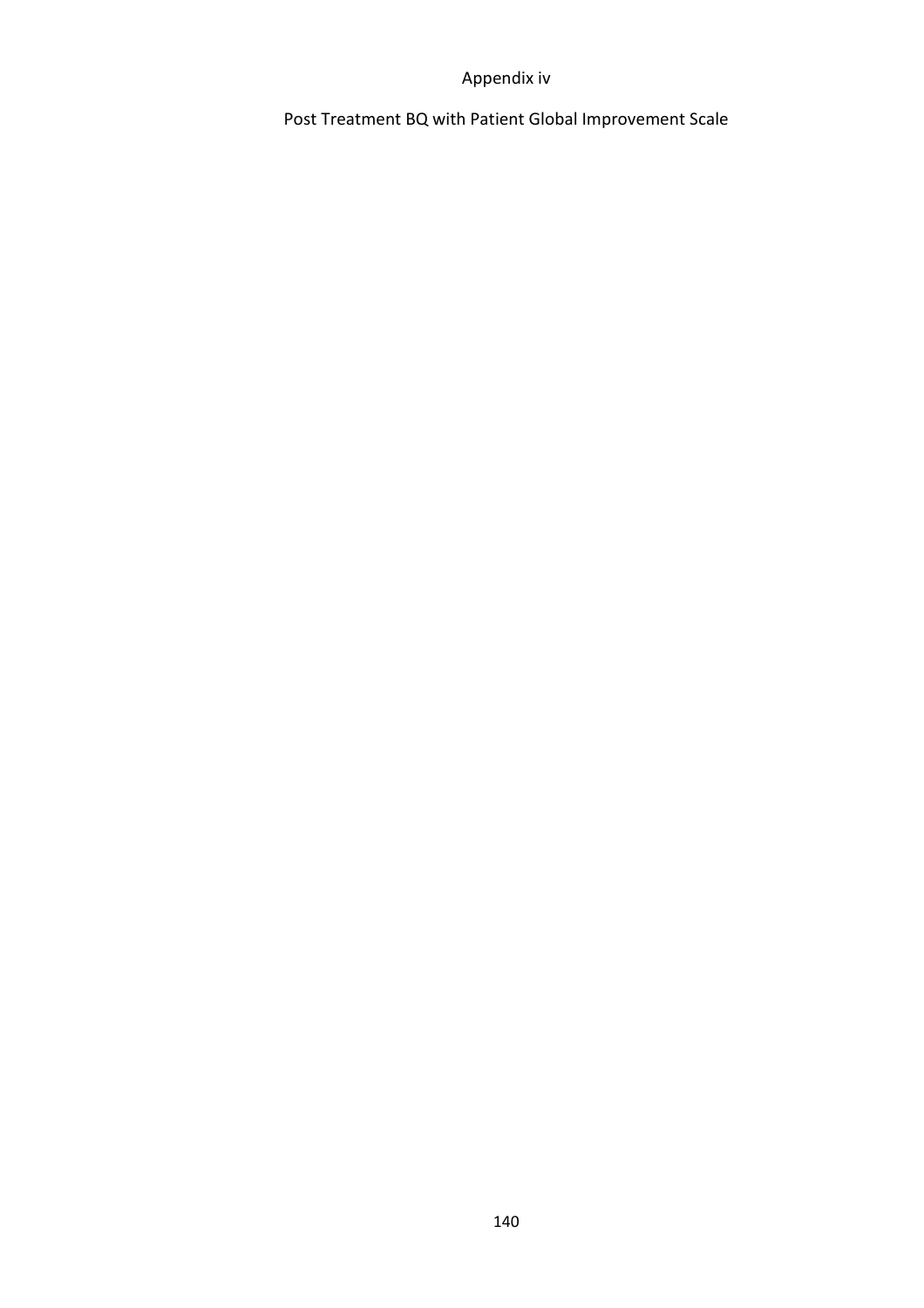# Appendix iv

## Post Treatment BQ with Patient Global Improvement Scale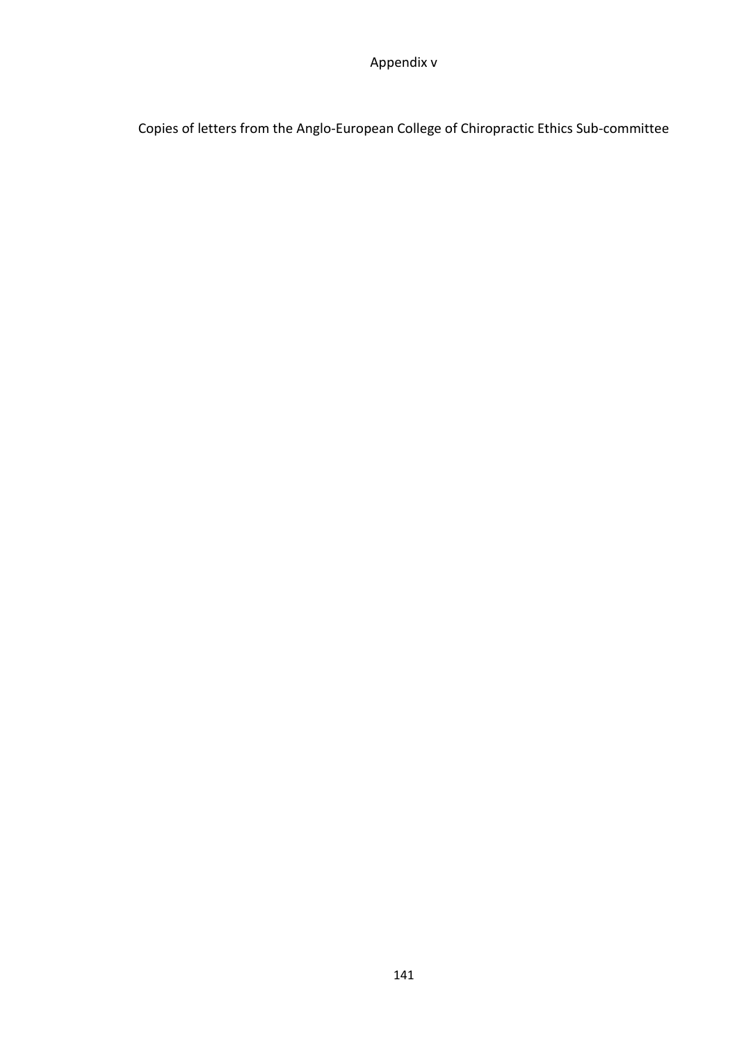# Appendix v

Copies of letters from the Anglo-European College of Chiropractic Ethics Sub-committee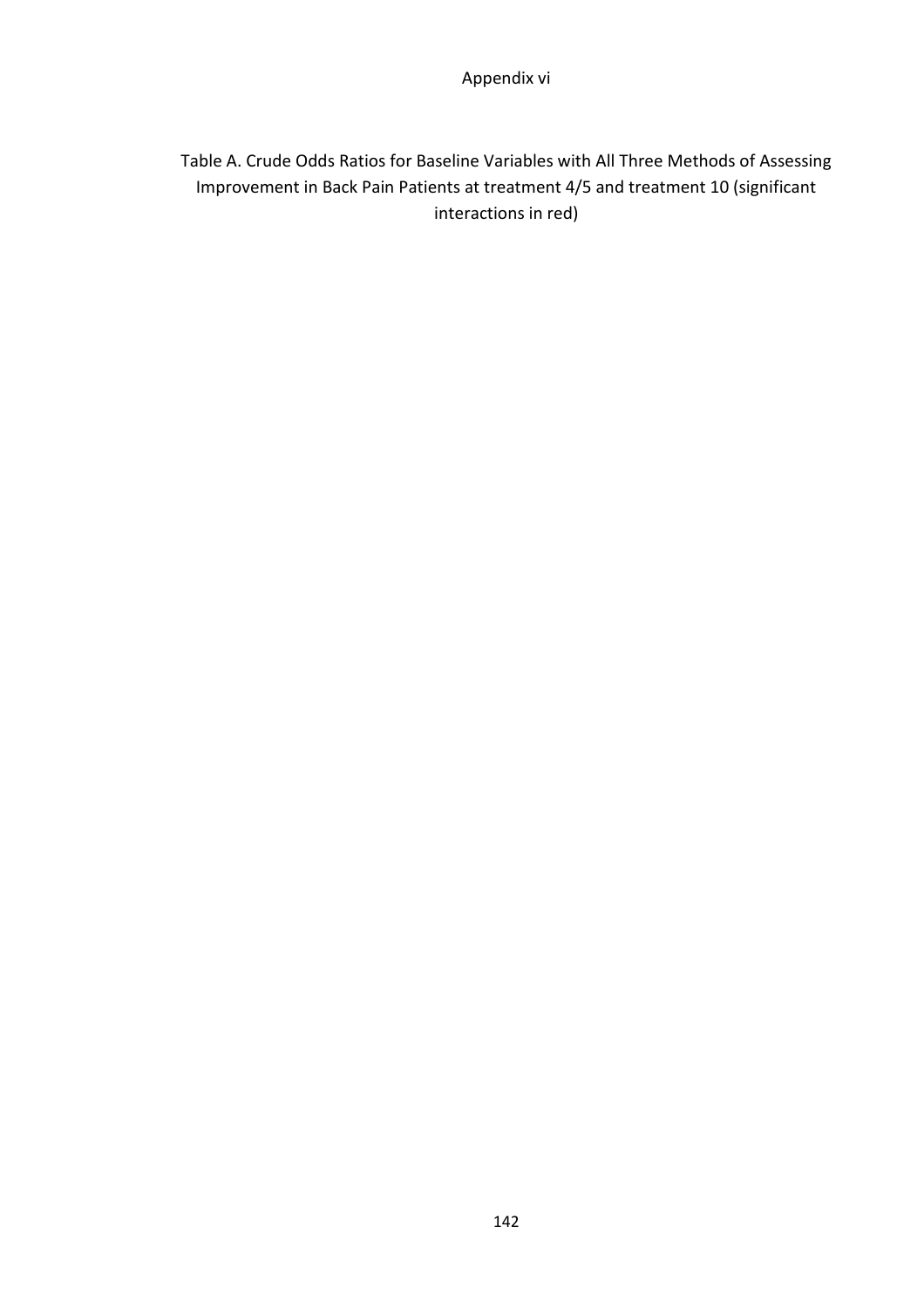# Appendix vi

Table A. Crude Odds Ratios for Baseline Variables with All Three Methods of Assessing Improvement in Back Pain Patients at treatment 4/5 and treatment 10 (significant interactions in red)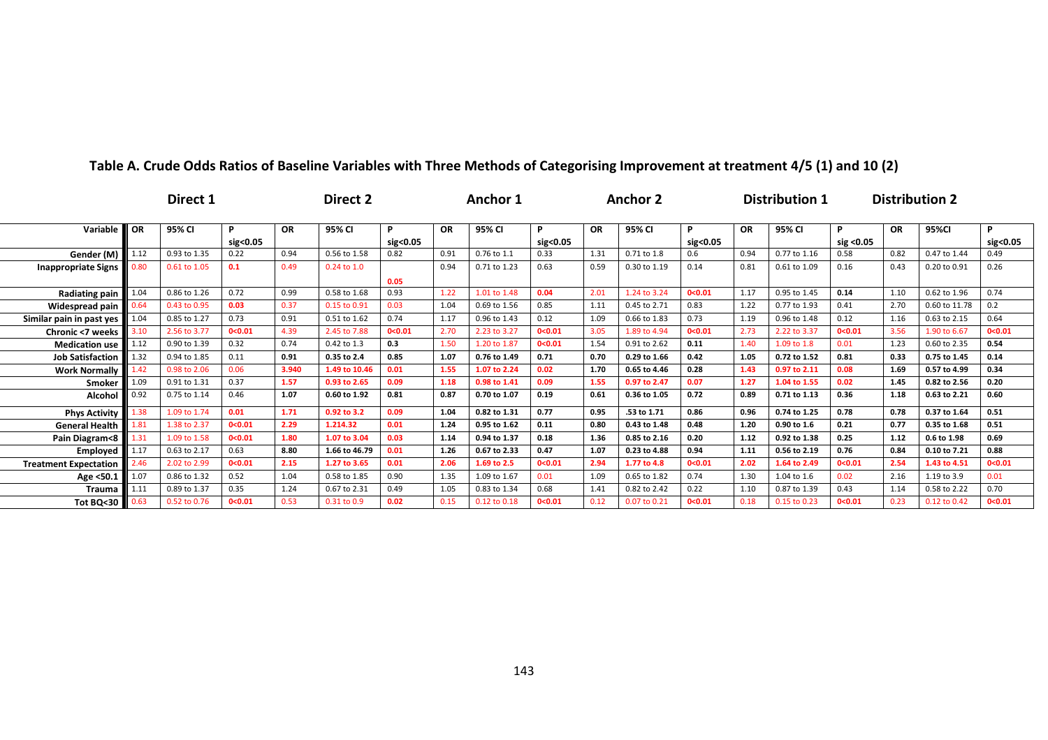## Table A. Crude Odds Ratios of Baseline Variables with Three Methods of Categorising Improvement at treatment 4/5 (1) and 10 (2)

| | Direct 1 | | | Direct 2 | | | Anchor 1 | | | Anchor 2 | | | Distribution 1 | | | Distribution 2 | | |
|---|---|---|---|---|---|---|---|---|---|---|---|---|---|---|---|---|---|---|
| Variable | OR | 95% CI | P sig<0.05 | OR | 95% CI | P sig<0.05 | OR | 95% CI | P sig<0.05 | OR | 95% CI | P sig<0.05 | OR | 95% CI | P sig <0.05 | OR | 95%CI | P sig<0.05 |
| Gender (M) | 1.12 | 0.93 to 1.35 | 0.22 | 0.94 | 0.56 to 1.58 | 0.82 | 0.91 | 0.76 to 1.1 | 0.33 | 1.31 | 0.71 to 1.8 | 0.6 | 0.94 | 0.77 to 1.16 | 0.58 | 0.82 | 0.47 to 1.44 | 0.49 |
| Inappropriate Signs | 0.80 | 0.61 to 1.05 | 0.1 | 0.49 | 0.24 to 1.0 | 0.05 | 0.94 | 0.71 to 1.23 | 0.63 | 0.59 | 0.30 to 1.19 | 0.14 | 0.81 | 0.61 to 1.09 | 0.16 | 0.43 | 0.20 to 0.91 | 0.26 |
| Radiating pain | 1.04 | 0.86 to 1.26 | 0.72 | 0.99 | 0.58 to 1.68 | 0.93 | 1.22 | 1.01 to 1.48 | 0.04 | 2.01 | 1.24 to 3.24 | 0<0.01 | 1.17 | 0.95 to 1.45 | 0.14 | 1.10 | 0.62 to 1.96 | 0.74 |
| Widespread pain | 0.64 | 0.43 to 0.95 | 0.03 | 0.37 | 0.15 to 0.91 | 0.03 | 1.04 | 0.69 to 1.56 | 0.85 | 1.11 | 0.45 to 2.71 | 0.83 | 1.22 | 0.77 to 1.93 | 0.41 | 2.70 | 0.60 to 11.78 | 0.2 |
| Similar pain in past yes | 1.04 | 0.85 to 1.27 | 0.73 | 0.91 | 0.51 to 1.62 | 0.74 | 1.17 | 0.96 to 1.43 | 0.12 | 1.09 | 0.66 to 1.83 | 0.73 | 1.19 | 0.96 to 1.48 | 0.12 | 1.16 | 0.63 to 2.15 | 0.64 |
| Chronic <7 weeks | 3.10 | 2.56 to 3.77 | 0<0.01 | 4.39 | 2.45 to 7.88 | 0<0.01 | 2.70 | 2.23 to 3.27 | 0<0.01 | 3.05 | 1.89 to 4.94 | 0<0.01 | 2.73 | 2.22 to 3.37 | 0<0.01 | 3.56 | 1.90 to 6.67 | 0<0.01 |
| Medication use | 1.12 | 0.90 to 1.39 | 0.32 | 0.74 | 0.42 to 1.3 | 0.3 | 1.50 | 1.20 to 1.87 | 0<0.01 | 1.54 | 0.91 to 2.62 | 0.11 | 1.40 | 1.09 to 1.8 | 0.01 | 1.23 | 0.60 to 2.35 | 0.54 |
| Job Satisfaction | 1.32 | 0.94 to 1.85 | 0.11 | 0.91 | 0.35 to 2.4 | 0.85 | 1.07 | 0.76 to 1.49 | 0.71 | 0.70 | 0.29 to 1.66 | 0.42 | 1.05 | 0.72 to 1.52 | 0.81 | 0.33 | 0.75 to 1.45 | 0.14 |
| Work Normally | 1.42 | 0.98 to 2.06 | 0.06 | 3.940 | 1.49 to 10.46 | 0.01 | 1.55 | 1.07 to 2.24 | 0.02 | 1.70 | 0.65 to 4.46 | 0.28 | 1.43 | 0.97 to 2.11 | 0.08 | 1.69 | 0.57 to 4.99 | 0.34 |
| Smoker | 1.09 | 0.91 to 1.31 | 0.37 | 1.57 | 0.93 to 2.65 | 0.09 | 1.18 | 0.98 to 1.41 | 0.09 | 1.55 | 0.97 to 2.47 | 0.07 | 1.27 | 1.04 to 1.55 | 0.02 | 1.45 | 0.82 to 2.56 | 0.20 |
| Alcohol | 0.92 | 0.75 to 1.14 | 0.46 | 1.07 | 0.60 to 1.92 | 0.81 | 0.87 | 0.70 to 1.07 | 0.19 | 0.61 | 0.36 to 1.05 | 0.72 | 0.89 | 0.71 to 1.13 | 0.36 | 1.18 | 0.63 to 2.21 | 0.60 |
| Phys Activity | 1.38 | 1.09 to 1.74 | 0.01 | 1.71 | 0.92 to 3.2 | 0.09 | 1.04 | 0.82 to 1.31 | 0.77 | 0.95 | .53 to 1.71 | 0.86 | 0.96 | 0.74 to 1.25 | 0.78 | 0.78 | 0.37 to 1.64 | 0.51 |
| General Health | 1.81 | 1.38 to 2.37 | 0<0.01 | 2.29 | 1.214.32 | 0.01 | 1.24 | 0.95 to 1.62 | 0.11 | 0.80 | 0.43 to 1.48 | 0.48 | 1.20 | 0.90 to 1.6 | 0.21 | 0.77 | 0.35 to 1.68 | 0.51 |
| Pain Diagram<8 | 1.31 | 1.09 to 1.58 | 0<0.01 | 1.80 | 1.07 to 3.04 | 0.03 | 1.14 | 0.94 to 1.37 | 0.18 | 1.36 | 0.85 to 2.16 | 0.20 | 1.12 | 0.92 to 1.38 | 0.25 | 1.12 | 0.6 to 1.98 | 0.69 |
| Employed | 1.17 | 0.63 to 2.17 | 0.63 | 8.80 | 1.66 to 46.79 | 0.01 | 1.26 | 0.67 to 2.33 | 0.47 | 1.07 | 0.23 to 4.88 | 0.94 | 1.11 | 0.56 to 2.19 | 0.76 | 0.84 | 0.10 to 7.21 | 0.88 |
| Treatment Expectation | 2.46 | 2.02 to 2.99 | 0<0.01 | 2.15 | 1.27 to 3.65 | 0.01 | 2.06 | 1.69 to 2.5 | 0<0.01 | 2.94 | 1.77 to 4.8 | 0<0.01 | 2.02 | 1.64 to 2.49 | 0<0.01 | 2.54 | 1.43 to 4.51 | 0<0.01 |
| Age <50.1 | 1.07 | 0.86 to 1.32 | 0.52 | 1.04 | 0.58 to 1.85 | 0.90 | 1.35 | 1.09 to 1.67 | 0.01 | 1.09 | 0.65 to 1.82 | 0.74 | 1.30 | 1.04 to 1.6 | 0.02 | 2.16 | 1.19 to 3.9 | 0.01 |
| Trauma | 1.11 | 0.89 to 1.37 | 0.35 | 1.24 | 0.67 to 2.31 | 0.49 | 1.05 | 0.83 to 1.34 | 0.68 | 1.41 | 0.82 to 2.42 | 0.22 | 1.10 | 0.87 to 1.39 | 0.43 | 1.14 | 0.58 to 2.22 | 0.70 |
| Tot BQ<30 | 0.63 | 0.52 to 0.76 | 0<0.01 | 0.53 | 0.31 to 0.9 | 0.02 | 0.15 | 0.12 to 0.18 | 0<0.01 | 0.12 | 0.07 to 0.21 | 0<0.01 | 0.18 | 0.15 to 0.23 | 0<0.01 | 0.23 | 0.12 to 0.42 | 0<0.01 |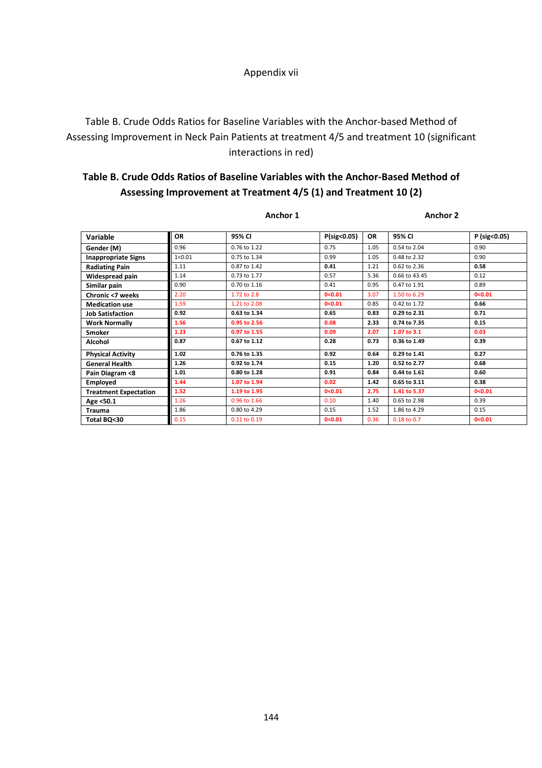Appendix vii

Table B. Crude Odds Ratios for Baseline Variables with the Anchor-based Method of Assessing Improvement in Neck Pain Patients at treatment 4/5 and treatment 10 (significant interactions in red)

**Table B. Crude Odds Ratios of Baseline Variables with the Anchor-Based Method of Assessing Improvement at Treatment 4/5 (1) and Treatment 10 (2)**

| | Anchor 1 | | | Anchor 2 | | |
|---|---|---|---|---|---|---|
| **Variable** | **OR** | **95% CI** | **P(sig<0.05)** | **OR** | **95% CI** | **P (sig<0.05)** |
| **Gender (M)** | 0.96 | 0.76 to 1.22 | 0.75 | 1.05 | 0.54 to 2.04 | 0.90 |
| **Inappropriate Signs** | 1<0.01 | 0.75 to 1.34 | 0.99 | 1.05 | 0.48 to 2.32 | 0.90 |
| **Radiating Pain** | 1.11 | 0.87 to 1.42 | **0.41** | 1.21 | 0.62 to 2.36 | **0.58** |
| **Widespread pain** | 1.14 | 0.73 to 1.77 | 0.57 | 5.36 | 0.66 to 43.45 | 0.12 |
| **Similar pain** | 0.90 | 0.70 to 1.16 | 0.41 | 0.95 | 0.47 to 1.91 | 0.89 |
| **Chronic <7 weeks** | 2.20 | 1.72 to 2.8 | **0<0.01** | 3.07 | 1.50 to 6.29 | **0<0.01** |
| **Medication use** | 1.59 | 1.21 to 2.08 | **0<0.01** | 0.85 | 0.42 to 1.72 | **0.66** |
| **Job Satisfaction** | **0.92** | **0.63 to 1.34** | **0.65** | **0.83** | **0.29 to 2.31** | **0.71** |
| **Work Normally** | **1.56** | **0.95 to 2.56** | **0.08** | **2.33** | **0.74 to 7.35** | **0.15** |
| **Smoker** | **1.23** | **0.97 to 1.55** | **0.09** | **2.07** | **1.07 to 3.1** | **0.03** |
| **Alcohol** | **0.87** | **0.67 to 1.12** | **0.28** | **0.73** | **0.36 to 1.49** | **0.39** |
| **Physical Activity** | **1.02** | **0.76 to 1.35** | **0.92** | **0.64** | **0.29 to 1.41** | **0.27** |
| **General Health** | **1.26** | **0.92 to 1.74** | **0.15** | **1.20** | **0.52 to 2.77** | **0.68** |
| **Pain Diagram <8** | **1.01** | **0.80 to 1.28** | **0.91** | **0.84** | **0.44 to 1.61** | **0.60** |
| **Employed** | **1.44** | **1.07 to 1.94** | **0.02** | **1.42** | **0.65 to 3.11** | **0.38** |
| **Treatment Expectation** | **1.52** | **1.19 to 1.95** | **0<0.01** | **2.75** | **1.41 to 5.37** | **0<0.01** |
| **Age <50.1** | 1.26 | 0.96 to 1.66 | 0.10 | 1.40 | 0.65 to 2.98 | 0.39 |
| **Trauma** | 1.86 | 0.80 to 4.29 | 0.15 | 1.52 | 1.86 to 4.29 | 0.15 |
| **Total BQ<30** | 0.15 | 0.11 to 0.19 | **0<0.01** | 0.36 | 0.18 to 0.7 | **0<0.01** |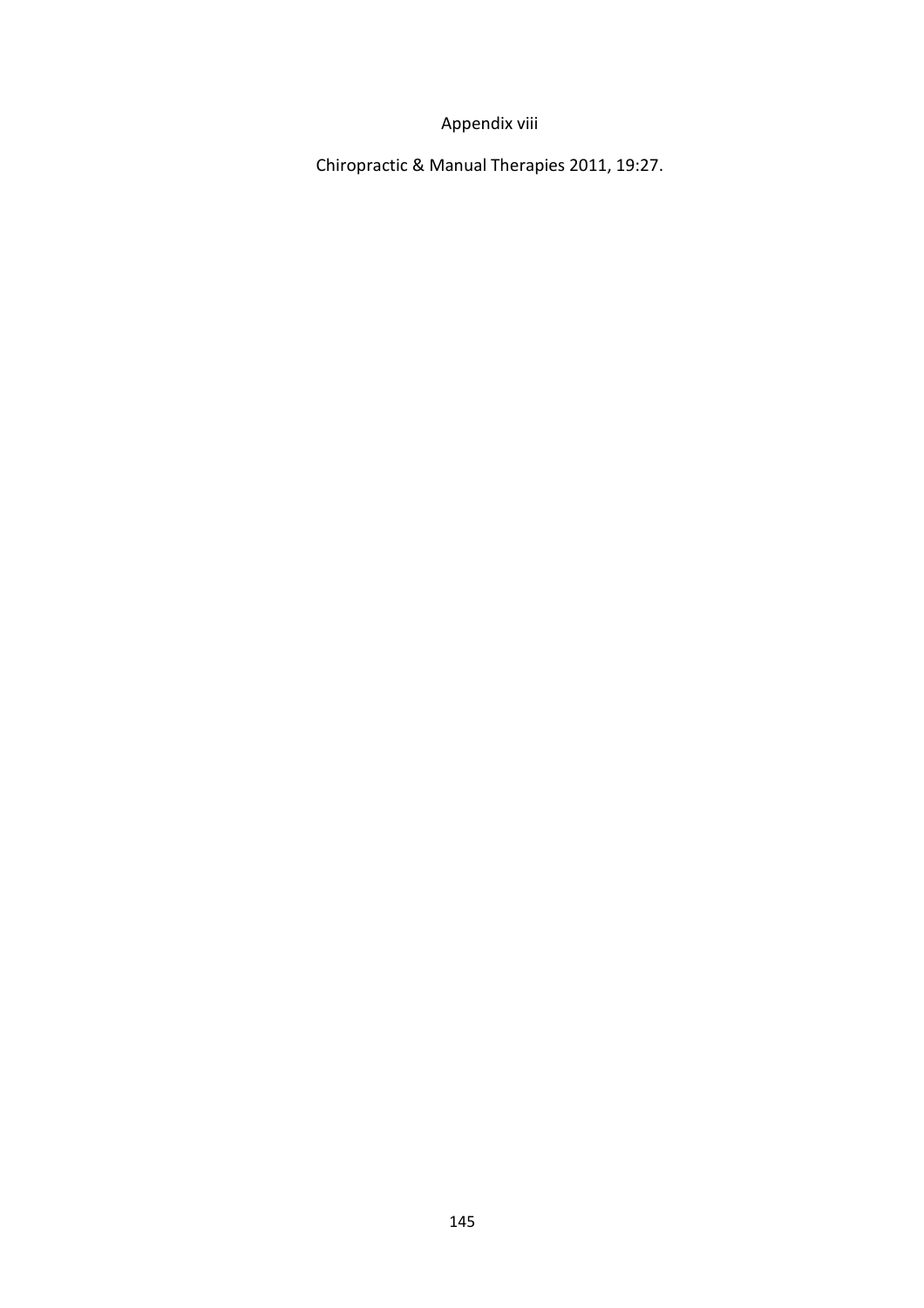Appendix viii

Chiropractic & Manual Therapies 2011, 19:27.